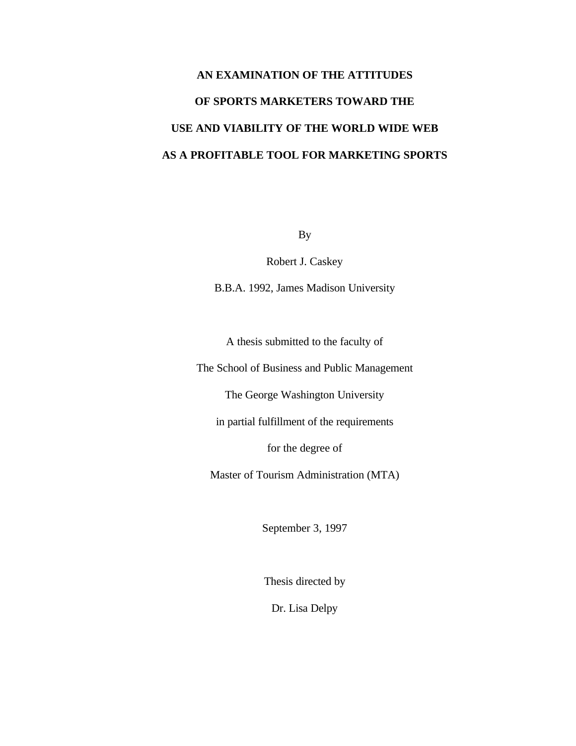# AN EXAMINATION OF THE ATTITUDES OF SPORTS MARKETERS TOWARD THE USE AND VIABILITY OF THE WORLD WIDE WEB AS A PROFITABLE TOOL FOR MARKETING SPORTS

By

Robert J. Caskey

B.B.A. 1992, James Madison University

A thesis submitted to the faculty of

The School of Business and Public Management

The George Washington University

in partial fulfillment of the requirements

for the degree of

Master of Tourism Administration (MTA)

September 3, 1997

Thesis directed by

Dr. Lisa Delpy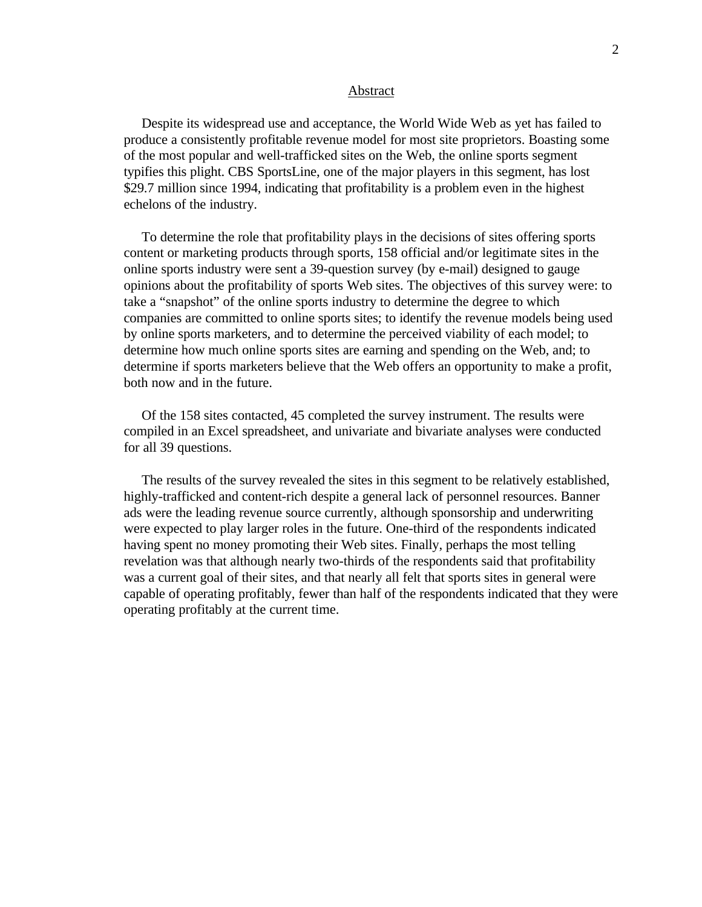## Abstract

Despite its widespread use and acceptance, the World Wide Web as yet has failed to produce a consistently profitable revenue model for most site proprietors. Boasting some of the most popular and well-trafficked sites on the Web, the online sports segment typifies this plight. CBS SportsLine, one of the major players in this segment, has lost $29.7 million since 1994, indicating that profitability is a problem even in the highest echelons of the industry.

To determine the role that profitability plays in the decisions of sites offering sports content or marketing products through sports, 158 official and/or legitimate sites in the online sports industry were sent a 39-question survey (by e-mail) designed to gauge opinions about the profitability of sports Web sites. The objectives of this survey were: to take a "snapshot" of the online sports industry to determine the degree to which companies are committed to online sports sites; to identify the revenue models being used by online sports marketers, and to determine the perceived viability of each model; to determine how much online sports sites are earning and spending on the Web, and; to determine if sports marketers believe that the Web offers an opportunity to make a profit, both now and in the future.

Of the 158 sites contacted, 45 completed the survey instrument. The results were compiled in an Excel spreadsheet, and univariate and bivariate analyses were conducted for all 39 questions.

The results of the survey revealed the sites in this segment to be relatively established, highly-trafficked and content-rich despite a general lack of personnel resources. Banner ads were the leading revenue source currently, although sponsorship and underwriting were expected to play larger roles in the future. One-third of the respondents indicated having spent no money promoting their Web sites. Finally, perhaps the most telling revelation was that although nearly two-thirds of the respondents said that profitability was a current goal of their sites, and that nearly all felt that sports sites in general were capable of operating profitably, fewer than half of the respondents indicated that they were operating profitably at the current time.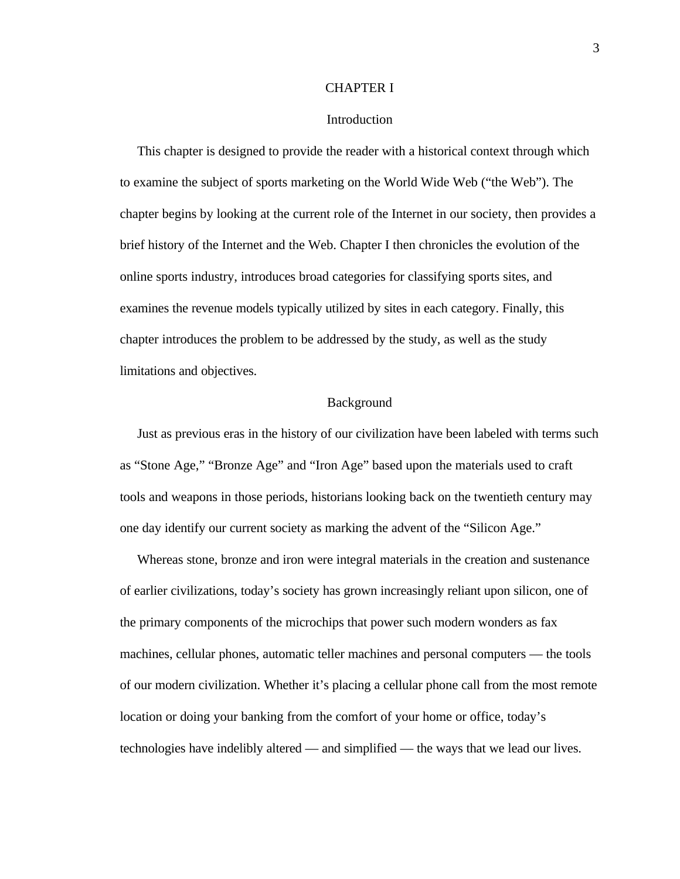# CHAPTER I

## Introduction

This chapter is designed to provide the reader with a historical context through which to examine the subject of sports marketing on the World Wide Web ("the Web"). The chapter begins by looking at the current role of the Internet in our society, then provides a brief history of the Internet and the Web. Chapter I then chronicles the evolution of the online sports industry, introduces broad categories for classifying sports sites, and examines the revenue models typically utilized by sites in each category. Finally, this chapter introduces the problem to be addressed by the study, as well as the study limitations and objectives.

## Background

Just as previous eras in the history of our civilization have been labeled with terms such as "Stone Age," "Bronze Age" and "Iron Age" based upon the materials used to craft tools and weapons in those periods, historians looking back on the twentieth century may one day identify our current society as marking the advent of the "Silicon Age."

Whereas stone, bronze and iron were integral materials in the creation and sustenance of earlier civilizations, today's society has grown increasingly reliant upon silicon, one of the primary components of the microchips that power such modern wonders as fax machines, cellular phones, automatic teller machines and personal computers — the tools of our modern civilization. Whether it's placing a cellular phone call from the most remote location or doing your banking from the comfort of your home or office, today's technologies have indelibly altered — and simplified — the ways that we lead our lives.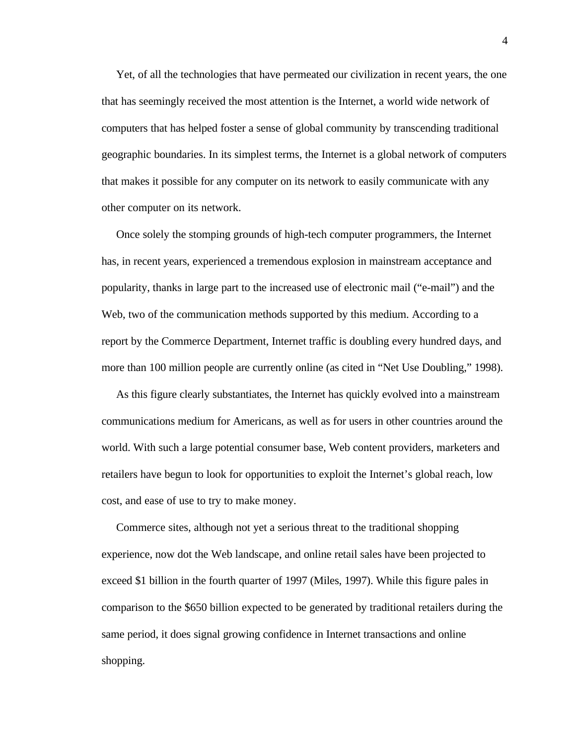Yet, of all the technologies that have permeated our civilization in recent years, the one that has seemingly received the most attention is the Internet, a world wide network of computers that has helped foster a sense of global community by transcending traditional geographic boundaries. In its simplest terms, the Internet is a global network of computers that makes it possible for any computer on its network to easily communicate with any other computer on its network.

Once solely the stomping grounds of high-tech computer programmers, the Internet has, in recent years, experienced a tremendous explosion in mainstream acceptance and popularity, thanks in large part to the increased use of electronic mail ("e-mail") and the Web, two of the communication methods supported by this medium. According to a report by the Commerce Department, Internet traffic is doubling every hundred days, and more than 100 million people are currently online (as cited in "Net Use Doubling," 1998).

As this figure clearly substantiates, the Internet has quickly evolved into a mainstream communications medium for Americans, as well as for users in other countries around the world. With such a large potential consumer base, Web content providers, marketers and retailers have begun to look for opportunities to exploit the Internet's global reach, low cost, and ease of use to try to make money.

Commerce sites, although not yet a serious threat to the traditional shopping experience, now dot the Web landscape, and online retail sales have been projected to exceed $1 billion in the fourth quarter of 1997 (Miles, 1997). While this figure pales in comparison to the $650 billion expected to be generated by traditional retailers during the same period, it does signal growing confidence in Internet transactions and online shopping.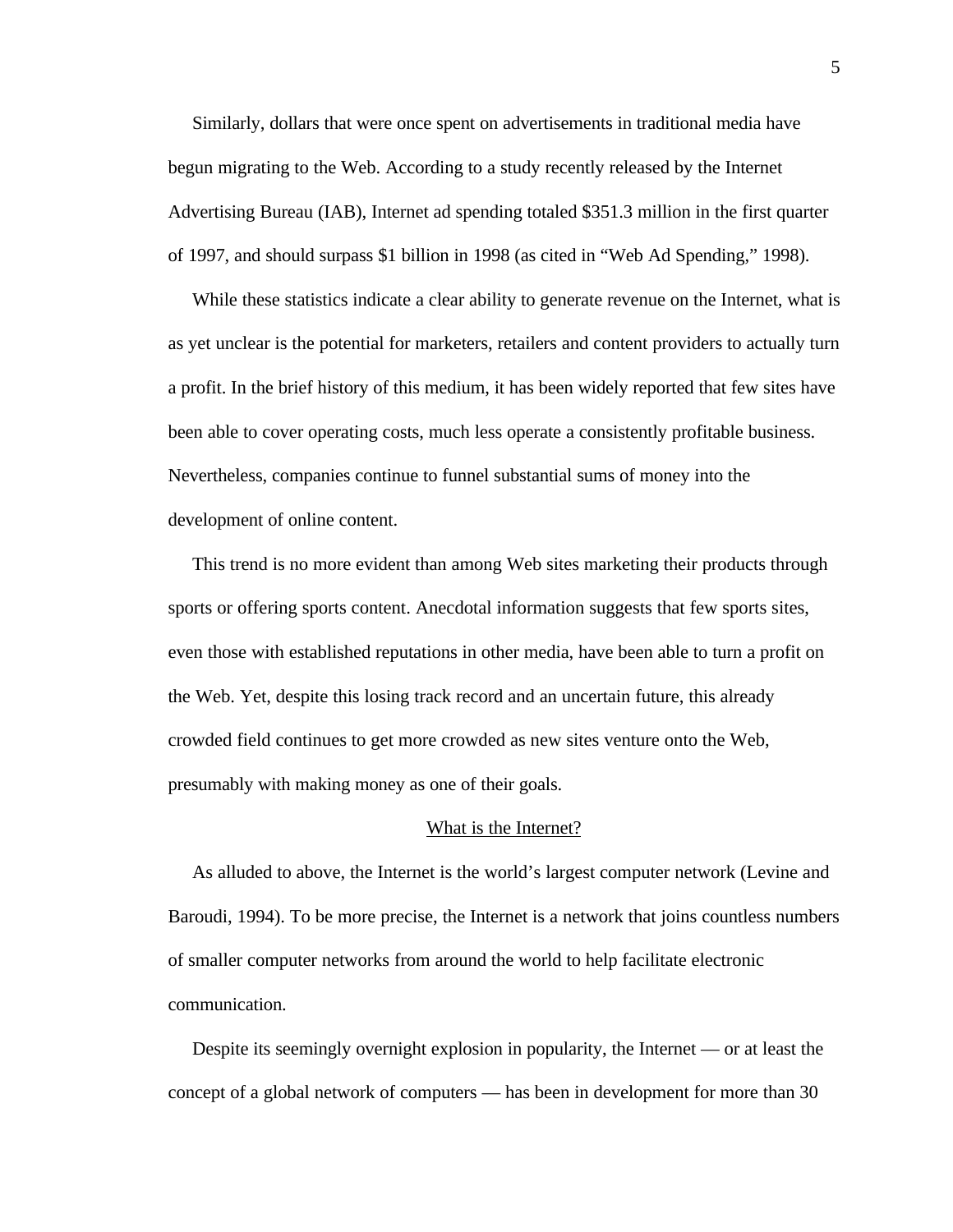Similarly, dollars that were once spent on advertisements in traditional media have begun migrating to the Web. According to a study recently released by the Internet Advertising Bureau (IAB), Internet ad spending totaled $351.3 million in the first quarter of 1997, and should surpass $1 billion in 1998 (as cited in “Web Ad Spending,” 1998).

While these statistics indicate a clear ability to generate revenue on the Internet, what is as yet unclear is the potential for marketers, retailers and content providers to actually turn a profit. In the brief history of this medium, it has been widely reported that few sites have been able to cover operating costs, much less operate a consistently profitable business. Nevertheless, companies continue to funnel substantial sums of money into the development of online content.

This trend is no more evident than among Web sites marketing their products through sports or offering sports content. Anecdotal information suggests that few sports sites, even those with established reputations in other media, have been able to turn a profit on the Web. Yet, despite this losing track record and an uncertain future, this already crowded field continues to get more crowded as new sites venture onto the Web, presumably with making money as one of their goals.

## What is the Internet?

As alluded to above, the Internet is the world’s largest computer network (Levine and Baroudi, 1994). To be more precise, the Internet is a network that joins countless numbers of smaller computer networks from around the world to help facilitate electronic communication.

Despite its seemingly overnight explosion in popularity, the Internet — or at least the concept of a global network of computers — has been in development for more than 30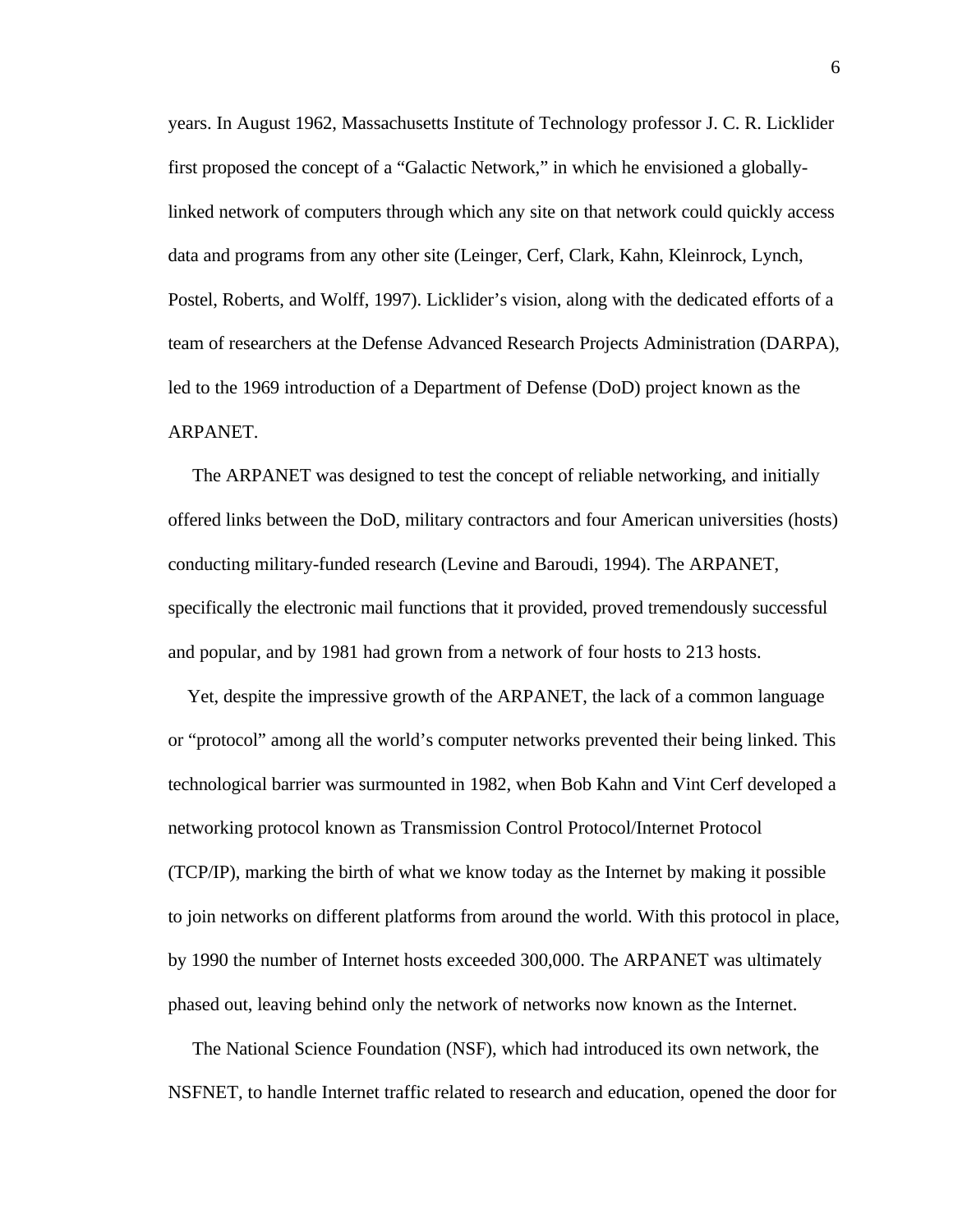years. In August 1962, Massachusetts Institute of Technology professor J. C. R. Licklider first proposed the concept of a "Galactic Network," in which he envisioned a globally-linked network of computers through which any site on that network could quickly access data and programs from any other site (Leinger, Cerf, Clark, Kahn, Kleinrock, Lynch, Postel, Roberts, and Wolff, 1997). Licklider's vision, along with the dedicated efforts of a team of researchers at the Defense Advanced Research Projects Administration (DARPA), led to the 1969 introduction of a Department of Defense (DoD) project known as the ARPANET.

The ARPANET was designed to test the concept of reliable networking, and initially offered links between the DoD, military contractors and four American universities (hosts) conducting military-funded research (Levine and Baroudi, 1994). The ARPANET, specifically the electronic mail functions that it provided, proved tremendously successful and popular, and by 1981 had grown from a network of four hosts to 213 hosts.

Yet, despite the impressive growth of the ARPANET, the lack of a common language or "protocol" among all the world's computer networks prevented their being linked. This technological barrier was surmounted in 1982, when Bob Kahn and Vint Cerf developed a networking protocol known as Transmission Control Protocol/Internet Protocol (TCP/IP), marking the birth of what we know today as the Internet by making it possible to join networks on different platforms from around the world. With this protocol in place, by 1990 the number of Internet hosts exceeded 300,000. The ARPANET was ultimately phased out, leaving behind only the network of networks now known as the Internet.

The National Science Foundation (NSF), which had introduced its own network, the NSFNET, to handle Internet traffic related to research and education, opened the door for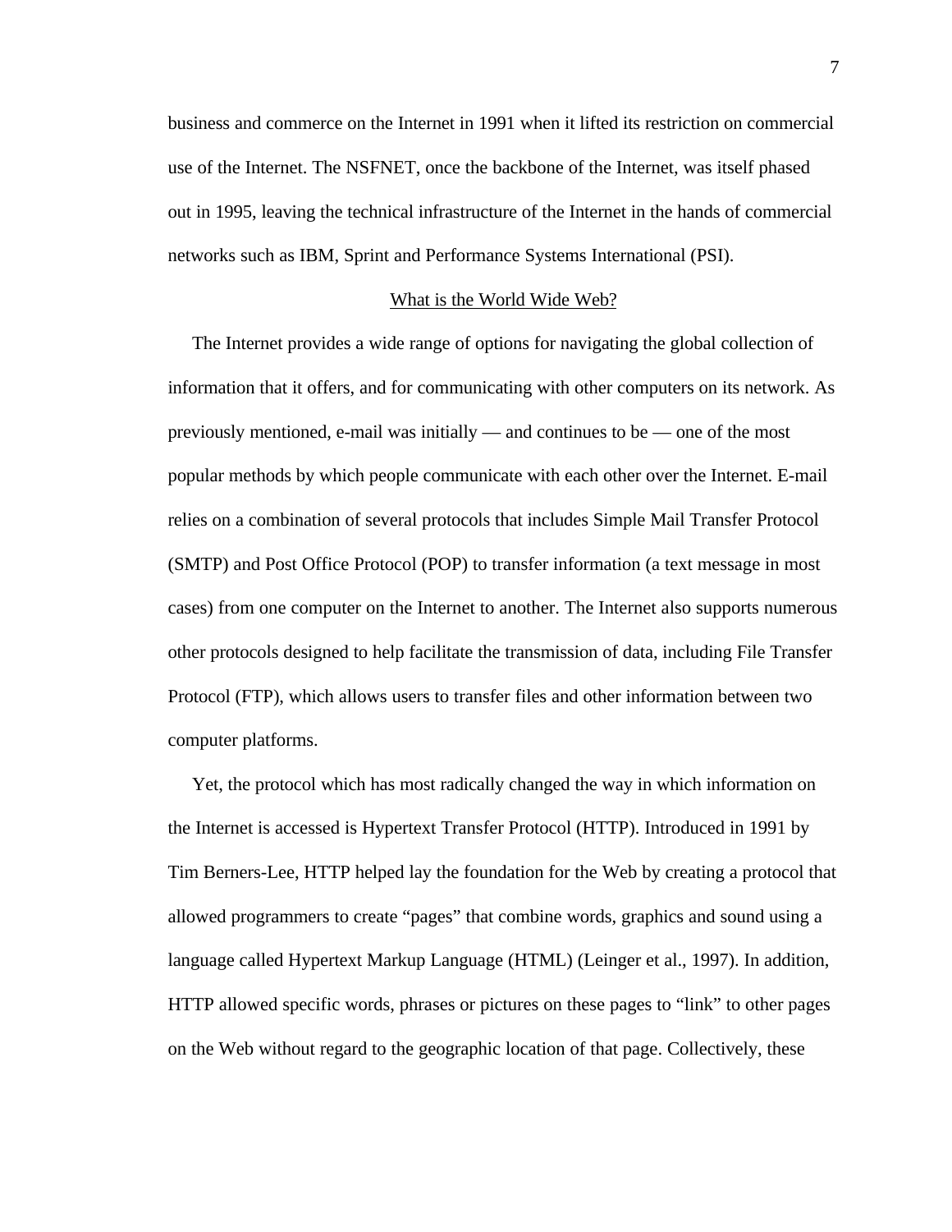business and commerce on the Internet in 1991 when it lifted its restriction on commercial use of the Internet. The NSFNET, once the backbone of the Internet, was itself phased out in 1995, leaving the technical infrastructure of the Internet in the hands of commercial networks such as IBM, Sprint and Performance Systems International (PSI).

## What is the World Wide Web?

The Internet provides a wide range of options for navigating the global collection of information that it offers, and for communicating with other computers on its network. As previously mentioned, e-mail was initially — and continues to be — one of the most popular methods by which people communicate with each other over the Internet. E-mail relies on a combination of several protocols that includes Simple Mail Transfer Protocol (SMTP) and Post Office Protocol (POP) to transfer information (a text message in most cases) from one computer on the Internet to another. The Internet also supports numerous other protocols designed to help facilitate the transmission of data, including File Transfer Protocol (FTP), which allows users to transfer files and other information between two computer platforms.

Yet, the protocol which has most radically changed the way in which information on the Internet is accessed is Hypertext Transfer Protocol (HTTP). Introduced in 1991 by Tim Berners-Lee, HTTP helped lay the foundation for the Web by creating a protocol that allowed programmers to create "pages" that combine words, graphics and sound using a language called Hypertext Markup Language (HTML) (Leinger et al., 1997). In addition, HTTP allowed specific words, phrases or pictures on these pages to "link" to other pages on the Web without regard to the geographic location of that page. Collectively, these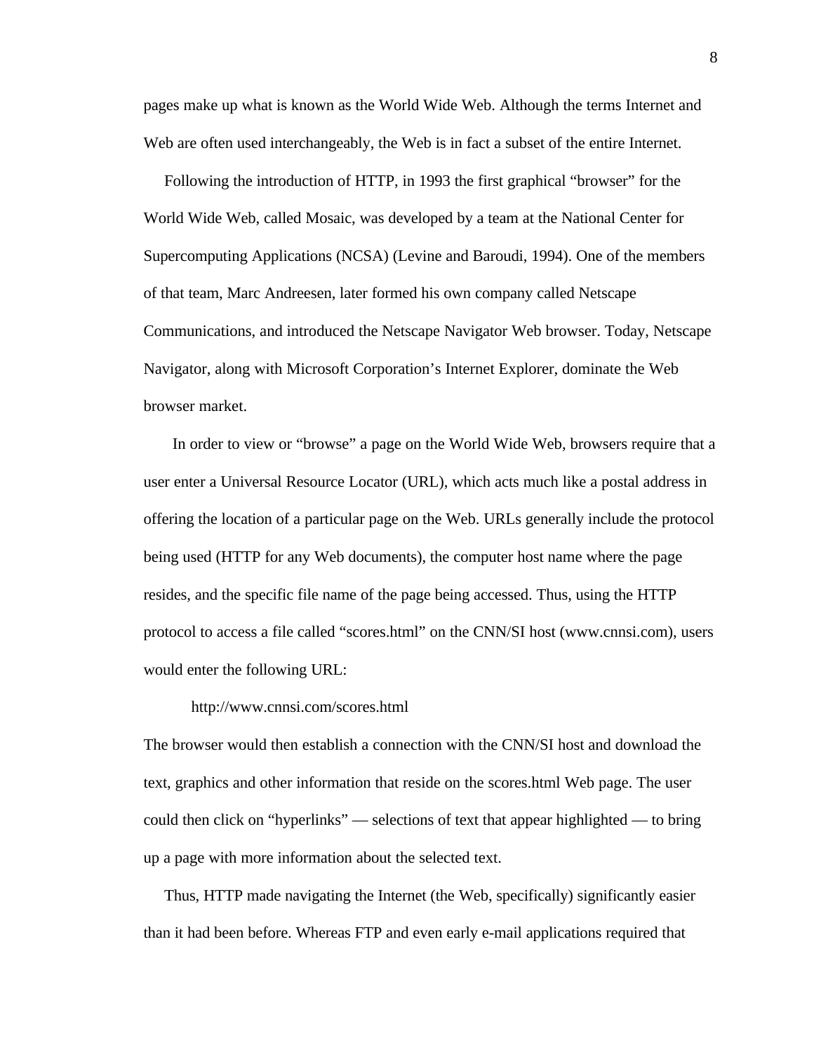pages make up what is known as the World Wide Web. Although the terms Internet and Web are often used interchangeably, the Web is in fact a subset of the entire Internet.

Following the introduction of HTTP, in 1993 the first graphical "browser" for the World Wide Web, called Mosaic, was developed by a team at the National Center for Supercomputing Applications (NCSA) (Levine and Baroudi, 1994). One of the members of that team, Marc Andreesen, later formed his own company called Netscape Communications, and introduced the Netscape Navigator Web browser. Today, Netscape Navigator, along with Microsoft Corporation's Internet Explorer, dominate the Web browser market.

In order to view or "browse" a page on the World Wide Web, browsers require that a user enter a Universal Resource Locator (URL), which acts much like a postal address in offering the location of a particular page on the Web. URLs generally include the protocol being used (HTTP for any Web documents), the computer host name where the page resides, and the specific file name of the page being accessed. Thus, using the HTTP protocol to access a file called "scores.html" on the CNN/SI host (www.cnnsi.com), users would enter the following URL:

http://www.cnnsi.com/scores.html

The browser would then establish a connection with the CNN/SI host and download the text, graphics and other information that reside on the scores.html Web page. The user could then click on "hyperlinks" — selections of text that appear highlighted — to bring up a page with more information about the selected text.

Thus, HTTP made navigating the Internet (the Web, specifically) significantly easier than it had been before. Whereas FTP and even early e-mail applications required that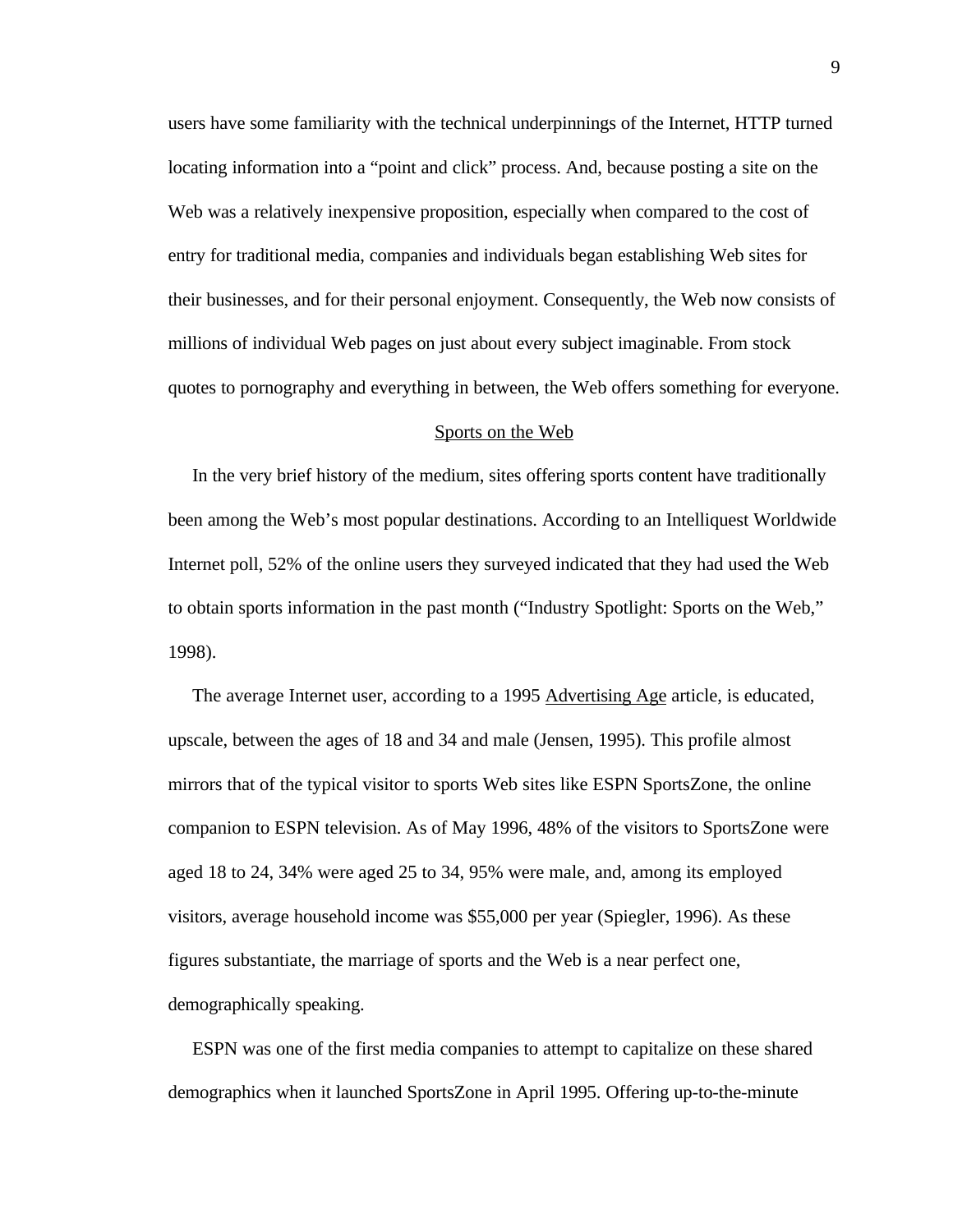users have some familiarity with the technical underpinnings of the Internet, HTTP turned locating information into a "point and click" process. And, because posting a site on the Web was a relatively inexpensive proposition, especially when compared to the cost of entry for traditional media, companies and individuals began establishing Web sites for their businesses, and for their personal enjoyment. Consequently, the Web now consists of millions of individual Web pages on just about every subject imaginable. From stock quotes to pornography and everything in between, the Web offers something for everyone.

## Sports on the Web

In the very brief history of the medium, sites offering sports content have traditionally been among the Web's most popular destinations. According to an Intelliquest Worldwide Internet poll, 52% of the online users they surveyed indicated that they had used the Web to obtain sports information in the past month ("Industry Spotlight: Sports on the Web," 1998).

The average Internet user, according to a 1995 Advertising Age article, is educated, upscale, between the ages of 18 and 34 and male (Jensen, 1995). This profile almost mirrors that of the typical visitor to sports Web sites like ESPN SportsZone, the online companion to ESPN television. As of May 1996, 48% of the visitors to SportsZone were aged 18 to 24, 34% were aged 25 to 34, 95% were male, and, among its employed visitors, average household income was $55,000 per year (Spiegler, 1996). As these figures substantiate, the marriage of sports and the Web is a near perfect one, demographically speaking.

ESPN was one of the first media companies to attempt to capitalize on these shared demographics when it launched SportsZone in April 1995. Offering up-to-the-minute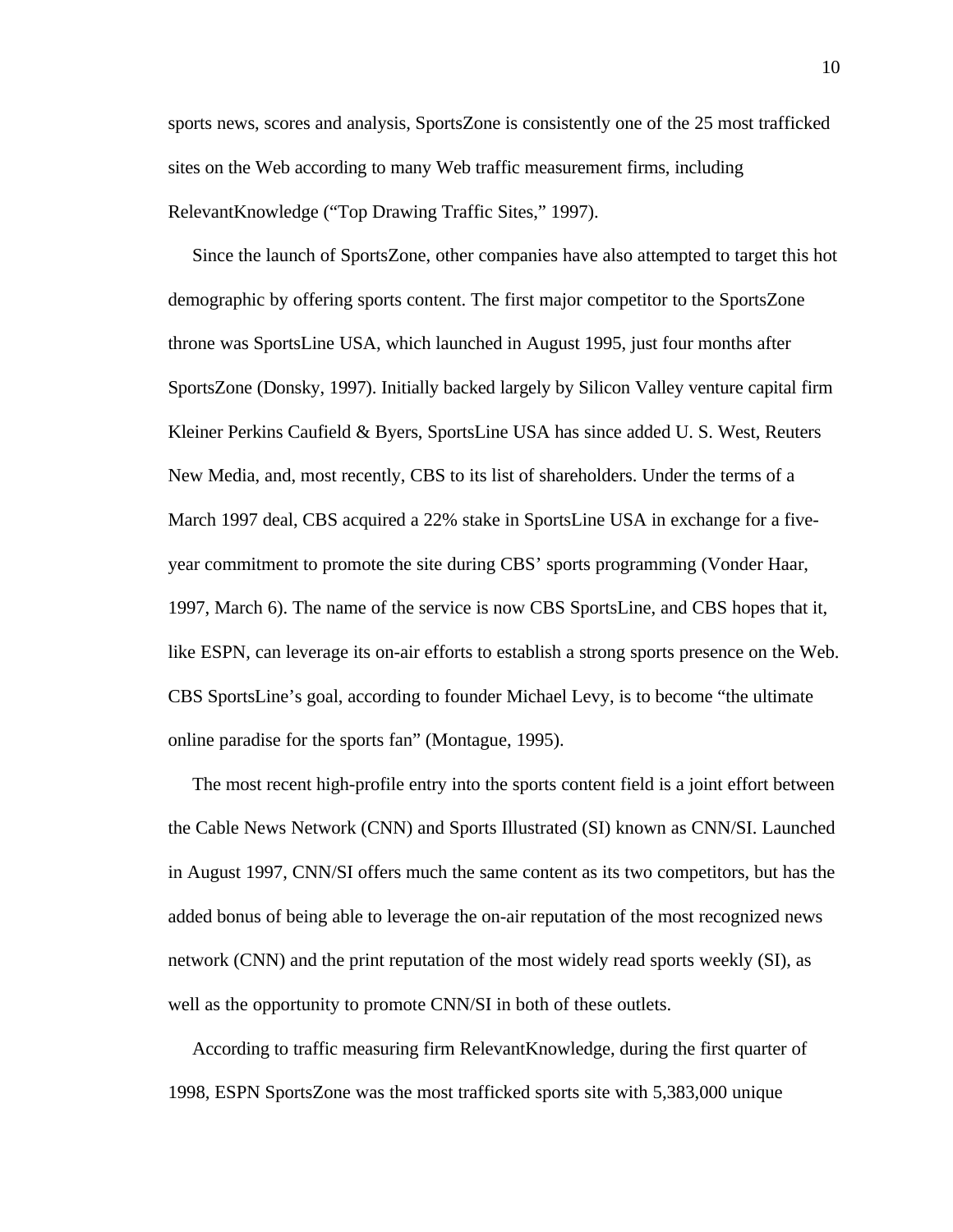sports news, scores and analysis, SportsZone is consistently one of the 25 most trafficked sites on the Web according to many Web traffic measurement firms, including RelevantKnowledge ("Top Drawing Traffic Sites," 1997).

Since the launch of SportsZone, other companies have also attempted to target this hot demographic by offering sports content. The first major competitor to the SportsZone throne was SportsLine USA, which launched in August 1995, just four months after SportsZone (Donsky, 1997). Initially backed largely by Silicon Valley venture capital firm Kleiner Perkins Caufield & Byers, SportsLine USA has since added U. S. West, Reuters New Media, and, most recently, CBS to its list of shareholders. Under the terms of a March 1997 deal, CBS acquired a 22% stake in SportsLine USA in exchange for a five-year commitment to promote the site during CBS' sports programming (Vonder Haar, 1997, March 6). The name of the service is now CBS SportsLine, and CBS hopes that it, like ESPN, can leverage its on-air efforts to establish a strong sports presence on the Web. CBS SportsLine's goal, according to founder Michael Levy, is to become "the ultimate online paradise for the sports fan" (Montague, 1995).

The most recent high-profile entry into the sports content field is a joint effort between the Cable News Network (CNN) and Sports Illustrated (SI) known as CNN/SI. Launched in August 1997, CNN/SI offers much the same content as its two competitors, but has the added bonus of being able to leverage the on-air reputation of the most recognized news network (CNN) and the print reputation of the most widely read sports weekly (SI), as well as the opportunity to promote CNN/SI in both of these outlets.

According to traffic measuring firm RelevantKnowledge, during the first quarter of 1998, ESPN SportsZone was the most trafficked sports site with 5,383,000 unique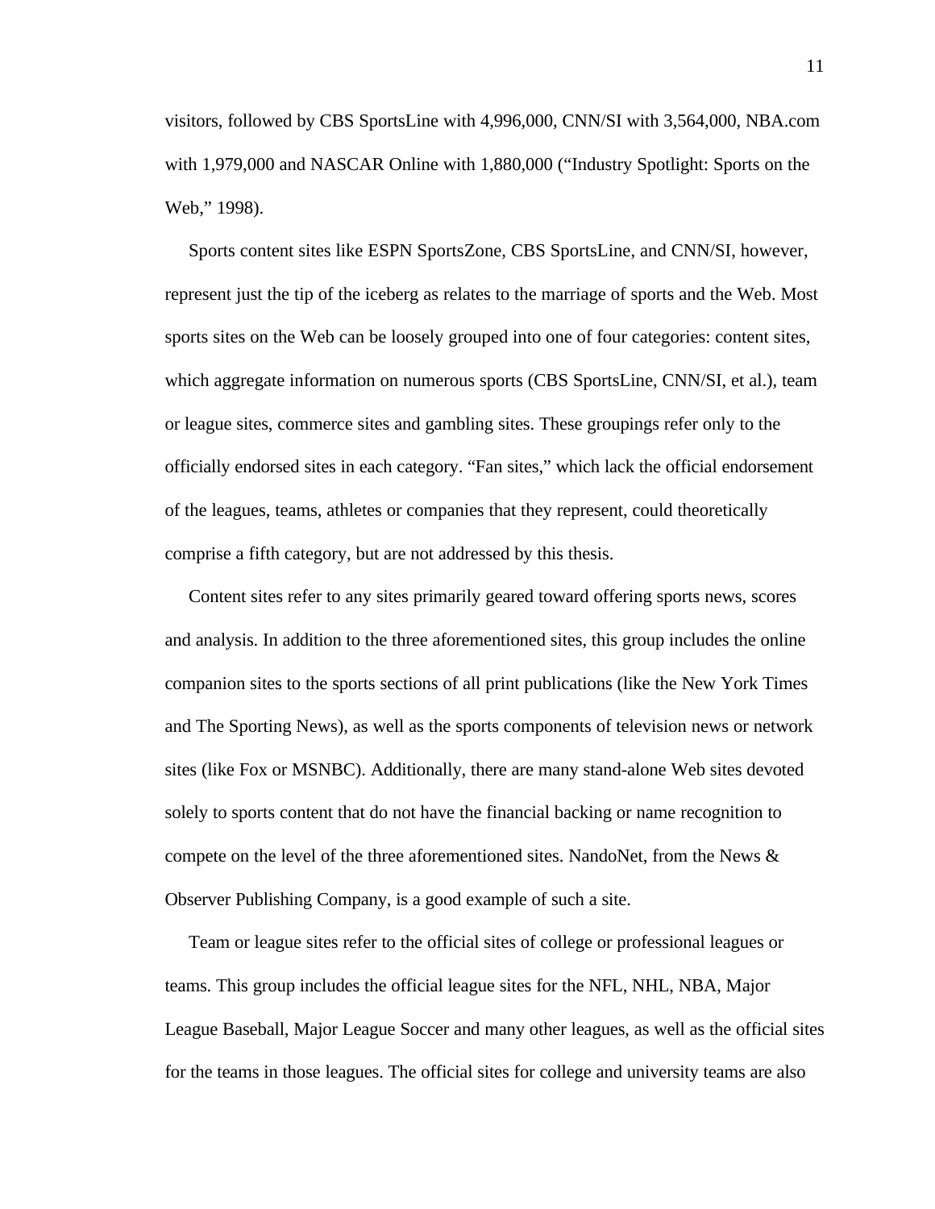visitors, followed by CBS SportsLine with 4,996,000, CNN/SI with 3,564,000, NBA.com with 1,979,000 and NASCAR Online with 1,880,000 ("Industry Spotlight: Sports on the Web," 1998).

Sports content sites like ESPN SportsZone, CBS SportsLine, and CNN/SI, however, represent just the tip of the iceberg as relates to the marriage of sports and the Web. Most sports sites on the Web can be loosely grouped into one of four categories: content sites, which aggregate information on numerous sports (CBS SportsLine, CNN/SI, et al.), team or league sites, commerce sites and gambling sites. These groupings refer only to the officially endorsed sites in each category. "Fan sites," which lack the official endorsement of the leagues, teams, athletes or companies that they represent, could theoretically comprise a fifth category, but are not addressed by this thesis.

Content sites refer to any sites primarily geared toward offering sports news, scores and analysis. In addition to the three aforementioned sites, this group includes the online companion sites to the sports sections of all print publications (like the New York Times and The Sporting News), as well as the sports components of television news or network sites (like Fox or MSNBC). Additionally, there are many stand-alone Web sites devoted solely to sports content that do not have the financial backing or name recognition to compete on the level of the three aforementioned sites. NandoNet, from the News & Observer Publishing Company, is a good example of such a site.

Team or league sites refer to the official sites of college or professional leagues or teams. This group includes the official league sites for the NFL, NHL, NBA, Major League Baseball, Major League Soccer and many other leagues, as well as the official sites for the teams in those leagues. The official sites for college and university teams are also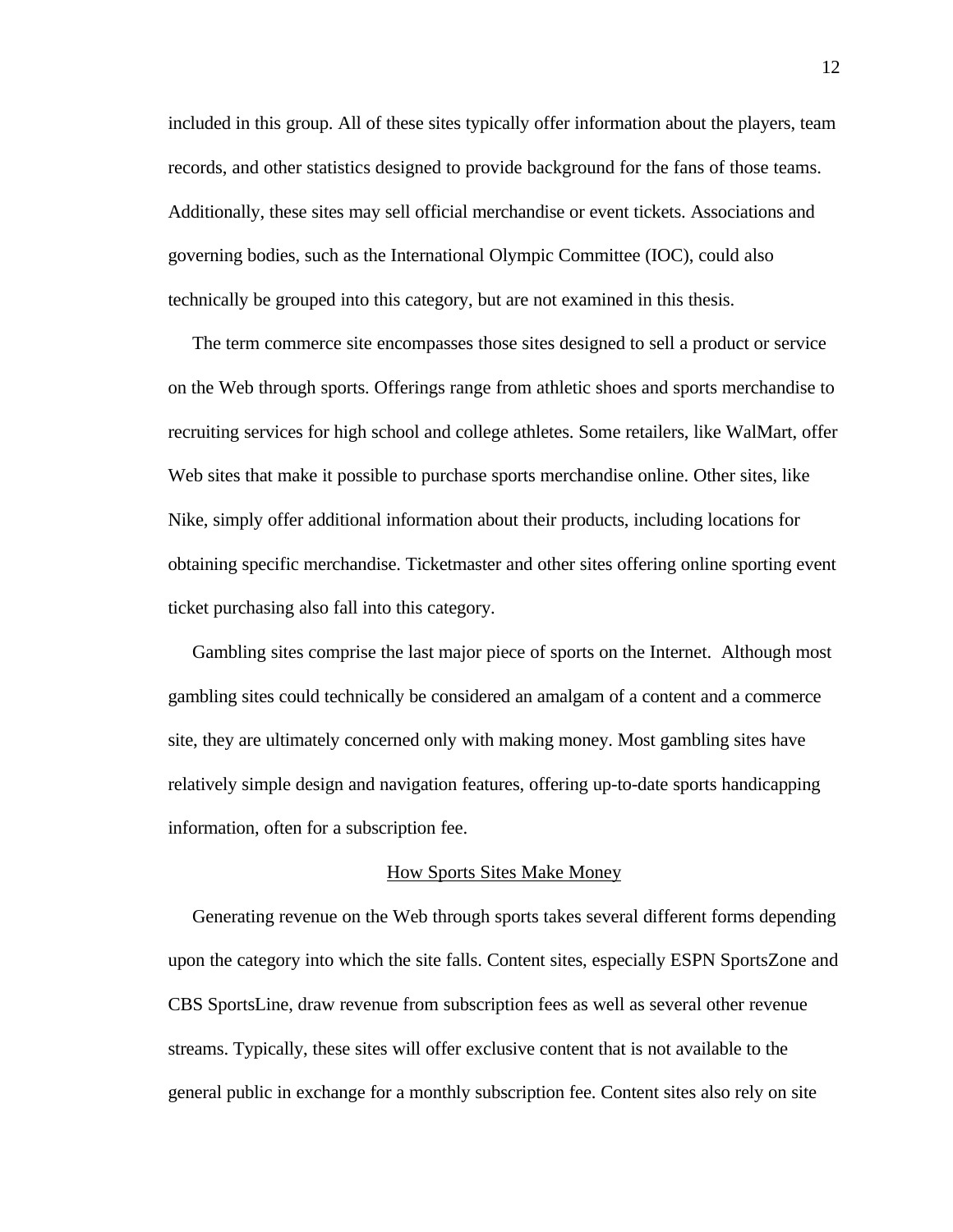included in this group. All of these sites typically offer information about the players, team records, and other statistics designed to provide background for the fans of those teams. Additionally, these sites may sell official merchandise or event tickets. Associations and governing bodies, such as the International Olympic Committee (IOC), could also technically be grouped into this category, but are not examined in this thesis.

The term commerce site encompasses those sites designed to sell a product or service on the Web through sports. Offerings range from athletic shoes and sports merchandise to recruiting services for high school and college athletes. Some retailers, like WalMart, offer Web sites that make it possible to purchase sports merchandise online. Other sites, like Nike, simply offer additional information about their products, including locations for obtaining specific merchandise. Ticketmaster and other sites offering online sporting event ticket purchasing also fall into this category.

Gambling sites comprise the last major piece of sports on the Internet. Although most gambling sites could technically be considered an amalgam of a content and a commerce site, they are ultimately concerned only with making money. Most gambling sites have relatively simple design and navigation features, offering up-to-date sports handicapping information, often for a subscription fee.

## How Sports Sites Make Money

Generating revenue on the Web through sports takes several different forms depending upon the category into which the site falls. Content sites, especially ESPN SportsZone and CBS SportsLine, draw revenue from subscription fees as well as several other revenue streams. Typically, these sites will offer exclusive content that is not available to the general public in exchange for a monthly subscription fee. Content sites also rely on site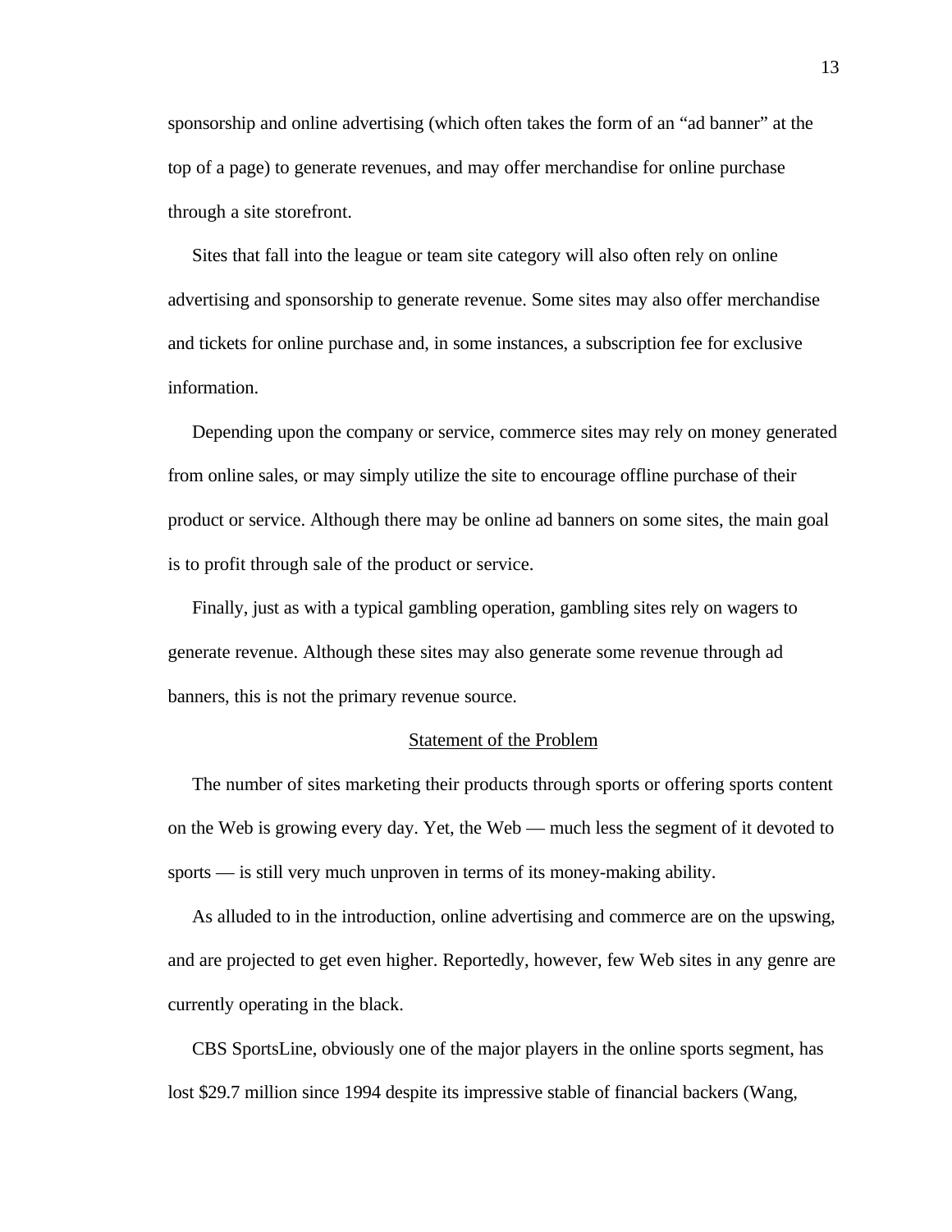sponsorship and online advertising (which often takes the form of an "ad banner" at the top of a page) to generate revenues, and may offer merchandise for online purchase through a site storefront.

Sites that fall into the league or team site category will also often rely on online advertising and sponsorship to generate revenue. Some sites may also offer merchandise and tickets for online purchase and, in some instances, a subscription fee for exclusive information.

Depending upon the company or service, commerce sites may rely on money generated from online sales, or may simply utilize the site to encourage offline purchase of their product or service. Although there may be online ad banners on some sites, the main goal is to profit through sale of the product or service.

Finally, just as with a typical gambling operation, gambling sites rely on wagers to generate revenue. Although these sites may also generate some revenue through ad banners, this is not the primary revenue source.

## Statement of the Problem

The number of sites marketing their products through sports or offering sports content on the Web is growing every day. Yet, the Web — much less the segment of it devoted to sports — is still very much unproven in terms of its money-making ability.

As alluded to in the introduction, online advertising and commerce are on the upswing, and are projected to get even higher. Reportedly, however, few Web sites in any genre are currently operating in the black.

CBS SportsLine, obviously one of the major players in the online sports segment, has lost $29.7 million since 1994 despite its impressive stable of financial backers (Wang,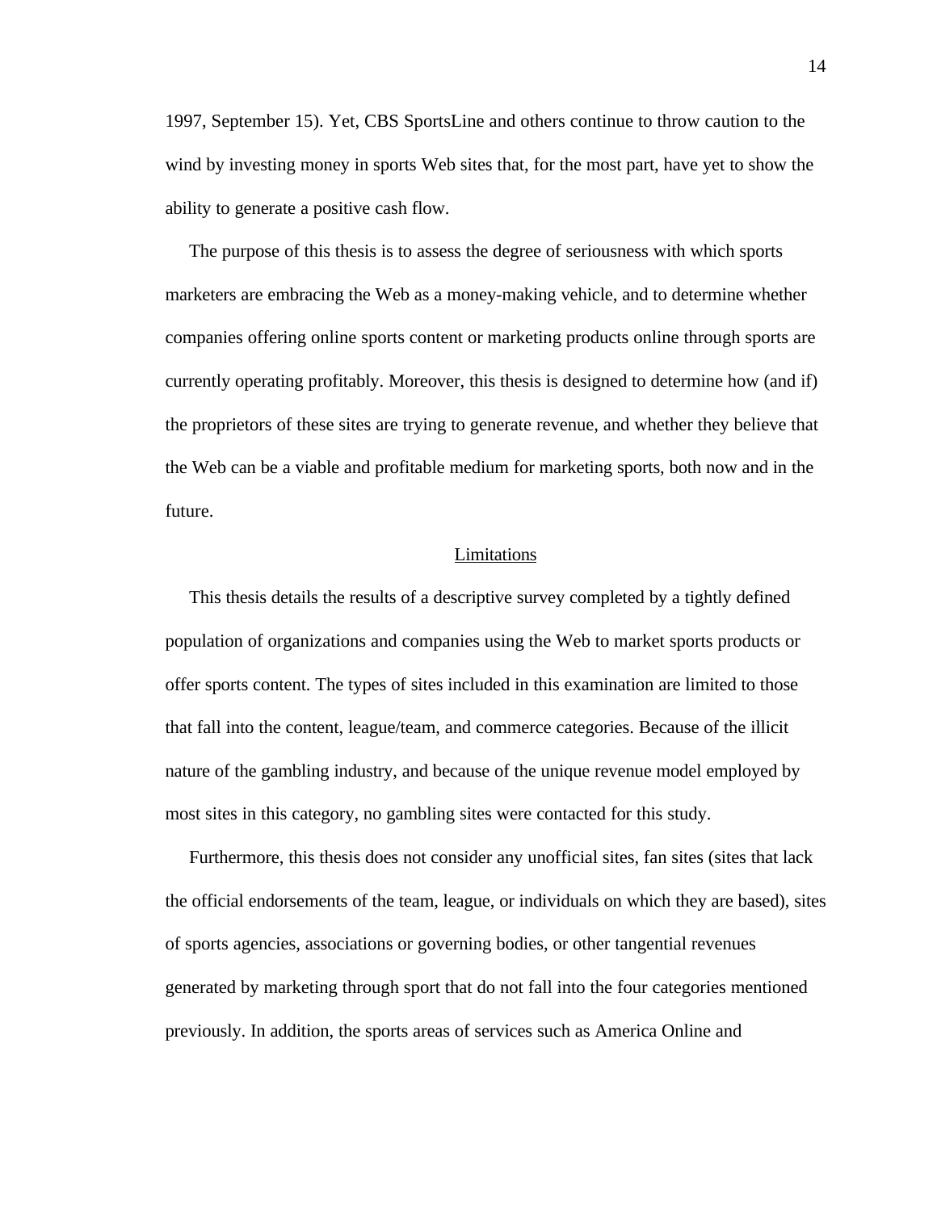1997, September 15). Yet, CBS SportsLine and others continue to throw caution to the wind by investing money in sports Web sites that, for the most part, have yet to show the ability to generate a positive cash flow.

The purpose of this thesis is to assess the degree of seriousness with which sports marketers are embracing the Web as a money-making vehicle, and to determine whether companies offering online sports content or marketing products online through sports are currently operating profitably. Moreover, this thesis is designed to determine how (and if) the proprietors of these sites are trying to generate revenue, and whether they believe that the Web can be a viable and profitable medium for marketing sports, both now and in the future.

## Limitations

This thesis details the results of a descriptive survey completed by a tightly defined population of organizations and companies using the Web to market sports products or offer sports content. The types of sites included in this examination are limited to those that fall into the content, league/team, and commerce categories. Because of the illicit nature of the gambling industry, and because of the unique revenue model employed by most sites in this category, no gambling sites were contacted for this study.

Furthermore, this thesis does not consider any unofficial sites, fan sites (sites that lack the official endorsements of the team, league, or individuals on which they are based), sites of sports agencies, associations or governing bodies, or other tangential revenues generated by marketing through sport that do not fall into the four categories mentioned previously. In addition, the sports areas of services such as America Online and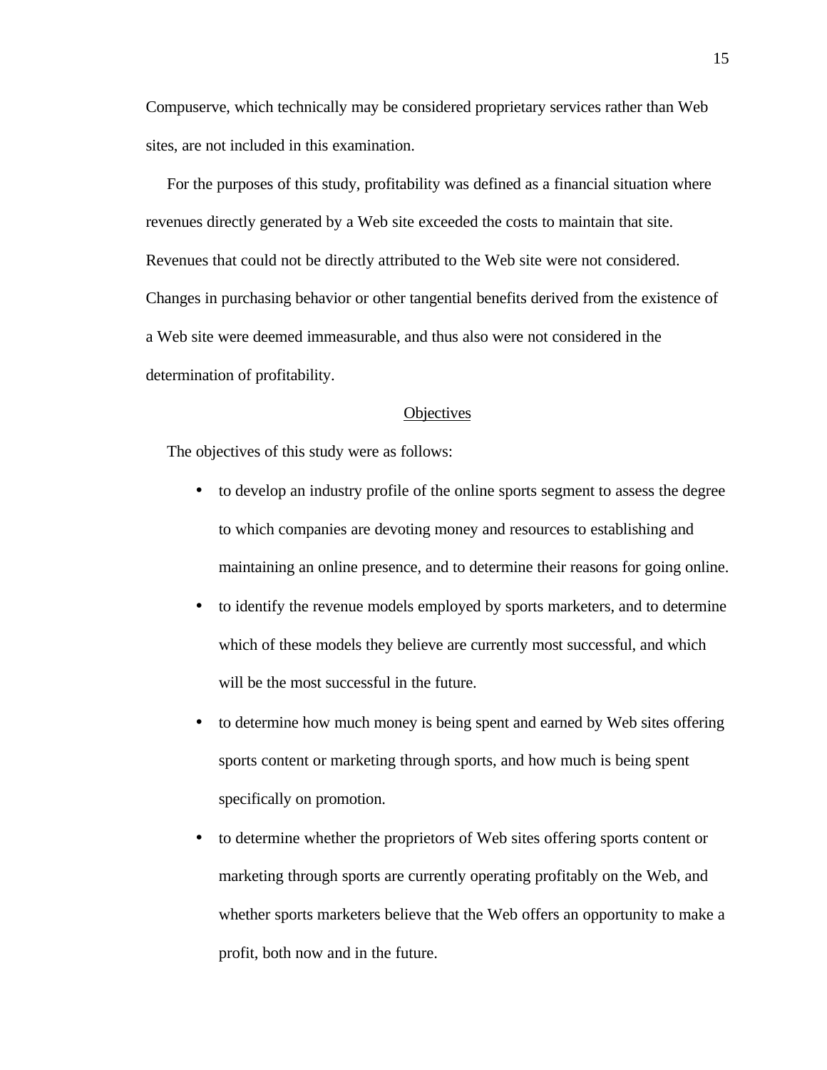Compuserve, which technically may be considered proprietary services rather than Web sites, are not included in this examination.

For the purposes of this study, profitability was defined as a financial situation where revenues directly generated by a Web site exceeded the costs to maintain that site. Revenues that could not be directly attributed to the Web site were not considered. Changes in purchasing behavior or other tangential benefits derived from the existence of a Web site were deemed immeasurable, and thus also were not considered in the determination of profitability.

## Objectives

The objectives of this study were as follows:

- to develop an industry profile of the online sports segment to assess the degree to which companies are devoting money and resources to establishing and maintaining an online presence, and to determine their reasons for going online.
- to identify the revenue models employed by sports marketers, and to determine which of these models they believe are currently most successful, and which will be the most successful in the future.
- to determine how much money is being spent and earned by Web sites offering sports content or marketing through sports, and how much is being spent specifically on promotion.
- to determine whether the proprietors of Web sites offering sports content or marketing through sports are currently operating profitably on the Web, and whether sports marketers believe that the Web offers an opportunity to make a profit, both now and in the future.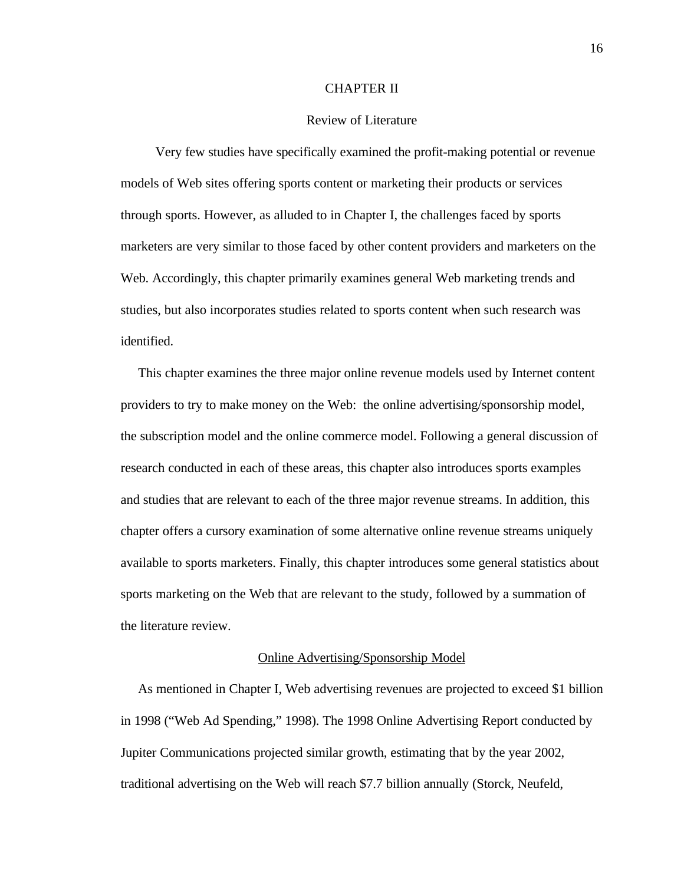# CHAPTER II

## Review of Literature

Very few studies have specifically examined the profit-making potential or revenue models of Web sites offering sports content or marketing their products or services through sports. However, as alluded to in Chapter I, the challenges faced by sports marketers are very similar to those faced by other content providers and marketers on the Web. Accordingly, this chapter primarily examines general Web marketing trends and studies, but also incorporates studies related to sports content when such research was identified.

This chapter examines the three major online revenue models used by Internet content providers to try to make money on the Web: the online advertising/sponsorship model, the subscription model and the online commerce model. Following a general discussion of research conducted in each of these areas, this chapter also introduces sports examples and studies that are relevant to each of the three major revenue streams. In addition, this chapter offers a cursory examination of some alternative online revenue streams uniquely available to sports marketers. Finally, this chapter introduces some general statistics about sports marketing on the Web that are relevant to the study, followed by a summation of the literature review.

### Online Advertising/Sponsorship Model

As mentioned in Chapter I, Web advertising revenues are projected to exceed $1 billion in 1998 ("Web Ad Spending," 1998). The 1998 Online Advertising Report conducted by Jupiter Communications projected similar growth, estimating that by the year 2002, traditional advertising on the Web will reach $7.7 billion annually (Storck, Neufeld,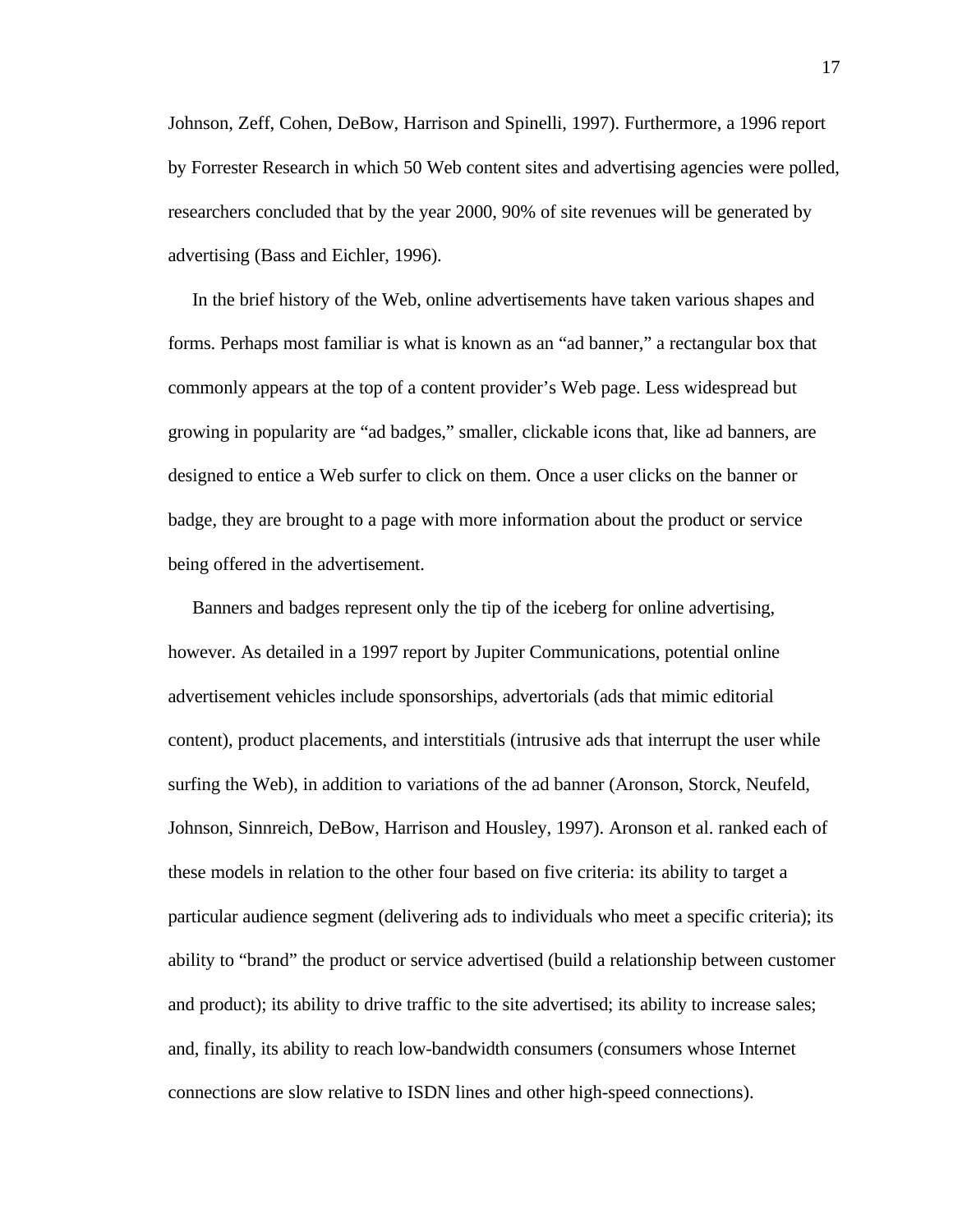Johnson, Zeff, Cohen, DeBow, Harrison and Spinelli, 1997). Furthermore, a 1996 report by Forrester Research in which 50 Web content sites and advertising agencies were polled, researchers concluded that by the year 2000, 90% of site revenues will be generated by advertising (Bass and Eichler, 1996).

In the brief history of the Web, online advertisements have taken various shapes and forms. Perhaps most familiar is what is known as an “ad banner,” a rectangular box that commonly appears at the top of a content provider’s Web page. Less widespread but growing in popularity are “ad badges,” smaller, clickable icons that, like ad banners, are designed to entice a Web surfer to click on them. Once a user clicks on the banner or badge, they are brought to a page with more information about the product or service being offered in the advertisement.

Banners and badges represent only the tip of the iceberg for online advertising, however. As detailed in a 1997 report by Jupiter Communications, potential online advertisement vehicles include sponsorships, advertorials (ads that mimic editorial content), product placements, and interstitials (intrusive ads that interrupt the user while surfing the Web), in addition to variations of the ad banner (Aronson, Storck, Neufeld, Johnson, Sinnreich, DeBow, Harrison and Housley, 1997). Aronson et al. ranked each of these models in relation to the other four based on five criteria: its ability to target a particular audience segment (delivering ads to individuals who meet a specific criteria); its ability to “brand” the product or service advertised (build a relationship between customer and product); its ability to drive traffic to the site advertised; its ability to increase sales; and, finally, its ability to reach low-bandwidth consumers (consumers whose Internet connections are slow relative to ISDN lines and other high-speed connections).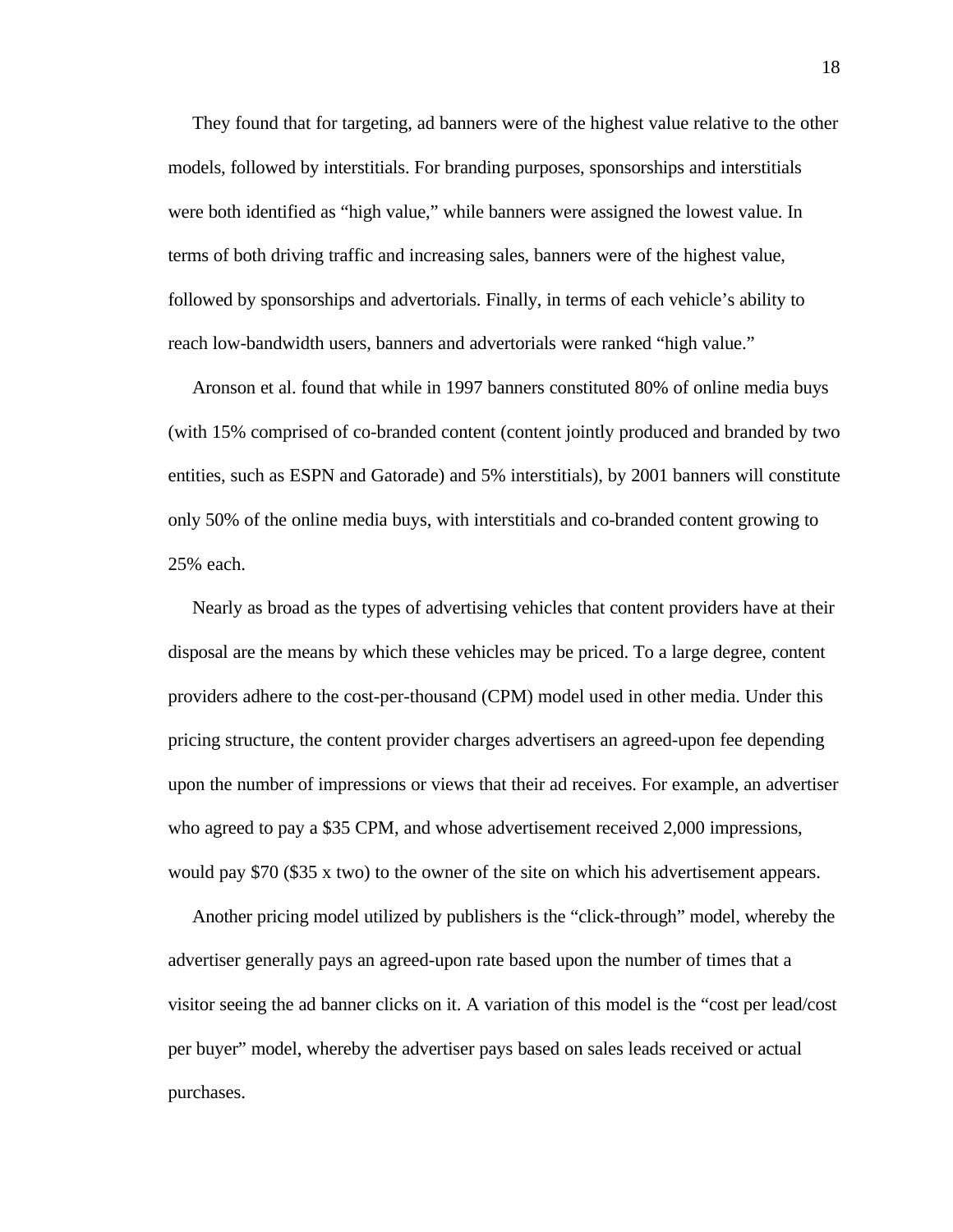They found that for targeting, ad banners were of the highest value relative to the other models, followed by interstitials. For branding purposes, sponsorships and interstitials were both identified as “high value,” while banners were assigned the lowest value. In terms of both driving traffic and increasing sales, banners were of the highest value, followed by sponsorships and advertorials. Finally, in terms of each vehicle’s ability to reach low-bandwidth users, banners and advertorials were ranked “high value.”

Aronson et al. found that while in 1997 banners constituted 80% of online media buys (with 15% comprised of co-branded content (content jointly produced and branded by two entities, such as ESPN and Gatorade) and 5% interstitials), by 2001 banners will constitute only 50% of the online media buys, with interstitials and co-branded content growing to 25% each.

Nearly as broad as the types of advertising vehicles that content providers have at their disposal are the means by which these vehicles may be priced. To a large degree, content providers adhere to the cost-per-thousand (CPM) model used in other media. Under this pricing structure, the content provider charges advertisers an agreed-upon fee depending upon the number of impressions or views that their ad receives. For example, an advertiser who agreed to pay a $35 CPM, and whose advertisement received 2,000 impressions, would pay $70 ($35 x two) to the owner of the site on which his advertisement appears.

Another pricing model utilized by publishers is the “click-through” model, whereby the advertiser generally pays an agreed-upon rate based upon the number of times that a visitor seeing the ad banner clicks on it. A variation of this model is the “cost per lead/cost per buyer” model, whereby the advertiser pays based on sales leads received or actual purchases.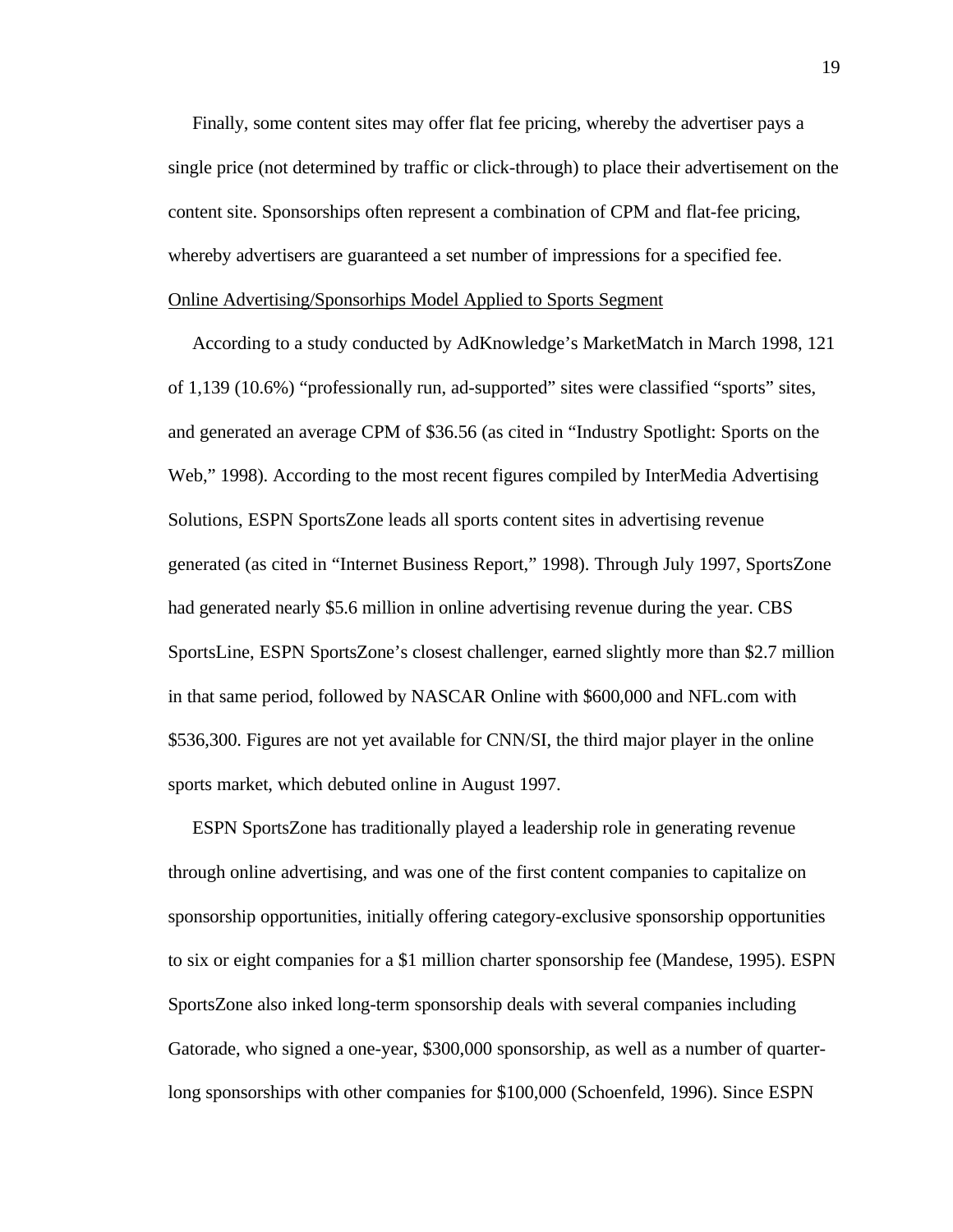Finally, some content sites may offer flat fee pricing, whereby the advertiser pays a single price (not determined by traffic or click-through) to place their advertisement on the content site. Sponsorships often represent a combination of CPM and flat-fee pricing, whereby advertisers are guaranteed a set number of impressions for a specified fee.

<u>Online Advertising/Sponsorhips Model Applied to Sports Segment</u>

According to a study conducted by AdKnowledge's MarketMatch in March 1998, 121 of 1,139 (10.6%) "professionally run, ad-supported" sites were classified "sports" sites, and generated an average CPM of $36.56 (as cited in "Industry Spotlight: Sports on the Web," 1998). According to the most recent figures compiled by InterMedia Advertising Solutions, ESPN SportsZone leads all sports content sites in advertising revenue generated (as cited in "Internet Business Report," 1998). Through July 1997, SportsZone had generated nearly $5.6 million in online advertising revenue during the year. CBS SportsLine, ESPN SportsZone's closest challenger, earned slightly more than $2.7 million in that same period, followed by NASCAR Online with $600,000 and NFL.com with $536,300. Figures are not yet available for CNN/SI, the third major player in the online sports market, which debuted online in August 1997.

ESPN SportsZone has traditionally played a leadership role in generating revenue through online advertising, and was one of the first content companies to capitalize on sponsorship opportunities, initially offering category-exclusive sponsorship opportunities to six or eight companies for a $1 million charter sponsorship fee (Mandese, 1995). ESPN SportsZone also inked long-term sponsorship deals with several companies including Gatorade, who signed a one-year, $300,000 sponsorship, as well as a number of quarter-long sponsorships with other companies for $100,000 (Schoenfeld, 1996). Since ESPN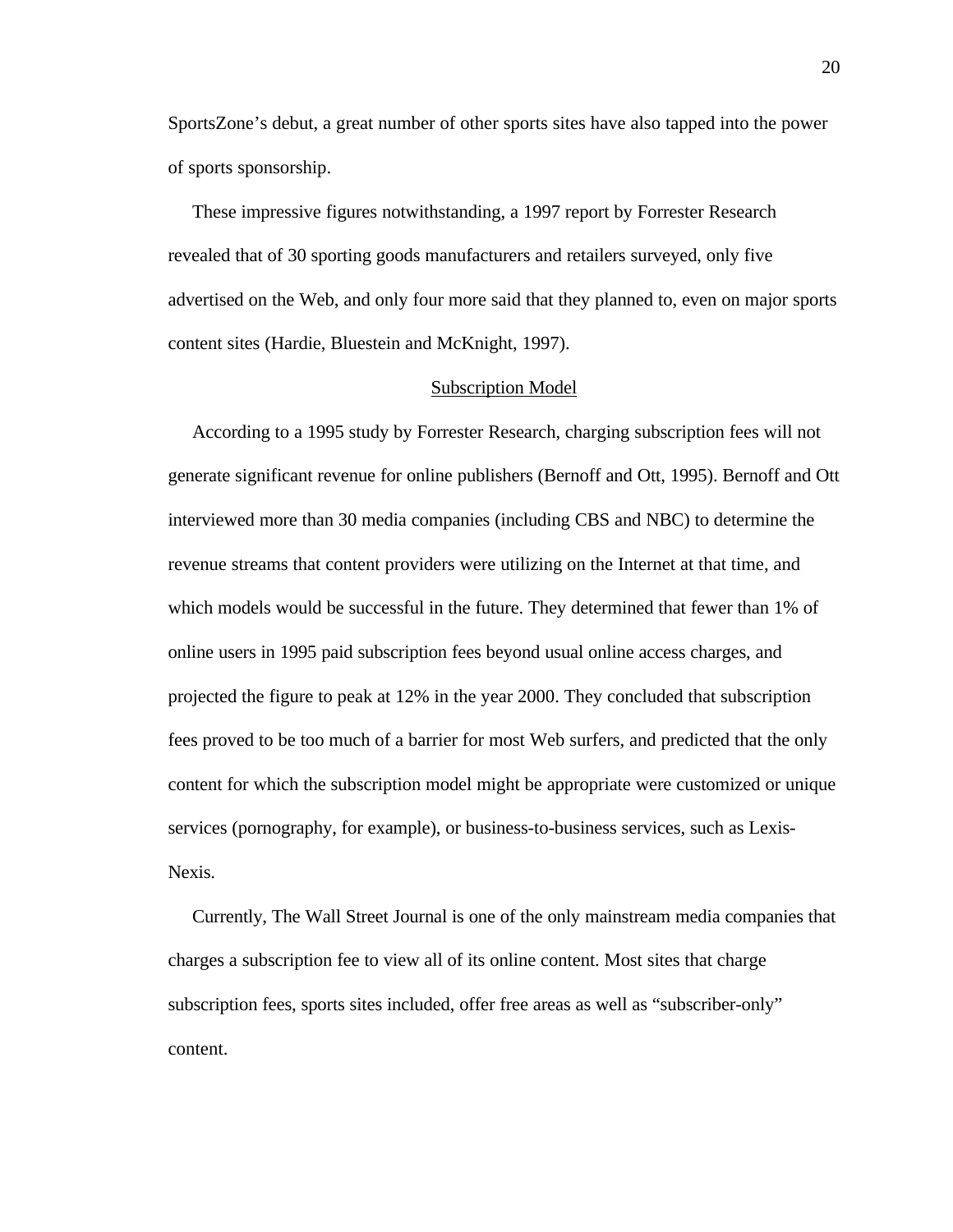SportsZone's debut, a great number of other sports sites have also tapped into the power of sports sponsorship.

These impressive figures notwithstanding, a 1997 report by Forrester Research revealed that of 30 sporting goods manufacturers and retailers surveyed, only five advertised on the Web, and only four more said that they planned to, even on major sports content sites (Hardie, Bluestein and McKnight, 1997).

## Subscription Model

According to a 1995 study by Forrester Research, charging subscription fees will not generate significant revenue for online publishers (Bernoff and Ott, 1995). Bernoff and Ott interviewed more than 30 media companies (including CBS and NBC) to determine the revenue streams that content providers were utilizing on the Internet at that time, and which models would be successful in the future. They determined that fewer than 1% of online users in 1995 paid subscription fees beyond usual online access charges, and projected the figure to peak at 12% in the year 2000. They concluded that subscription fees proved to be too much of a barrier for most Web surfers, and predicted that the only content for which the subscription model might be appropriate were customized or unique services (pornography, for example), or business-to-business services, such as Lexis-Nexis.

Currently, The Wall Street Journal is one of the only mainstream media companies that charges a subscription fee to view all of its online content. Most sites that charge subscription fees, sports sites included, offer free areas as well as "subscriber-only" content.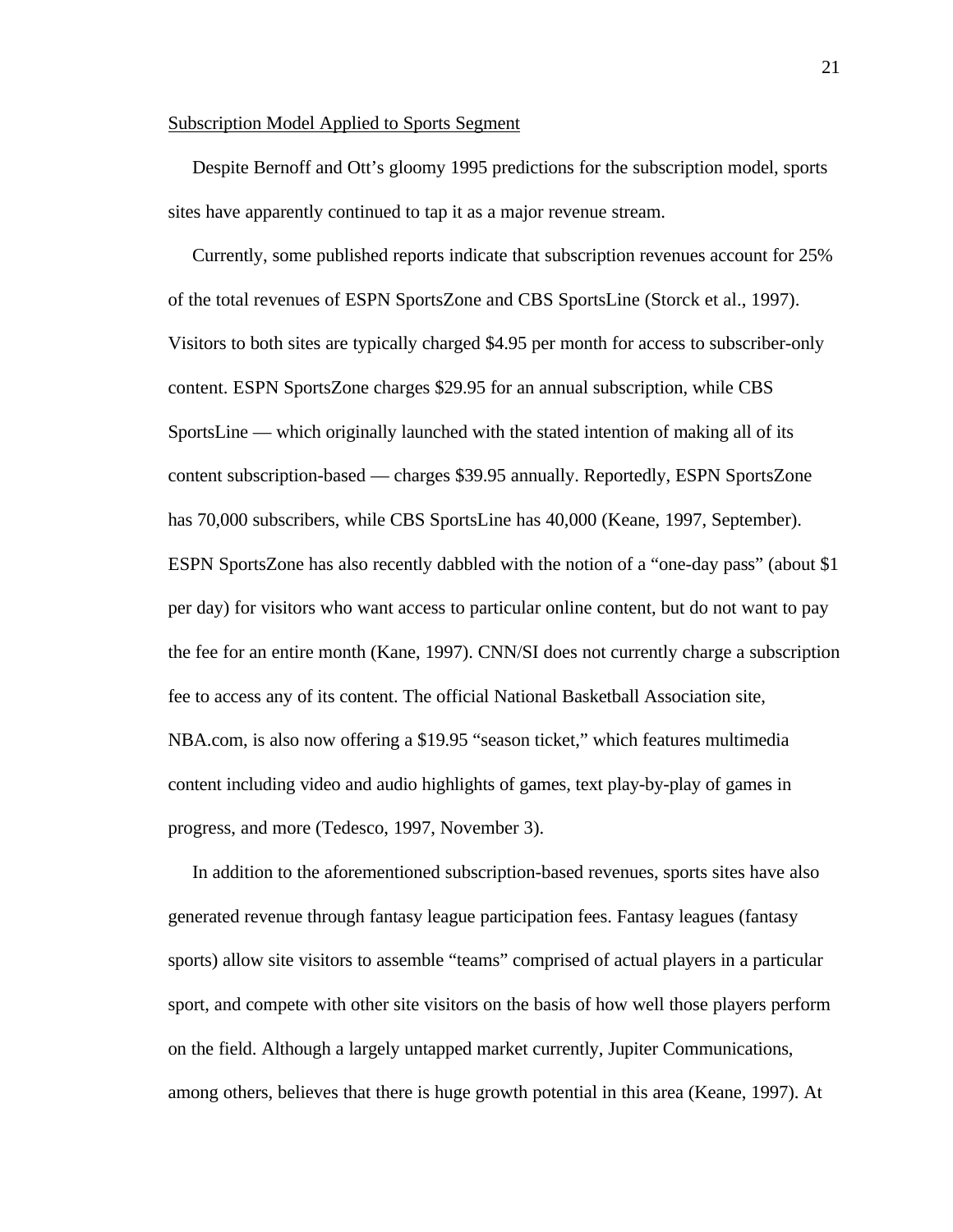Subscription Model Applied to Sports Segment

Despite Bernoff and Ott's gloomy 1995 predictions for the subscription model, sports sites have apparently continued to tap it as a major revenue stream.

Currently, some published reports indicate that subscription revenues account for 25% of the total revenues of ESPN SportsZone and CBS SportsLine (Storck et al., 1997). Visitors to both sites are typically charged $4.95 per month for access to subscriber-only content. ESPN SportsZone charges $29.95 for an annual subscription, while CBS SportsLine — which originally launched with the stated intention of making all of its content subscription-based — charges $39.95 annually. Reportedly, ESPN SportsZone has 70,000 subscribers, while CBS SportsLine has 40,000 (Keane, 1997, September). ESPN SportsZone has also recently dabbled with the notion of a "one-day pass" (about $1 per day) for visitors who want access to particular online content, but do not want to pay the fee for an entire month (Kane, 1997). CNN/SI does not currently charge a subscription fee to access any of its content. The official National Basketball Association site, NBA.com, is also now offering a $19.95 "season ticket," which features multimedia content including video and audio highlights of games, text play-by-play of games in progress, and more (Tedesco, 1997, November 3).

In addition to the aforementioned subscription-based revenues, sports sites have also generated revenue through fantasy league participation fees. Fantasy leagues (fantasy sports) allow site visitors to assemble "teams" comprised of actual players in a particular sport, and compete with other site visitors on the basis of how well those players perform on the field. Although a largely untapped market currently, Jupiter Communications, among others, believes that there is huge growth potential in this area (Keane, 1997). At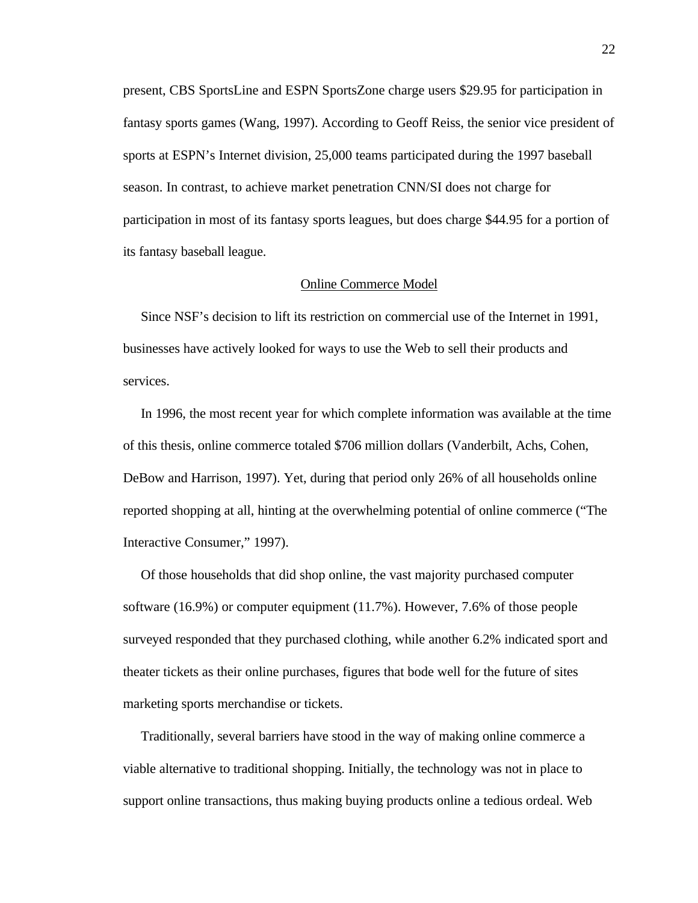present, CBS SportsLine and ESPN SportsZone charge users $29.95 for participation in fantasy sports games (Wang, 1997). According to Geoff Reiss, the senior vice president of sports at ESPN's Internet division, 25,000 teams participated during the 1997 baseball season. In contrast, to achieve market penetration CNN/SI does not charge for participation in most of its fantasy sports leagues, but does charge $44.95 for a portion of its fantasy baseball league.

## Online Commerce Model

Since NSF's decision to lift its restriction on commercial use of the Internet in 1991, businesses have actively looked for ways to use the Web to sell their products and services.

In 1996, the most recent year for which complete information was available at the time of this thesis, online commerce totaled $706 million dollars (Vanderbilt, Achs, Cohen, DeBow and Harrison, 1997). Yet, during that period only 26% of all households online reported shopping at all, hinting at the overwhelming potential of online commerce ("The Interactive Consumer," 1997).

Of those households that did shop online, the vast majority purchased computer software (16.9%) or computer equipment (11.7%). However, 7.6% of those people surveyed responded that they purchased clothing, while another 6.2% indicated sport and theater tickets as their online purchases, figures that bode well for the future of sites marketing sports merchandise or tickets.

Traditionally, several barriers have stood in the way of making online commerce a viable alternative to traditional shopping. Initially, the technology was not in place to support online transactions, thus making buying products online a tedious ordeal. Web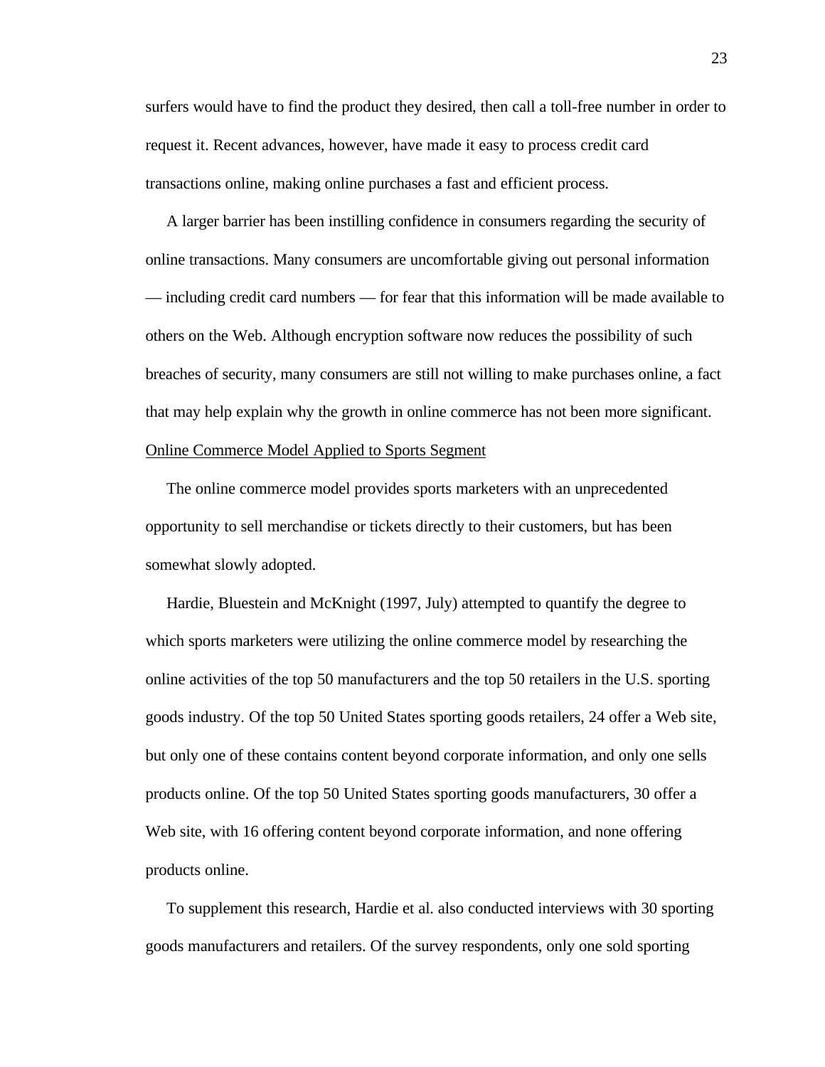surfers would have to find the product they desired, then call a toll-free number in order to request it. Recent advances, however, have made it easy to process credit card transactions online, making online purchases a fast and efficient process.

A larger barrier has been instilling confidence in consumers regarding the security of online transactions. Many consumers are uncomfortable giving out personal information — including credit card numbers — for fear that this information will be made available to others on the Web. Although encryption software now reduces the possibility of such breaches of security, many consumers are still not willing to make purchases online, a fact that may help explain why the growth in online commerce has not been more significant.

<u>Online Commerce Model Applied to Sports Segment</u>

The online commerce model provides sports marketers with an unprecedented opportunity to sell merchandise or tickets directly to their customers, but has been somewhat slowly adopted.

Hardie, Bluestein and McKnight (1997, July) attempted to quantify the degree to which sports marketers were utilizing the online commerce model by researching the online activities of the top 50 manufacturers and the top 50 retailers in the U.S. sporting goods industry. Of the top 50 United States sporting goods retailers, 24 offer a Web site, but only one of these contains content beyond corporate information, and only one sells products online. Of the top 50 United States sporting goods manufacturers, 30 offer a Web site, with 16 offering content beyond corporate information, and none offering products online.

To supplement this research, Hardie et al. also conducted interviews with 30 sporting goods manufacturers and retailers. Of the survey respondents, only one sold sporting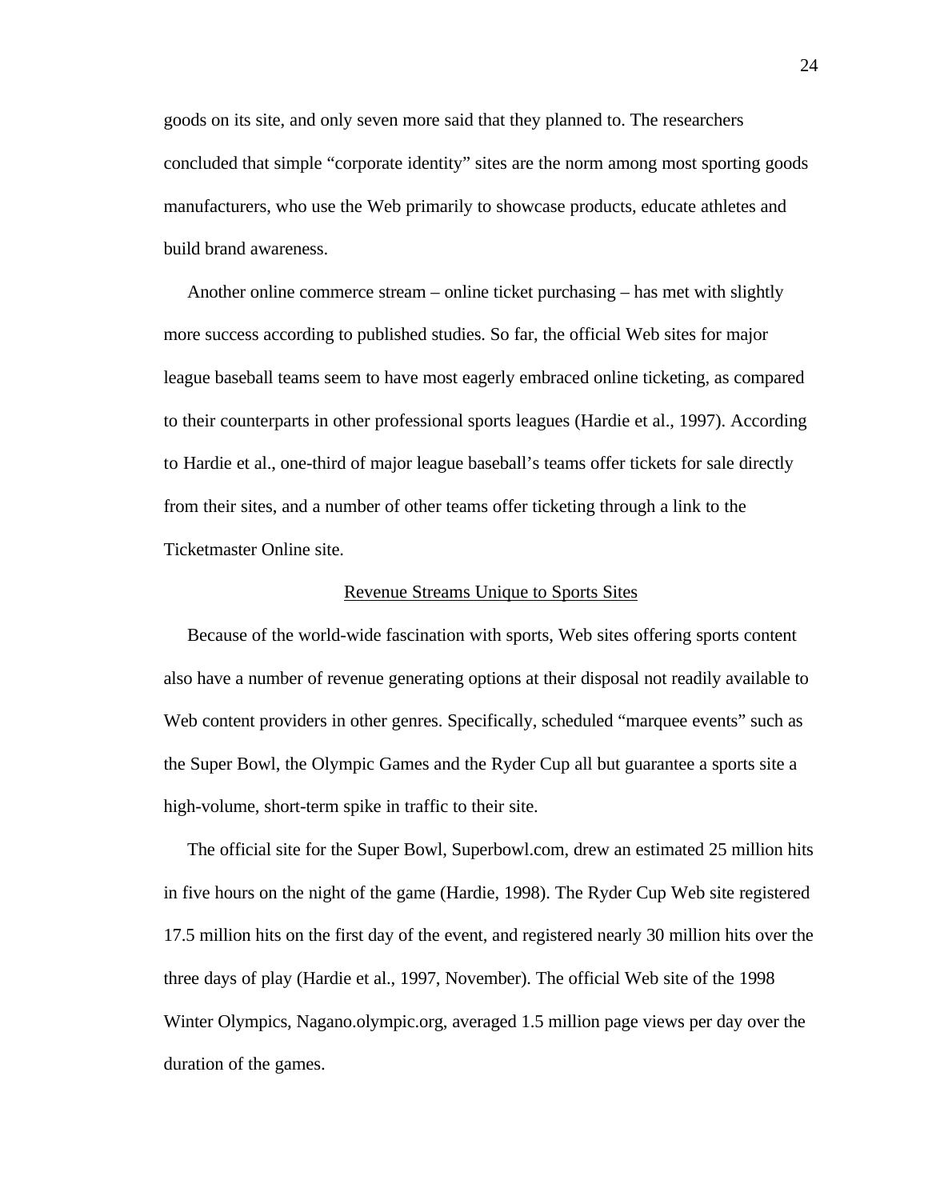goods on its site, and only seven more said that they planned to. The researchers concluded that simple “corporate identity” sites are the norm among most sporting goods manufacturers, who use the Web primarily to showcase products, educate athletes and build brand awareness.

Another online commerce stream – online ticket purchasing – has met with slightly more success according to published studies. So far, the official Web sites for major league baseball teams seem to have most eagerly embraced online ticketing, as compared to their counterparts in other professional sports leagues (Hardie et al., 1997). According to Hardie et al., one-third of major league baseball’s teams offer tickets for sale directly from their sites, and a number of other teams offer ticketing through a link to the Ticketmaster Online site.

## Revenue Streams Unique to Sports Sites

Because of the world-wide fascination with sports, Web sites offering sports content also have a number of revenue generating options at their disposal not readily available to Web content providers in other genres. Specifically, scheduled “marquee events” such as the Super Bowl, the Olympic Games and the Ryder Cup all but guarantee a sports site a high-volume, short-term spike in traffic to their site.

The official site for the Super Bowl, Superbowl.com, drew an estimated 25 million hits in five hours on the night of the game (Hardie, 1998). The Ryder Cup Web site registered 17.5 million hits on the first day of the event, and registered nearly 30 million hits over the three days of play (Hardie et al., 1997, November). The official Web site of the 1998 Winter Olympics, Nagano.olympic.org, averaged 1.5 million page views per day over the duration of the games.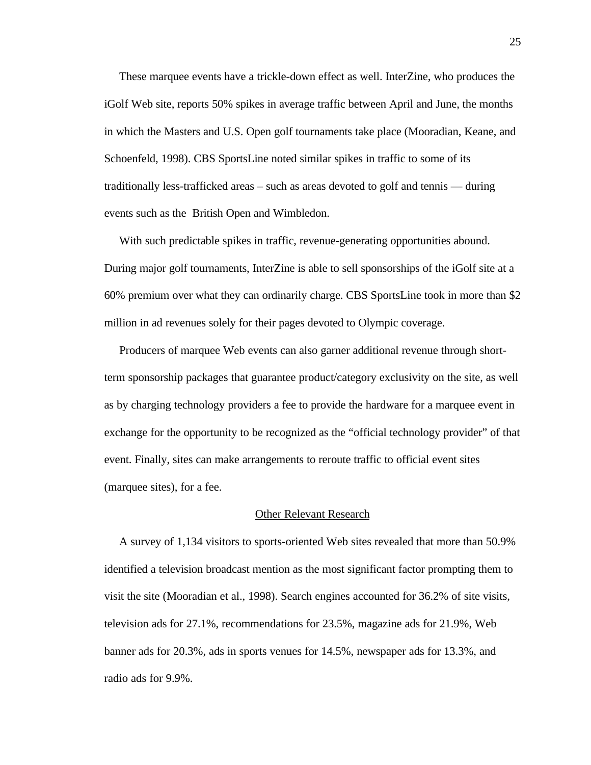These marquee events have a trickle-down effect as well. InterZine, who produces the iGolf Web site, reports 50% spikes in average traffic between April and June, the months in which the Masters and U.S. Open golf tournaments take place (Mooradian, Keane, and Schoenfeld, 1998). CBS SportsLine noted similar spikes in traffic to some of its traditionally less-trafficked areas – such as areas devoted to golf and tennis — during events such as the  British Open and Wimbledon.

With such predictable spikes in traffic, revenue-generating opportunities abound. During major golf tournaments, InterZine is able to sell sponsorships of the iGolf site at a 60% premium over what they can ordinarily charge. CBS SportsLine took in more than $2 million in ad revenues solely for their pages devoted to Olympic coverage.

Producers of marquee Web events can also garner additional revenue through short-term sponsorship packages that guarantee product/category exclusivity on the site, as well as by charging technology providers a fee to provide the hardware for a marquee event in exchange for the opportunity to be recognized as the "official technology provider" of that event. Finally, sites can make arrangements to reroute traffic to official event sites (marquee sites), for a fee.

## Other Relevant Research

A survey of 1,134 visitors to sports-oriented Web sites revealed that more than 50.9% identified a television broadcast mention as the most significant factor prompting them to visit the site (Mooradian et al., 1998). Search engines accounted for 36.2% of site visits, television ads for 27.1%, recommendations for 23.5%, magazine ads for 21.9%, Web banner ads for 20.3%, ads in sports venues for 14.5%, newspaper ads for 13.3%, and radio ads for 9.9%.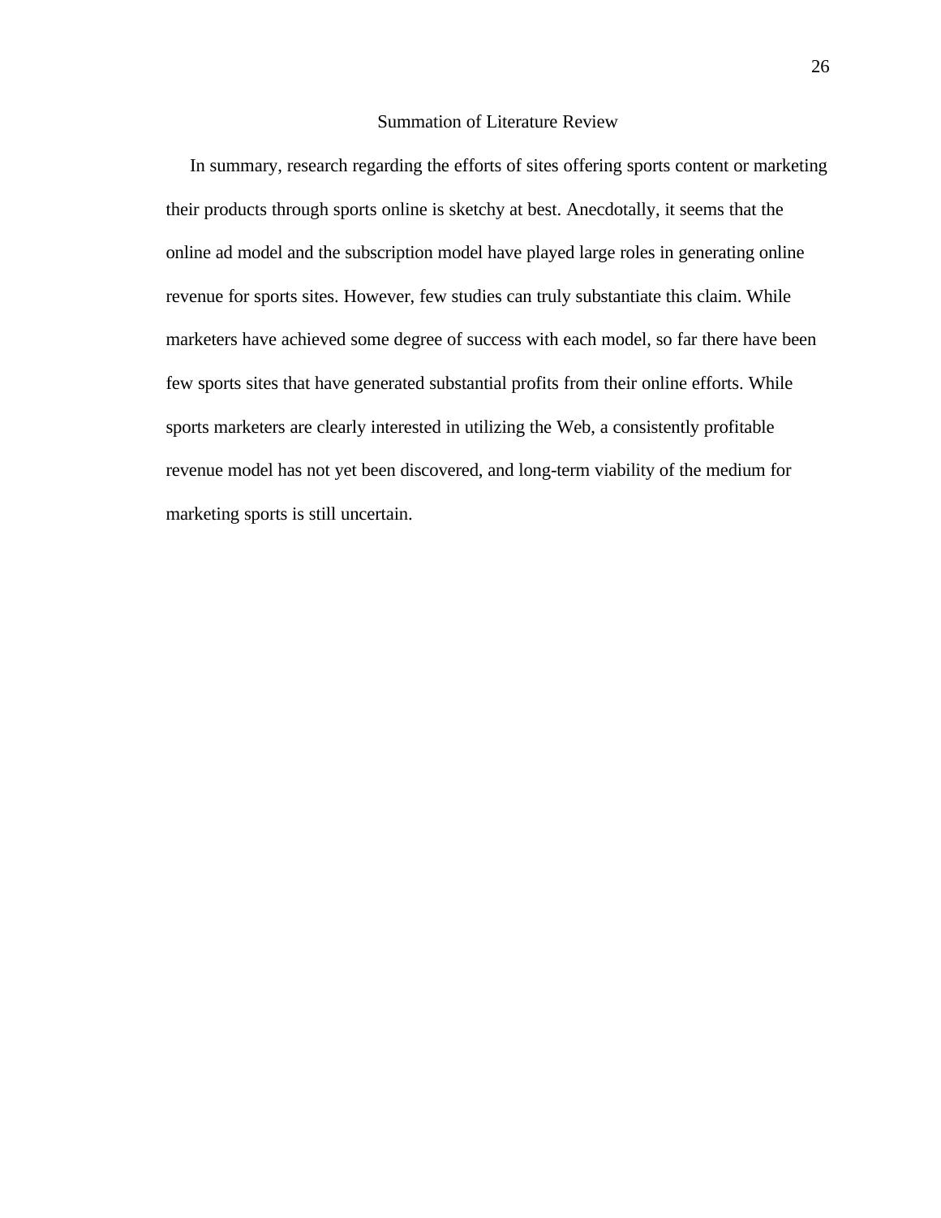## Summation of Literature Review

In summary, research regarding the efforts of sites offering sports content or marketing their products through sports online is sketchy at best. Anecdotally, it seems that the online ad model and the subscription model have played large roles in generating online revenue for sports sites. However, few studies can truly substantiate this claim. While marketers have achieved some degree of success with each model, so far there have been few sports sites that have generated substantial profits from their online efforts. While sports marketers are clearly interested in utilizing the Web, a consistently profitable revenue model has not yet been discovered, and long-term viability of the medium for marketing sports is still uncertain.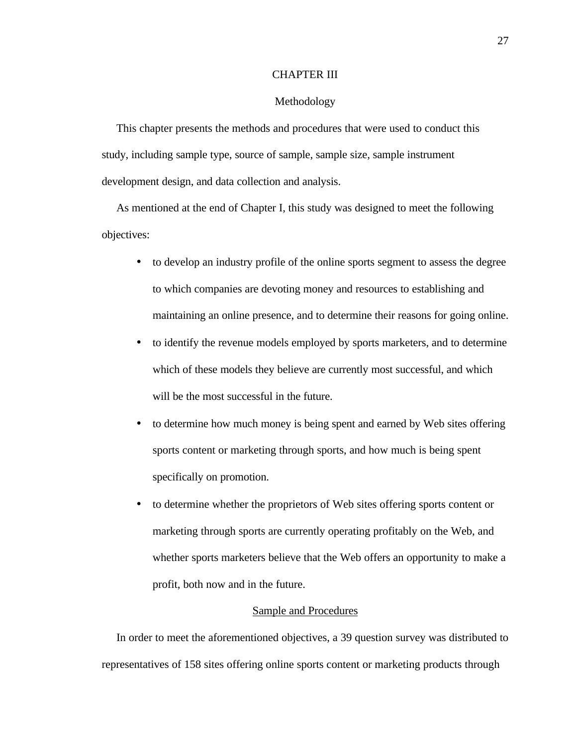# CHAPTER III

## Methodology

This chapter presents the methods and procedures that were used to conduct this study, including sample type, source of sample, sample size, sample instrument development design, and data collection and analysis.

As mentioned at the end of Chapter I, this study was designed to meet the following objectives:

- to develop an industry profile of the online sports segment to assess the degree to which companies are devoting money and resources to establishing and maintaining an online presence, and to determine their reasons for going online.
- to identify the revenue models employed by sports marketers, and to determine which of these models they believe are currently most successful, and which will be the most successful in the future.
- to determine how much money is being spent and earned by Web sites offering sports content or marketing through sports, and how much is being spent specifically on promotion.
- to determine whether the proprietors of Web sites offering sports content or marketing through sports are currently operating profitably on the Web, and whether sports marketers believe that the Web offers an opportunity to make a profit, both now and in the future.

### Sample and Procedures

In order to meet the aforementioned objectives, a 39 question survey was distributed to representatives of 158 sites offering online sports content or marketing products through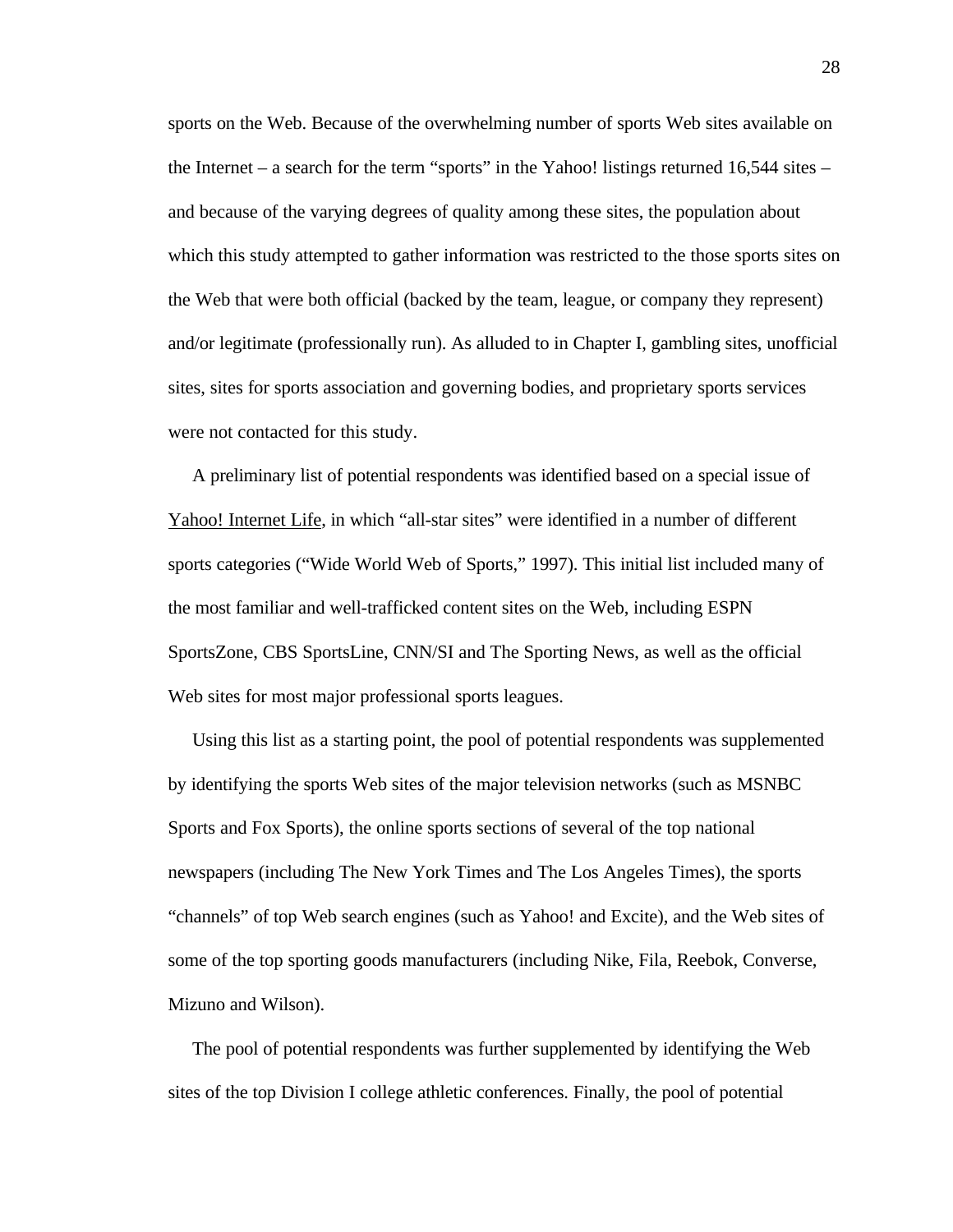sports on the Web. Because of the overwhelming number of sports Web sites available on the Internet – a search for the term "sports" in the Yahoo! listings returned 16,544 sites – and because of the varying degrees of quality among these sites, the population about which this study attempted to gather information was restricted to the those sports sites on the Web that were both official (backed by the team, league, or company they represent) and/or legitimate (professionally run). As alluded to in Chapter I, gambling sites, unofficial sites, sites for sports association and governing bodies, and proprietary sports services were not contacted for this study.

A preliminary list of potential respondents was identified based on a special issue of Yahoo! Internet Life, in which "all-star sites" were identified in a number of different sports categories ("Wide World Web of Sports," 1997). This initial list included many of the most familiar and well-trafficked content sites on the Web, including ESPN SportsZone, CBS SportsLine, CNN/SI and The Sporting News, as well as the official Web sites for most major professional sports leagues.

Using this list as a starting point, the pool of potential respondents was supplemented by identifying the sports Web sites of the major television networks (such as MSNBC Sports and Fox Sports), the online sports sections of several of the top national newspapers (including The New York Times and The Los Angeles Times), the sports "channels" of top Web search engines (such as Yahoo! and Excite), and the Web sites of some of the top sporting goods manufacturers (including Nike, Fila, Reebok, Converse, Mizuno and Wilson).

The pool of potential respondents was further supplemented by identifying the Web sites of the top Division I college athletic conferences. Finally, the pool of potential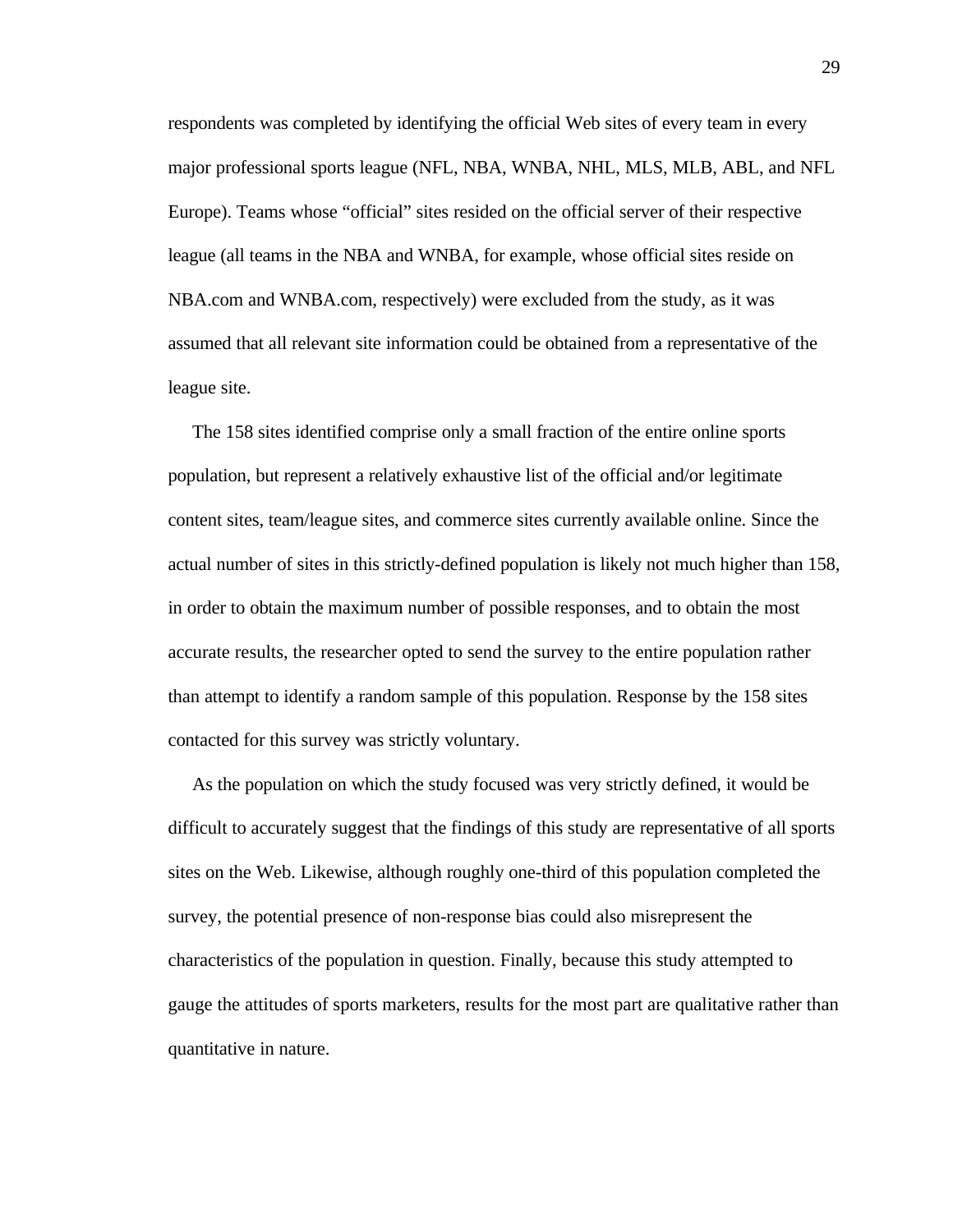respondents was completed by identifying the official Web sites of every team in every major professional sports league (NFL, NBA, WNBA, NHL, MLS, MLB, ABL, and NFL Europe). Teams whose “official” sites resided on the official server of their respective league (all teams in the NBA and WNBA, for example, whose official sites reside on NBA.com and WNBA.com, respectively) were excluded from the study, as it was assumed that all relevant site information could be obtained from a representative of the league site.

The 158 sites identified comprise only a small fraction of the entire online sports population, but represent a relatively exhaustive list of the official and/or legitimate content sites, team/league sites, and commerce sites currently available online. Since the actual number of sites in this strictly-defined population is likely not much higher than 158, in order to obtain the maximum number of possible responses, and to obtain the most accurate results, the researcher opted to send the survey to the entire population rather than attempt to identify a random sample of this population. Response by the 158 sites contacted for this survey was strictly voluntary.

As the population on which the study focused was very strictly defined, it would be difficult to accurately suggest that the findings of this study are representative of all sports sites on the Web. Likewise, although roughly one-third of this population completed the survey, the potential presence of non-response bias could also misrepresent the characteristics of the population in question. Finally, because this study attempted to gauge the attitudes of sports marketers, results for the most part are qualitative rather than quantitative in nature.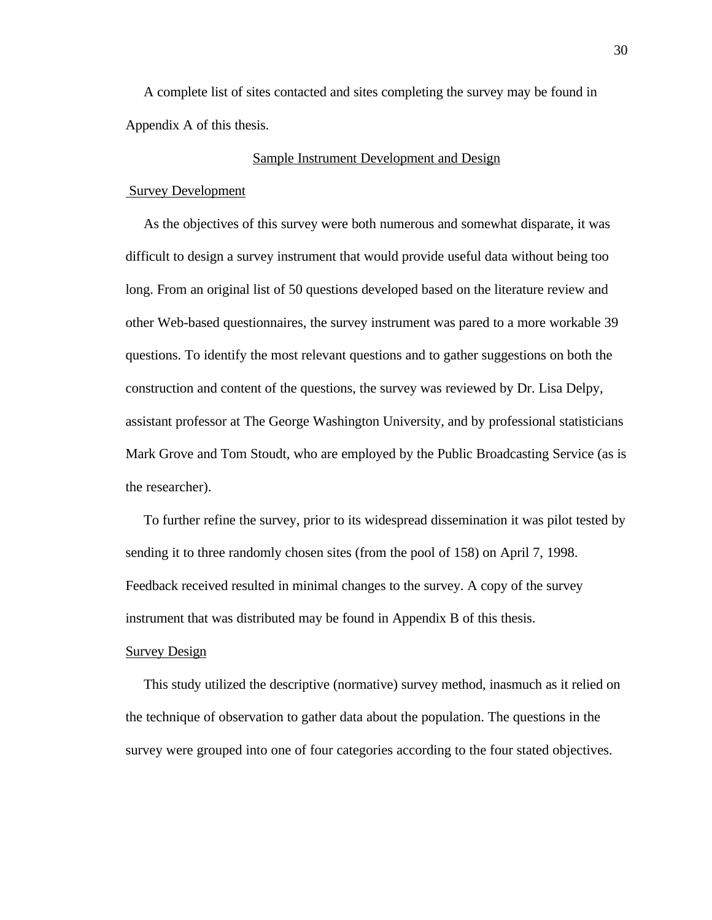A complete list of sites contacted and sites completing the survey may be found in Appendix A of this thesis.

## Sample Instrument Development and Design

### Survey Development

As the objectives of this survey were both numerous and somewhat disparate, it was difficult to design a survey instrument that would provide useful data without being too long. From an original list of 50 questions developed based on the literature review and other Web-based questionnaires, the survey instrument was pared to a more workable 39 questions. To identify the most relevant questions and to gather suggestions on both the construction and content of the questions, the survey was reviewed by Dr. Lisa Delpy, assistant professor at The George Washington University, and by professional statisticians Mark Grove and Tom Stoudt, who are employed by the Public Broadcasting Service (as is the researcher).

To further refine the survey, prior to its widespread dissemination it was pilot tested by sending it to three randomly chosen sites (from the pool of 158) on April 7, 1998. Feedback received resulted in minimal changes to the survey. A copy of the survey instrument that was distributed may be found in Appendix B of this thesis.

### Survey Design

This study utilized the descriptive (normative) survey method, inasmuch as it relied on the technique of observation to gather data about the population. The questions in the survey were grouped into one of four categories according to the four stated objectives.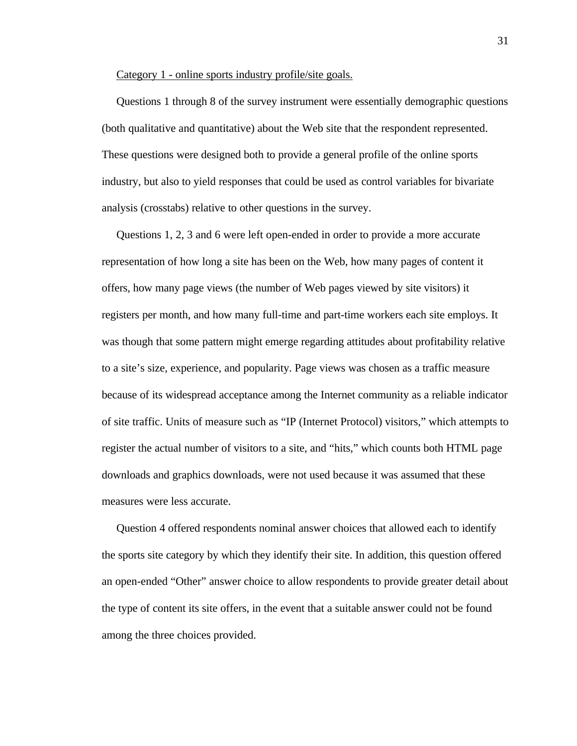Category 1 - online sports industry profile/site goals.

Questions 1 through 8 of the survey instrument were essentially demographic questions (both qualitative and quantitative) about the Web site that the respondent represented. These questions were designed both to provide a general profile of the online sports industry, but also to yield responses that could be used as control variables for bivariate analysis (crosstabs) relative to other questions in the survey.

Questions 1, 2, 3 and 6 were left open-ended in order to provide a more accurate representation of how long a site has been on the Web, how many pages of content it offers, how many page views (the number of Web pages viewed by site visitors) it registers per month, and how many full-time and part-time workers each site employs. It was though that some pattern might emerge regarding attitudes about profitability relative to a site's size, experience, and popularity. Page views was chosen as a traffic measure because of its widespread acceptance among the Internet community as a reliable indicator of site traffic. Units of measure such as "IP (Internet Protocol) visitors," which attempts to register the actual number of visitors to a site, and "hits," which counts both HTML page downloads and graphics downloads, were not used because it was assumed that these measures were less accurate.

Question 4 offered respondents nominal answer choices that allowed each to identify the sports site category by which they identify their site. In addition, this question offered an open-ended "Other" answer choice to allow respondents to provide greater detail about the type of content its site offers, in the event that a suitable answer could not be found among the three choices provided.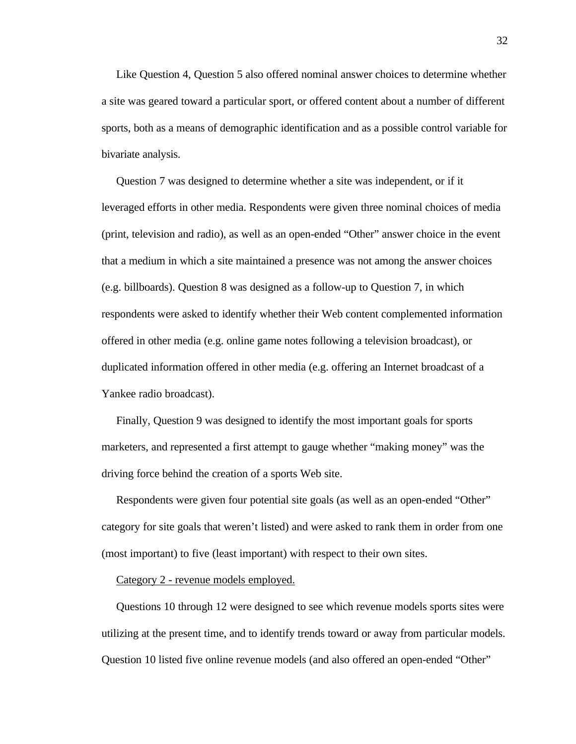Like Question 4, Question 5 also offered nominal answer choices to determine whether a site was geared toward a particular sport, or offered content about a number of different sports, both as a means of demographic identification and as a possible control variable for bivariate analysis.

Question 7 was designed to determine whether a site was independent, or if it leveraged efforts in other media. Respondents were given three nominal choices of media (print, television and radio), as well as an open-ended “Other” answer choice in the event that a medium in which a site maintained a presence was not among the answer choices (e.g. billboards). Question 8 was designed as a follow-up to Question 7, in which respondents were asked to identify whether their Web content complemented information offered in other media (e.g. online game notes following a television broadcast), or duplicated information offered in other media (e.g. offering an Internet broadcast of a Yankee radio broadcast).

Finally, Question 9 was designed to identify the most important goals for sports marketers, and represented a first attempt to gauge whether “making money” was the driving force behind the creation of a sports Web site.

Respondents were given four potential site goals (as well as an open-ended “Other” category for site goals that weren’t listed) and were asked to rank them in order from one (most important) to five (least important) with respect to their own sites.

<u>Category 2 - revenue models employed.</u>

Questions 10 through 12 were designed to see which revenue models sports sites were utilizing at the present time, and to identify trends toward or away from particular models. Question 10 listed five online revenue models (and also offered an open-ended “Other”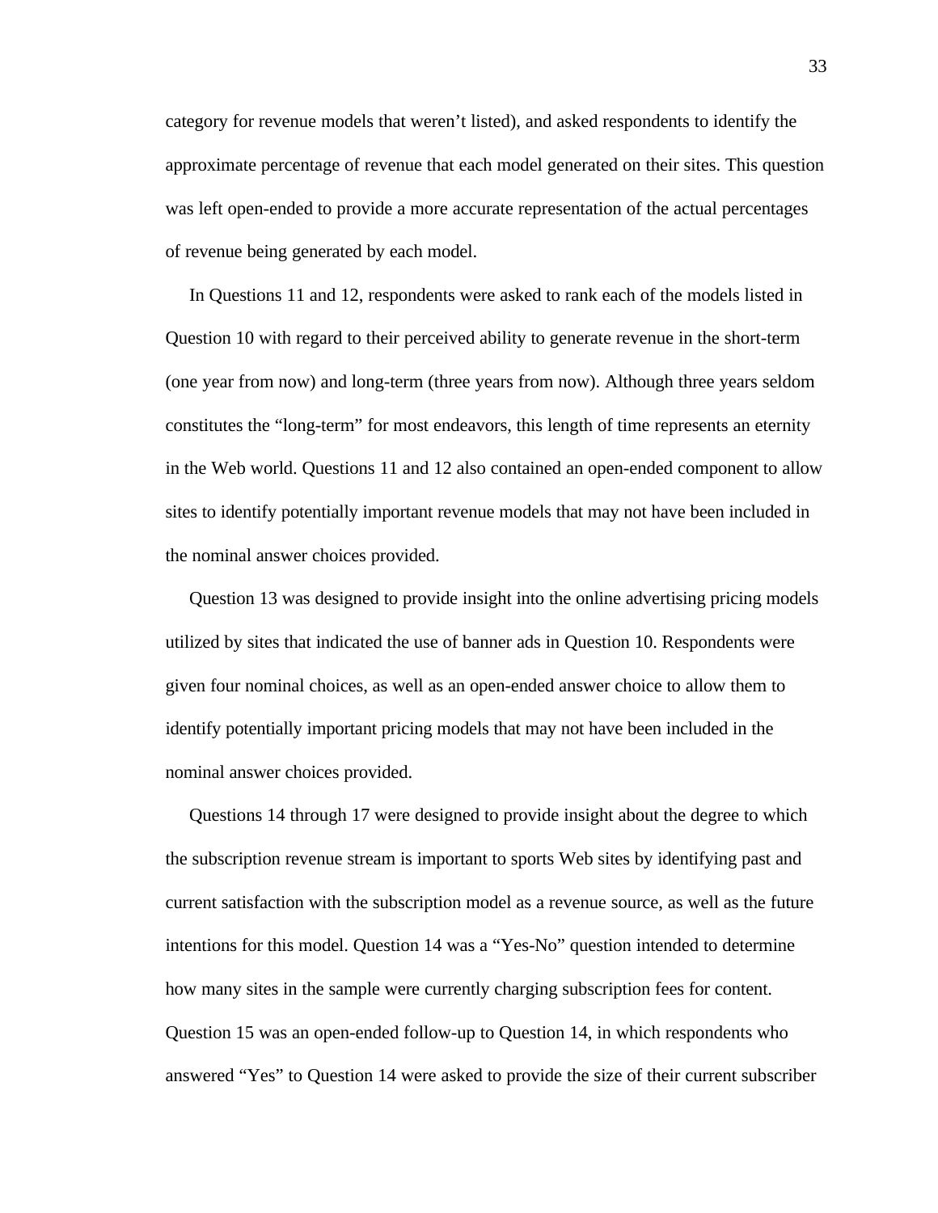category for revenue models that weren't listed), and asked respondents to identify the approximate percentage of revenue that each model generated on their sites. This question was left open-ended to provide a more accurate representation of the actual percentages of revenue being generated by each model.

In Questions 11 and 12, respondents were asked to rank each of the models listed in Question 10 with regard to their perceived ability to generate revenue in the short-term (one year from now) and long-term (three years from now). Although three years seldom constitutes the "long-term" for most endeavors, this length of time represents an eternity in the Web world. Questions 11 and 12 also contained an open-ended component to allow sites to identify potentially important revenue models that may not have been included in the nominal answer choices provided.

Question 13 was designed to provide insight into the online advertising pricing models utilized by sites that indicated the use of banner ads in Question 10. Respondents were given four nominal choices, as well as an open-ended answer choice to allow them to identify potentially important pricing models that may not have been included in the nominal answer choices provided.

Questions 14 through 17 were designed to provide insight about the degree to which the subscription revenue stream is important to sports Web sites by identifying past and current satisfaction with the subscription model as a revenue source, as well as the future intentions for this model. Question 14 was a "Yes-No" question intended to determine how many sites in the sample were currently charging subscription fees for content. Question 15 was an open-ended follow-up to Question 14, in which respondents who answered "Yes" to Question 14 were asked to provide the size of their current subscriber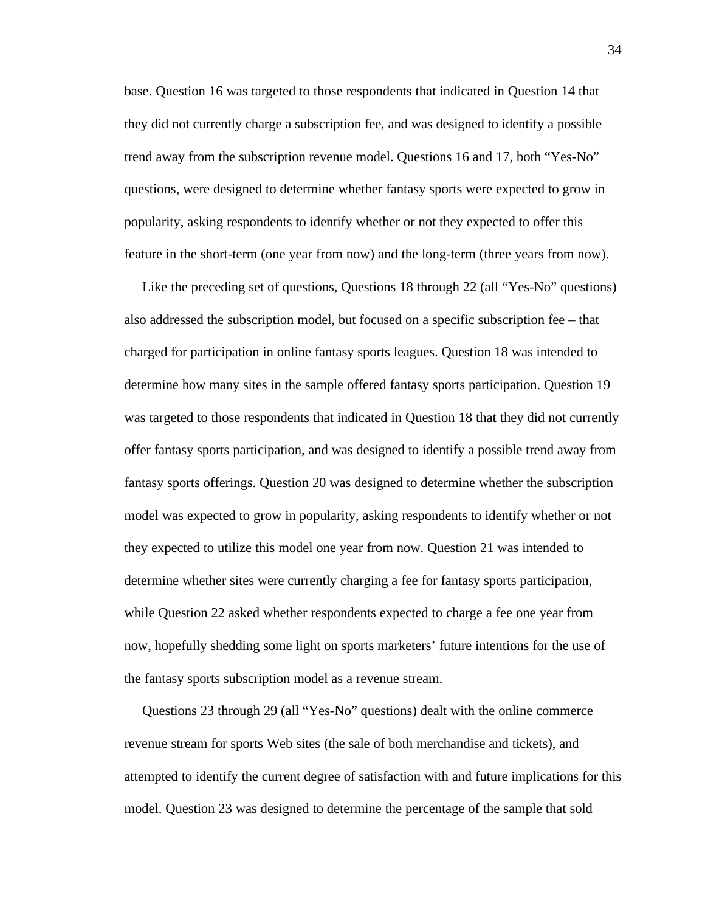base. Question 16 was targeted to those respondents that indicated in Question 14 that they did not currently charge a subscription fee, and was designed to identify a possible trend away from the subscription revenue model. Questions 16 and 17, both “Yes-No” questions, were designed to determine whether fantasy sports were expected to grow in popularity, asking respondents to identify whether or not they expected to offer this feature in the short-term (one year from now) and the long-term (three years from now).

Like the preceding set of questions, Questions 18 through 22 (all “Yes-No” questions) also addressed the subscription model, but focused on a specific subscription fee – that charged for participation in online fantasy sports leagues. Question 18 was intended to determine how many sites in the sample offered fantasy sports participation. Question 19 was targeted to those respondents that indicated in Question 18 that they did not currently offer fantasy sports participation, and was designed to identify a possible trend away from fantasy sports offerings. Question 20 was designed to determine whether the subscription model was expected to grow in popularity, asking respondents to identify whether or not they expected to utilize this model one year from now. Question 21 was intended to determine whether sites were currently charging a fee for fantasy sports participation, while Question 22 asked whether respondents expected to charge a fee one year from now, hopefully shedding some light on sports marketers’ future intentions for the use of the fantasy sports subscription model as a revenue stream.

Questions 23 through 29 (all “Yes-No” questions) dealt with the online commerce revenue stream for sports Web sites (the sale of both merchandise and tickets), and attempted to identify the current degree of satisfaction with and future implications for this model. Question 23 was designed to determine the percentage of the sample that sold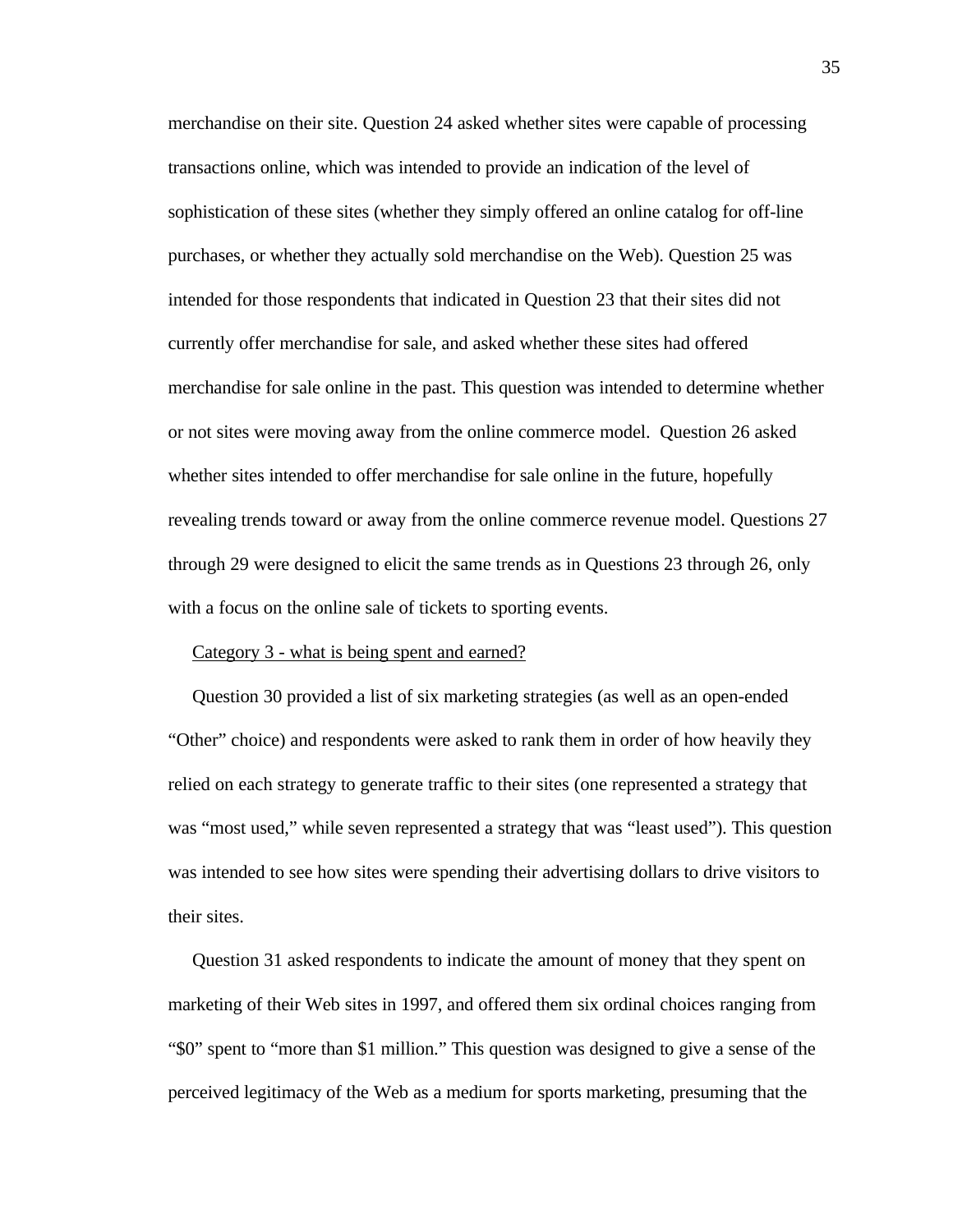merchandise on their site. Question 24 asked whether sites were capable of processing transactions online, which was intended to provide an indication of the level of sophistication of these sites (whether they simply offered an online catalog for off-line purchases, or whether they actually sold merchandise on the Web). Question 25 was intended for those respondents that indicated in Question 23 that their sites did not currently offer merchandise for sale, and asked whether these sites had offered merchandise for sale online in the past. This question was intended to determine whether or not sites were moving away from the online commerce model. Question 26 asked whether sites intended to offer merchandise for sale online in the future, hopefully revealing trends toward or away from the online commerce revenue model. Questions 27 through 29 were designed to elicit the same trends as in Questions 23 through 26, only with a focus on the online sale of tickets to sporting events.

<u>Category 3 - what is being spent and earned?</u>

Question 30 provided a list of six marketing strategies (as well as an open-ended "Other" choice) and respondents were asked to rank them in order of how heavily they relied on each strategy to generate traffic to their sites (one represented a strategy that was "most used," while seven represented a strategy that was "least used"). This question was intended to see how sites were spending their advertising dollars to drive visitors to their sites.

Question 31 asked respondents to indicate the amount of money that they spent on marketing of their Web sites in 1997, and offered them six ordinal choices ranging from "$0" spent to "more than $1 million." This question was designed to give a sense of the perceived legitimacy of the Web as a medium for sports marketing, presuming that the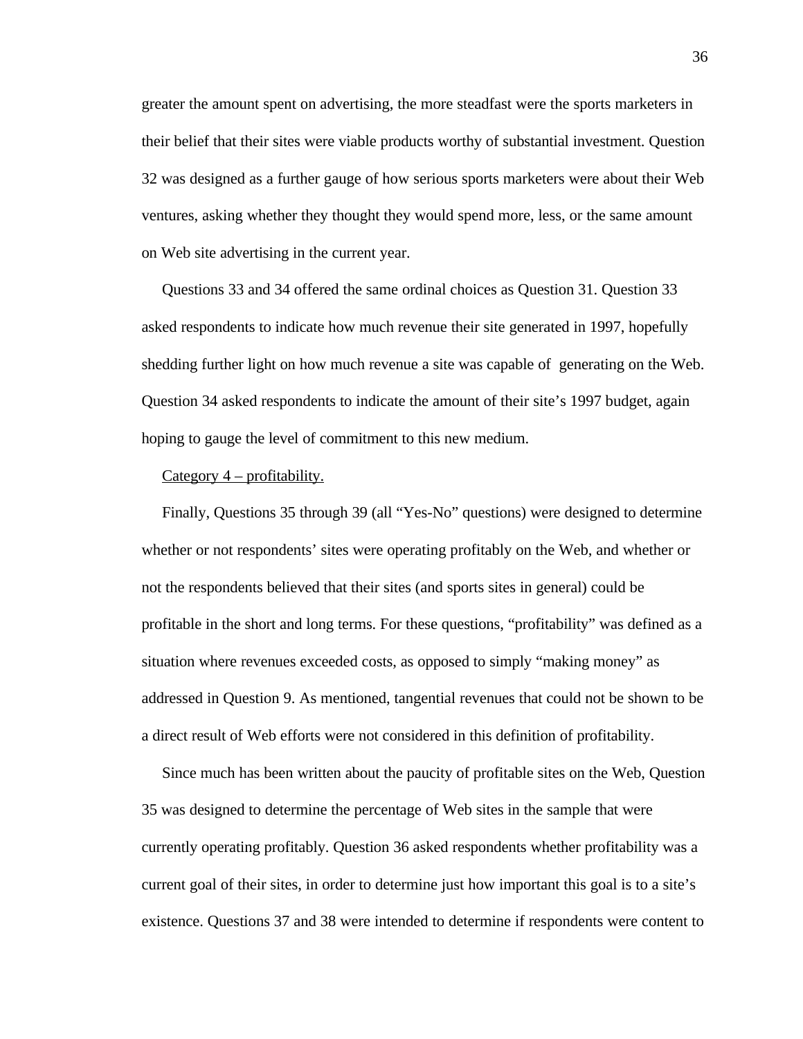greater the amount spent on advertising, the more steadfast were the sports marketers in their belief that their sites were viable products worthy of substantial investment. Question 32 was designed as a further gauge of how serious sports marketers were about their Web ventures, asking whether they thought they would spend more, less, or the same amount on Web site advertising in the current year.

Questions 33 and 34 offered the same ordinal choices as Question 31. Question 33 asked respondents to indicate how much revenue their site generated in 1997, hopefully shedding further light on how much revenue a site was capable of generating on the Web. Question 34 asked respondents to indicate the amount of their site's 1997 budget, again hoping to gauge the level of commitment to this new medium.

Category 4 – profitability.

Finally, Questions 35 through 39 (all "Yes-No" questions) were designed to determine whether or not respondents' sites were operating profitably on the Web, and whether or not the respondents believed that their sites (and sports sites in general) could be profitable in the short and long terms. For these questions, "profitability" was defined as a situation where revenues exceeded costs, as opposed to simply "making money" as addressed in Question 9. As mentioned, tangential revenues that could not be shown to be a direct result of Web efforts were not considered in this definition of profitability.

Since much has been written about the paucity of profitable sites on the Web, Question 35 was designed to determine the percentage of Web sites in the sample that were currently operating profitably. Question 36 asked respondents whether profitability was a current goal of their sites, in order to determine just how important this goal is to a site's existence. Questions 37 and 38 were intended to determine if respondents were content to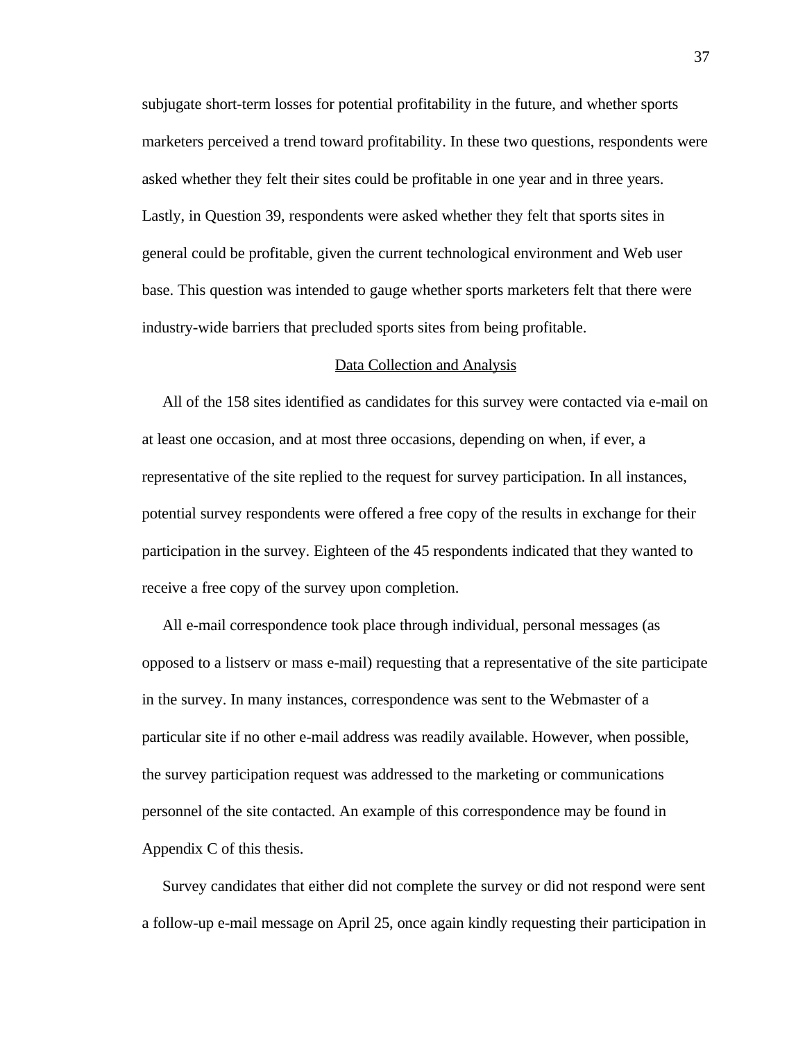subjugate short-term losses for potential profitability in the future, and whether sports marketers perceived a trend toward profitability. In these two questions, respondents were asked whether they felt their sites could be profitable in one year and in three years. Lastly, in Question 39, respondents were asked whether they felt that sports sites in general could be profitable, given the current technological environment and Web user base. This question was intended to gauge whether sports marketers felt that there were industry-wide barriers that precluded sports sites from being profitable.

## Data Collection and Analysis

All of the 158 sites identified as candidates for this survey were contacted via e-mail on at least one occasion, and at most three occasions, depending on when, if ever, a representative of the site replied to the request for survey participation. In all instances, potential survey respondents were offered a free copy of the results in exchange for their participation in the survey. Eighteen of the 45 respondents indicated that they wanted to receive a free copy of the survey upon completion.

All e-mail correspondence took place through individual, personal messages (as opposed to a listserv or mass e-mail) requesting that a representative of the site participate in the survey. In many instances, correspondence was sent to the Webmaster of a particular site if no other e-mail address was readily available. However, when possible, the survey participation request was addressed to the marketing or communications personnel of the site contacted. An example of this correspondence may be found in Appendix C of this thesis.

Survey candidates that either did not complete the survey or did not respond were sent a follow-up e-mail message on April 25, once again kindly requesting their participation in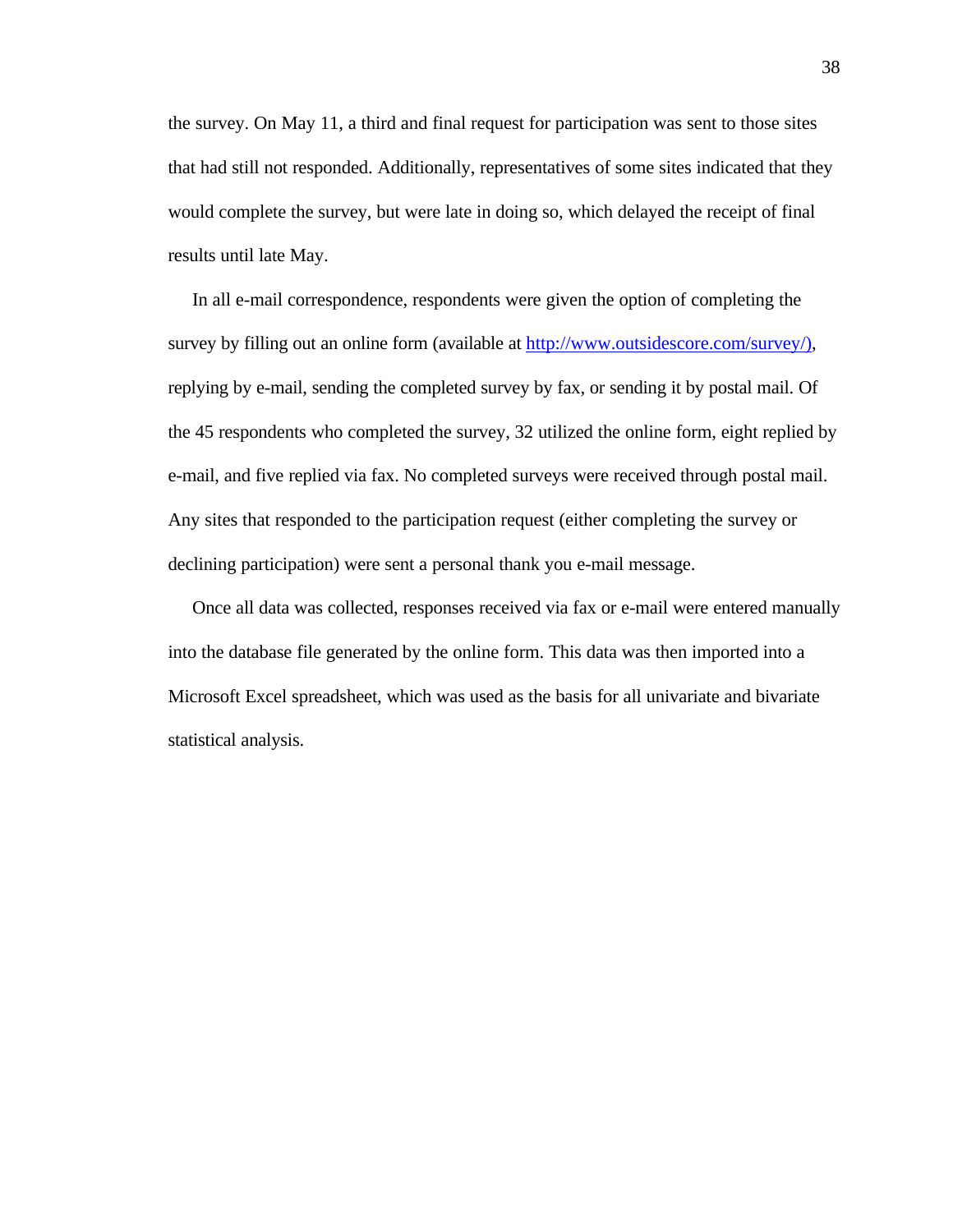the survey. On May 11, a third and final request for participation was sent to those sites that had still not responded. Additionally, representatives of some sites indicated that they would complete the survey, but were late in doing so, which delayed the receipt of final results until late May.

In all e-mail correspondence, respondents were given the option of completing the survey by filling out an online form (available at http://www.outsidescore.com/survey/), replying by e-mail, sending the completed survey by fax, or sending it by postal mail. Of the 45 respondents who completed the survey, 32 utilized the online form, eight replied by e-mail, and five replied via fax. No completed surveys were received through postal mail. Any sites that responded to the participation request (either completing the survey or declining participation) were sent a personal thank you e-mail message.

Once all data was collected, responses received via fax or e-mail were entered manually into the database file generated by the online form. This data was then imported into a Microsoft Excel spreadsheet, which was used as the basis for all univariate and bivariate statistical analysis.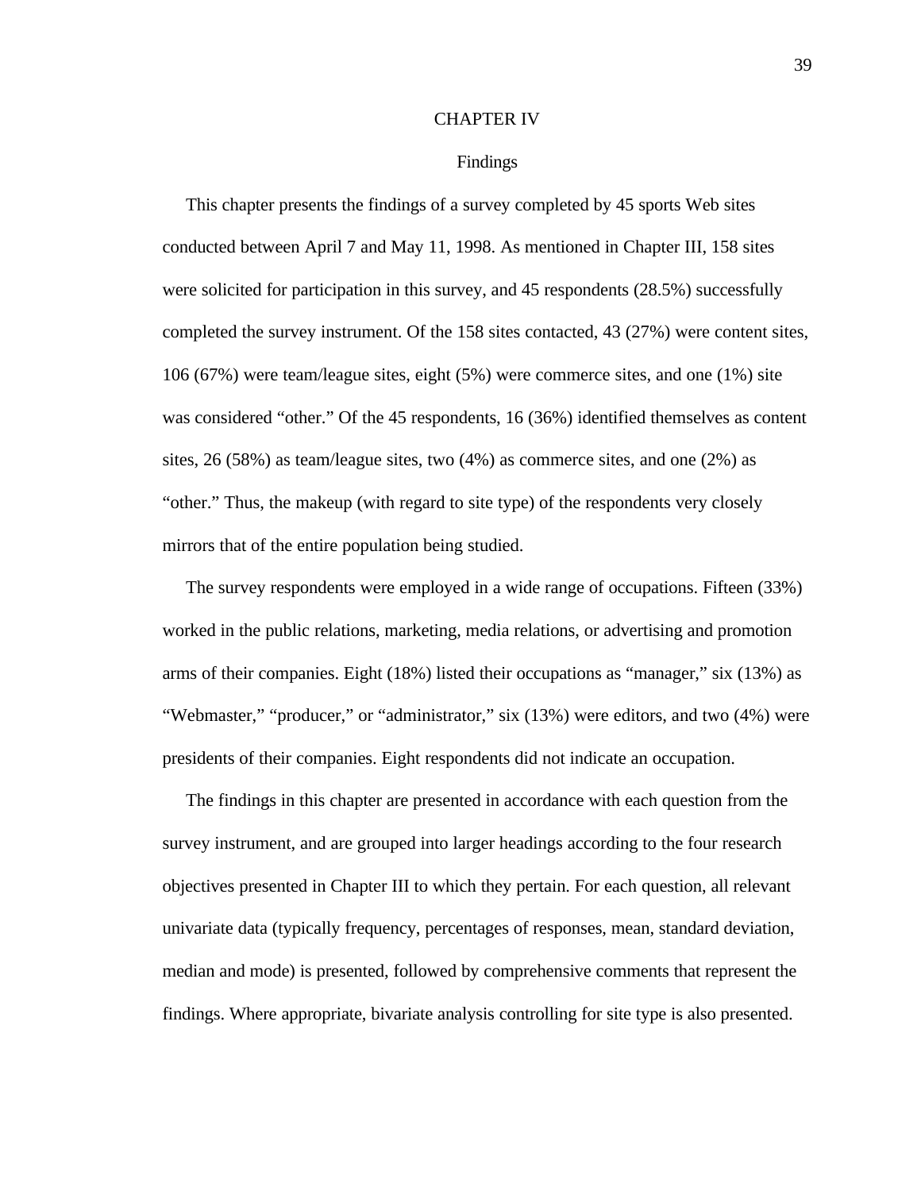# CHAPTER IV

## Findings

This chapter presents the findings of a survey completed by 45 sports Web sites conducted between April 7 and May 11, 1998. As mentioned in Chapter III, 158 sites were solicited for participation in this survey, and 45 respondents (28.5%) successfully completed the survey instrument. Of the 158 sites contacted, 43 (27%) were content sites, 106 (67%) were team/league sites, eight (5%) were commerce sites, and one (1%) site was considered "other." Of the 45 respondents, 16 (36%) identified themselves as content sites, 26 (58%) as team/league sites, two (4%) as commerce sites, and one (2%) as "other." Thus, the makeup (with regard to site type) of the respondents very closely mirrors that of the entire population being studied.

The survey respondents were employed in a wide range of occupations. Fifteen (33%) worked in the public relations, marketing, media relations, or advertising and promotion arms of their companies. Eight (18%) listed their occupations as "manager," six (13%) as "Webmaster," "producer," or "administrator," six (13%) were editors, and two (4%) were presidents of their companies. Eight respondents did not indicate an occupation.

The findings in this chapter are presented in accordance with each question from the survey instrument, and are grouped into larger headings according to the four research objectives presented in Chapter III to which they pertain. For each question, all relevant univariate data (typically frequency, percentages of responses, mean, standard deviation, median and mode) is presented, followed by comprehensive comments that represent the findings. Where appropriate, bivariate analysis controlling for site type is also presented.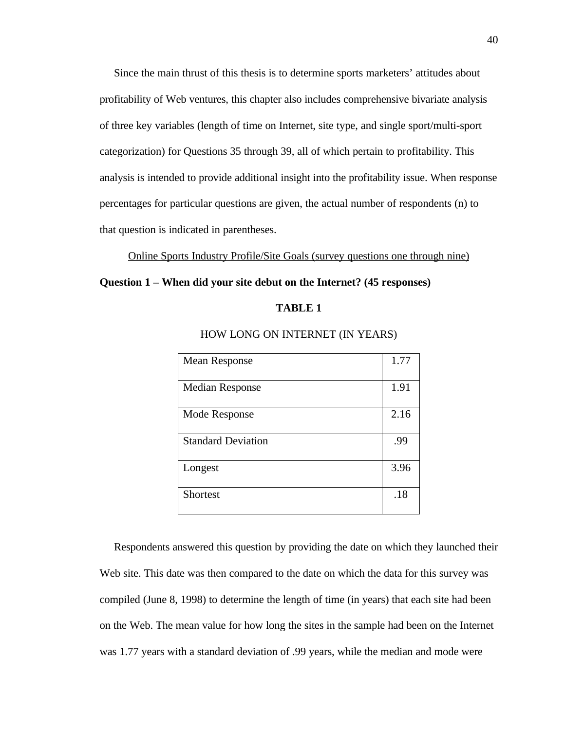Since the main thrust of this thesis is to determine sports marketers' attitudes about profitability of Web ventures, this chapter also includes comprehensive bivariate analysis of three key variables (length of time on Internet, site type, and single sport/multi-sport categorization) for Questions 35 through 39, all of which pertain to profitability. This analysis is intended to provide additional insight into the profitability issue. When response percentages for particular questions are given, the actual number of respondents (n) to that question is indicated in parentheses.

<u>Online Sports Industry Profile/Site Goals (survey questions one through nine)</u>

**Question 1 – When did your site debut on the Internet? (45 responses)**

**TABLE 1**

HOW LONG ON INTERNET (IN YEARS)

| | |
|---|---|
| Mean Response | 1.77 |
| Median Response | 1.91 |
| Mode Response | 2.16 |
| Standard Deviation | .99 |
| Longest | 3.96 |
| Shortest | .18 |

Respondents answered this question by providing the date on which they launched their Web site. This date was then compared to the date on which the data for this survey was compiled (June 8, 1998) to determine the length of time (in years) that each site had been on the Web. The mean value for how long the sites in the sample had been on the Internet was 1.77 years with a standard deviation of .99 years, while the median and mode were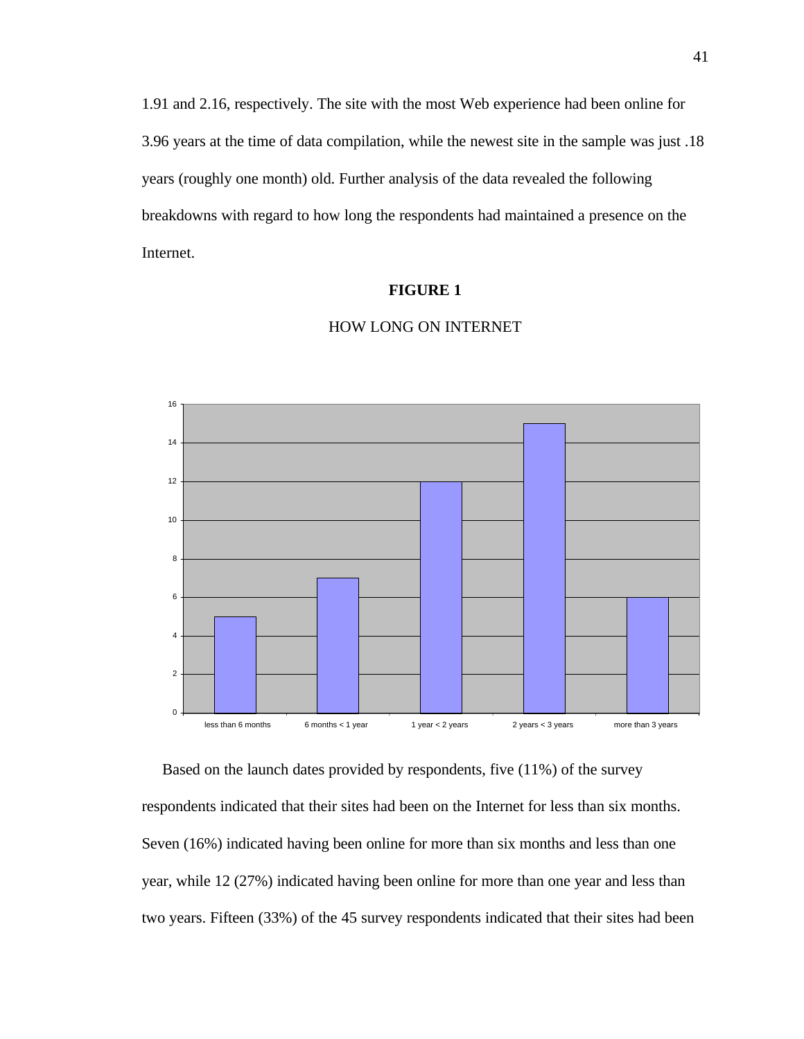1.91 and 2.16, respectively. The site with the most Web experience had been online for 3.96 years at the time of data compilation, while the newest site in the sample was just .18 years (roughly one month) old. Further analysis of the data revealed the following breakdowns with regard to how long the respondents had maintained a presence on the Internet.

**FIGURE 1**

HOW LONG ON INTERNET

Based on the launch dates provided by respondents, five (11%) of the survey respondents indicated that their sites had been on the Internet for less than six months. Seven (16%) indicated having been online for more than six months and less than one year, while 12 (27%) indicated having been online for more than one year and less than two years. Fifteen (33%) of the 45 survey respondents indicated that their sites had been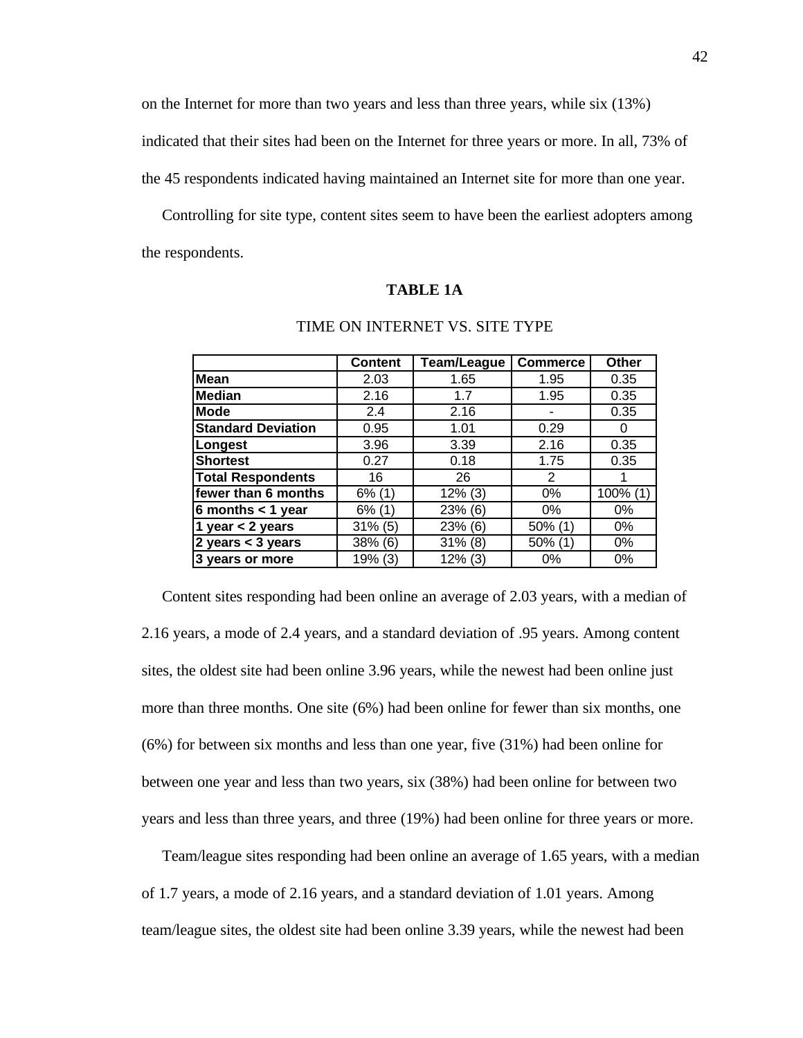on the Internet for more than two years and less than three years, while six (13%) indicated that their sites had been on the Internet for three years or more. In all, 73% of the 45 respondents indicated having maintained an Internet site for more than one year.

Controlling for site type, content sites seem to have been the earliest adopters among the respondents.

**TABLE 1A**

TIME ON INTERNET VS. SITE TYPE

| | Content | Team/League | Commerce | Other |
|---|---|---|---|---|
| **Mean** | 2.03 | 1.65 | 1.95 | 0.35 |
| **Median** | 2.16 | 1.7 | 1.95 | 0.35 |
| **Mode** | 2.4 | 2.16 | - | 0.35 |
| **Standard Deviation** | 0.95 | 1.01 | 0.29 | 0 |
| **Longest** | 3.96 | 3.39 | 2.16 | 0.35 |
| **Shortest** | 0.27 | 0.18 | 1.75 | 0.35 |
| **Total Respondents** | 16 | 26 | 2 | 1 |
| **fewer than 6 months** | 6% (1) | 12% (3) | 0% | 100% (1) |
| **6 months < 1 year** | 6% (1) | 23% (6) | 0% | 0% |
| **1 year < 2 years** | 31% (5) | 23% (6) | 50% (1) | 0% |
| **2 years < 3 years** | 38% (6) | 31% (8) | 50% (1) | 0% |
| **3 years or more** | 19% (3) | 12% (3) | 0% | 0% |

Content sites responding had been online an average of 2.03 years, with a median of 2.16 years, a mode of 2.4 years, and a standard deviation of .95 years. Among content sites, the oldest site had been online 3.96 years, while the newest had been online just more than three months. One site (6%) had been online for fewer than six months, one (6%) for between six months and less than one year, five (31%) had been online for between one year and less than two years, six (38%) had been online for between two years and less than three years, and three (19%) had been online for three years or more.

Team/league sites responding had been online an average of 1.65 years, with a median of 1.7 years, a mode of 2.16 years, and a standard deviation of 1.01 years. Among team/league sites, the oldest site had been online 3.39 years, while the newest had been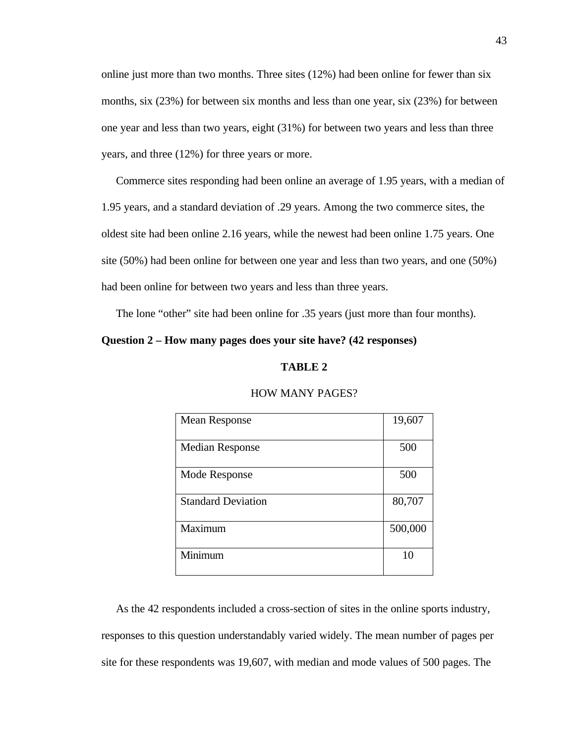online just more than two months. Three sites (12%) had been online for fewer than six months, six (23%) for between six months and less than one year, six (23%) for between one year and less than two years, eight (31%) for between two years and less than three years, and three (12%) for three years or more.

Commerce sites responding had been online an average of 1.95 years, with a median of 1.95 years, and a standard deviation of .29 years. Among the two commerce sites, the oldest site had been online 2.16 years, while the newest had been online 1.75 years. One site (50%) had been online for between one year and less than two years, and one (50%) had been online for between two years and less than three years.

The lone "other" site had been online for .35 years (just more than four months).

**Question 2 – How many pages does your site have? (42 responses)**

**TABLE 2**

HOW MANY PAGES?

| | |
|---|---|
| Mean Response | 19,607 |
| Median Response | 500 |
| Mode Response | 500 |
| Standard Deviation | 80,707 |
| Maximum | 500,000 |
| Minimum | 10 |

As the 42 respondents included a cross-section of sites in the online sports industry, responses to this question understandably varied widely. The mean number of pages per site for these respondents was 19,607, with median and mode values of 500 pages. The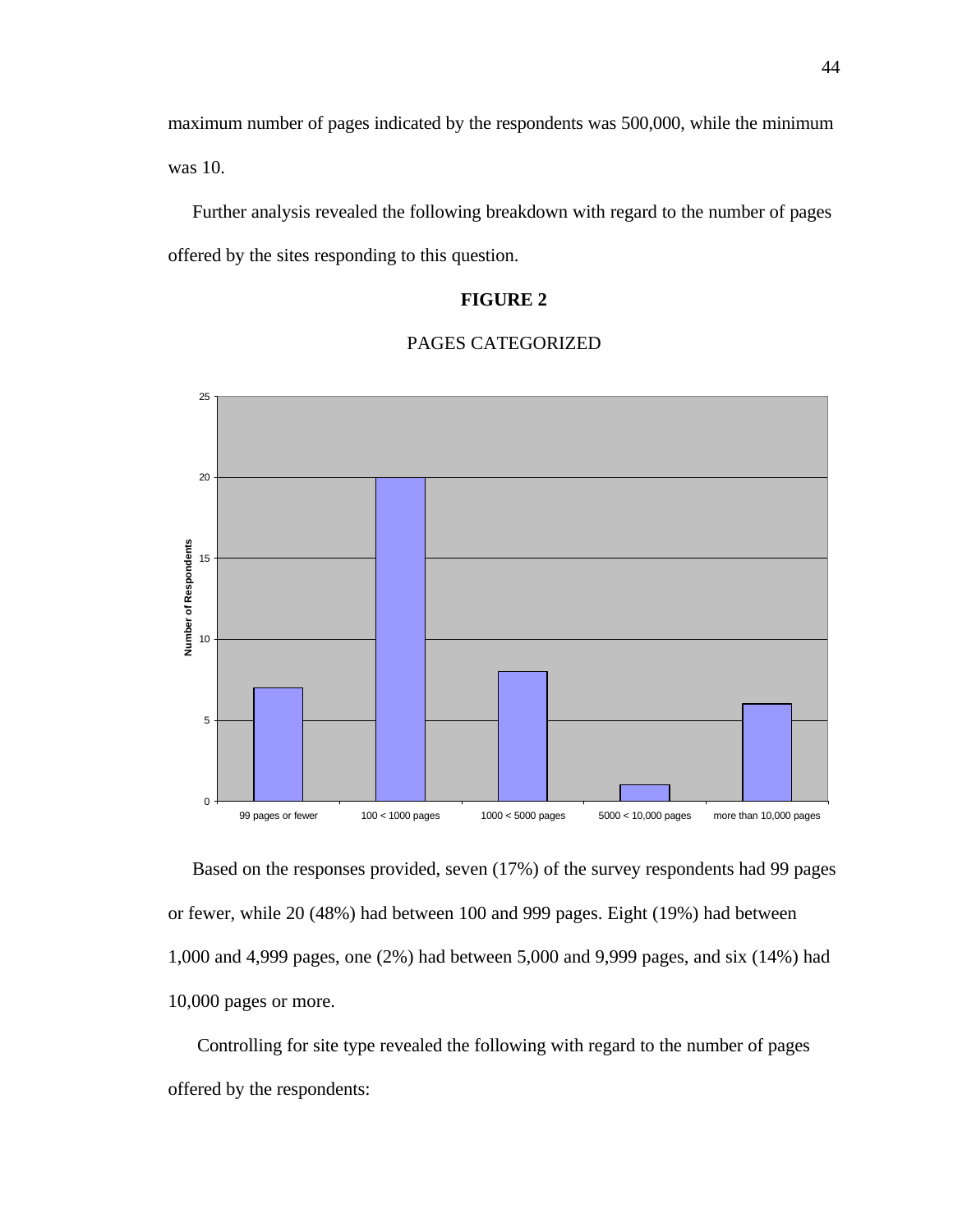maximum number of pages indicated by the respondents was 500,000, while the minimum was 10.

Further analysis revealed the following breakdown with regard to the number of pages offered by the sites responding to this question.

**FIGURE 2**

PAGES CATEGORIZED

Based on the responses provided, seven (17%) of the survey respondents had 99 pages or fewer, while 20 (48%) had between 100 and 999 pages. Eight (19%) had between 1,000 and 4,999 pages, one (2%) had between 5,000 and 9,999 pages, and six (14%) had 10,000 pages or more.

Controlling for site type revealed the following with regard to the number of pages offered by the respondents: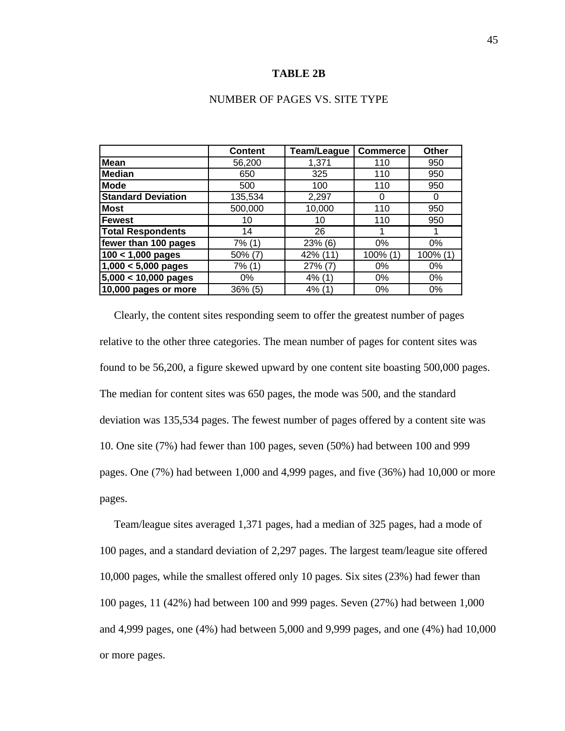**TABLE 2B**

NUMBER OF PAGES VS. SITE TYPE

| | Content | Team/League | Commerce | Other |
|---|---|---|---|---|
| **Mean** | 56,200 | 1,371 | 110 | 950 |
| **Median** | 650 | 325 | 110 | 950 |
| **Mode** | 500 | 100 | 110 | 950 |
| **Standard Deviation** | 135,534 | 2,297 | 0 | 0 |
| **Most** | 500,000 | 10,000 | 110 | 950 |
| **Fewest** | 10 | 10 | 110 | 950 |
| **Total Respondents** | 14 | 26 | 1 | 1 |
| **fewer than 100 pages** | 7% (1) | 23% (6) | 0% | 0% |
| **100 < 1,000 pages** | 50% (7) | 42% (11) | 100% (1) | 100% (1) |
| **1,000 < 5,000 pages** | 7% (1) | 27% (7) | 0% | 0% |
| **5,000 < 10,000 pages** | 0% | 4% (1) | 0% | 0% |
| **10,000 pages or more** | 36% (5) | 4% (1) | 0% | 0% |

Clearly, the content sites responding seem to offer the greatest number of pages relative to the other three categories. The mean number of pages for content sites was found to be 56,200, a figure skewed upward by one content site boasting 500,000 pages. The median for content sites was 650 pages, the mode was 500, and the standard deviation was 135,534 pages. The fewest number of pages offered by a content site was 10. One site (7%) had fewer than 100 pages, seven (50%) had between 100 and 999 pages. One (7%) had between 1,000 and 4,999 pages, and five (36%) had 10,000 or more pages.

Team/league sites averaged 1,371 pages, had a median of 325 pages, had a mode of 100 pages, and a standard deviation of 2,297 pages. The largest team/league site offered 10,000 pages, while the smallest offered only 10 pages. Six sites (23%) had fewer than 100 pages, 11 (42%) had between 100 and 999 pages. Seven (27%) had between 1,000 and 4,999 pages, one (4%) had between 5,000 and 9,999 pages, and one (4%) had 10,000 or more pages.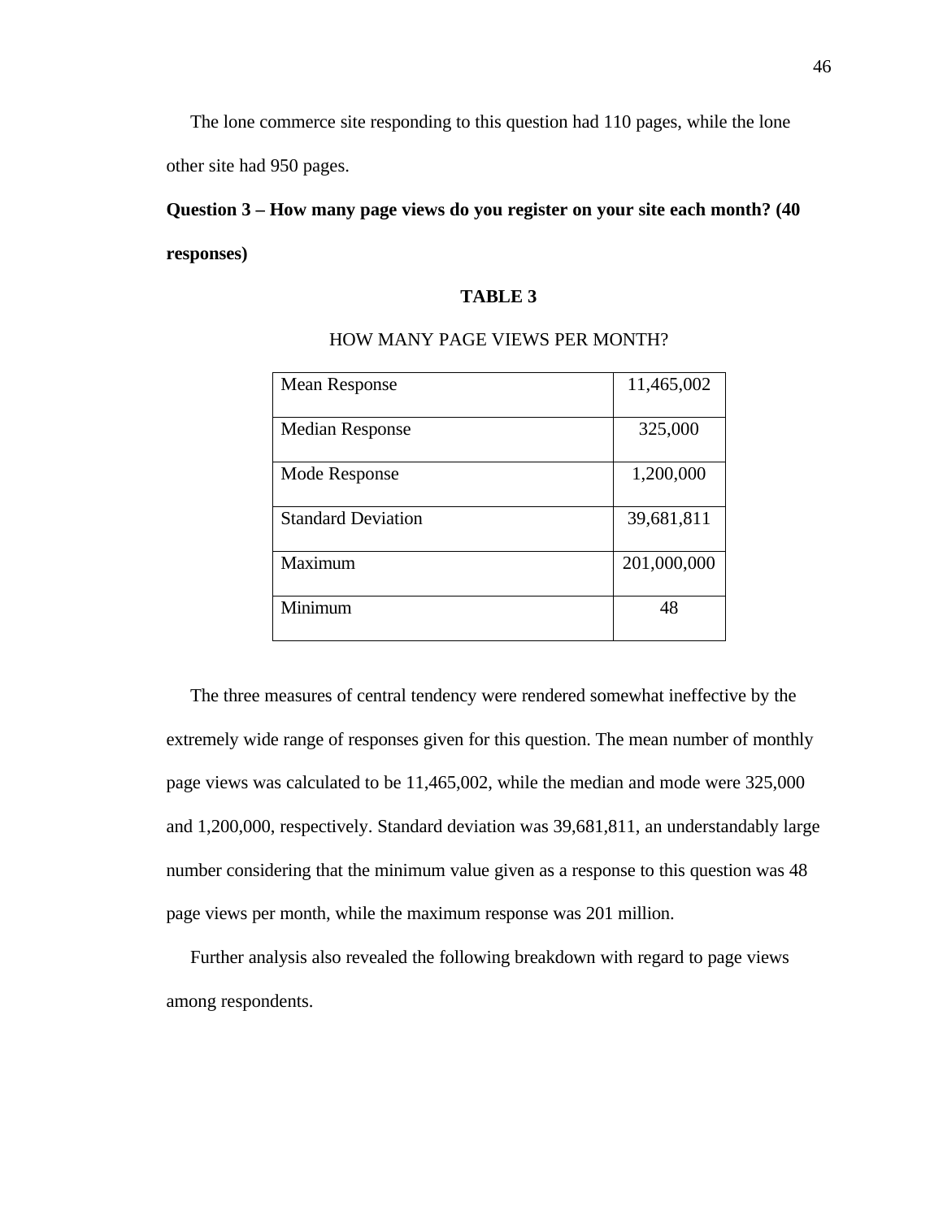The lone commerce site responding to this question had 110 pages, while the lone other site had 950 pages.

**Question 3 – How many page views do you register on your site each month? (40 responses)**

**TABLE 3**

HOW MANY PAGE VIEWS PER MONTH?

| | |
|---|---|
| Mean Response | 11,465,002 |
| Median Response | 325,000 |
| Mode Response | 1,200,000 |
| Standard Deviation | 39,681,811 |
| Maximum | 201,000,000 |
| Minimum | 48 |

The three measures of central tendency were rendered somewhat ineffective by the extremely wide range of responses given for this question. The mean number of monthly page views was calculated to be 11,465,002, while the median and mode were 325,000 and 1,200,000, respectively. Standard deviation was 39,681,811, an understandably large number considering that the minimum value given as a response to this question was 48 page views per month, while the maximum response was 201 million.

Further analysis also revealed the following breakdown with regard to page views among respondents.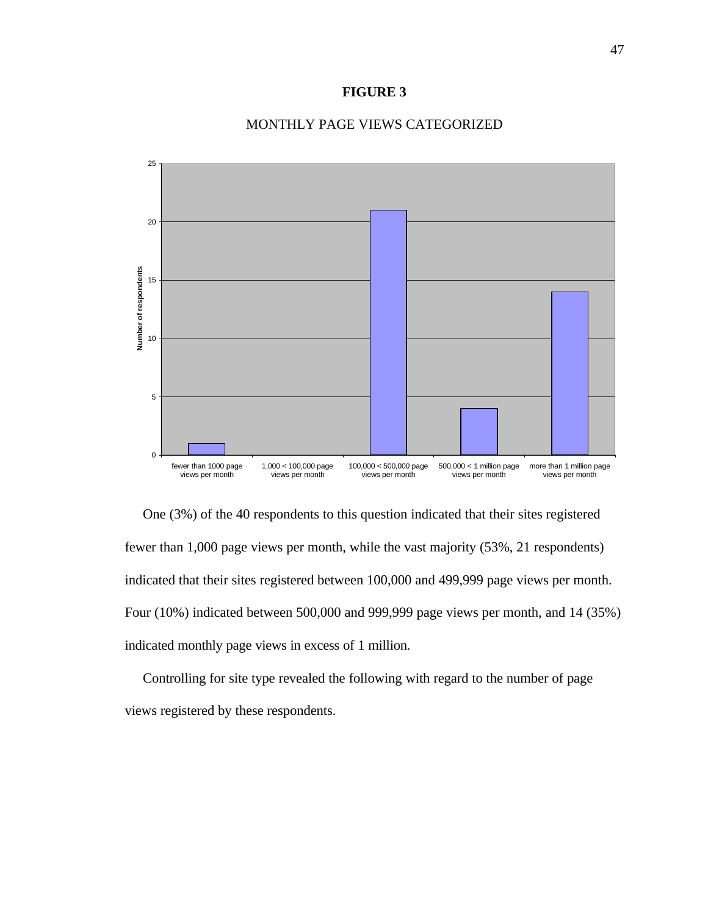**FIGURE 3**

MONTHLY PAGE VIEWS CATEGORIZED

One (3%) of the 40 respondents to this question indicated that their sites registered fewer than 1,000 page views per month, while the vast majority (53%, 21 respondents) indicated that their sites registered between 100,000 and 499,999 page views per month. Four (10%) indicated between 500,000 and 999,999 page views per month, and 14 (35%) indicated monthly page views in excess of 1 million.

Controlling for site type revealed the following with regard to the number of page views registered by these respondents.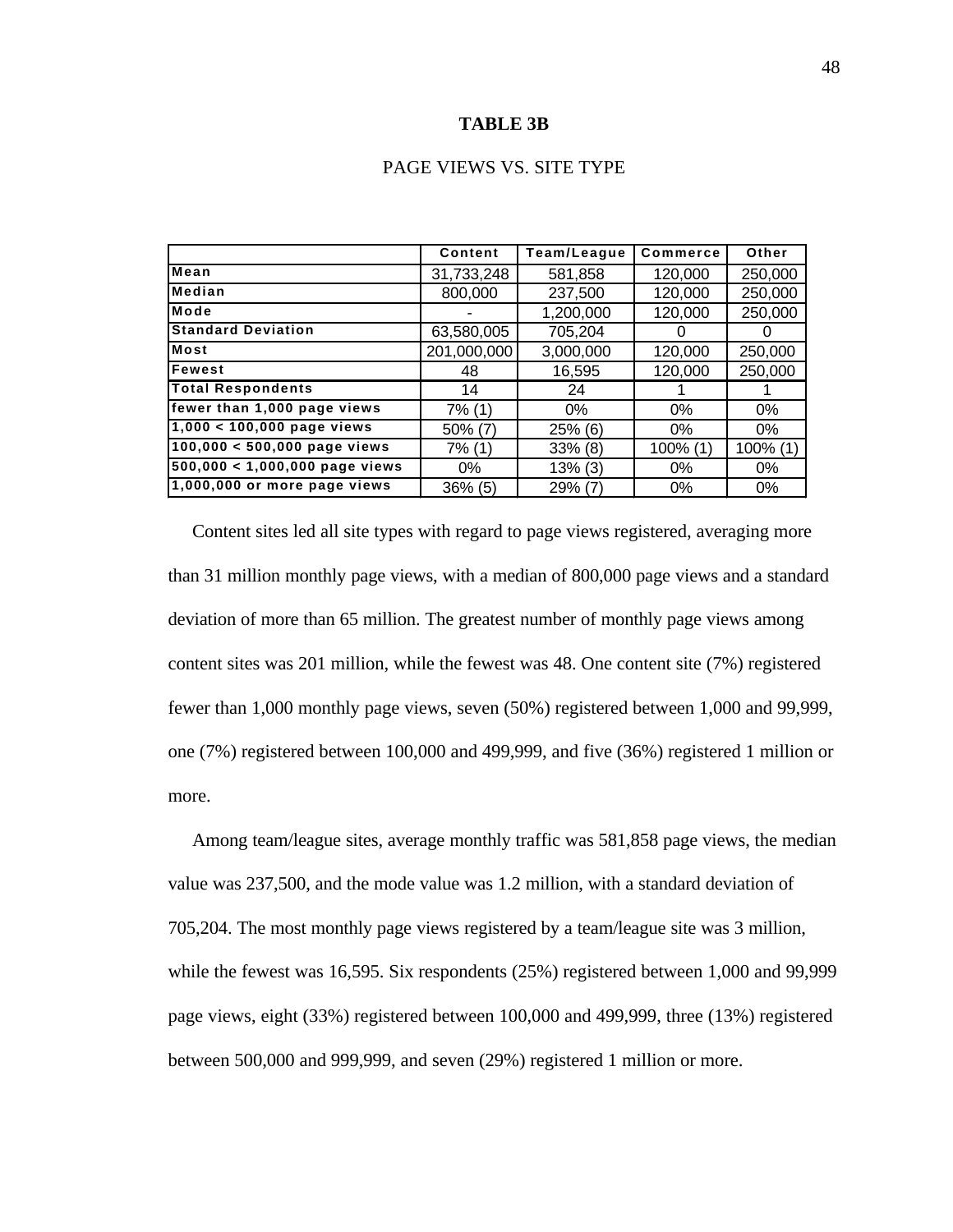**TABLE 3B**

PAGE VIEWS VS. SITE TYPE

| | Content | Team/League | Commerce | Other |
|---|---|---|---|---|
| Mean | 31,733,248 | 581,858 | 120,000 | 250,000 |
| Median | 800,000 | 237,500 | 120,000 | 250,000 |
| Mode | - | 1,200,000 | 120,000 | 250,000 |
| Standard Deviation | 63,580,005 | 705,204 | 0 | 0 |
| Most | 201,000,000 | 3,000,000 | 120,000 | 250,000 |
| Fewest | 48 | 16,595 | 120,000 | 250,000 |
| Total Respondents | 14 | 24 | 1 | 1 |
| fewer than 1,000 page views | 7% (1) | 0% | 0% | 0% |
| 1,000 < 100,000 page views | 50% (7) | 25% (6) | 0% | 0% |
| 100,000 < 500,000 page views | 7% (1) | 33% (8) | 100% (1) | 100% (1) |
| 500,000 < 1,000,000 page views | 0% | 13% (3) | 0% | 0% |
| 1,000,000 or more page views | 36% (5) | 29% (7) | 0% | 0% |

Content sites led all site types with regard to page views registered, averaging more than 31 million monthly page views, with a median of 800,000 page views and a standard deviation of more than 65 million. The greatest number of monthly page views among content sites was 201 million, while the fewest was 48. One content site (7%) registered fewer than 1,000 monthly page views, seven (50%) registered between 1,000 and 99,999, one (7%) registered between 100,000 and 499,999, and five (36%) registered 1 million or more.

Among team/league sites, average monthly traffic was 581,858 page views, the median value was 237,500, and the mode value was 1.2 million, with a standard deviation of 705,204. The most monthly page views registered by a team/league site was 3 million, while the fewest was 16,595. Six respondents (25%) registered between 1,000 and 99,999 page views, eight (33%) registered between 100,000 and 499,999, three (13%) registered between 500,000 and 999,999, and seven (29%) registered 1 million or more.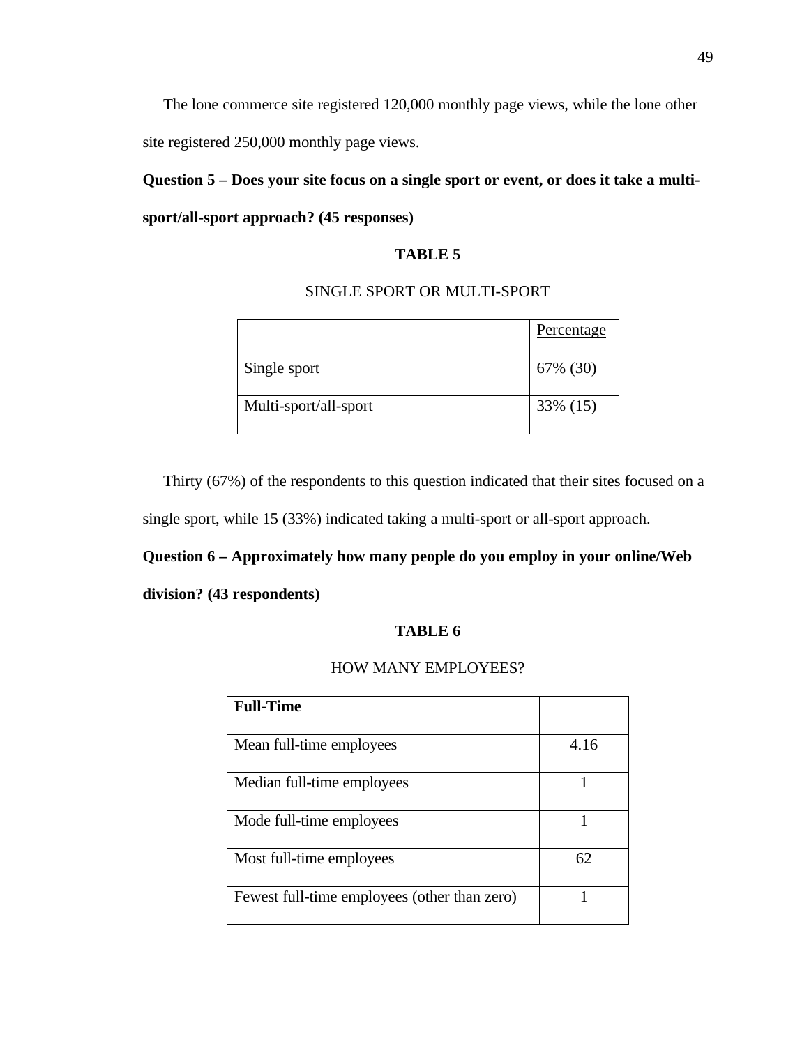The lone commerce site registered 120,000 monthly page views, while the lone other site registered 250,000 monthly page views.

**Question 5 – Does your site focus on a single sport or event, or does it take a multi-sport/all-sport approach? (45 responses)**

**TABLE 5**

SINGLE SPORT OR MULTI-SPORT

| | Percentage |
|---|---|
| Single sport | 67% (30) |
| Multi-sport/all-sport | 33% (15) |

Thirty (67%) of the respondents to this question indicated that their sites focused on a single sport, while 15 (33%) indicated taking a multi-sport or all-sport approach.

**Question 6 – Approximately how many people do you employ in your online/Web division? (43 respondents)**

**TABLE 6**

HOW MANY EMPLOYEES?

| **Full-Time** | |
|---|---|
| Mean full-time employees | 4.16 |
| Median full-time employees | 1 |
| Mode full-time employees | 1 |
| Most full-time employees | 62 |
| Fewest full-time employees (other than zero) | 1 |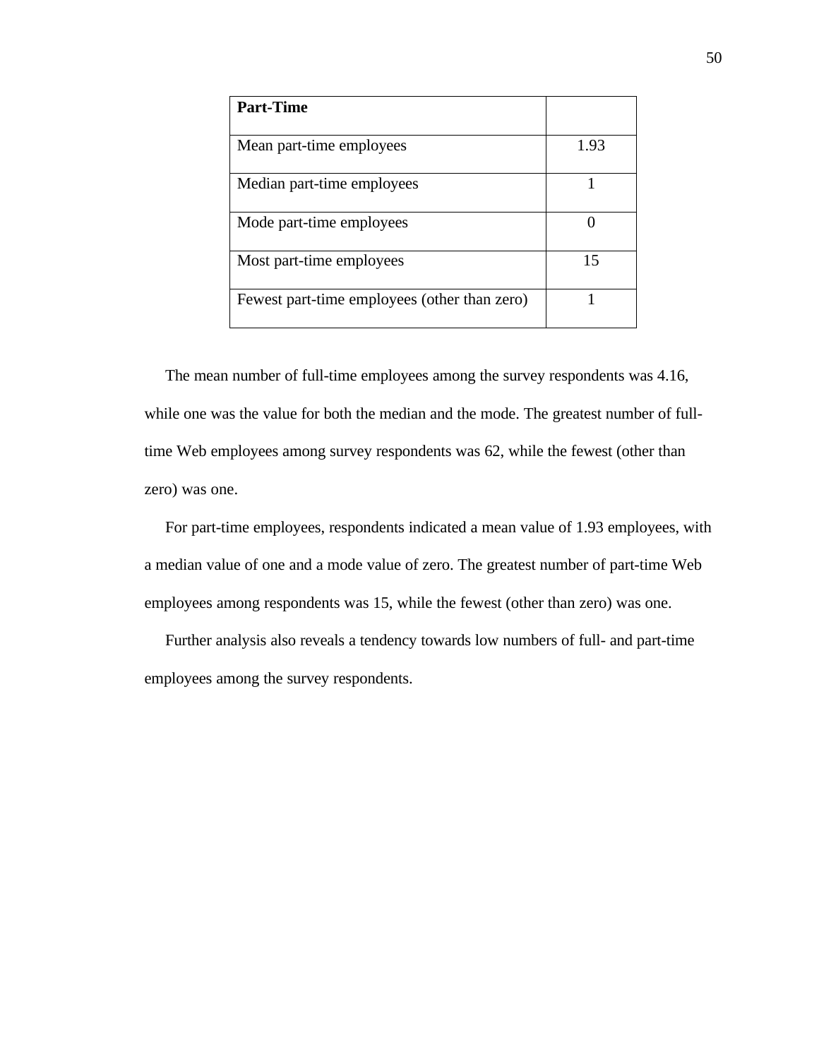| **Part-Time** | |
|---|---|
| Mean part-time employees | 1.93 |
| Median part-time employees | 1 |
| Mode part-time employees | 0 |
| Most part-time employees | 15 |
| Fewest part-time employees (other than zero) | 1 |

The mean number of full-time employees among the survey respondents was 4.16, while one was the value for both the median and the mode. The greatest number of full-time Web employees among survey respondents was 62, while the fewest (other than zero) was one.

For part-time employees, respondents indicated a mean value of 1.93 employees, with a median value of one and a mode value of zero. The greatest number of part-time Web employees among respondents was 15, while the fewest (other than zero) was one.

Further analysis also reveals a tendency towards low numbers of full- and part-time employees among the survey respondents.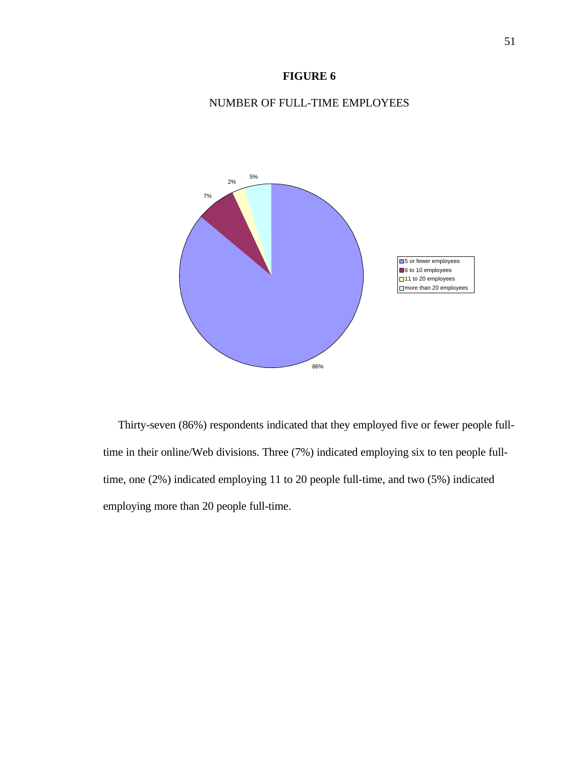**FIGURE 6**

NUMBER OF FULL-TIME EMPLOYEES

Thirty-seven (86%) respondents indicated that they employed five or fewer people full-time in their online/Web divisions. Three (7%) indicated employing six to ten people full-time, one (2%) indicated employing 11 to 20 people full-time, and two (5%) indicated employing more than 20 people full-time.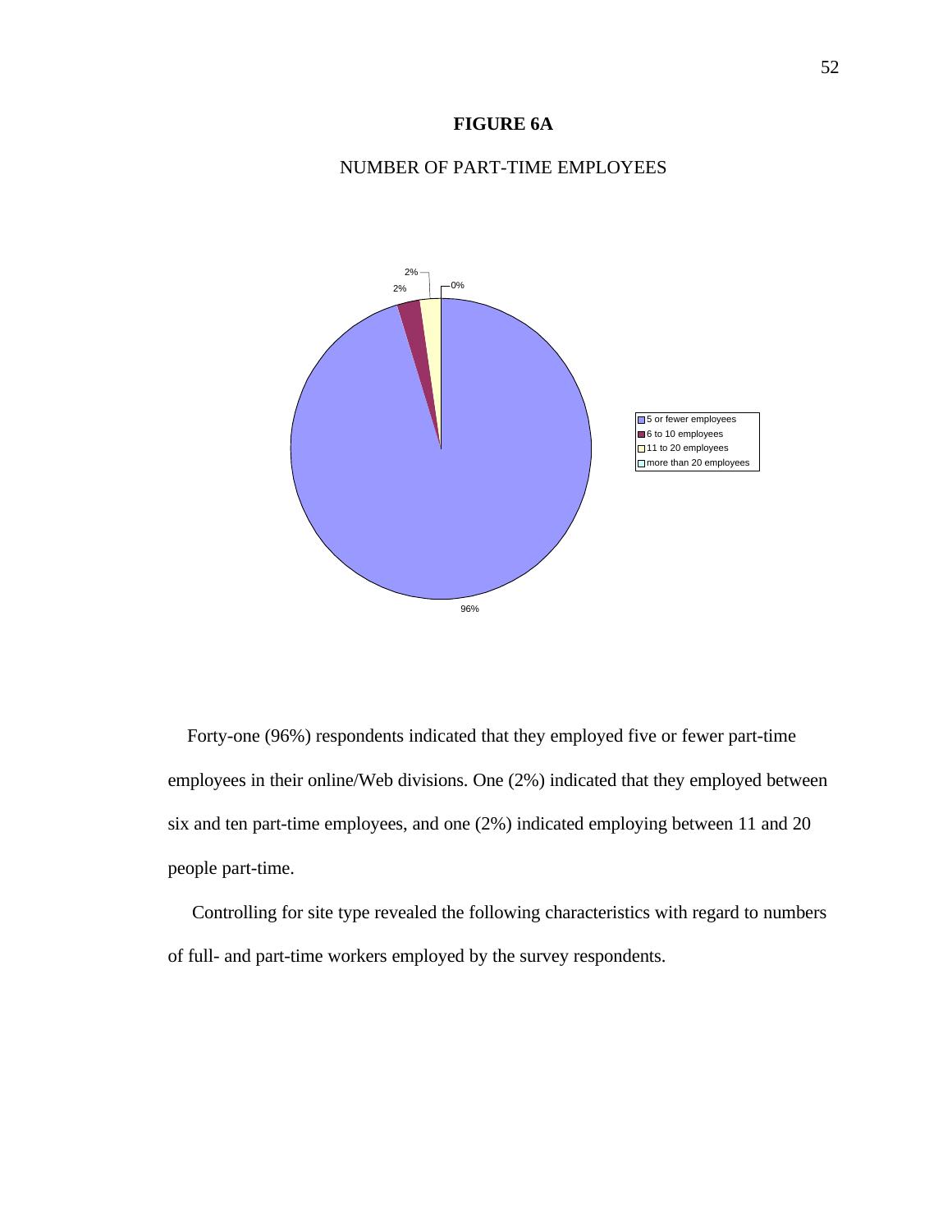**FIGURE 6A**

NUMBER OF PART-TIME EMPLOYEES

Forty-one (96%) respondents indicated that they employed five or fewer part-time employees in their online/Web divisions. One (2%) indicated that they employed between six and ten part-time employees, and one (2%) indicated employing between 11 and 20 people part-time.

Controlling for site type revealed the following characteristics with regard to numbers of full- and part-time workers employed by the survey respondents.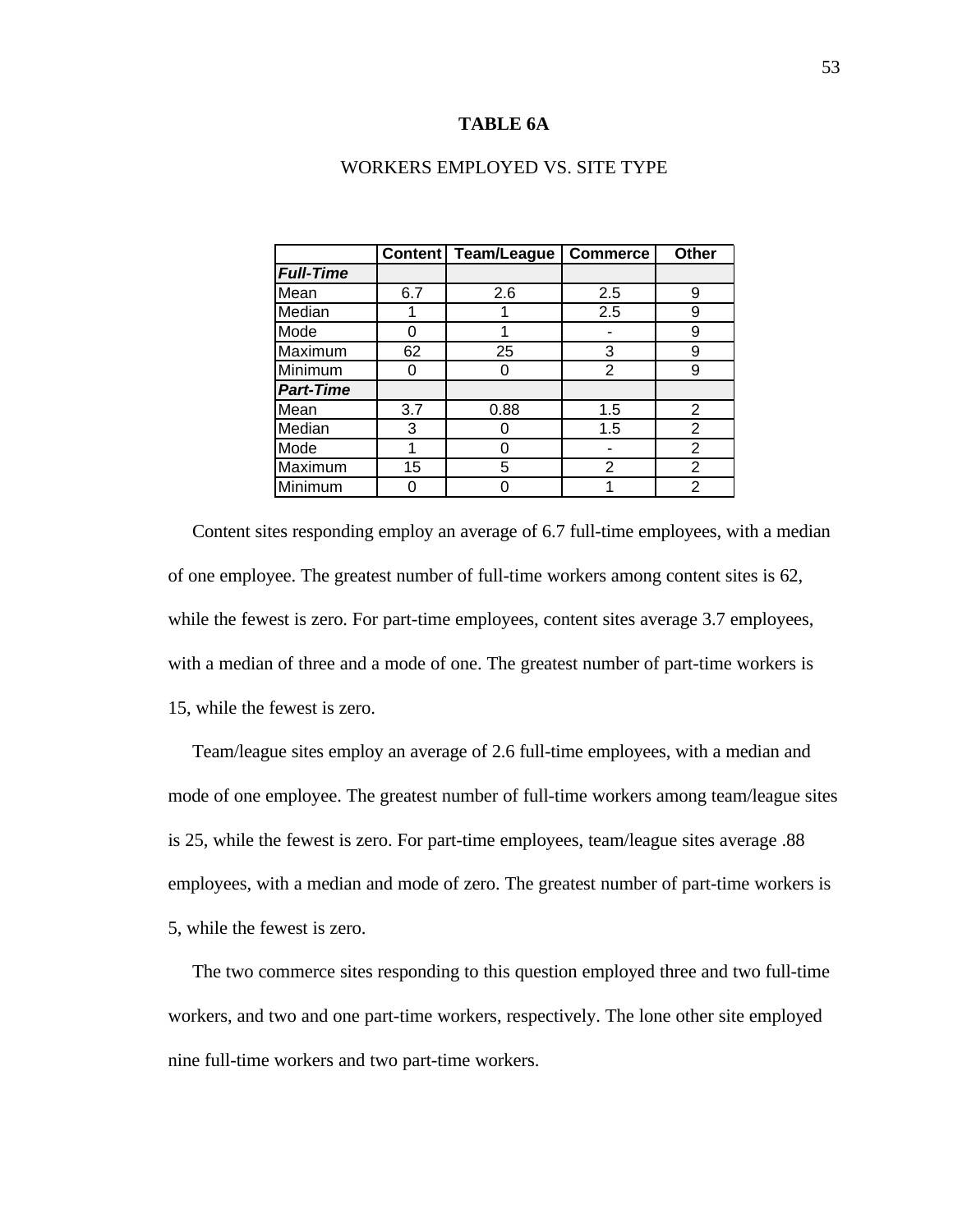**TABLE 6A**

WORKERS EMPLOYED VS. SITE TYPE

| | Content | Team/League | Commerce | Other |
|---|---|---|---|---|
| ***Full-Time*** | | | | |
| Mean | 6.7 | 2.6 | 2.5 | 9 |
| Median | 1 | 1 | 2.5 | 9 |
| Mode | 0 | 1 | - | 9 |
| Maximum | 62 | 25 | 3 | 9 |
| Minimum | 0 | 0 | 2 | 9 |
| ***Part-Time*** | | | | |
| Mean | 3.7 | 0.88 | 1.5 | 2 |
| Median | 3 | 0 | 1.5 | 2 |
| Mode | 1 | 0 | - | 2 |
| Maximum | 15 | 5 | 2 | 2 |
| Minimum | 0 | 0 | 1 | 2 |

Content sites responding employ an average of 6.7 full-time employees, with a median of one employee. The greatest number of full-time workers among content sites is 62, while the fewest is zero. For part-time employees, content sites average 3.7 employees, with a median of three and a mode of one. The greatest number of part-time workers is 15, while the fewest is zero.

Team/league sites employ an average of 2.6 full-time employees, with a median and mode of one employee. The greatest number of full-time workers among team/league sites is 25, while the fewest is zero. For part-time employees, team/league sites average .88 employees, with a median and mode of zero. The greatest number of part-time workers is 5, while the fewest is zero.

The two commerce sites responding to this question employed three and two full-time workers, and two and one part-time workers, respectively. The lone other site employed nine full-time workers and two part-time workers.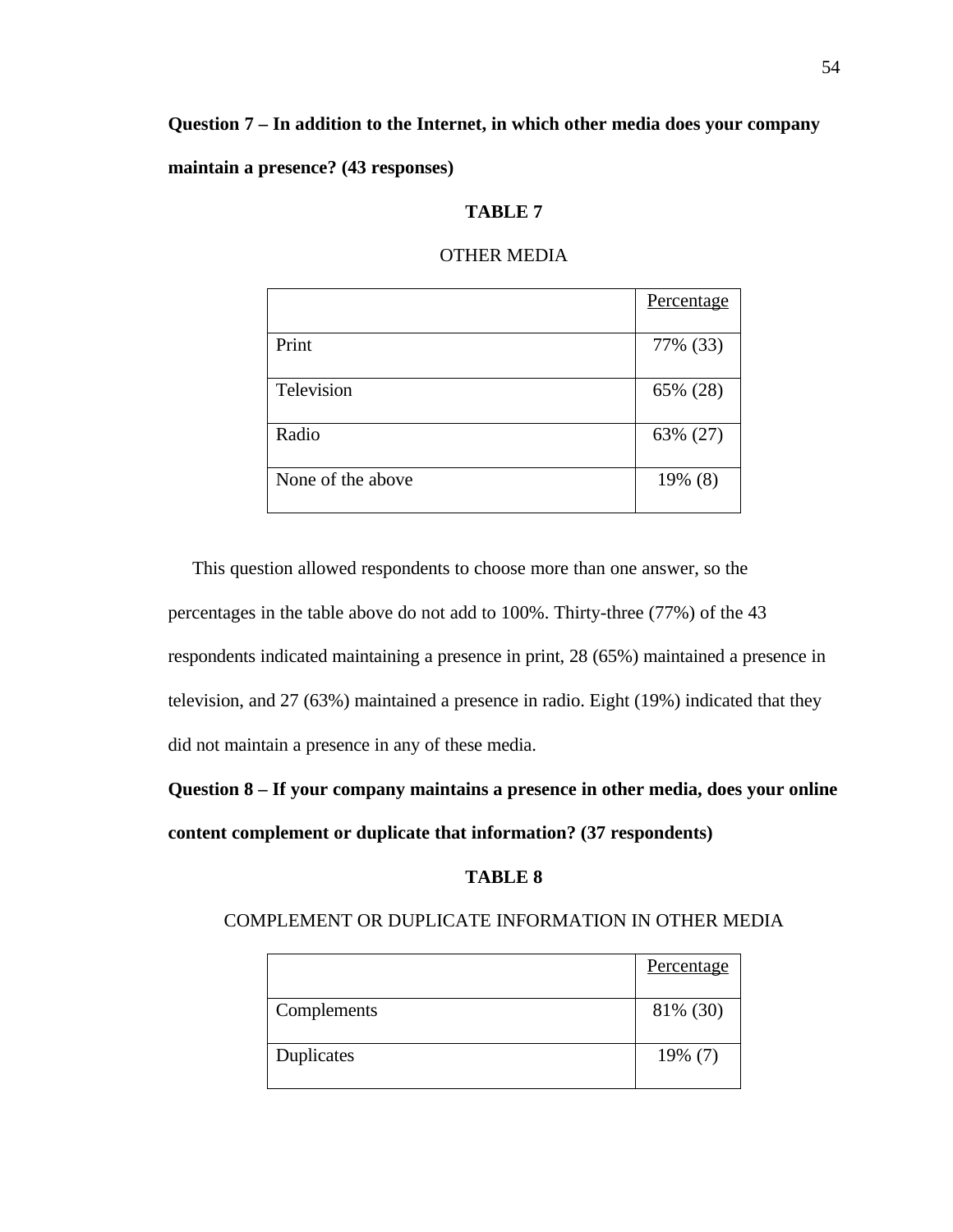**Question 7 – In addition to the Internet, in which other media does your company maintain a presence? (43 responses)**

**TABLE 7**

OTHER MEDIA

| | Percentage |
|---|---|
| Print | 77% (33) |
| Television | 65% (28) |
| Radio | 63% (27) |
| None of the above | 19% (8) |

This question allowed respondents to choose more than one answer, so the percentages in the table above do not add to 100%. Thirty-three (77%) of the 43 respondents indicated maintaining a presence in print, 28 (65%) maintained a presence in television, and 27 (63%) maintained a presence in radio. Eight (19%) indicated that they did not maintain a presence in any of these media.

**Question 8 – If your company maintains a presence in other media, does your online content complement or duplicate that information? (37 respondents)**

**TABLE 8**

COMPLEMENT OR DUPLICATE INFORMATION IN OTHER MEDIA

| | Percentage |
|---|---|
| Complements | 81% (30) |
| Duplicates | 19% (7) |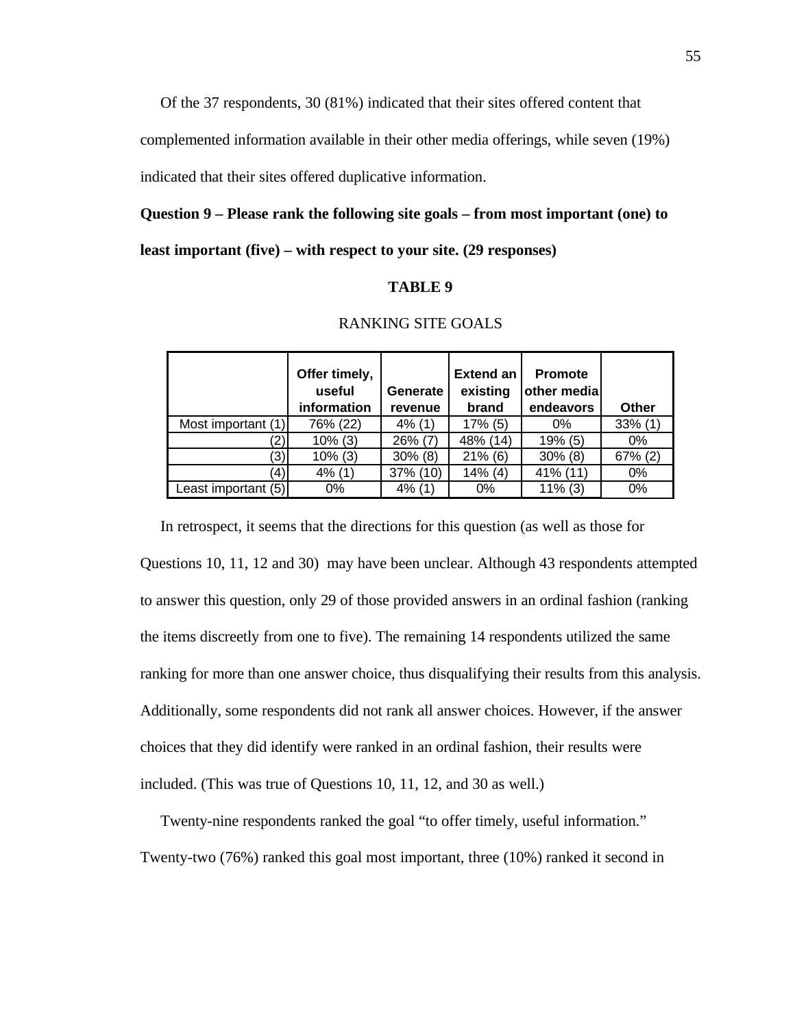Of the 37 respondents, 30 (81%) indicated that their sites offered content that complemented information available in their other media offerings, while seven (19%) indicated that their sites offered duplicative information.

**Question 9 – Please rank the following site goals – from most important (one) to least important (five) – with respect to your site. (29 responses)**

**TABLE 9**

RANKING SITE GOALS

| | Offer timely, useful information | Generate revenue | Extend an existing brand | Promote other media endeavors | Other |
|---|---|---|---|---|---|
| Most important (1) | 76% (22) | 4% (1) | 17% (5) | 0% | 33% (1) |
| (2) | 10% (3) | 26% (7) | 48% (14) | 19% (5) | 0% |
| (3) | 10% (3) | 30% (8) | 21% (6) | 30% (8) | 67% (2) |
| (4) | 4% (1) | 37% (10) | 14% (4) | 41% (11) | 0% |
| Least important (5) | 0% | 4% (1) | 0% | 11% (3) | 0% |

In retrospect, it seems that the directions for this question (as well as those for Questions 10, 11, 12 and 30) may have been unclear. Although 43 respondents attempted to answer this question, only 29 of those provided answers in an ordinal fashion (ranking the items discreetly from one to five). The remaining 14 respondents utilized the same ranking for more than one answer choice, thus disqualifying their results from this analysis. Additionally, some respondents did not rank all answer choices. However, if the answer choices that they did identify were ranked in an ordinal fashion, their results were included. (This was true of Questions 10, 11, 12, and 30 as well.)

Twenty-nine respondents ranked the goal "to offer timely, useful information." Twenty-two (76%) ranked this goal most important, three (10%) ranked it second in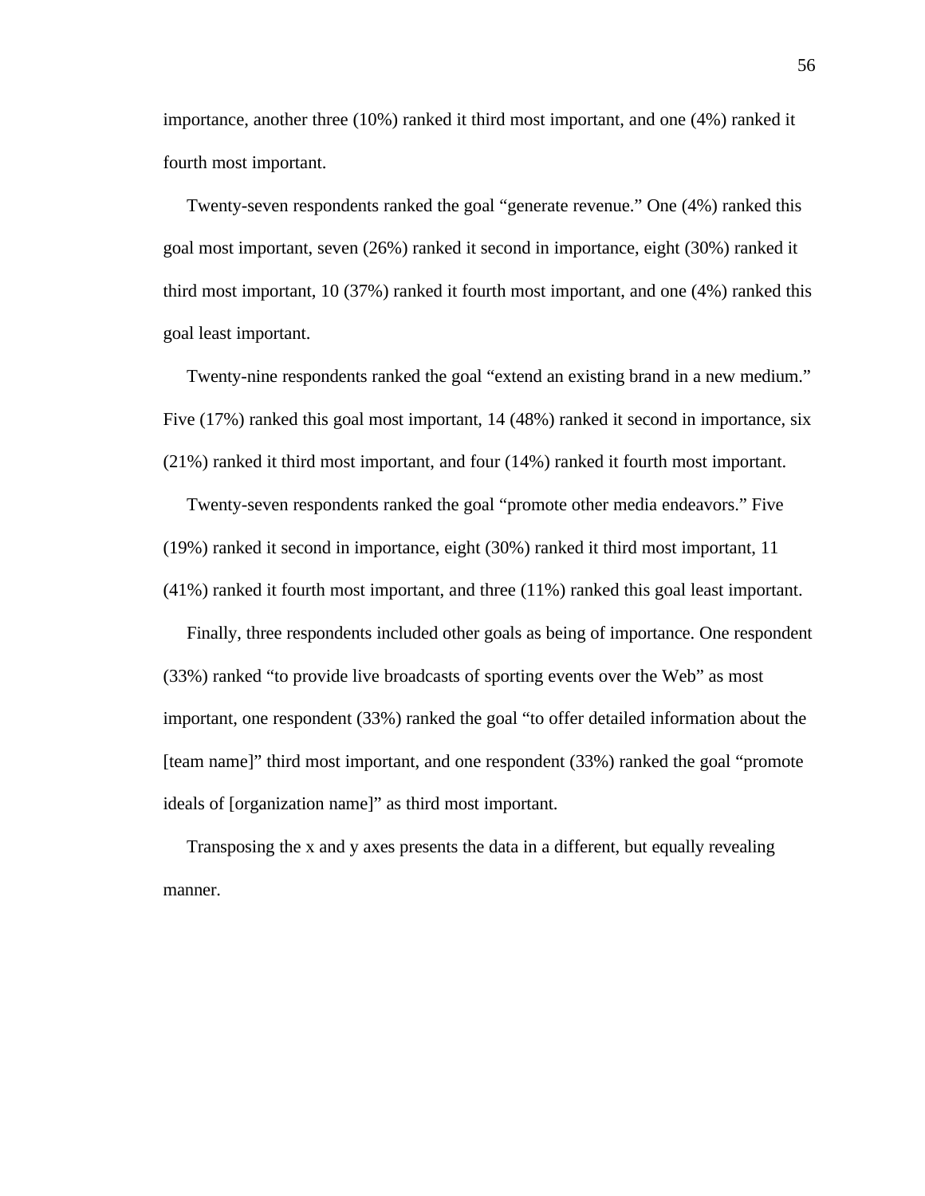importance, another three (10%) ranked it third most important, and one (4%) ranked it fourth most important.

Twenty-seven respondents ranked the goal “generate revenue.” One (4%) ranked this goal most important, seven (26%) ranked it second in importance, eight (30%) ranked it third most important, 10 (37%) ranked it fourth most important, and one (4%) ranked this goal least important.

Twenty-nine respondents ranked the goal “extend an existing brand in a new medium.” Five (17%) ranked this goal most important, 14 (48%) ranked it second in importance, six (21%) ranked it third most important, and four (14%) ranked it fourth most important.

Twenty-seven respondents ranked the goal “promote other media endeavors.” Five (19%) ranked it second in importance, eight (30%) ranked it third most important, 11 (41%) ranked it fourth most important, and three (11%) ranked this goal least important.

Finally, three respondents included other goals as being of importance. One respondent (33%) ranked “to provide live broadcasts of sporting events over the Web” as most important, one respondent (33%) ranked the goal “to offer detailed information about the [team name]” third most important, and one respondent (33%) ranked the goal “promote ideals of [organization name]” as third most important.

Transposing the x and y axes presents the data in a different, but equally revealing manner.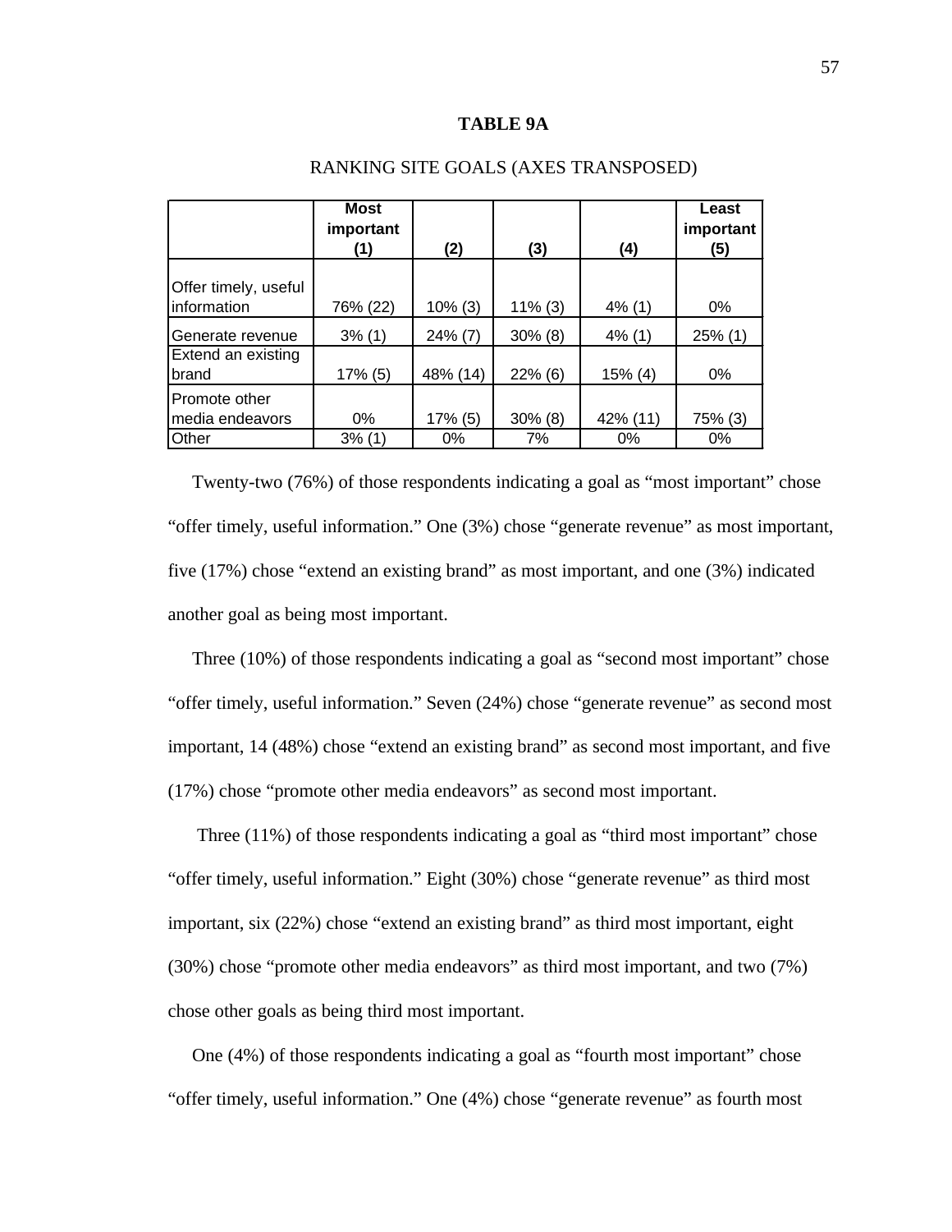**TABLE 9A**

RANKING SITE GOALS (AXES TRANSPOSED)

| | Most important (1) | (2) | (3) | (4) | Least important (5) |
|---|---|---|---|---|---|
| Offer timely, useful information | 76% (22) | 10% (3) | 11% (3) | 4% (1) | 0% |
| Generate revenue | 3% (1) | 24% (7) | 30% (8) | 4% (1) | 25% (1) |
| Extend an existing brand | 17% (5) | 48% (14) | 22% (6) | 15% (4) | 0% |
| Promote other media endeavors | 0% | 17% (5) | 30% (8) | 42% (11) | 75% (3) |
| Other | 3% (1) | 0% | 7% | 0% | 0% |

Twenty-two (76%) of those respondents indicating a goal as “most important” chose “offer timely, useful information.” One (3%) chose “generate revenue” as most important, five (17%) chose “extend an existing brand” as most important, and one (3%) indicated another goal as being most important.

Three (10%) of those respondents indicating a goal as “second most important” chose “offer timely, useful information.” Seven (24%) chose “generate revenue” as second most important, 14 (48%) chose “extend an existing brand” as second most important, and five (17%) chose “promote other media endeavors” as second most important.

Three (11%) of those respondents indicating a goal as “third most important” chose “offer timely, useful information.” Eight (30%) chose “generate revenue” as third most important, six (22%) chose “extend an existing brand” as third most important, eight (30%) chose “promote other media endeavors” as third most important, and two (7%) chose other goals as being third most important.

One (4%) of those respondents indicating a goal as “fourth most important” chose “offer timely, useful information.” One (4%) chose “generate revenue” as fourth most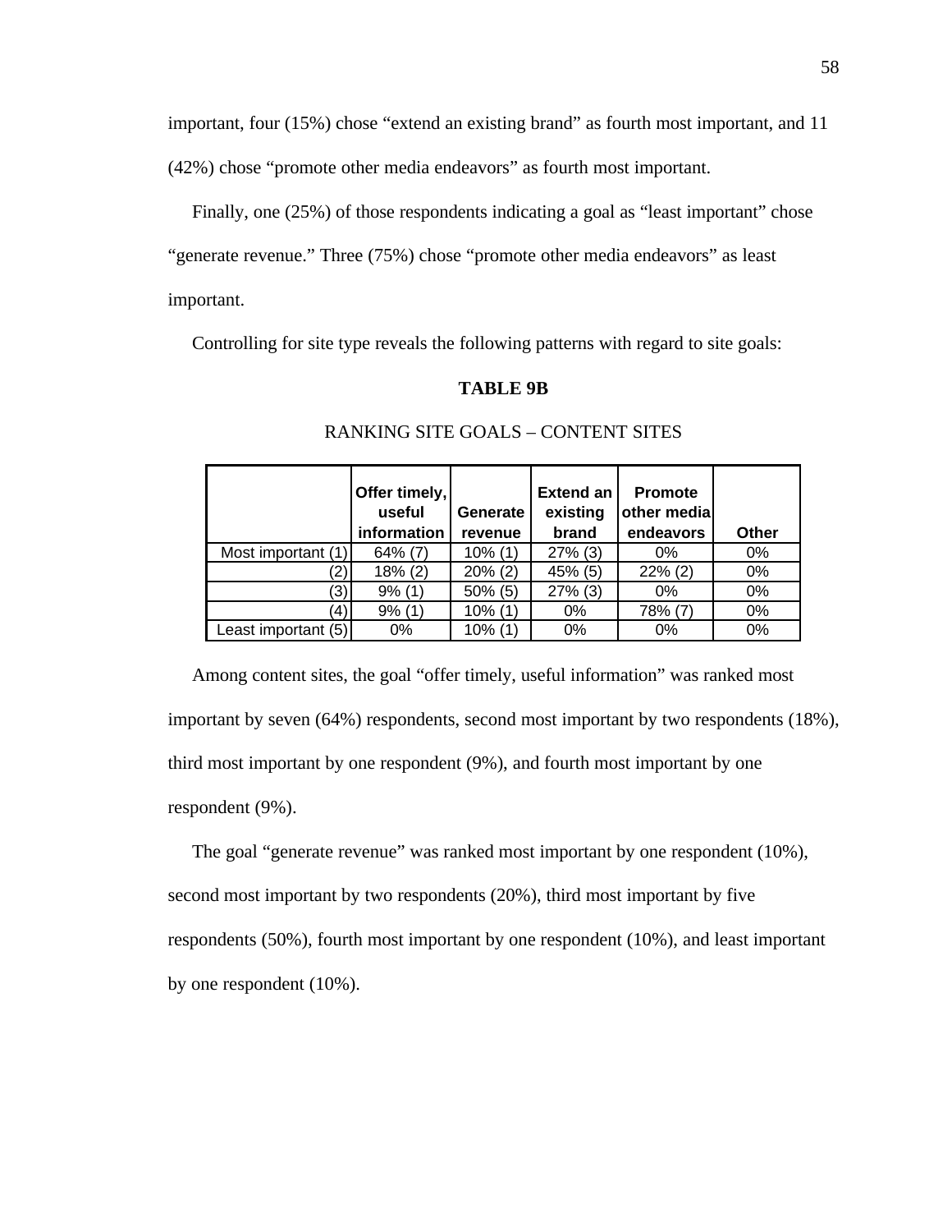important, four (15%) chose "extend an existing brand" as fourth most important, and 11 (42%) chose "promote other media endeavors" as fourth most important.

Finally, one (25%) of those respondents indicating a goal as "least important" chose "generate revenue." Three (75%) chose "promote other media endeavors" as least important.

Controlling for site type reveals the following patterns with regard to site goals:

**TABLE 9B**

RANKING SITE GOALS – CONTENT SITES

| | Offer timely, useful information | Generate revenue | Extend an existing brand | Promote other media endeavors | Other |
|---|---|---|---|---|---|
| Most important (1) | 64% (7) | 10% (1) | 27% (3) | 0% | 0% |
| (2) | 18% (2) | 20% (2) | 45% (5) | 22% (2) | 0% |
| (3) | 9% (1) | 50% (5) | 27% (3) | 0% | 0% |
| (4) | 9% (1) | 10% (1) | 0% | 78% (7) | 0% |
| Least important (5) | 0% | 10% (1) | 0% | 0% | 0% |

Among content sites, the goal "offer timely, useful information" was ranked most important by seven (64%) respondents, second most important by two respondents (18%), third most important by one respondent (9%), and fourth most important by one respondent (9%).

The goal "generate revenue" was ranked most important by one respondent (10%), second most important by two respondents (20%), third most important by five respondents (50%), fourth most important by one respondent (10%), and least important by one respondent (10%).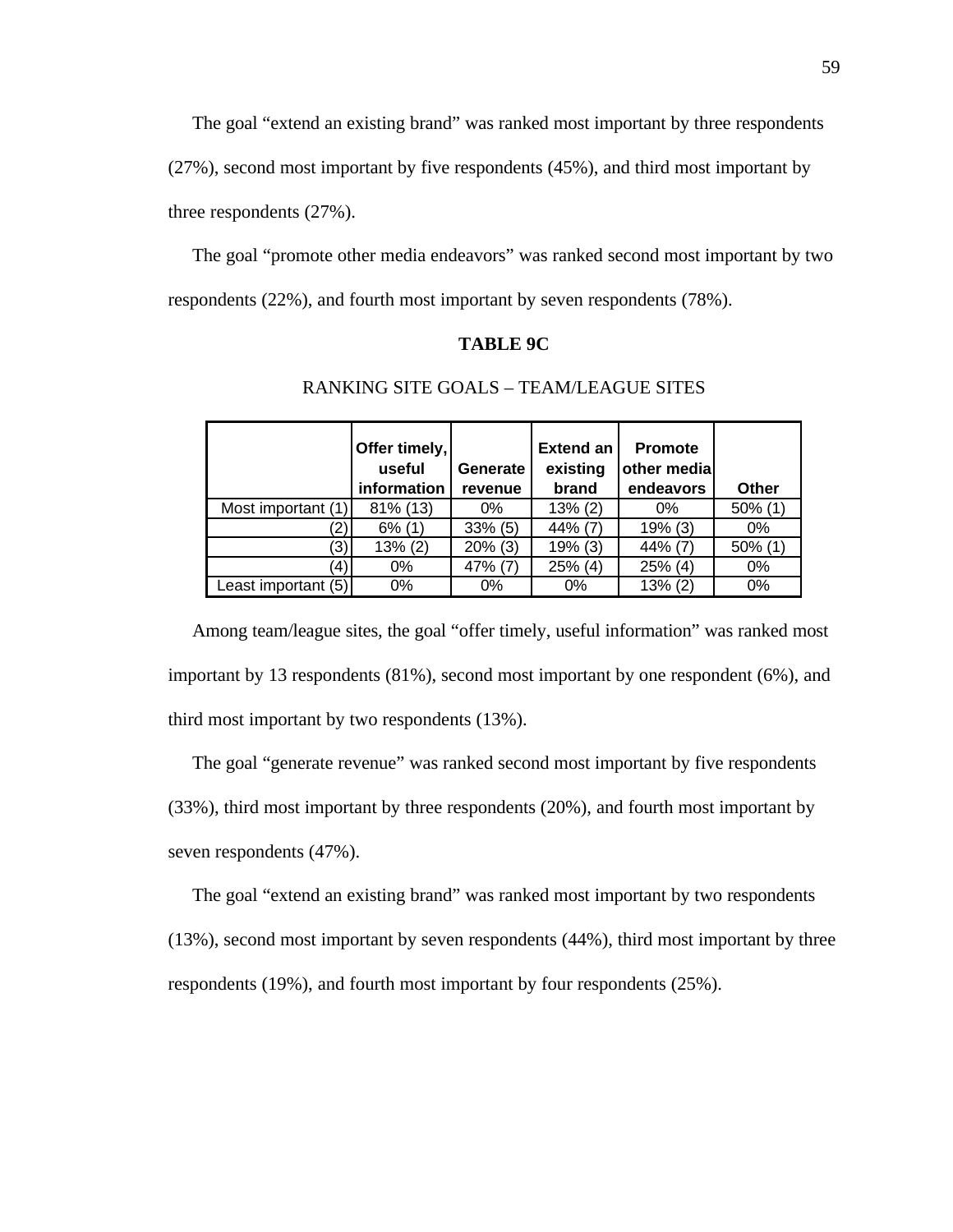The goal "extend an existing brand" was ranked most important by three respondents (27%), second most important by five respondents (45%), and third most important by three respondents (27%).

The goal "promote other media endeavors" was ranked second most important by two respondents (22%), and fourth most important by seven respondents (78%).

**TABLE 9C**

RANKING SITE GOALS – TEAM/LEAGUE SITES

| | Offer timely, useful information | Generate revenue | Extend an existing brand | Promote other media endeavors | Other |
|---|---|---|---|---|---|
| Most important (1) | 81% (13) | 0% | 13% (2) | 0% | 50% (1) |
| (2) | 6% (1) | 33% (5) | 44% (7) | 19% (3) | 0% |
| (3) | 13% (2) | 20% (3) | 19% (3) | 44% (7) | 50% (1) |
| (4) | 0% | 47% (7) | 25% (4) | 25% (4) | 0% |
| Least important (5) | 0% | 0% | 0% | 13% (2) | 0% |

Among team/league sites, the goal "offer timely, useful information" was ranked most important by 13 respondents (81%), second most important by one respondent (6%), and third most important by two respondents (13%).

The goal "generate revenue" was ranked second most important by five respondents (33%), third most important by three respondents (20%), and fourth most important by seven respondents (47%).

The goal "extend an existing brand" was ranked most important by two respondents (13%), second most important by seven respondents (44%), third most important by three respondents (19%), and fourth most important by four respondents (25%).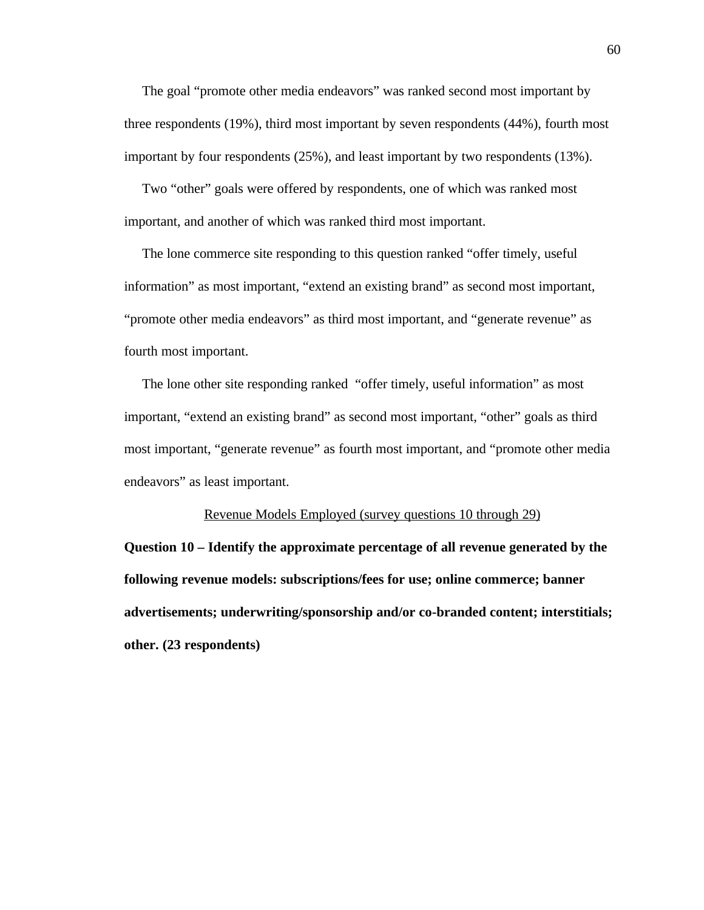The goal "promote other media endeavors" was ranked second most important by three respondents (19%), third most important by seven respondents (44%), fourth most important by four respondents (25%), and least important by two respondents (13%).

Two "other" goals were offered by respondents, one of which was ranked most important, and another of which was ranked third most important.

The lone commerce site responding to this question ranked "offer timely, useful information" as most important, "extend an existing brand" as second most important, "promote other media endeavors" as third most important, and "generate revenue" as fourth most important.

The lone other site responding ranked "offer timely, useful information" as most important, "extend an existing brand" as second most important, "other" goals as third most important, "generate revenue" as fourth most important, and "promote other media endeavors" as least important.

## Revenue Models Employed (survey questions 10 through 29)

**Question 10 – Identify the approximate percentage of all revenue generated by the following revenue models: subscriptions/fees for use; online commerce; banner advertisements; underwriting/sponsorship and/or co-branded content; interstitials; other. (23 respondents)**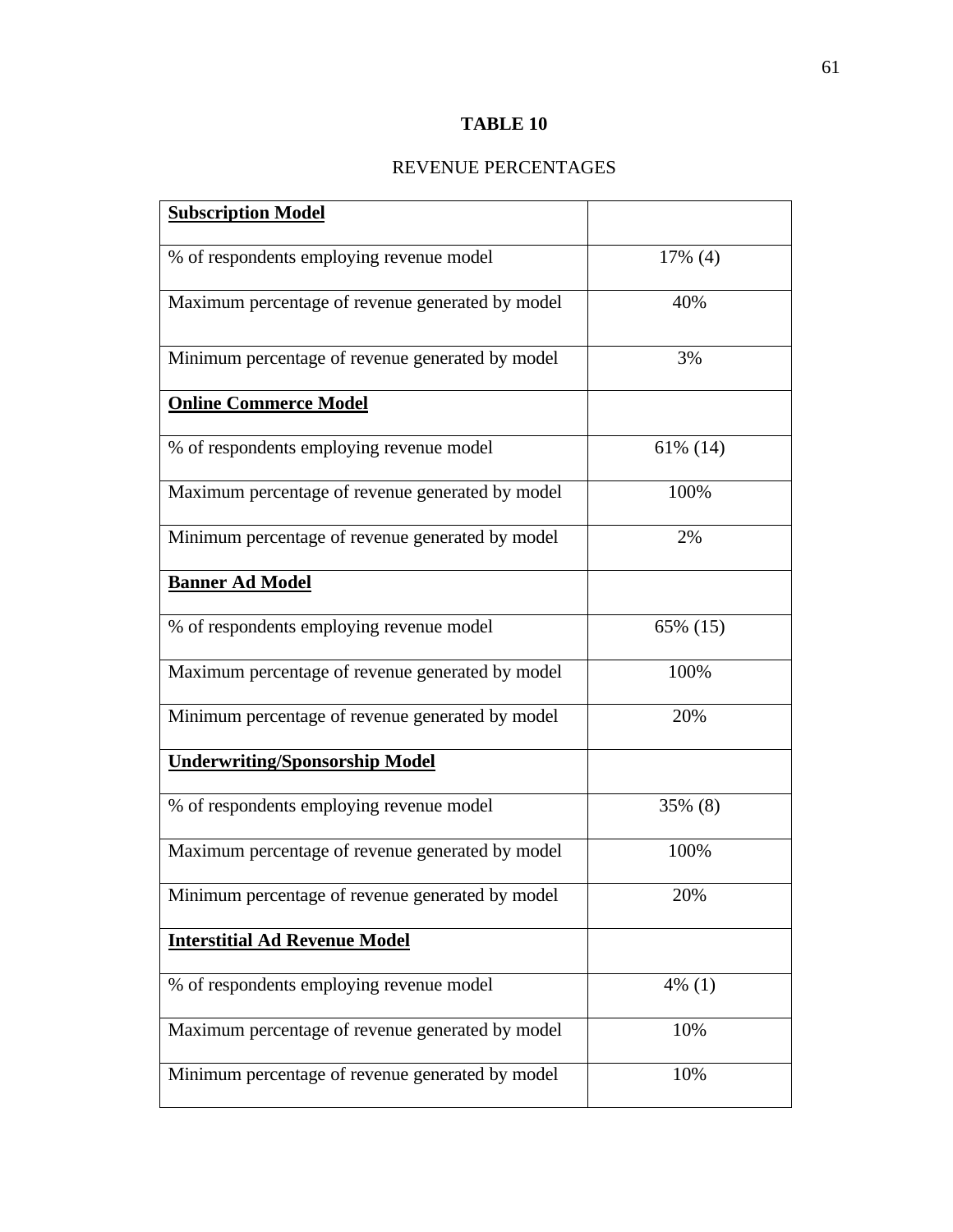**TABLE 10**

REVENUE PERCENTAGES

| **Subscription Model** | |
|---|---|
| % of respondents employing revenue model | 17% (4) |
| Maximum percentage of revenue generated by model | 40% |
| Minimum percentage of revenue generated by model | 3% |
| **Online Commerce Model** | |
| % of respondents employing revenue model | 61% (14) |
| Maximum percentage of revenue generated by model | 100% |
| Minimum percentage of revenue generated by model | 2% |
| **Banner Ad Model** | |
| % of respondents employing revenue model | 65% (15) |
| Maximum percentage of revenue generated by model | 100% |
| Minimum percentage of revenue generated by model | 20% |
| **Underwriting/Sponsorship Model** | |
| % of respondents employing revenue model | 35% (8) |
| Maximum percentage of revenue generated by model | 100% |
| Minimum percentage of revenue generated by model | 20% |
| **Interstitial Ad Revenue Model** | |
| % of respondents employing revenue model | 4% (1) |
| Maximum percentage of revenue generated by model | 10% |
| Minimum percentage of revenue generated by model | 10% |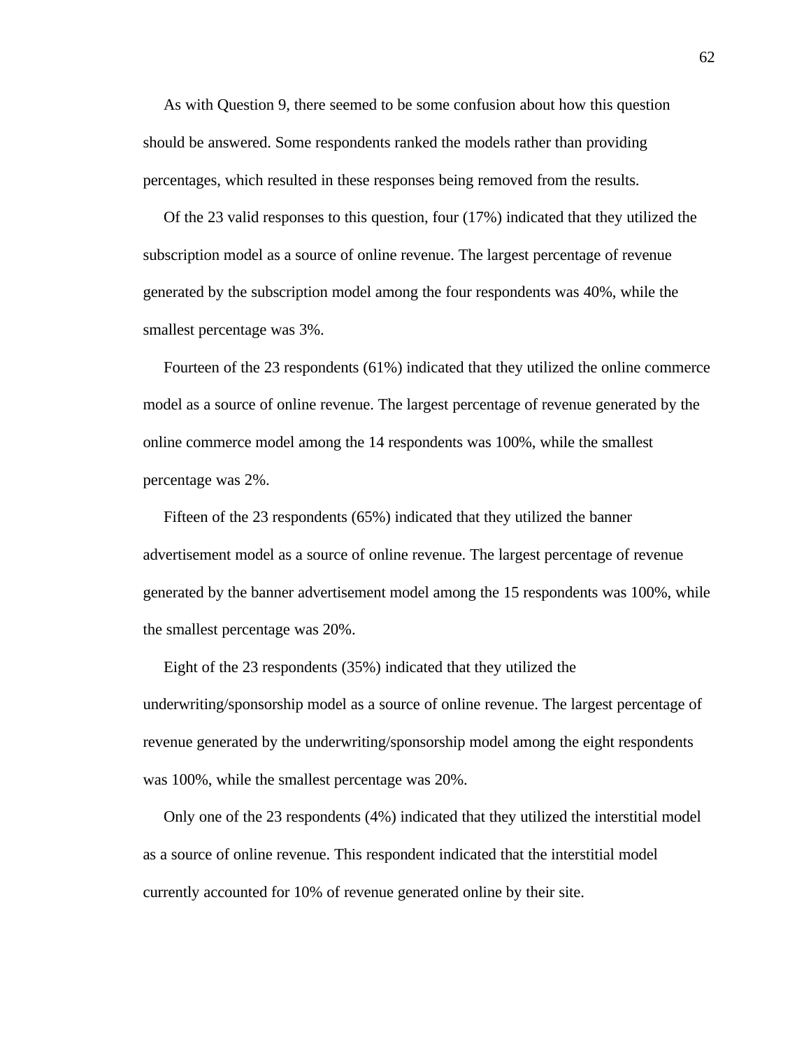As with Question 9, there seemed to be some confusion about how this question should be answered. Some respondents ranked the models rather than providing percentages, which resulted in these responses being removed from the results.

Of the 23 valid responses to this question, four (17%) indicated that they utilized the subscription model as a source of online revenue. The largest percentage of revenue generated by the subscription model among the four respondents was 40%, while the smallest percentage was 3%.

Fourteen of the 23 respondents (61%) indicated that they utilized the online commerce model as a source of online revenue. The largest percentage of revenue generated by the online commerce model among the 14 respondents was 100%, while the smallest percentage was 2%.

Fifteen of the 23 respondents (65%) indicated that they utilized the banner advertisement model as a source of online revenue. The largest percentage of revenue generated by the banner advertisement model among the 15 respondents was 100%, while the smallest percentage was 20%.

Eight of the 23 respondents (35%) indicated that they utilized the underwriting/sponsorship model as a source of online revenue. The largest percentage of revenue generated by the underwriting/sponsorship model among the eight respondents was 100%, while the smallest percentage was 20%.

Only one of the 23 respondents (4%) indicated that they utilized the interstitial model as a source of online revenue. This respondent indicated that the interstitial model currently accounted for 10% of revenue generated online by their site.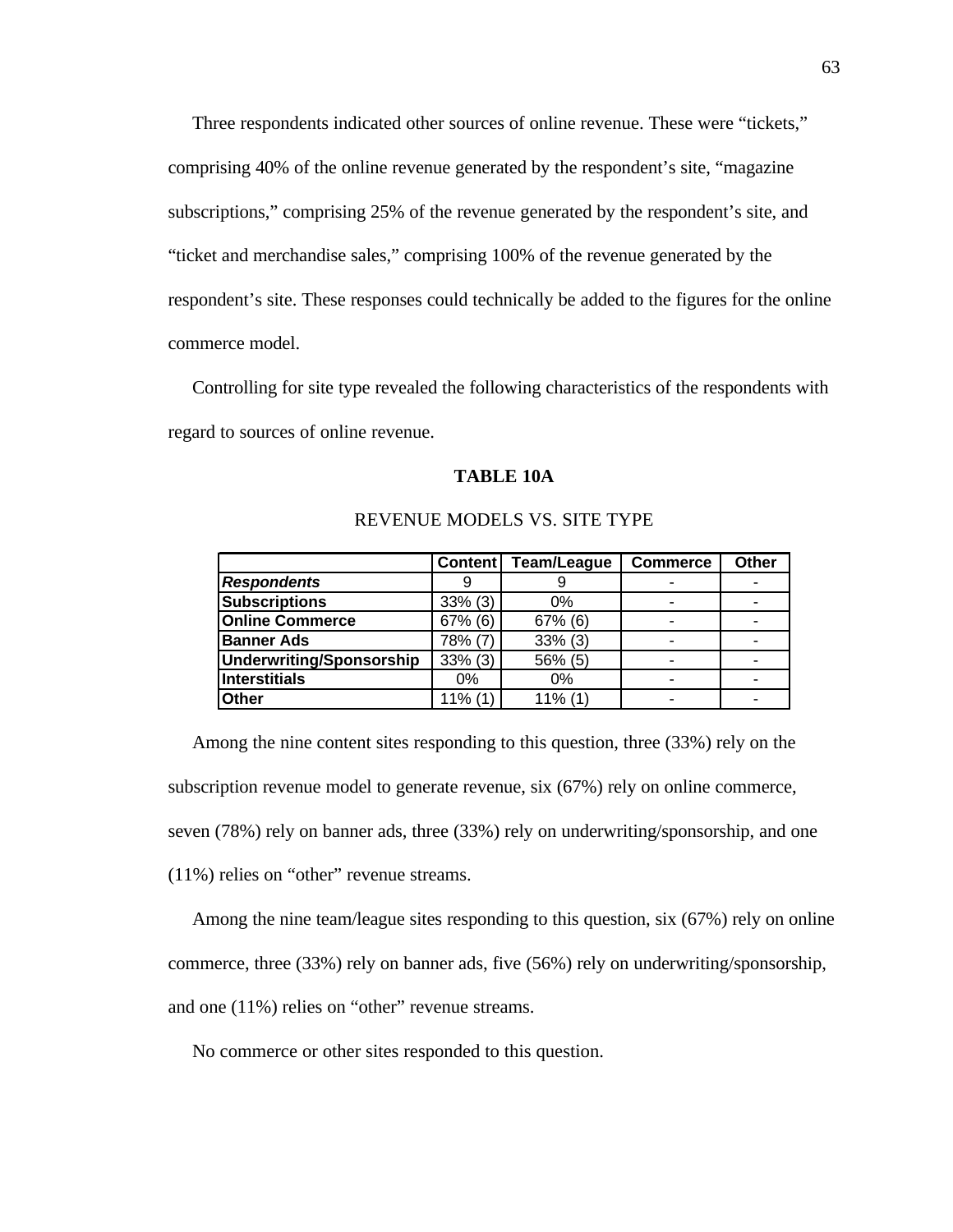Three respondents indicated other sources of online revenue. These were "tickets," comprising 40% of the online revenue generated by the respondent's site, "magazine subscriptions," comprising 25% of the revenue generated by the respondent's site, and "ticket and merchandise sales," comprising 100% of the revenue generated by the respondent's site. These responses could technically be added to the figures for the online commerce model.

Controlling for site type revealed the following characteristics of the respondents with regard to sources of online revenue.

**TABLE 10A**

REVENUE MODELS VS. SITE TYPE

| | Content | Team/League | Commerce | Other |
|---|---|---|---|---|
| ***Respondents*** | 9 | 9 | - | - |
| **Subscriptions** | 33% (3) | 0% | - | - |
| **Online Commerce** | 67% (6) | 67% (6) | - | - |
| **Banner Ads** | 78% (7) | 33% (3) | - | - |
| **Underwriting/Sponsorship** | 33% (3) | 56% (5) | - | - |
| **Interstitials** | 0% | 0% | - | - |
| **Other** | 11% (1) | 11% (1) | - | - |

Among the nine content sites responding to this question, three (33%) rely on the subscription revenue model to generate revenue, six (67%) rely on online commerce, seven (78%) rely on banner ads, three (33%) rely on underwriting/sponsorship, and one (11%) relies on "other" revenue streams.

Among the nine team/league sites responding to this question, six (67%) rely on online commerce, three (33%) rely on banner ads, five (56%) rely on underwriting/sponsorship, and one (11%) relies on "other" revenue streams.

No commerce or other sites responded to this question.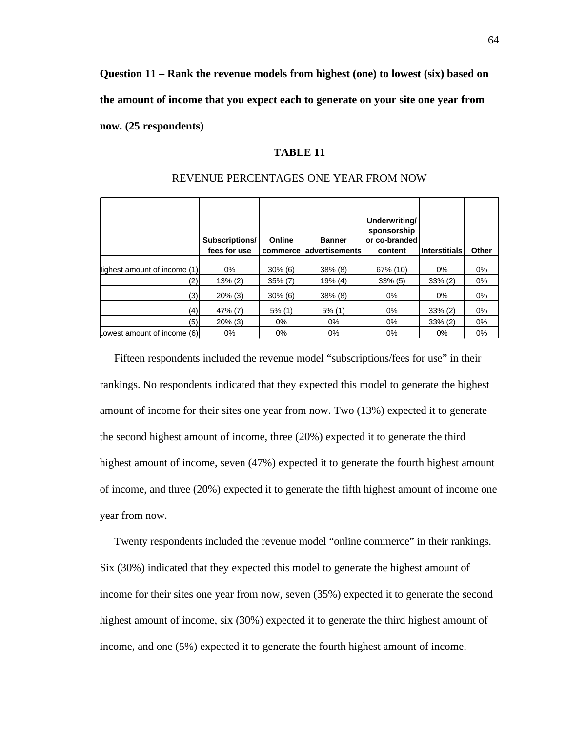**Question 11 – Rank the revenue models from highest (one) to lowest (six) based on the amount of income that you expect each to generate on your site one year from now. (25 respondents)**

**TABLE 11**

REVENUE PERCENTAGES ONE YEAR FROM NOW

| | Subscriptions/ fees for use | Online commerce | Banner advertisements | Underwriting/ sponsorship or co-branded content | Interstitials | Other |
|---|---|---|---|---|---|---|
| Highest amount of income (1) | 0% | 30% (6) | 38% (8) | 67% (10) | 0% | 0% |
| (2) | 13% (2) | 35% (7) | 19% (4) | 33% (5) | 33% (2) | 0% |
| (3) | 20% (3) | 30% (6) | 38% (8) | 0% | 0% | 0% |
| (4) | 47% (7) | 5% (1) | 5% (1) | 0% | 33% (2) | 0% |
| (5) | 20% (3) | 0% | 0% | 0% | 33% (2) | 0% |
| Lowest amount of income (6) | 0% | 0% | 0% | 0% | 0% | 0% |

Fifteen respondents included the revenue model "subscriptions/fees for use" in their rankings. No respondents indicated that they expected this model to generate the highest amount of income for their sites one year from now. Two (13%) expected it to generate the second highest amount of income, three (20%) expected it to generate the third highest amount of income, seven (47%) expected it to generate the fourth highest amount of income, and three (20%) expected it to generate the fifth highest amount of income one year from now.

Twenty respondents included the revenue model "online commerce" in their rankings. Six (30%) indicated that they expected this model to generate the highest amount of income for their sites one year from now, seven (35%) expected it to generate the second highest amount of income, six (30%) expected it to generate the third highest amount of income, and one (5%) expected it to generate the fourth highest amount of income.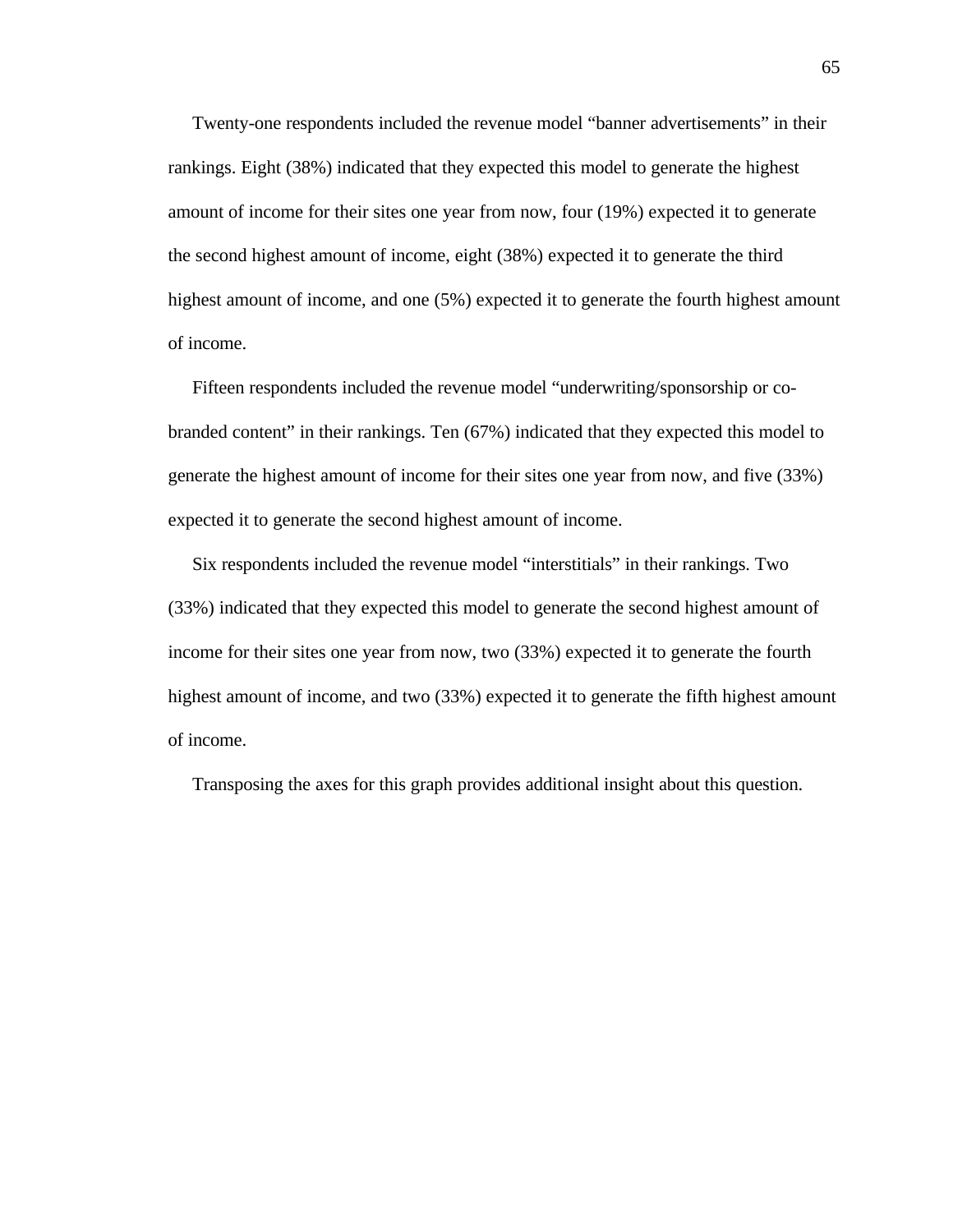Twenty-one respondents included the revenue model "banner advertisements" in their rankings. Eight (38%) indicated that they expected this model to generate the highest amount of income for their sites one year from now, four (19%) expected it to generate the second highest amount of income, eight (38%) expected it to generate the third highest amount of income, and one (5%) expected it to generate the fourth highest amount of income.

Fifteen respondents included the revenue model "underwriting/sponsorship or co-branded content" in their rankings. Ten (67%) indicated that they expected this model to generate the highest amount of income for their sites one year from now, and five (33%) expected it to generate the second highest amount of income.

Six respondents included the revenue model "interstitials" in their rankings. Two (33%) indicated that they expected this model to generate the second highest amount of income for their sites one year from now, two (33%) expected it to generate the fourth highest amount of income, and two (33%) expected it to generate the fifth highest amount of income.

Transposing the axes for this graph provides additional insight about this question.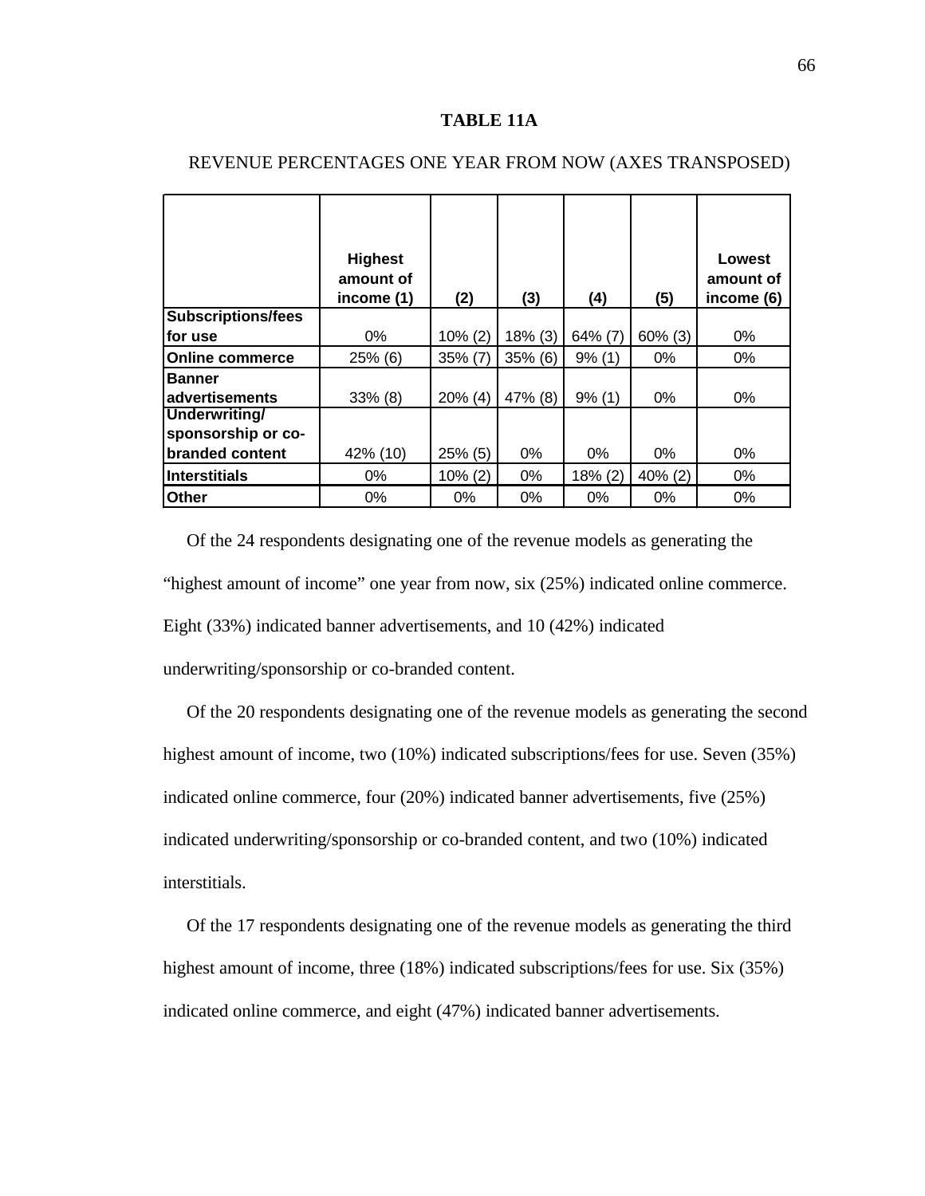**TABLE 11A**

REVENUE PERCENTAGES ONE YEAR FROM NOW (AXES TRANSPOSED)

| | Highest amount of income (1) | (2) | (3) | (4) | (5) | Lowest amount of income (6) |
|---|---|---|---|---|---|---|
| **Subscriptions/fees for use** | 0% | 10% (2) | 18% (3) | 64% (7) | 60% (3) | 0% |
| **Online commerce** | 25% (6) | 35% (7) | 35% (6) | 9% (1) | 0% | 0% |
| **Banner advertisements** | 33% (8) | 20% (4) | 47% (8) | 9% (1) | 0% | 0% |
| **Underwriting/ sponsorship or co-branded content** | 42% (10) | 25% (5) | 0% | 0% | 0% | 0% |
| **Interstitials** | 0% | 10% (2) | 0% | 18% (2) | 40% (2) | 0% |
| **Other** | 0% | 0% | 0% | 0% | 0% | 0% |

Of the 24 respondents designating one of the revenue models as generating the "highest amount of income" one year from now, six (25%) indicated online commerce. Eight (33%) indicated banner advertisements, and 10 (42%) indicated underwriting/sponsorship or co-branded content.

Of the 20 respondents designating one of the revenue models as generating the second highest amount of income, two (10%) indicated subscriptions/fees for use. Seven (35%) indicated online commerce, four (20%) indicated banner advertisements, five (25%) indicated underwriting/sponsorship or co-branded content, and two (10%) indicated interstitials.

Of the 17 respondents designating one of the revenue models as generating the third highest amount of income, three (18%) indicated subscriptions/fees for use. Six (35%) indicated online commerce, and eight (47%) indicated banner advertisements.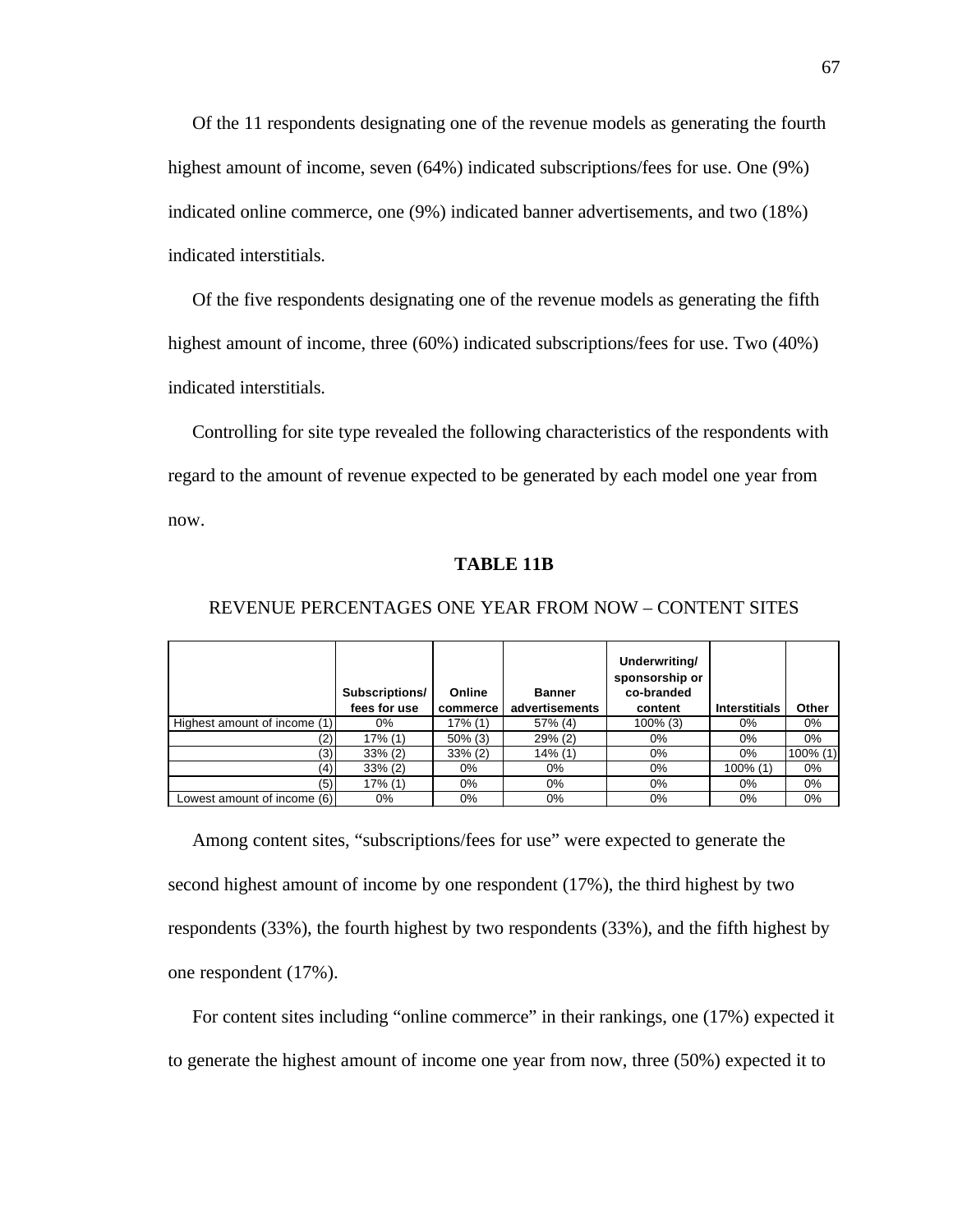Of the 11 respondents designating one of the revenue models as generating the fourth highest amount of income, seven (64%) indicated subscriptions/fees for use. One (9%) indicated online commerce, one (9%) indicated banner advertisements, and two (18%) indicated interstitials.

Of the five respondents designating one of the revenue models as generating the fifth highest amount of income, three (60%) indicated subscriptions/fees for use. Two (40%) indicated interstitials.

Controlling for site type revealed the following characteristics of the respondents with regard to the amount of revenue expected to be generated by each model one year from now.

**TABLE 11B**

REVENUE PERCENTAGES ONE YEAR FROM NOW – CONTENT SITES

| | Subscriptions/ fees for use | Online commerce | Banner advertisements | Underwriting/ sponsorship or co-branded content | Interstitials | Other |
|---|---|---|---|---|---|---|
| Highest amount of income (1) | 0% | 17% (1) | 57% (4) | 100% (3) | 0% | 0% |
| (2) | 17% (1) | 50% (3) | 29% (2) | 0% | 0% | 0% |
| (3) | 33% (2) | 33% (2) | 14% (1) | 0% | 0% | 100% (1) |
| (4) | 33% (2) | 0% | 0% | 0% | 100% (1) | 0% |
| (5) | 17% (1) | 0% | 0% | 0% | 0% | 0% |
| Lowest amount of income (6) | 0% | 0% | 0% | 0% | 0% | 0% |

Among content sites, "subscriptions/fees for use" were expected to generate the second highest amount of income by one respondent (17%), the third highest by two respondents (33%), the fourth highest by two respondents (33%), and the fifth highest by one respondent (17%).

For content sites including "online commerce" in their rankings, one (17%) expected it to generate the highest amount of income one year from now, three (50%) expected it to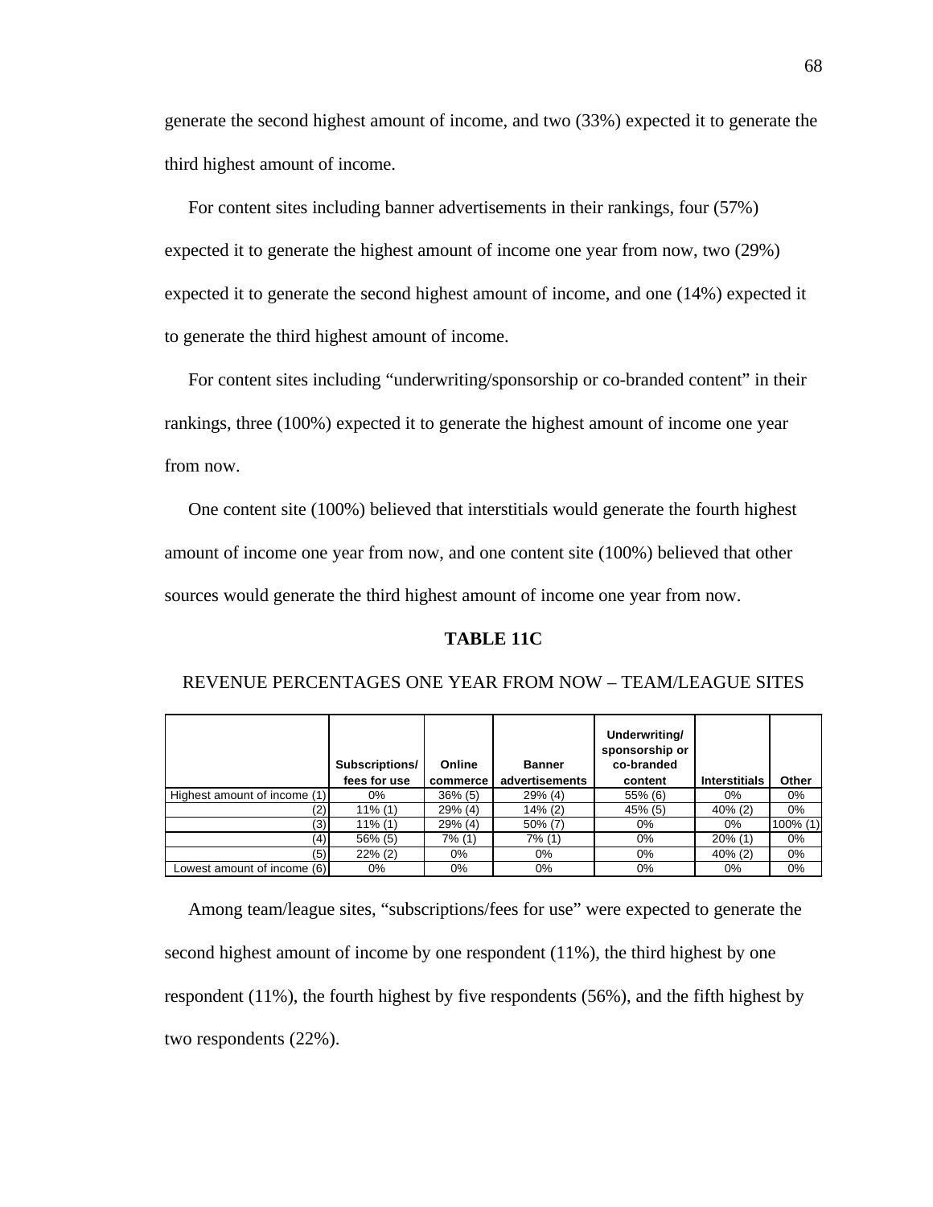generate the second highest amount of income, and two (33%) expected it to generate the third highest amount of income.

For content sites including banner advertisements in their rankings, four (57%) expected it to generate the highest amount of income one year from now, two (29%) expected it to generate the second highest amount of income, and one (14%) expected it to generate the third highest amount of income.

For content sites including "underwriting/sponsorship or co-branded content" in their rankings, three (100%) expected it to generate the highest amount of income one year from now.

One content site (100%) believed that interstitials would generate the fourth highest amount of income one year from now, and one content site (100%) believed that other sources would generate the third highest amount of income one year from now.

**TABLE 11C**

REVENUE PERCENTAGES ONE YEAR FROM NOW – TEAM/LEAGUE SITES

| | Subscriptions/ fees for use | Online commerce | Banner advertisements | Underwriting/ sponsorship or co-branded content | Interstitials | Other |
|---|---|---|---|---|---|---|
| Highest amount of income (1) | 0% | 36% (5) | 29% (4) | 55% (6) | 0% | 0% |
| (2) | 11% (1) | 29% (4) | 14% (2) | 45% (5) | 40% (2) | 0% |
| (3) | 11% (1) | 29% (4) | 50% (7) | 0% | 0% | 100% (1) |
| (4) | 56% (5) | 7% (1) | 7% (1) | 0% | 20% (1) | 0% |
| (5) | 22% (2) | 0% | 0% | 0% | 40% (2) | 0% |
| Lowest amount of income (6) | 0% | 0% | 0% | 0% | 0% | 0% |

Among team/league sites, "subscriptions/fees for use" were expected to generate the second highest amount of income by one respondent (11%), the third highest by one respondent (11%), the fourth highest by five respondents (56%), and the fifth highest by two respondents (22%).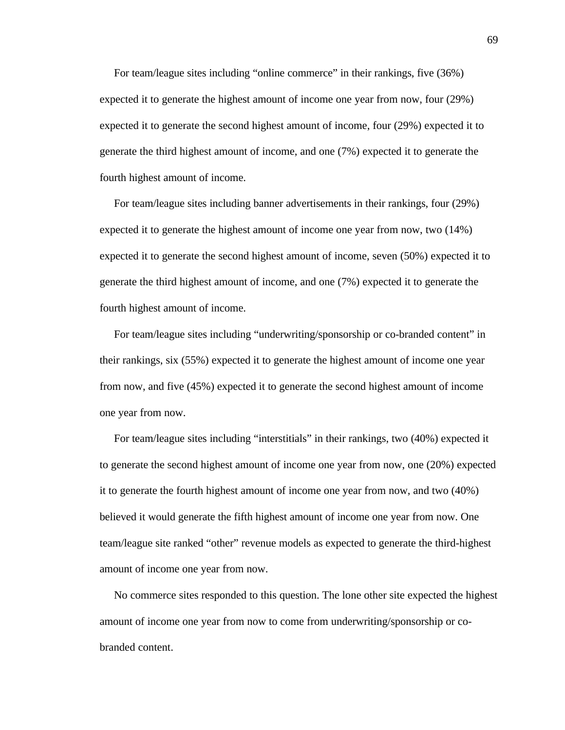For team/league sites including "online commerce" in their rankings, five (36%) expected it to generate the highest amount of income one year from now, four (29%) expected it to generate the second highest amount of income, four (29%) expected it to generate the third highest amount of income, and one (7%) expected it to generate the fourth highest amount of income.

For team/league sites including banner advertisements in their rankings, four (29%) expected it to generate the highest amount of income one year from now, two (14%) expected it to generate the second highest amount of income, seven (50%) expected it to generate the third highest amount of income, and one (7%) expected it to generate the fourth highest amount of income.

For team/league sites including "underwriting/sponsorship or co-branded content" in their rankings, six (55%) expected it to generate the highest amount of income one year from now, and five (45%) expected it to generate the second highest amount of income one year from now.

For team/league sites including "interstitials" in their rankings, two (40%) expected it to generate the second highest amount of income one year from now, one (20%) expected it to generate the fourth highest amount of income one year from now, and two (40%) believed it would generate the fifth highest amount of income one year from now. One team/league site ranked "other" revenue models as expected to generate the third-highest amount of income one year from now.

No commerce sites responded to this question. The lone other site expected the highest amount of income one year from now to come from underwriting/sponsorship or co-branded content.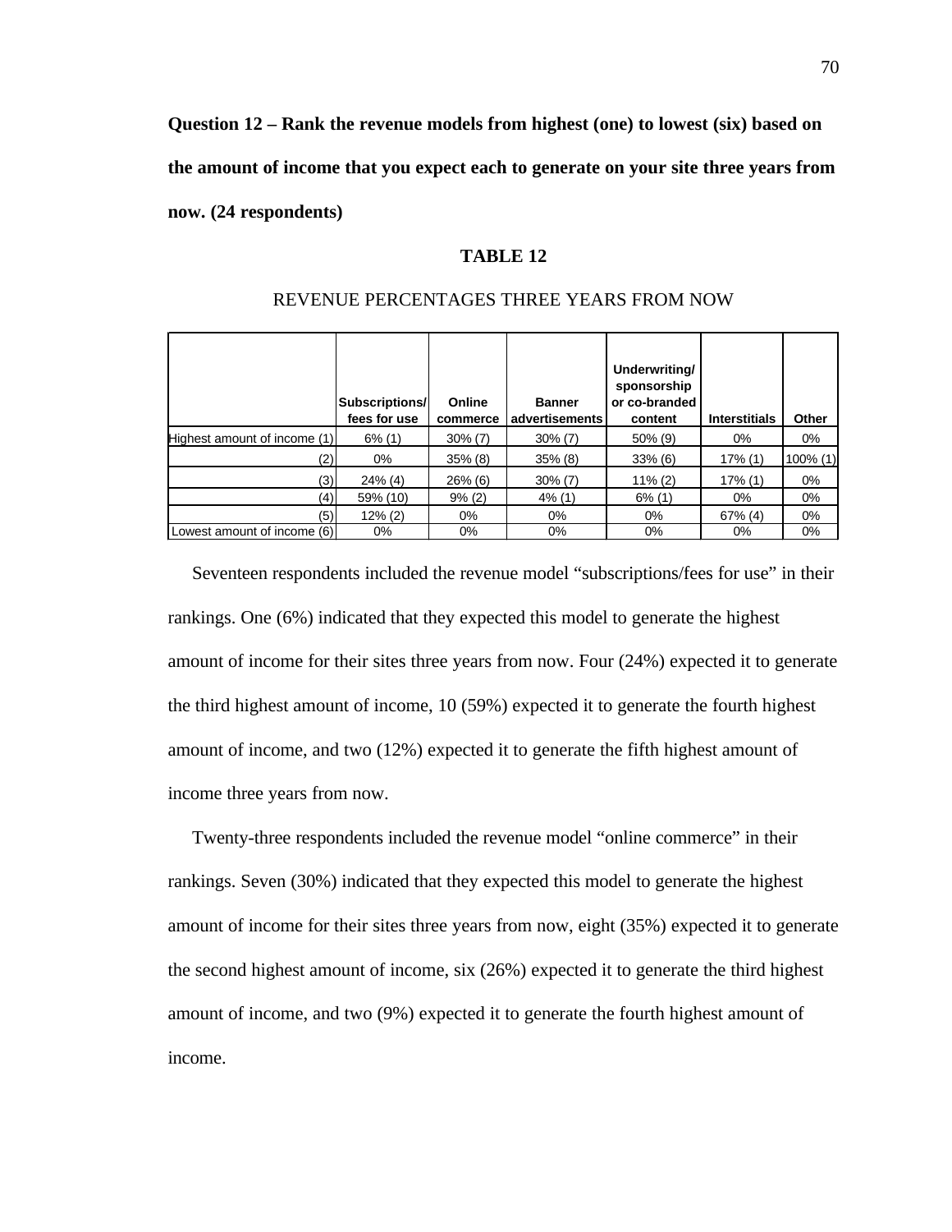**Question 12 – Rank the revenue models from highest (one) to lowest (six) based on the amount of income that you expect each to generate on your site three years from now. (24 respondents)**

**TABLE 12**

REVENUE PERCENTAGES THREE YEARS FROM NOW

| | Subscriptions/ fees for use | Online commerce | Banner advertisements | Underwriting/ sponsorship or co-branded content | Interstitials | Other |
|---|---|---|---|---|---|---|
| Highest amount of income (1) | 6% (1) | 30% (7) | 30% (7) | 50% (9) | 0% | 0% |
| (2) | 0% | 35% (8) | 35% (8) | 33% (6) | 17% (1) | 100% (1) |
| (3) | 24% (4) | 26% (6) | 30% (7) | 11% (2) | 17% (1) | 0% |
| (4) | 59% (10) | 9% (2) | 4% (1) | 6% (1) | 0% | 0% |
| (5) | 12% (2) | 0% | 0% | 0% | 67% (4) | 0% |
| Lowest amount of income (6) | 0% | 0% | 0% | 0% | 0% | 0% |

Seventeen respondents included the revenue model "subscriptions/fees for use" in their rankings. One (6%) indicated that they expected this model to generate the highest amount of income for their sites three years from now. Four (24%) expected it to generate the third highest amount of income, 10 (59%) expected it to generate the fourth highest amount of income, and two (12%) expected it to generate the fifth highest amount of income three years from now.

Twenty-three respondents included the revenue model "online commerce" in their rankings. Seven (30%) indicated that they expected this model to generate the highest amount of income for their sites three years from now, eight (35%) expected it to generate the second highest amount of income, six (26%) expected it to generate the third highest amount of income, and two (9%) expected it to generate the fourth highest amount of income.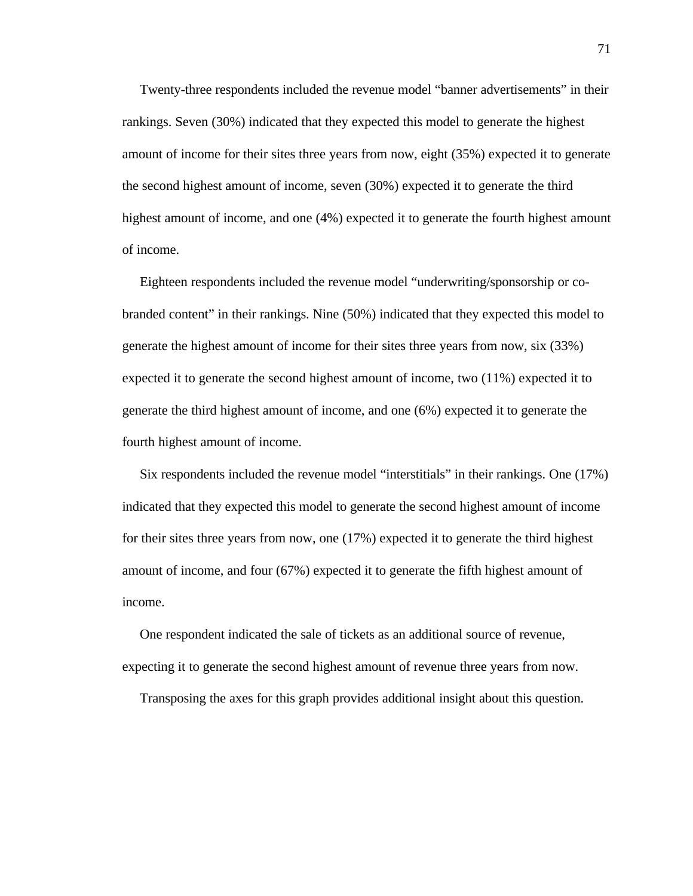Twenty-three respondents included the revenue model "banner advertisements" in their rankings. Seven (30%) indicated that they expected this model to generate the highest amount of income for their sites three years from now, eight (35%) expected it to generate the second highest amount of income, seven (30%) expected it to generate the third highest amount of income, and one (4%) expected it to generate the fourth highest amount of income.

Eighteen respondents included the revenue model "underwriting/sponsorship or co-branded content" in their rankings. Nine (50%) indicated that they expected this model to generate the highest amount of income for their sites three years from now, six (33%) expected it to generate the second highest amount of income, two (11%) expected it to generate the third highest amount of income, and one (6%) expected it to generate the fourth highest amount of income.

Six respondents included the revenue model "interstitials" in their rankings. One (17%) indicated that they expected this model to generate the second highest amount of income for their sites three years from now, one (17%) expected it to generate the third highest amount of income, and four (67%) expected it to generate the fifth highest amount of income.

One respondent indicated the sale of tickets as an additional source of revenue, expecting it to generate the second highest amount of revenue three years from now.

Transposing the axes for this graph provides additional insight about this question.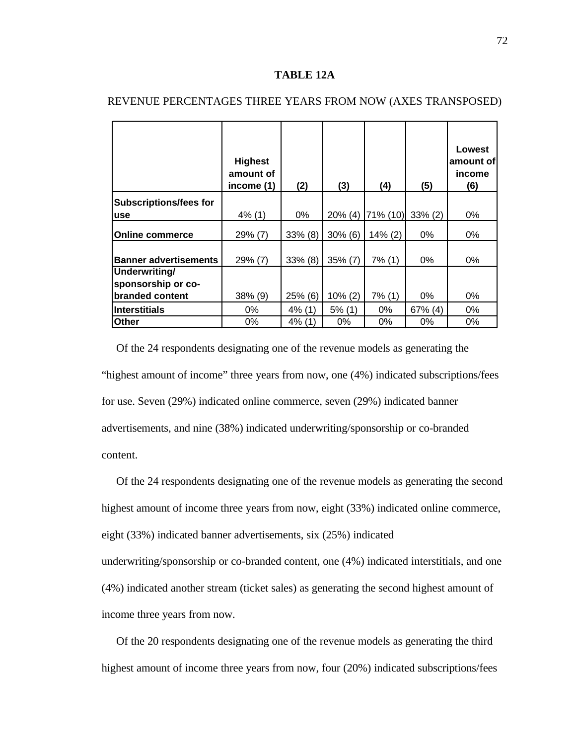**TABLE 12A**

REVENUE PERCENTAGES THREE YEARS FROM NOW (AXES TRANSPOSED)

| | Highest amount of income (1) | (2) | (3) | (4) | (5) | Lowest amount of income (6) |
|---|---|---|---|---|---|---|
| **Subscriptions/fees for use** | 4% (1) | 0% | 20% (4) | 71% (10) | 33% (2) | 0% |
| **Online commerce** | 29% (7) | 33% (8) | 30% (6) | 14% (2) | 0% | 0% |
| **Banner advertisements** | 29% (7) | 33% (8) | 35% (7) | 7% (1) | 0% | 0% |
| **Underwriting/ sponsorship or co-branded content** | 38% (9) | 25% (6) | 10% (2) | 7% (1) | 0% | 0% |
| **Interstitials** | 0% | 4% (1) | 5% (1) | 0% | 67% (4) | 0% |
| **Other** | 0% | 4% (1) | 0% | 0% | 0% | 0% |

Of the 24 respondents designating one of the revenue models as generating the "highest amount of income" three years from now, one (4%) indicated subscriptions/fees for use. Seven (29%) indicated online commerce, seven (29%) indicated banner advertisements, and nine (38%) indicated underwriting/sponsorship or co-branded content.

Of the 24 respondents designating one of the revenue models as generating the second highest amount of income three years from now, eight (33%) indicated online commerce, eight (33%) indicated banner advertisements, six (25%) indicated underwriting/sponsorship or co-branded content, one (4%) indicated interstitials, and one (4%) indicated another stream (ticket sales) as generating the second highest amount of income three years from now.

Of the 20 respondents designating one of the revenue models as generating the third highest amount of income three years from now, four (20%) indicated subscriptions/fees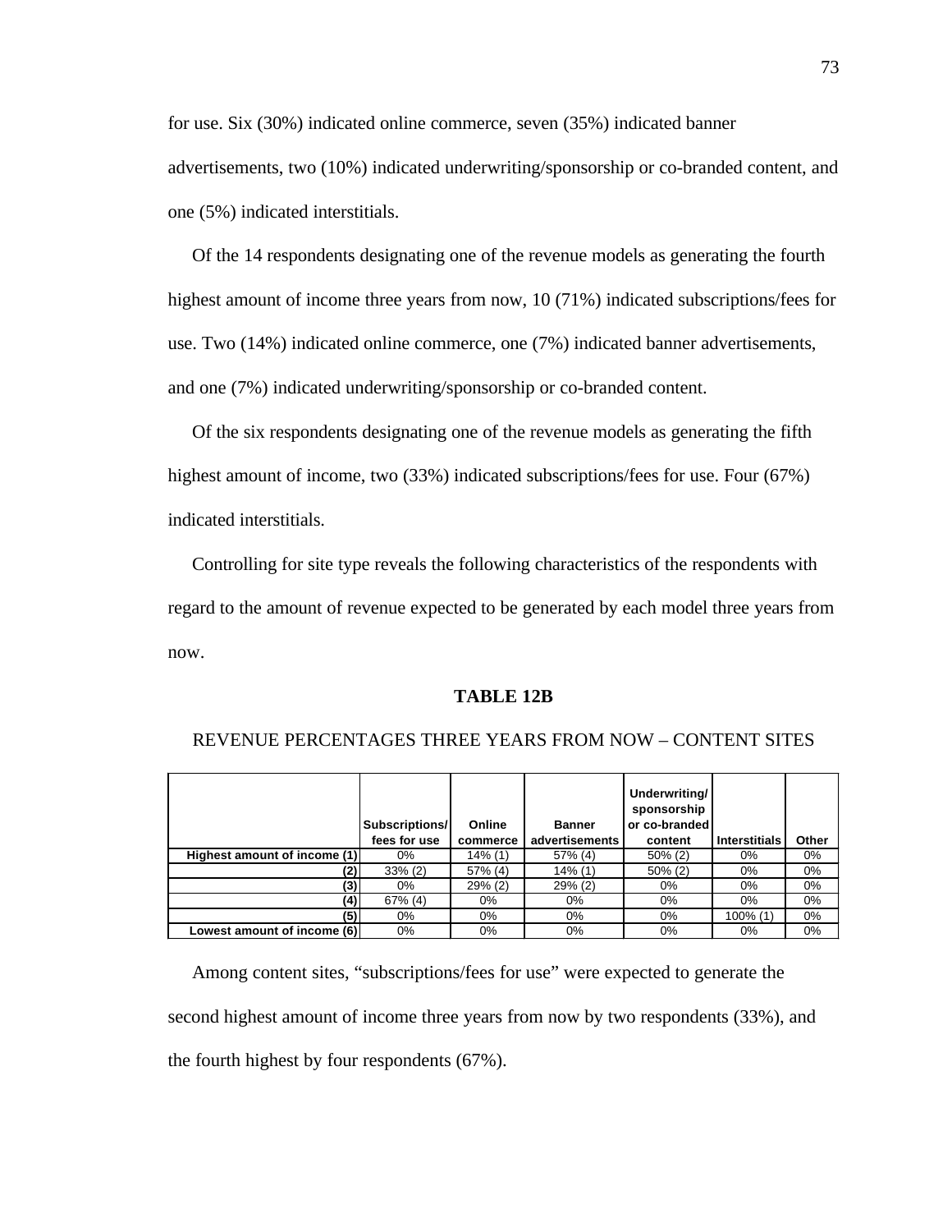for use. Six (30%) indicated online commerce, seven (35%) indicated banner advertisements, two (10%) indicated underwriting/sponsorship or co-branded content, and one (5%) indicated interstitials.

Of the 14 respondents designating one of the revenue models as generating the fourth highest amount of income three years from now, 10 (71%) indicated subscriptions/fees for use. Two (14%) indicated online commerce, one (7%) indicated banner advertisements, and one (7%) indicated underwriting/sponsorship or co-branded content.

Of the six respondents designating one of the revenue models as generating the fifth highest amount of income, two (33%) indicated subscriptions/fees for use. Four (67%) indicated interstitials.

Controlling for site type reveals the following characteristics of the respondents with regard to the amount of revenue expected to be generated by each model three years from now.

**TABLE 12B**

REVENUE PERCENTAGES THREE YEARS FROM NOW – CONTENT SITES

| | Subscriptions/ fees for use | Online commerce | Banner advertisements | Underwriting/ sponsorship or co-branded content | Interstitials | Other |
|---|---|---|---|---|---|---|
| **Highest amount of income (1)** | 0% | 14% (1) | 57% (4) | 50% (2) | 0% | 0% |
| **(2)** | 33% (2) | 57% (4) | 14% (1) | 50% (2) | 0% | 0% |
| **(3)** | 0% | 29% (2) | 29% (2) | 0% | 0% | 0% |
| **(4)** | 67% (4) | 0% | 0% | 0% | 0% | 0% |
| **(5)** | 0% | 0% | 0% | 0% | 100% (1) | 0% |
| **Lowest amount of income (6)** | 0% | 0% | 0% | 0% | 0% | 0% |

Among content sites, “subscriptions/fees for use” were expected to generate the second highest amount of income three years from now by two respondents (33%), and the fourth highest by four respondents (67%).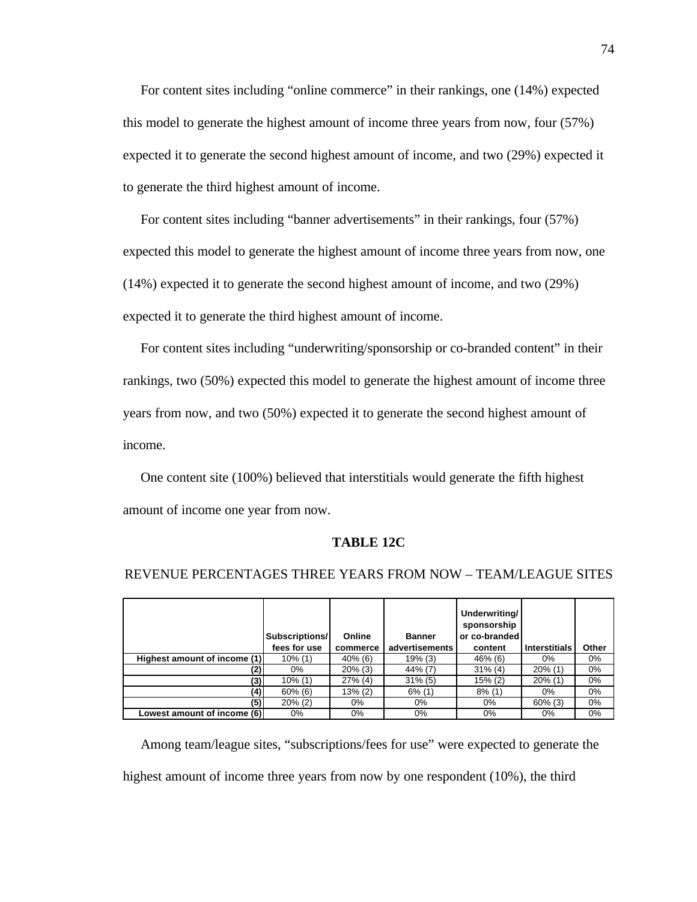For content sites including “online commerce” in their rankings, one (14%) expected this model to generate the highest amount of income three years from now, four (57%) expected it to generate the second highest amount of income, and two (29%) expected it to generate the third highest amount of income.

For content sites including “banner advertisements” in their rankings, four (57%) expected this model to generate the highest amount of income three years from now, one (14%) expected it to generate the second highest amount of income, and two (29%) expected it to generate the third highest amount of income.

For content sites including “underwriting/sponsorship or co-branded content” in their rankings, two (50%) expected this model to generate the highest amount of income three years from now, and two (50%) expected it to generate the second highest amount of income.

One content site (100%) believed that interstitials would generate the fifth highest amount of income one year from now.

**TABLE 12C**

REVENUE PERCENTAGES THREE YEARS FROM NOW – TEAM/LEAGUE SITES

| | Subscriptions/ fees for use | Online commerce | Banner advertisements | Underwriting/ sponsorship or co-branded content | Interstitials | Other |
|---|---|---|---|---|---|---|
| **Highest amount of income (1)** | 10% (1) | 40% (6) | 19% (3) | 46% (6) | 0% | 0% |
| **(2)** | 0% | 20% (3) | 44% (7) | 31% (4) | 20% (1) | 0% |
| **(3)** | 10% (1) | 27% (4) | 31% (5) | 15% (2) | 20% (1) | 0% |
| **(4)** | 60% (6) | 13% (2) | 6% (1) | 8% (1) | 0% | 0% |
| **(5)** | 20% (2) | 0% | 0% | 0% | 60% (3) | 0% |
| **Lowest amount of income (6)** | 0% | 0% | 0% | 0% | 0% | 0% |

Among team/league sites, “subscriptions/fees for use” were expected to generate the highest amount of income three years from now by one respondent (10%), the third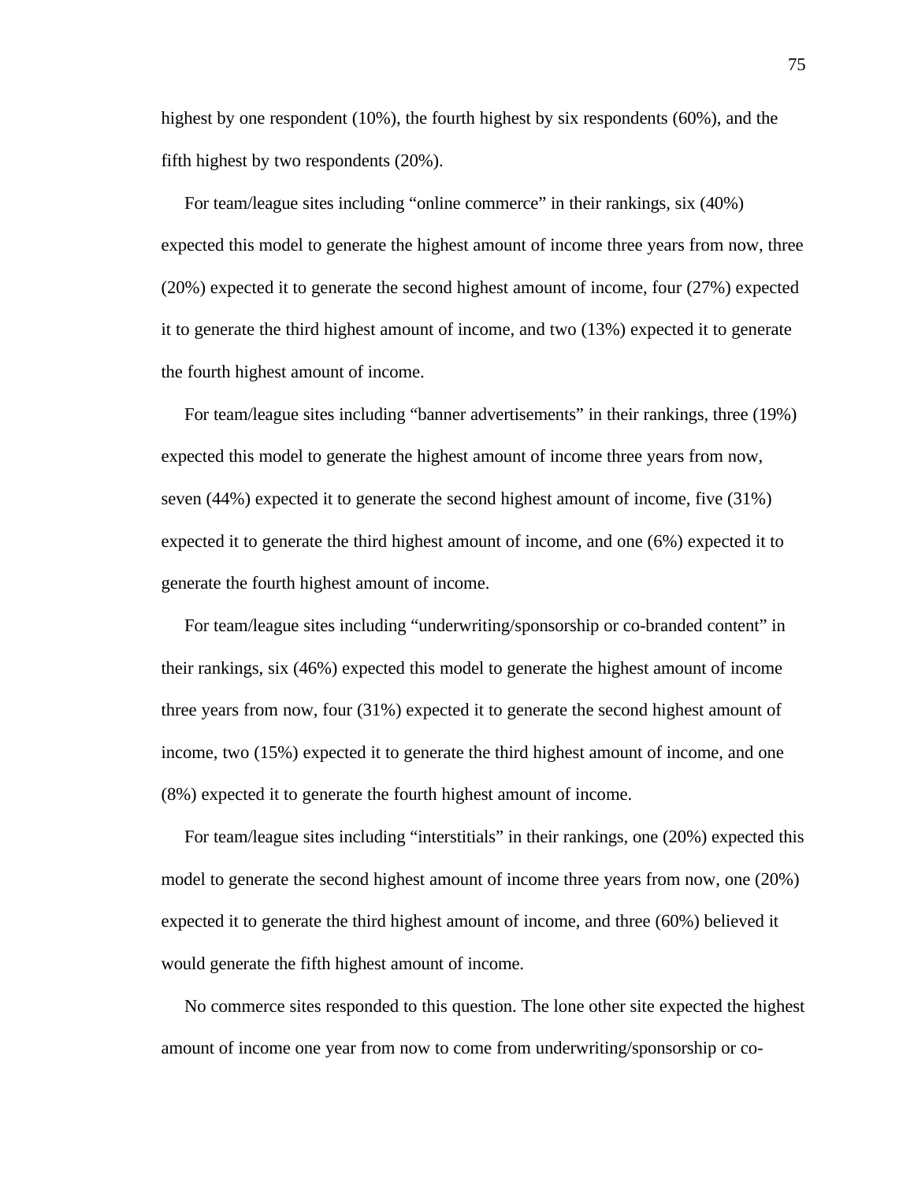highest by one respondent (10%), the fourth highest by six respondents (60%), and the fifth highest by two respondents (20%).

For team/league sites including “online commerce” in their rankings, six (40%) expected this model to generate the highest amount of income three years from now, three (20%) expected it to generate the second highest amount of income, four (27%) expected it to generate the third highest amount of income, and two (13%) expected it to generate the fourth highest amount of income.

For team/league sites including “banner advertisements” in their rankings, three (19%) expected this model to generate the highest amount of income three years from now, seven (44%) expected it to generate the second highest amount of income, five (31%) expected it to generate the third highest amount of income, and one (6%) expected it to generate the fourth highest amount of income.

For team/league sites including “underwriting/sponsorship or co-branded content” in their rankings, six (46%) expected this model to generate the highest amount of income three years from now, four (31%) expected it to generate the second highest amount of income, two (15%) expected it to generate the third highest amount of income, and one (8%) expected it to generate the fourth highest amount of income.

For team/league sites including “interstitials” in their rankings, one (20%) expected this model to generate the second highest amount of income three years from now, one (20%) expected it to generate the third highest amount of income, and three (60%) believed it would generate the fifth highest amount of income.

No commerce sites responded to this question. The lone other site expected the highest amount of income one year from now to come from underwriting/sponsorship or co-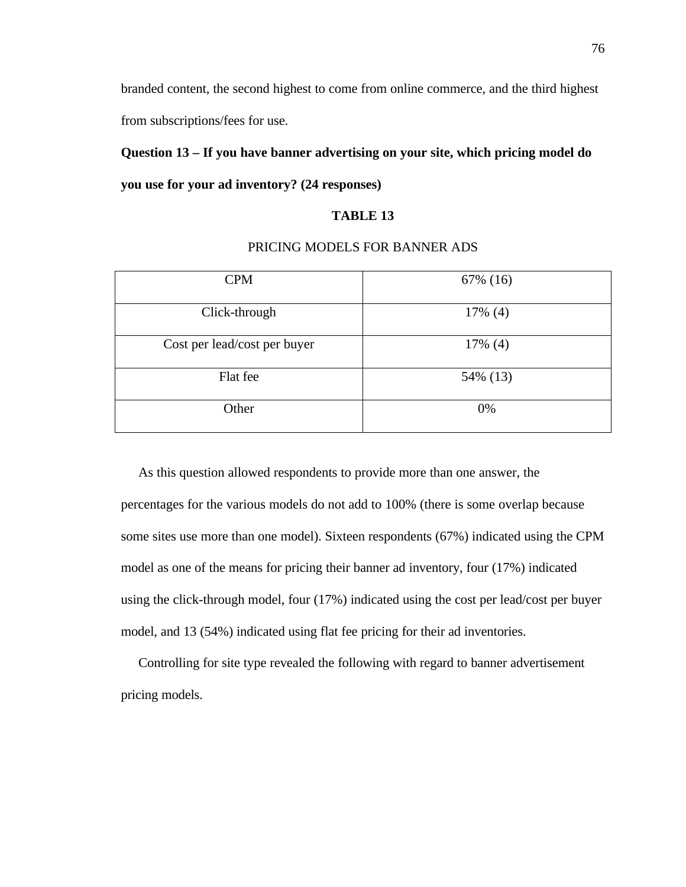branded content, the second highest to come from online commerce, and the third highest from subscriptions/fees for use.

**Question 13 – If you have banner advertising on your site, which pricing model do you use for your ad inventory? (24 responses)**

**TABLE 13**

PRICING MODELS FOR BANNER ADS

| | |
|---|---|
| CPM | 67% (16) |
| Click-through | 17% (4) |
| Cost per lead/cost per buyer | 17% (4) |
| Flat fee | 54% (13) |
| Other | 0% |

As this question allowed respondents to provide more than one answer, the percentages for the various models do not add to 100% (there is some overlap because some sites use more than one model). Sixteen respondents (67%) indicated using the CPM model as one of the means for pricing their banner ad inventory, four (17%) indicated using the click-through model, four (17%) indicated using the cost per lead/cost per buyer model, and 13 (54%) indicated using flat fee pricing for their ad inventories.

Controlling for site type revealed the following with regard to banner advertisement pricing models.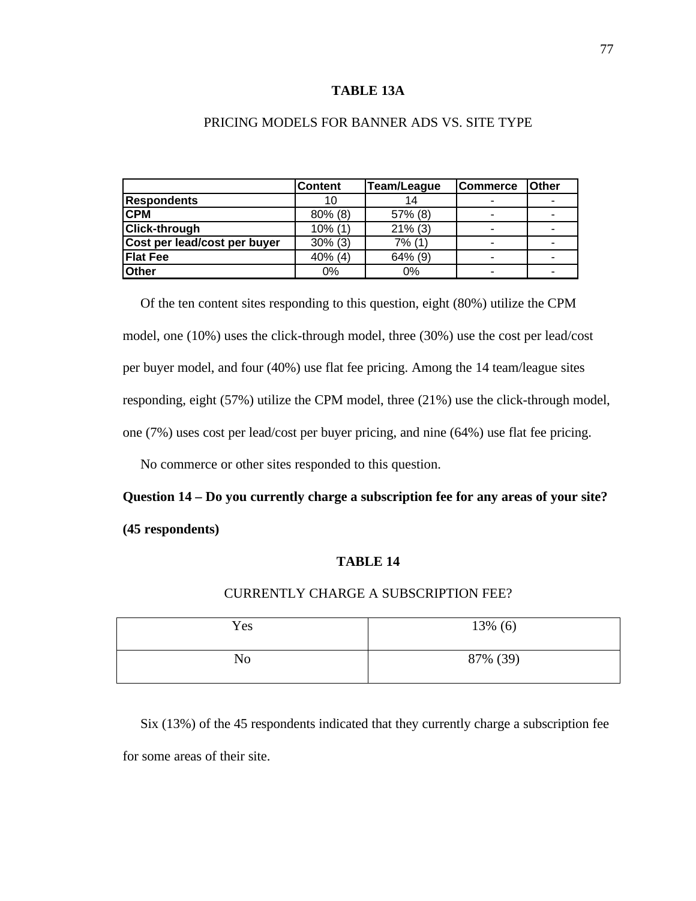**TABLE 13A**

PRICING MODELS FOR BANNER ADS VS. SITE TYPE

| | Content | Team/League | Commerce | Other |
|---|---|---|---|---|
| **Respondents** | 10 | 14 | - | - |
| **CPM** | 80% (8) | 57% (8) | - | - |
| **Click-through** | 10% (1) | 21% (3) | - | - |
| **Cost per lead/cost per buyer** | 30% (3) | 7% (1) | - | - |
| **Flat Fee** | 40% (4) | 64% (9) | - | - |
| **Other** | 0% | 0% | - | - |

Of the ten content sites responding to this question, eight (80%) utilize the CPM model, one (10%) uses the click-through model, three (30%) use the cost per lead/cost per buyer model, and four (40%) use flat fee pricing. Among the 14 team/league sites responding, eight (57%) utilize the CPM model, three (21%) use the click-through model, one (7%) uses cost per lead/cost per buyer pricing, and nine (64%) use flat fee pricing.

No commerce or other sites responded to this question.

**Question 14 – Do you currently charge a subscription fee for any areas of your site? (45 respondents)**

**TABLE 14**

CURRENTLY CHARGE A SUBSCRIPTION FEE?

| | |
|---|---|
| Yes | 13% (6) |
| No | 87% (39) |

Six (13%) of the 45 respondents indicated that they currently charge a subscription fee for some areas of their site.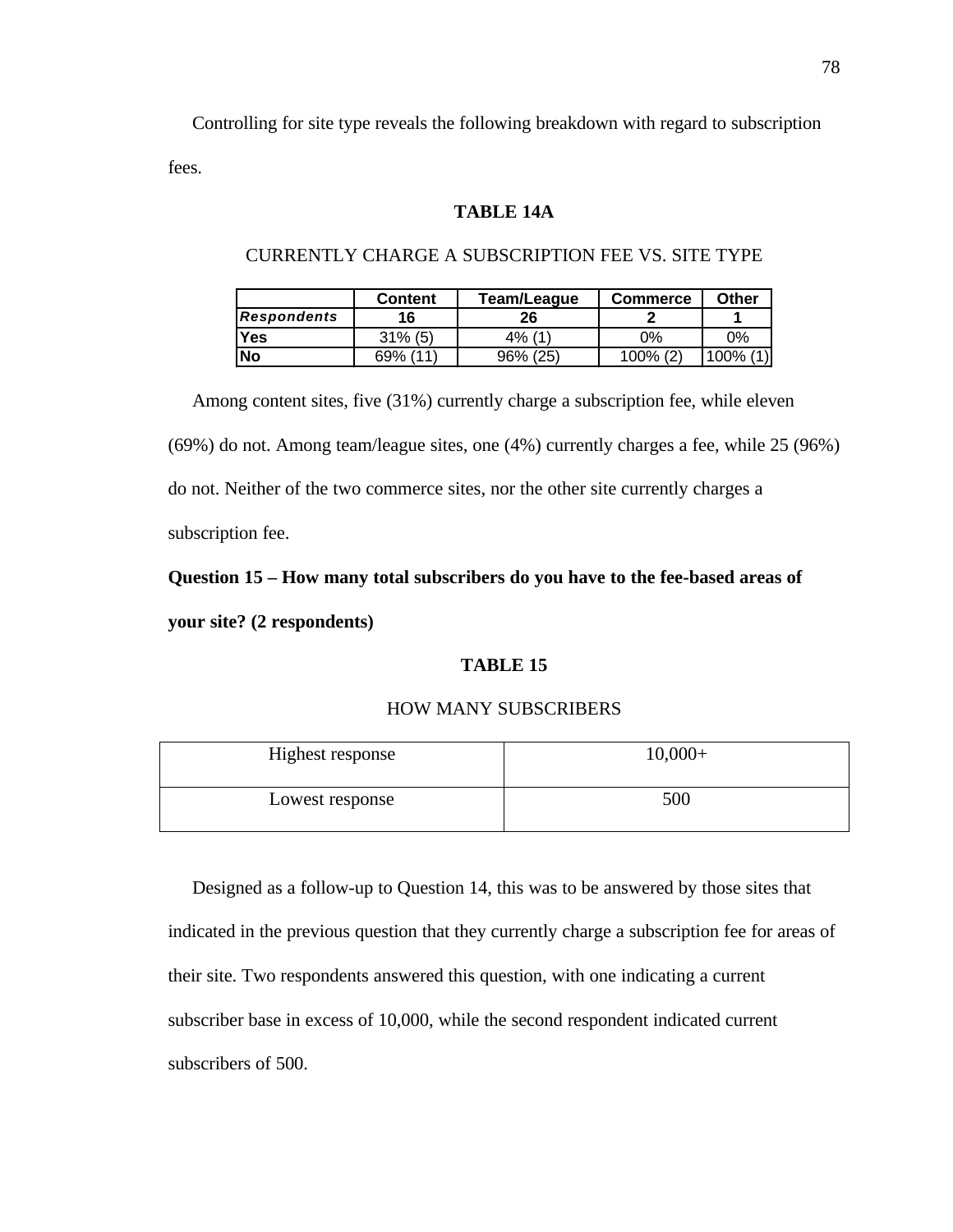Controlling for site type reveals the following breakdown with regard to subscription fees.

**TABLE 14A**

CURRENTLY CHARGE A SUBSCRIPTION FEE VS. SITE TYPE

| | Content | Team/League | Commerce | Other |
|---|---|---|---|---|
| ***Respondents*** | **16** | **26** | **2** | **1** |
| **Yes** | 31% (5) | 4% (1) | 0% | 0% |
| **No** | 69% (11) | 96% (25) | 100% (2) | 100% (1) |

Among content sites, five (31%) currently charge a subscription fee, while eleven (69%) do not. Among team/league sites, one (4%) currently charges a fee, while 25 (96%) do not. Neither of the two commerce sites, nor the other site currently charges a subscription fee.

**Question 15 – How many total subscribers do you have to the fee-based areas of your site? (2 respondents)**

**TABLE 15**

HOW MANY SUBSCRIBERS

| | |
|---|---|
| Highest response | 10,000+ |
| Lowest response | 500 |

Designed as a follow-up to Question 14, this was to be answered by those sites that indicated in the previous question that they currently charge a subscription fee for areas of their site. Two respondents answered this question, with one indicating a current subscriber base in excess of 10,000, while the second respondent indicated current subscribers of 500.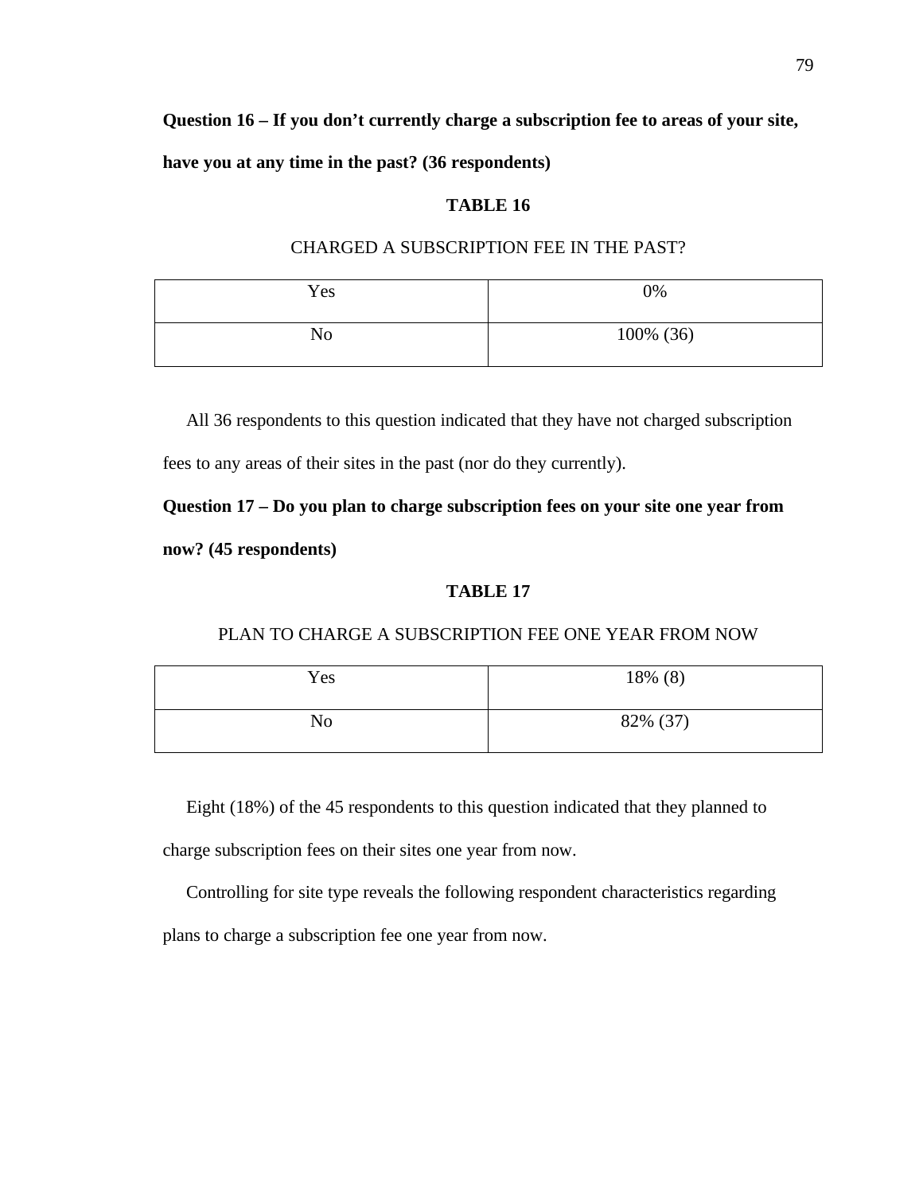**Question 16 – If you don't currently charge a subscription fee to areas of your site, have you at any time in the past? (36 respondents)**

**TABLE 16**

CHARGED A SUBSCRIPTION FEE IN THE PAST?

| | |
|---|---|
| Yes | 0% |
| No | 100% (36) |

All 36 respondents to this question indicated that they have not charged subscription fees to any areas of their sites in the past (nor do they currently).

**Question 17 – Do you plan to charge subscription fees on your site one year from now? (45 respondents)**

**TABLE 17**

PLAN TO CHARGE A SUBSCRIPTION FEE ONE YEAR FROM NOW

| | |
|---|---|
| Yes | 18% (8) |
| No | 82% (37) |

Eight (18%) of the 45 respondents to this question indicated that they planned to charge subscription fees on their sites one year from now.

Controlling for site type reveals the following respondent characteristics regarding plans to charge a subscription fee one year from now.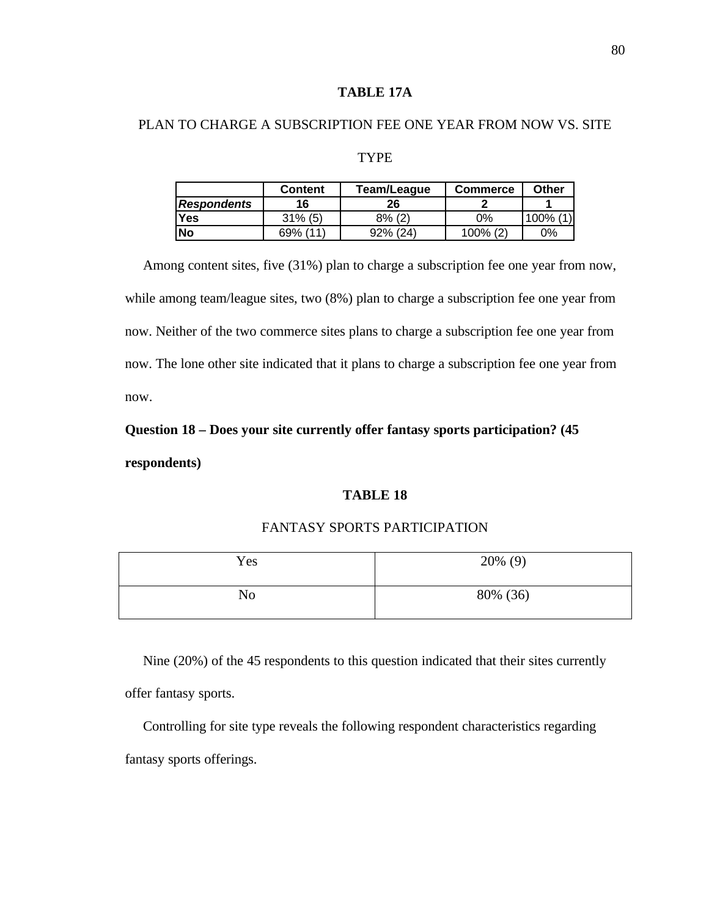**TABLE 17A**

PLAN TO CHARGE A SUBSCRIPTION FEE ONE YEAR FROM NOW VS. SITE TYPE

| | Content | Team/League | Commerce | Other |
|---|---|---|---|---|
| ***Respondents*** | **16** | **26** | **2** | **1** |
| **Yes** | 31% (5) | 8% (2) | 0% | 100% (1) |
| **No** | 69% (11) | 92% (24) | 100% (2) | 0% |

Among content sites, five (31%) plan to charge a subscription fee one year from now, while among team/league sites, two (8%) plan to charge a subscription fee one year from now. Neither of the two commerce sites plans to charge a subscription fee one year from now. The lone other site indicated that it plans to charge a subscription fee one year from now.

**Question 18 – Does your site currently offer fantasy sports participation? (45 respondents)**

**TABLE 18**

FANTASY SPORTS PARTICIPATION

| | |
|---|---|
| Yes | 20% (9) |
| No | 80% (36) |

Nine (20%) of the 45 respondents to this question indicated that their sites currently offer fantasy sports.

Controlling for site type reveals the following respondent characteristics regarding fantasy sports offerings.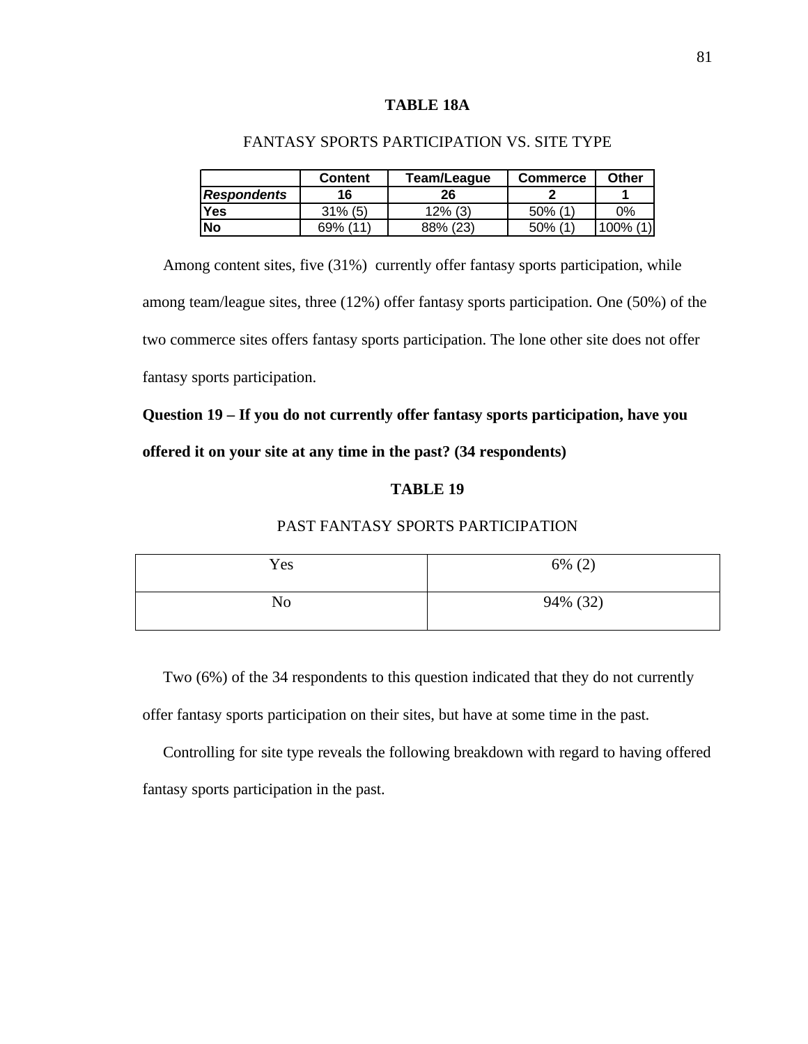**TABLE 18A**

FANTASY SPORTS PARTICIPATION VS. SITE TYPE

| | **Content** | **Team/League** | **Commerce** | **Other** |
|---|---|---|---|---|
| ***Respondents*** | **16** | **26** | **2** | **1** |
| **Yes** | 31% (5) | 12% (3) | 50% (1) | 0% |
| **No** | 69% (11) | 88% (23) | 50% (1) | 100% (1) |

Among content sites, five (31%) currently offer fantasy sports participation, while among team/league sites, three (12%) offer fantasy sports participation. One (50%) of the two commerce sites offers fantasy sports participation. The lone other site does not offer fantasy sports participation.

**Question 19 – If you do not currently offer fantasy sports participation, have you offered it on your site at any time in the past? (34 respondents)**

**TABLE 19**

PAST FANTASY SPORTS PARTICIPATION

| | |
|---|---|
| Yes | 6% (2) |
| No | 94% (32) |

Two (6%) of the 34 respondents to this question indicated that they do not currently offer fantasy sports participation on their sites, but have at some time in the past.

Controlling for site type reveals the following breakdown with regard to having offered fantasy sports participation in the past.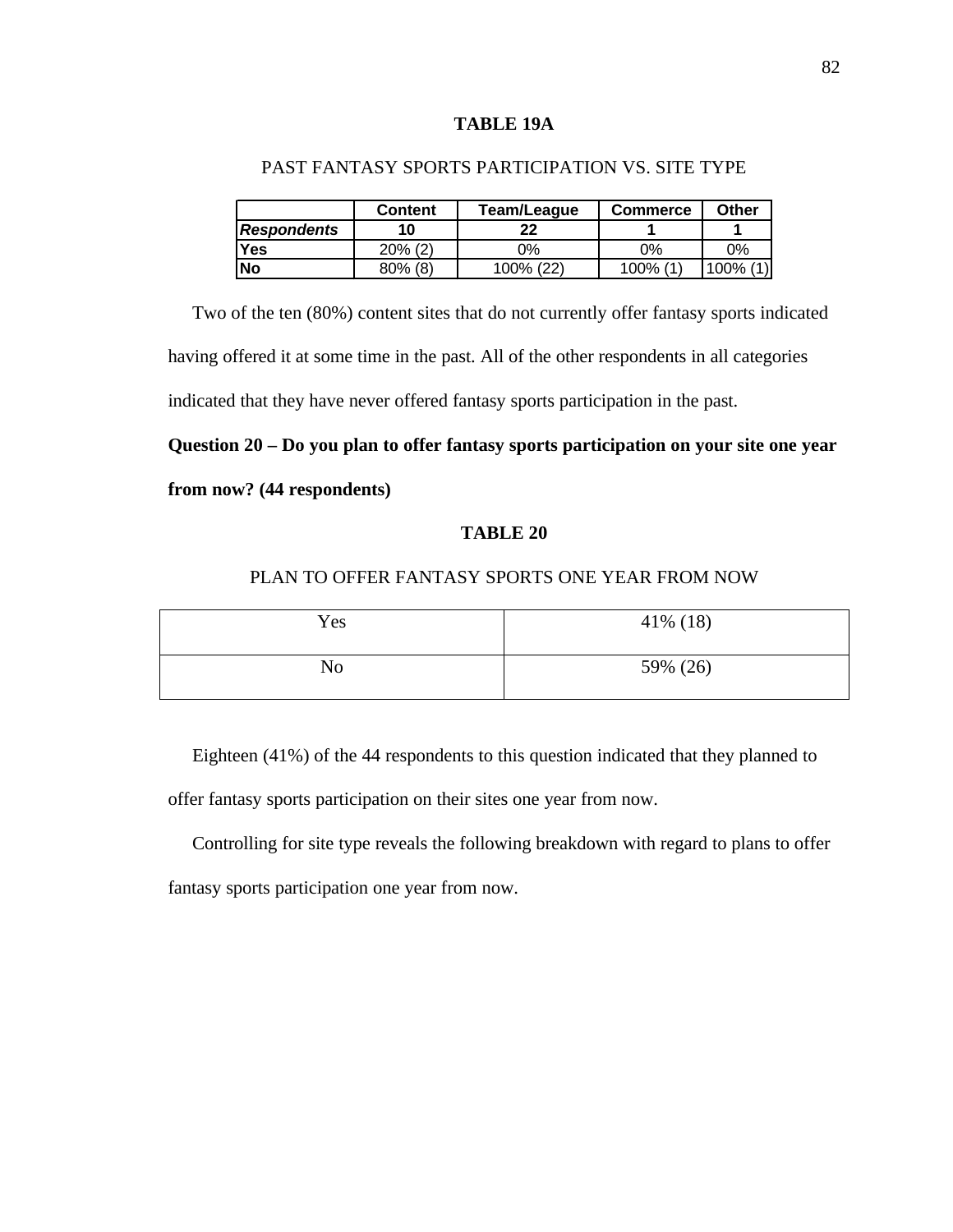**TABLE 19A**

PAST FANTASY SPORTS PARTICIPATION VS. SITE TYPE

| | **Content** | **Team/League** | **Commerce** | **Other** |
|---|---|---|---|---|
| ***Respondents*** | **10** | **22** | **1** | **1** |
| **Yes** | 20% (2) | 0% | 0% | 0% |
| **No** | 80% (8) | 100% (22) | 100% (1) | 100% (1) |

Two of the ten (80%) content sites that do not currently offer fantasy sports indicated having offered it at some time in the past. All of the other respondents in all categories indicated that they have never offered fantasy sports participation in the past.

**Question 20 – Do you plan to offer fantasy sports participation on your site one year from now? (44 respondents)**

**TABLE 20**

PLAN TO OFFER FANTASY SPORTS ONE YEAR FROM NOW

| | |
|---|---|
| Yes | 41% (18) |
| No | 59% (26) |

Eighteen (41%) of the 44 respondents to this question indicated that they planned to offer fantasy sports participation on their sites one year from now.

Controlling for site type reveals the following breakdown with regard to plans to offer fantasy sports participation one year from now.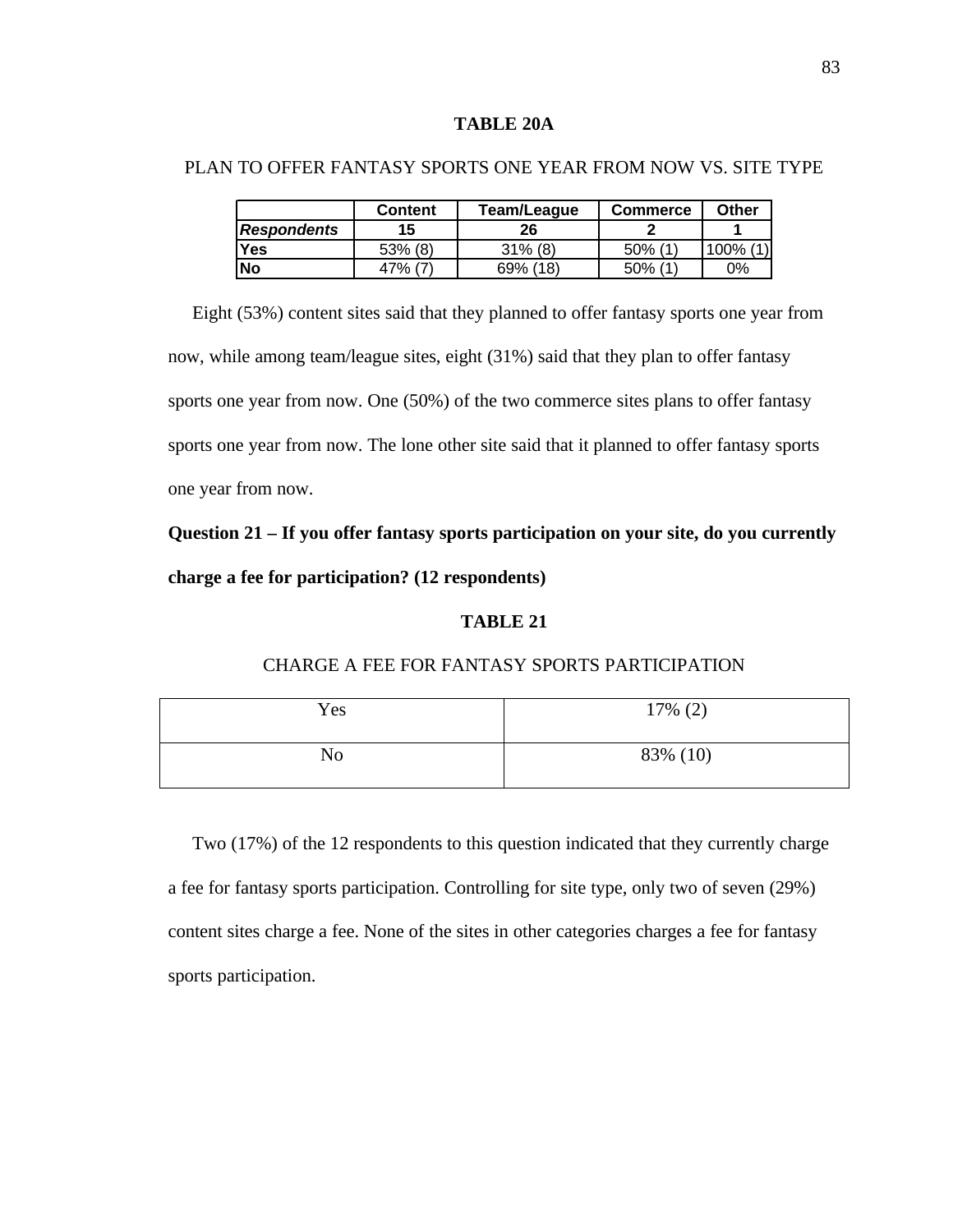**TABLE 20A**

PLAN TO OFFER FANTASY SPORTS ONE YEAR FROM NOW VS. SITE TYPE

| | Content | Team/League | Commerce | Other |
|---|---|---|---|---|
| ***Respondents*** | **15** | **26** | **2** | **1** |
| **Yes** | 53% (8) | 31% (8) | 50% (1) | 100% (1) |
| **No** | 47% (7) | 69% (18) | 50% (1) | 0% |

Eight (53%) content sites said that they planned to offer fantasy sports one year from now, while among team/league sites, eight (31%) said that they plan to offer fantasy sports one year from now. One (50%) of the two commerce sites plans to offer fantasy sports one year from now. The lone other site said that it planned to offer fantasy sports one year from now.

**Question 21 – If you offer fantasy sports participation on your site, do you currently charge a fee for participation? (12 respondents)**

**TABLE 21**

CHARGE A FEE FOR FANTASY SPORTS PARTICIPATION

| | |
|---|---|
| Yes | 17% (2) |
| No | 83% (10) |

Two (17%) of the 12 respondents to this question indicated that they currently charge a fee for fantasy sports participation. Controlling for site type, only two of seven (29%) content sites charge a fee. None of the sites in other categories charges a fee for fantasy sports participation.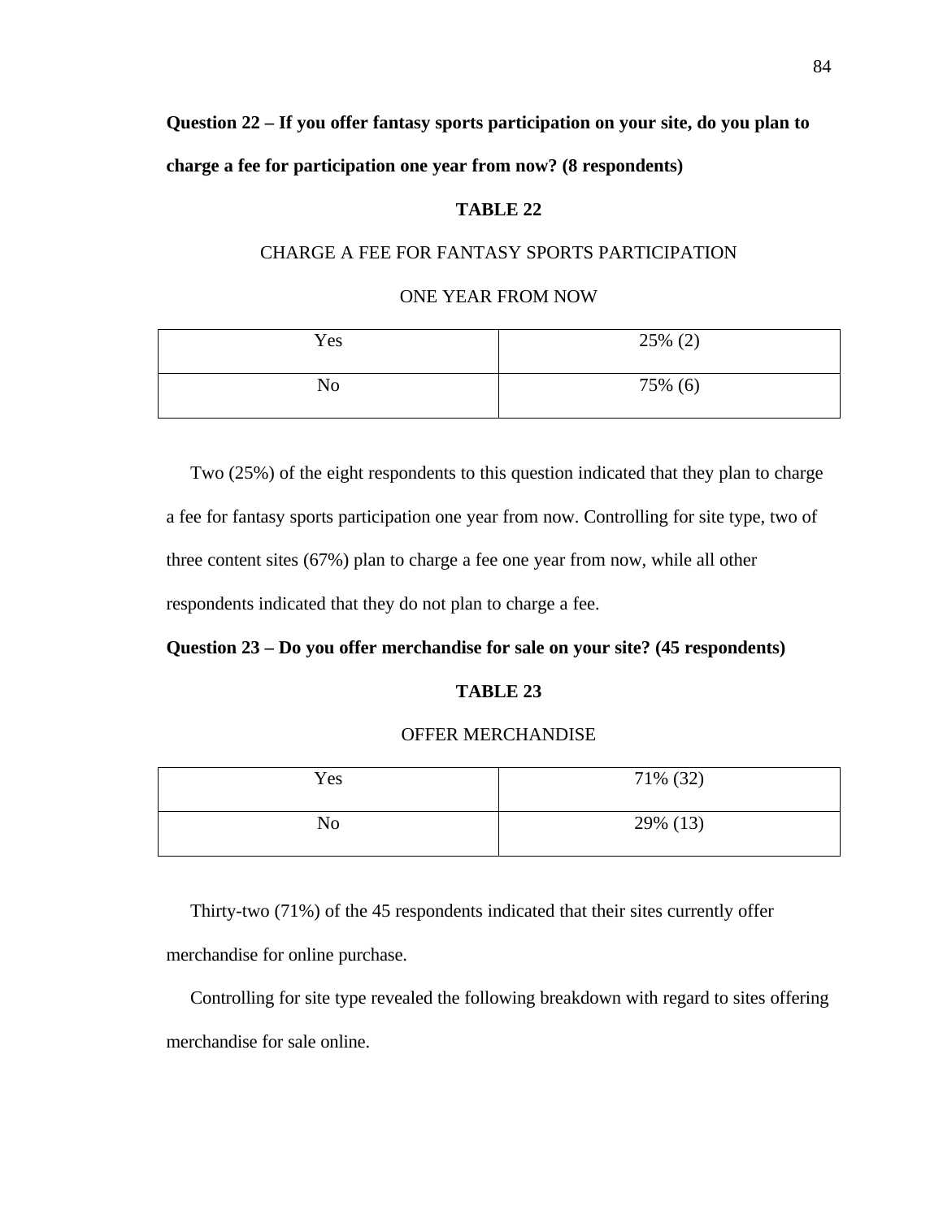**Question 22 – If you offer fantasy sports participation on your site, do you plan to charge a fee for participation one year from now? (8 respondents)**

**TABLE 22**

CHARGE A FEE FOR FANTASY SPORTS PARTICIPATION

ONE YEAR FROM NOW

| | |
|---|---|
| Yes | 25% (2) |
| No | 75% (6) |

Two (25%) of the eight respondents to this question indicated that they plan to charge a fee for fantasy sports participation one year from now. Controlling for site type, two of three content sites (67%) plan to charge a fee one year from now, while all other respondents indicated that they do not plan to charge a fee.

**Question 23 – Do you offer merchandise for sale on your site? (45 respondents)**

**TABLE 23**

OFFER MERCHANDISE

| | |
|---|---|
| Yes | 71% (32) |
| No | 29% (13) |

Thirty-two (71%) of the 45 respondents indicated that their sites currently offer merchandise for online purchase.

Controlling for site type revealed the following breakdown with regard to sites offering merchandise for sale online.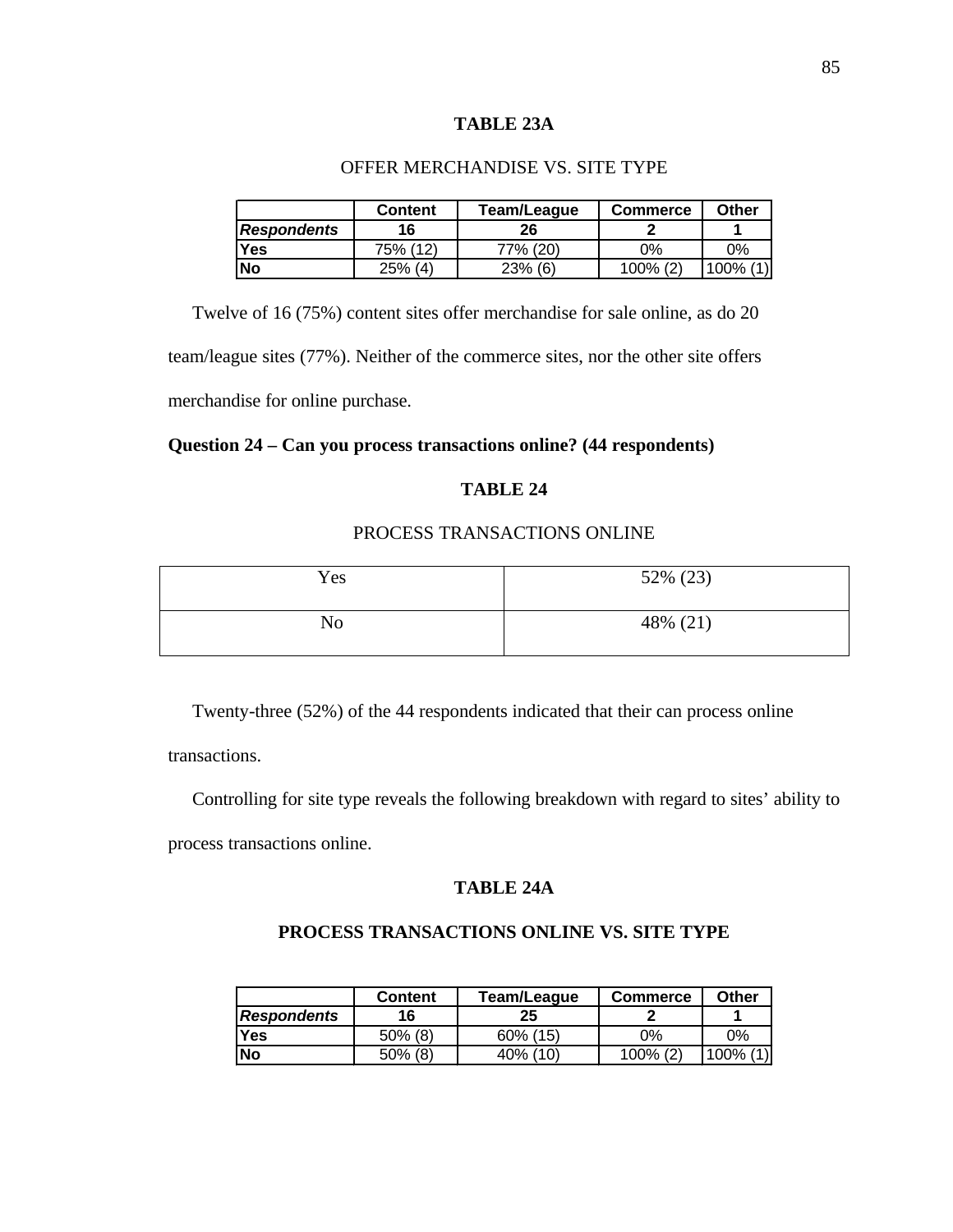**TABLE 23A**

OFFER MERCHANDISE VS. SITE TYPE

| | Content | Team/League | Commerce | Other |
|---|---|---|---|---|
| ***Respondents*** | **16** | **26** | **2** | **1** |
| **Yes** | 75% (12) | 77% (20) | 0% | 0% |
| **No** | 25% (4) | 23% (6) | 100% (2) | 100% (1) |

Twelve of 16 (75%) content sites offer merchandise for sale online, as do 20 team/league sites (77%). Neither of the commerce sites, nor the other site offers merchandise for online purchase.

**Question 24 – Can you process transactions online? (44 respondents)**

**TABLE 24**

PROCESS TRANSACTIONS ONLINE

| | |
|---|---|
| Yes | 52% (23) |
| No | 48% (21) |

Twenty-three (52%) of the 44 respondents indicated that their can process online transactions.

Controlling for site type reveals the following breakdown with regard to sites' ability to process transactions online.

**TABLE 24A**

**PROCESS TRANSACTIONS ONLINE VS. SITE TYPE**

| | Content | Team/League | Commerce | Other |
|---|---|---|---|---|
| ***Respondents*** | **16** | **25** | **2** | **1** |
| **Yes** | 50% (8) | 60% (15) | 0% | 0% |
| **No** | 50% (8) | 40% (10) | 100% (2) | 100% (1) |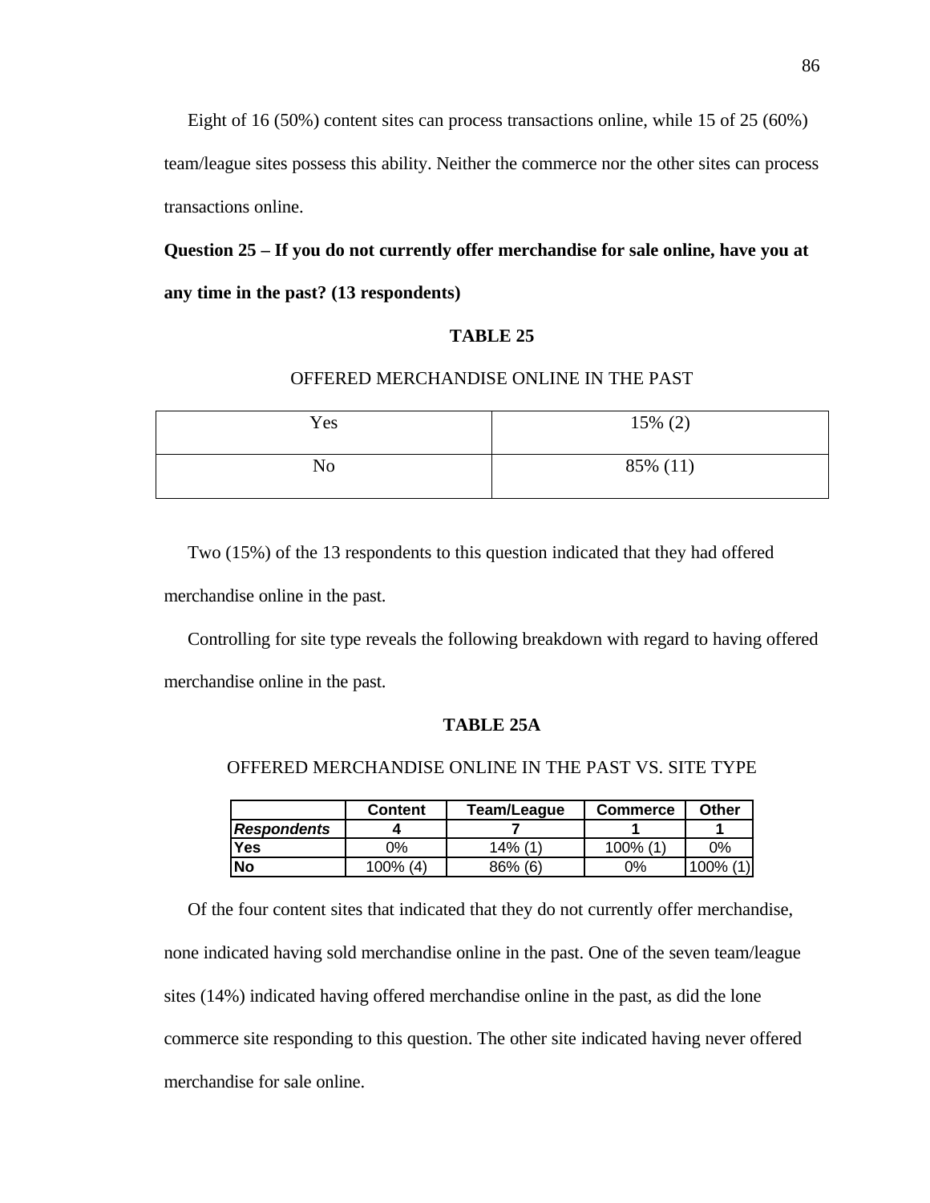Eight of 16 (50%) content sites can process transactions online, while 15 of 25 (60%) team/league sites possess this ability. Neither the commerce nor the other sites can process transactions online.

**Question 25 – If you do not currently offer merchandise for sale online, have you at any time in the past? (13 respondents)**

**TABLE 25**

OFFERED MERCHANDISE ONLINE IN THE PAST

| | |
|---|---|
| Yes | 15% (2) |
| No | 85% (11) |

Two (15%) of the 13 respondents to this question indicated that they had offered merchandise online in the past.

Controlling for site type reveals the following breakdown with regard to having offered merchandise online in the past.

**TABLE 25A**

OFFERED MERCHANDISE ONLINE IN THE PAST VS. SITE TYPE

| | Content | Team/League | Commerce | Other |
|---|---|---|---|---|
| ***Respondents*** | **4** | **7** | **1** | **1** |
| **Yes** | 0% | 14% (1) | 100% (1) | 0% |
| **No** | 100% (4) | 86% (6) | 0% | 100% (1) |

Of the four content sites that indicated that they do not currently offer merchandise, none indicated having sold merchandise online in the past. One of the seven team/league sites (14%) indicated having offered merchandise online in the past, as did the lone commerce site responding to this question. The other site indicated having never offered merchandise for sale online.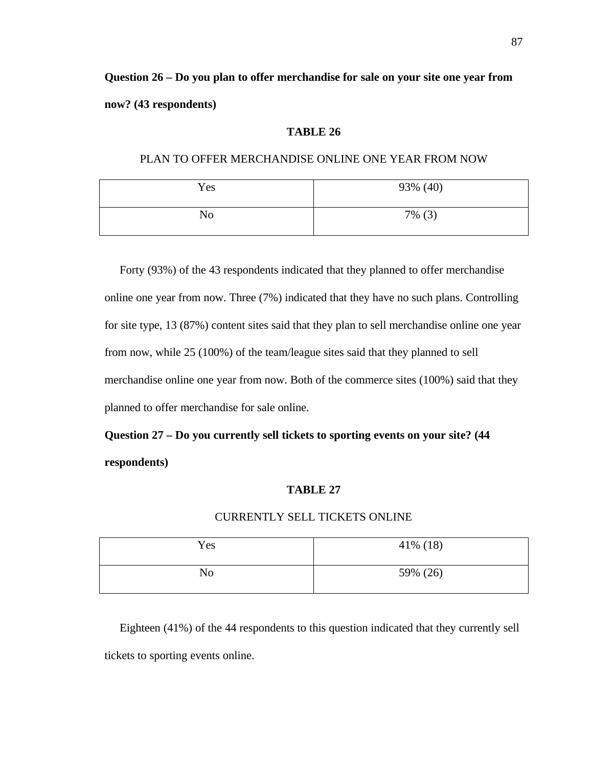**Question 26 – Do you plan to offer merchandise for sale on your site one year from now? (43 respondents)**

**TABLE 26**

PLAN TO OFFER MERCHANDISE ONLINE ONE YEAR FROM NOW

| | |
|---|---|
| Yes | 93% (40) |
| No | 7% (3) |

Forty (93%) of the 43 respondents indicated that they planned to offer merchandise online one year from now. Three (7%) indicated that they have no such plans. Controlling for site type, 13 (87%) content sites said that they plan to sell merchandise online one year from now, while 25 (100%) of the team/league sites said that they planned to sell merchandise online one year from now. Both of the commerce sites (100%) said that they planned to offer merchandise for sale online.

**Question 27 – Do you currently sell tickets to sporting events on your site? (44 respondents)**

**TABLE 27**

CURRENTLY SELL TICKETS ONLINE

| | |
|---|---|
| Yes | 41% (18) |
| No | 59% (26) |

Eighteen (41%) of the 44 respondents to this question indicated that they currently sell tickets to sporting events online.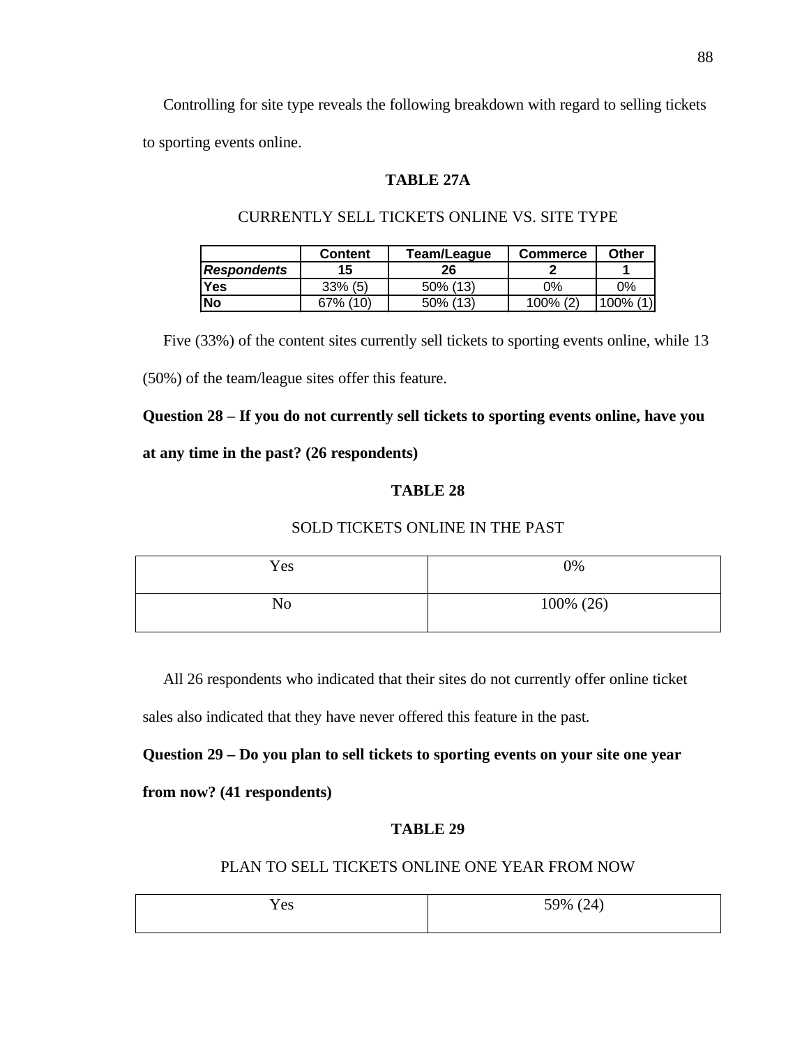Controlling for site type reveals the following breakdown with regard to selling tickets to sporting events online.

**TABLE 27A**

CURRENTLY SELL TICKETS ONLINE VS. SITE TYPE

| | Content | Team/League | Commerce | Other |
|---|---|---|---|---|
| ***Respondents*** | **15** | **26** | **2** | **1** |
| **Yes** | 33% (5) | 50% (13) | 0% | 0% |
| **No** | 67% (10) | 50% (13) | 100% (2) | 100% (1) |

Five (33%) of the content sites currently sell tickets to sporting events online, while 13 (50%) of the team/league sites offer this feature.

**Question 28 – If you do not currently sell tickets to sporting events online, have you at any time in the past? (26 respondents)**

**TABLE 28**

SOLD TICKETS ONLINE IN THE PAST

| | |
|---|---|
| Yes | 0% |
| No | 100% (26) |

All 26 respondents who indicated that their sites do not currently offer online ticket sales also indicated that they have never offered this feature in the past.

**Question 29 – Do you plan to sell tickets to sporting events on your site one year from now? (41 respondents)**

**TABLE 29**

PLAN TO SELL TICKETS ONLINE ONE YEAR FROM NOW

| | |
|---|---|
| Yes | 59% (24) |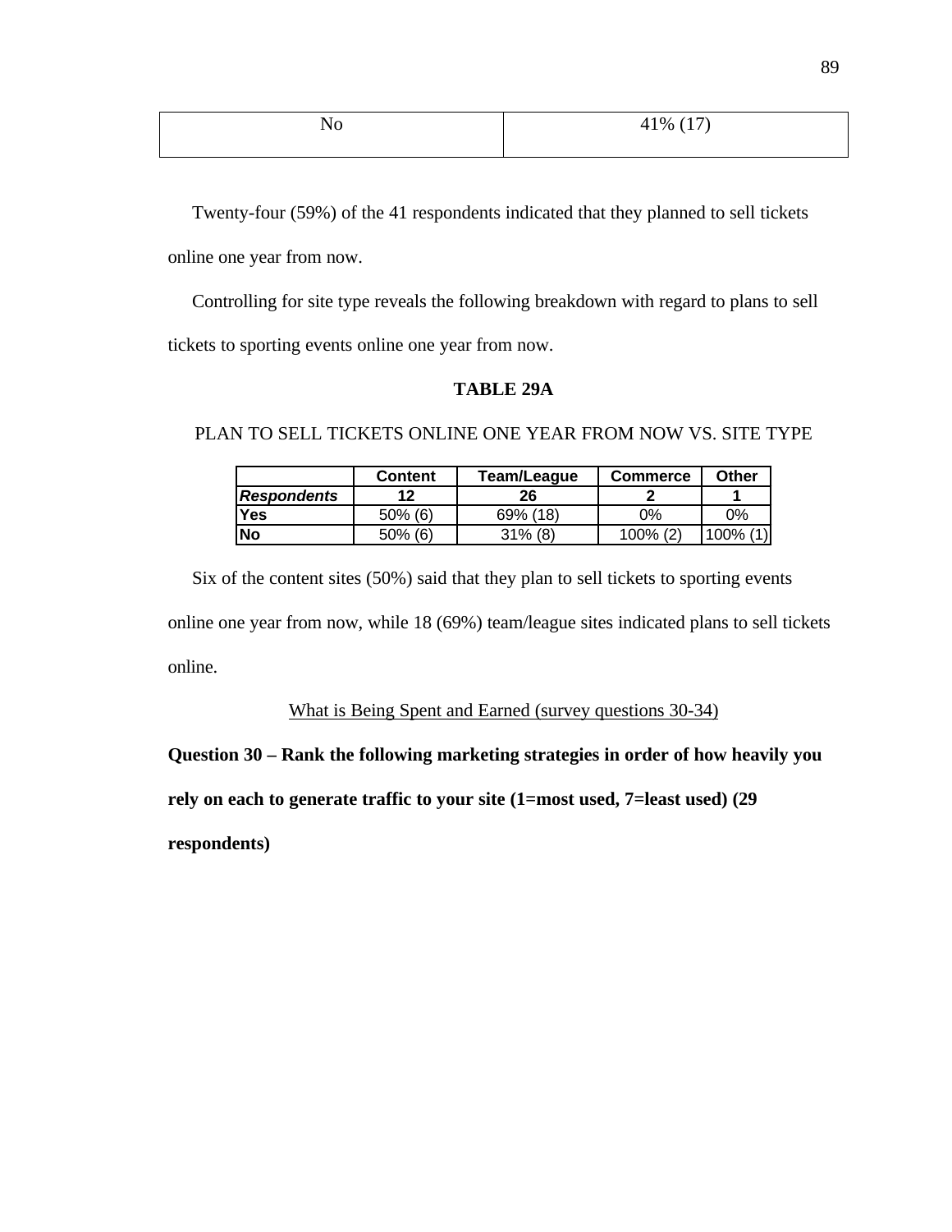| No | 41% (17) |
|---|---|

Twenty-four (59%) of the 41 respondents indicated that they planned to sell tickets online one year from now.

Controlling for site type reveals the following breakdown with regard to plans to sell tickets to sporting events online one year from now.

**TABLE 29A**

PLAN TO SELL TICKETS ONLINE ONE YEAR FROM NOW VS. SITE TYPE

| | Content | Team/League | Commerce | Other |
|---|---|---|---|---|
| ***Respondents*** | **12** | **26** | **2** | **1** |
| **Yes** | 50% (6) | 69% (18) | 0% | 0% |
| **No** | 50% (6) | 31% (8) | 100% (2) | 100% (1) |

Six of the content sites (50%) said that they plan to sell tickets to sporting events online one year from now, while 18 (69%) team/league sites indicated plans to sell tickets online.

<u>What is Being Spent and Earned (survey questions 30-34)</u>

**Question 30 – Rank the following marketing strategies in order of how heavily you rely on each to generate traffic to your site (1=most used, 7=least used) (29 respondents)**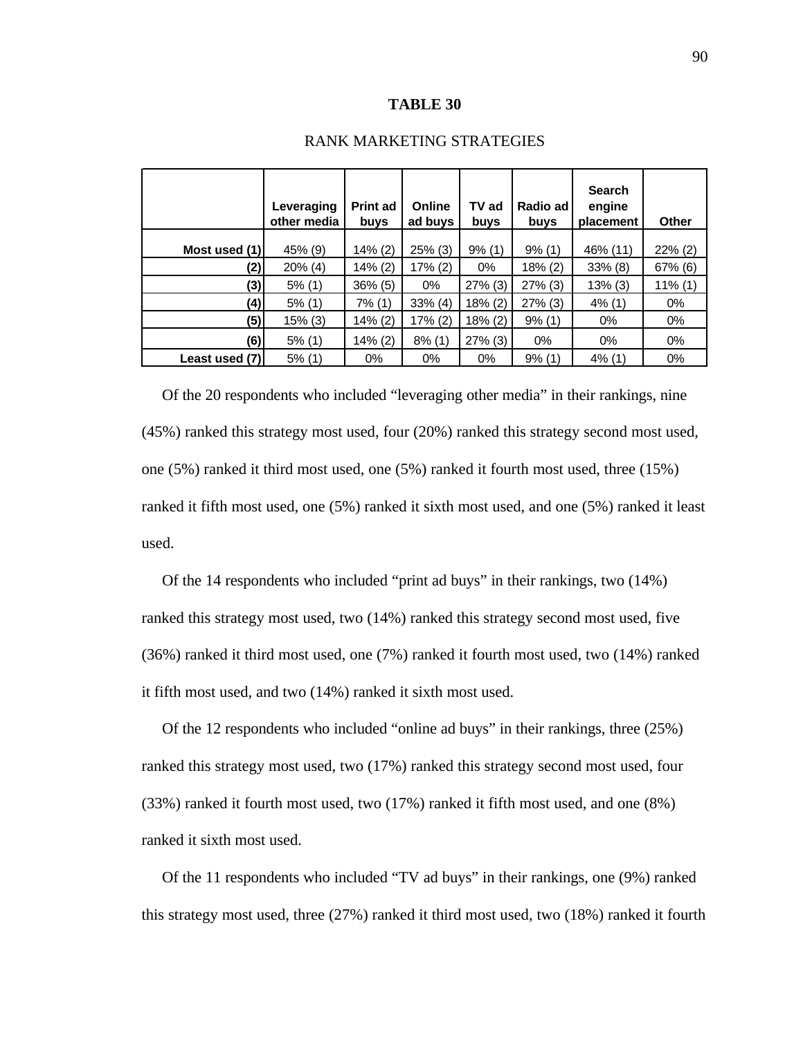**TABLE 30**

RANK MARKETING STRATEGIES

| | Leveraging other media | Print ad buys | Online ad buys | TV ad buys | Radio ad buys | Search engine placement | Other |
|---|---|---|---|---|---|---|---|
| **Most used (1)** | 45% (9) | 14% (2) | 25% (3) | 9% (1) | 9% (1) | 46% (11) | 22% (2) |
| **(2)** | 20% (4) | 14% (2) | 17% (2) | 0% | 18% (2) | 33% (8) | 67% (6) |
| **(3)** | 5% (1) | 36% (5) | 0% | 27% (3) | 27% (3) | 13% (3) | 11% (1) |
| **(4)** | 5% (1) | 7% (1) | 33% (4) | 18% (2) | 27% (3) | 4% (1) | 0% |
| **(5)** | 15% (3) | 14% (2) | 17% (2) | 18% (2) | 9% (1) | 0% | 0% |
| **(6)** | 5% (1) | 14% (2) | 8% (1) | 27% (3) | 0% | 0% | 0% |
| **Least used (7)** | 5% (1) | 0% | 0% | 0% | 9% (1) | 4% (1) | 0% |

Of the 20 respondents who included "leveraging other media" in their rankings, nine (45%) ranked this strategy most used, four (20%) ranked this strategy second most used, one (5%) ranked it third most used, one (5%) ranked it fourth most used, three (15%) ranked it fifth most used, one (5%) ranked it sixth most used, and one (5%) ranked it least used.

Of the 14 respondents who included "print ad buys" in their rankings, two (14%) ranked this strategy most used, two (14%) ranked this strategy second most used, five (36%) ranked it third most used, one (7%) ranked it fourth most used, two (14%) ranked it fifth most used, and two (14%) ranked it sixth most used.

Of the 12 respondents who included "online ad buys" in their rankings, three (25%) ranked this strategy most used, two (17%) ranked this strategy second most used, four (33%) ranked it fourth most used, two (17%) ranked it fifth most used, and one (8%) ranked it sixth most used.

Of the 11 respondents who included "TV ad buys" in their rankings, one (9%) ranked this strategy most used, three (27%) ranked it third most used, two (18%) ranked it fourth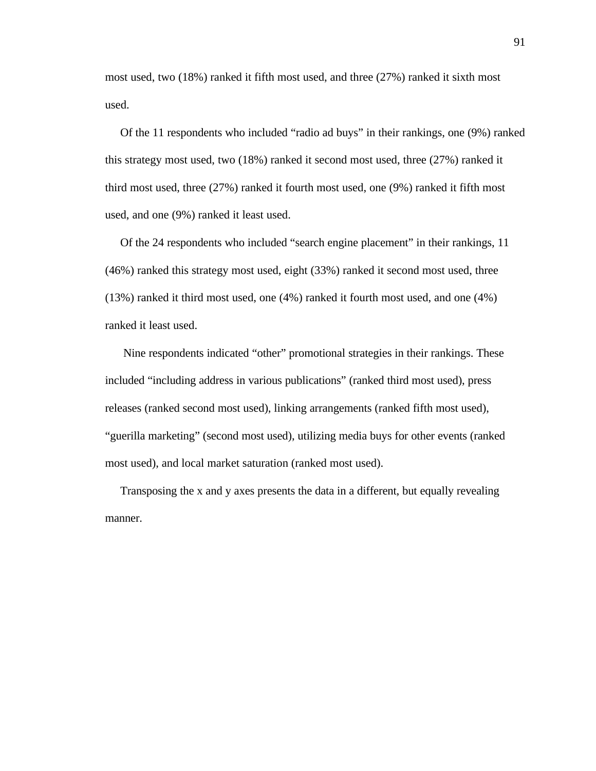most used, two (18%) ranked it fifth most used, and three (27%) ranked it sixth most used.

Of the 11 respondents who included "radio ad buys" in their rankings, one (9%) ranked this strategy most used, two (18%) ranked it second most used, three (27%) ranked it third most used, three (27%) ranked it fourth most used, one (9%) ranked it fifth most used, and one (9%) ranked it least used.

Of the 24 respondents who included "search engine placement" in their rankings, 11 (46%) ranked this strategy most used, eight (33%) ranked it second most used, three (13%) ranked it third most used, one (4%) ranked it fourth most used, and one (4%) ranked it least used.

Nine respondents indicated "other" promotional strategies in their rankings. These included "including address in various publications" (ranked third most used), press releases (ranked second most used), linking arrangements (ranked fifth most used), "guerilla marketing" (second most used), utilizing media buys for other events (ranked most used), and local market saturation (ranked most used).

Transposing the x and y axes presents the data in a different, but equally revealing manner.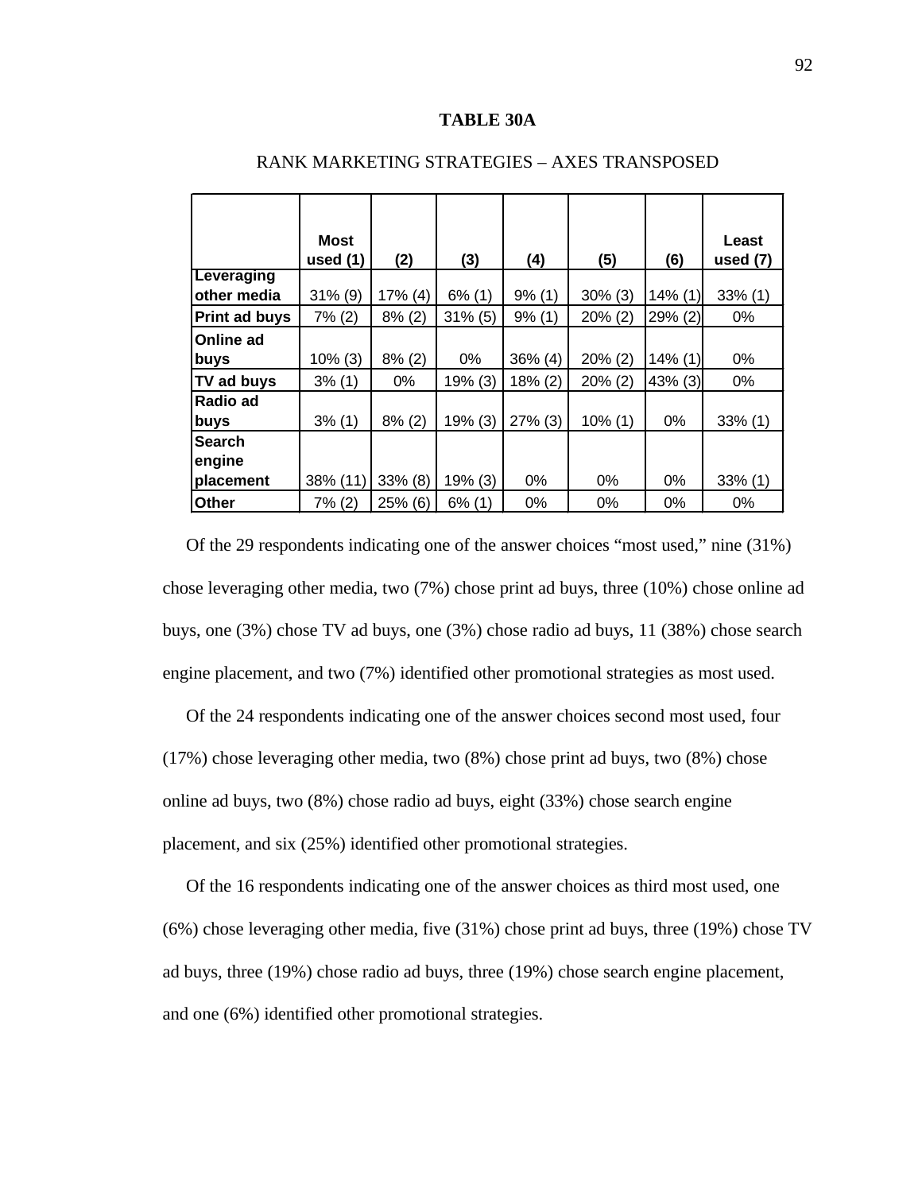**TABLE 30A**

RANK MARKETING STRATEGIES – AXES TRANSPOSED

| | Most used (1) | (2) | (3) | (4) | (5) | (6) | Least used (7) |
|---|---|---|---|---|---|---|---|
| **Leveraging other media** | 31% (9) | 17% (4) | 6% (1) | 9% (1) | 30% (3) | 14% (1) | 33% (1) |
| **Print ad buys** | 7% (2) | 8% (2) | 31% (5) | 9% (1) | 20% (2) | 29% (2) | 0% |
| **Online ad buys** | 10% (3) | 8% (2) | 0% | 36% (4) | 20% (2) | 14% (1) | 0% |
| **TV ad buys** | 3% (1) | 0% | 19% (3) | 18% (2) | 20% (2) | 43% (3) | 0% |
| **Radio ad buys** | 3% (1) | 8% (2) | 19% (3) | 27% (3) | 10% (1) | 0% | 33% (1) |
| **Search engine placement** | 38% (11) | 33% (8) | 19% (3) | 0% | 0% | 0% | 33% (1) |
| **Other** | 7% (2) | 25% (6) | 6% (1) | 0% | 0% | 0% | 0% |

Of the 29 respondents indicating one of the answer choices “most used,” nine (31%) chose leveraging other media, two (7%) chose print ad buys, three (10%) chose online ad buys, one (3%) chose TV ad buys, one (3%) chose radio ad buys, 11 (38%) chose search engine placement, and two (7%) identified other promotional strategies as most used.

Of the 24 respondents indicating one of the answer choices second most used, four (17%) chose leveraging other media, two (8%) chose print ad buys, two (8%) chose online ad buys, two (8%) chose radio ad buys, eight (33%) chose search engine placement, and six (25%) identified other promotional strategies.

Of the 16 respondents indicating one of the answer choices as third most used, one (6%) chose leveraging other media, five (31%) chose print ad buys, three (19%) chose TV ad buys, three (19%) chose radio ad buys, three (19%) chose search engine placement, and one (6%) identified other promotional strategies.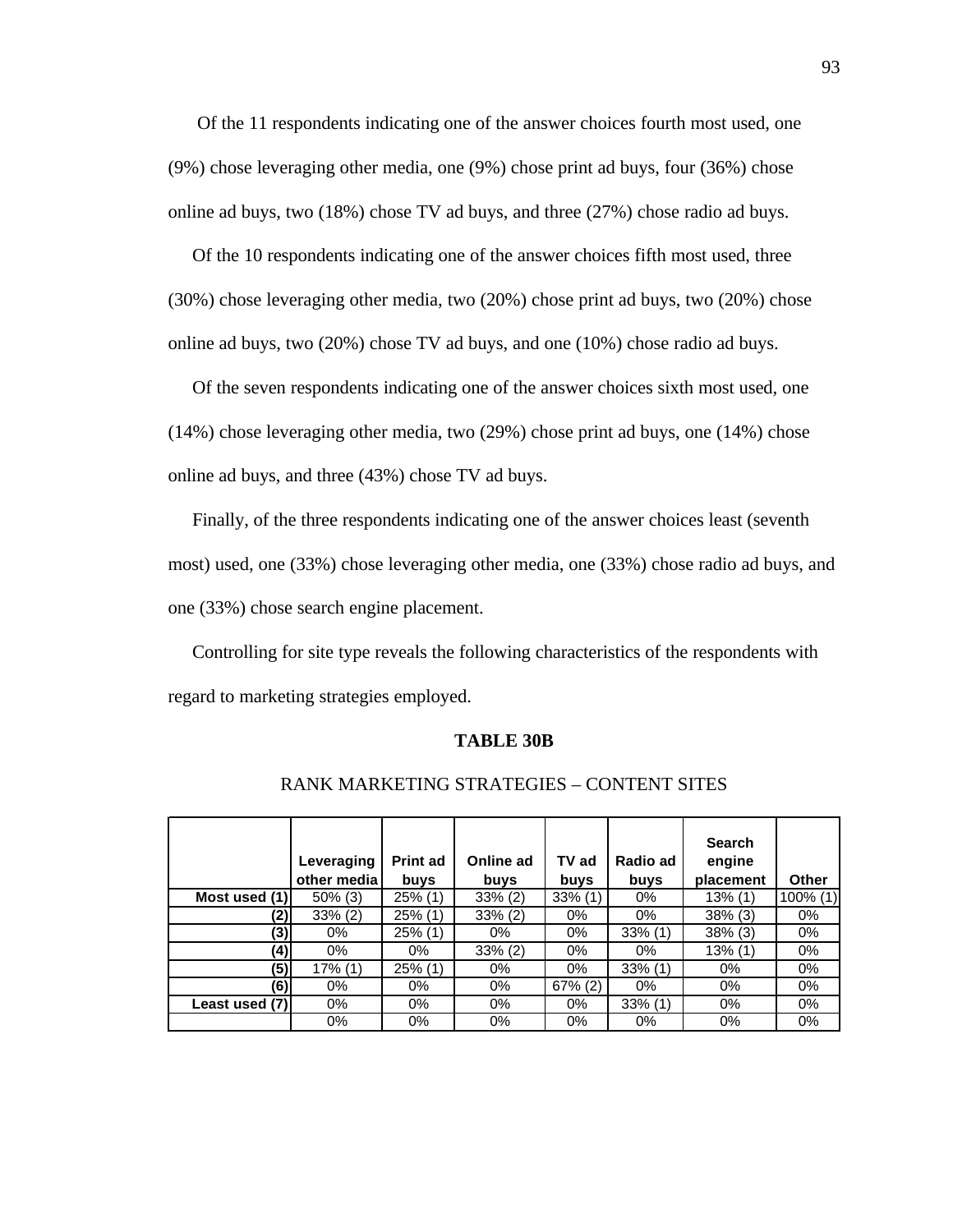Of the 11 respondents indicating one of the answer choices fourth most used, one (9%) chose leveraging other media, one (9%) chose print ad buys, four (36%) chose online ad buys, two (18%) chose TV ad buys, and three (27%) chose radio ad buys.

Of the 10 respondents indicating one of the answer choices fifth most used, three (30%) chose leveraging other media, two (20%) chose print ad buys, two (20%) chose online ad buys, two (20%) chose TV ad buys, and one (10%) chose radio ad buys.

Of the seven respondents indicating one of the answer choices sixth most used, one (14%) chose leveraging other media, two (29%) chose print ad buys, one (14%) chose online ad buys, and three (43%) chose TV ad buys.

Finally, of the three respondents indicating one of the answer choices least (seventh most) used, one (33%) chose leveraging other media, one (33%) chose radio ad buys, and one (33%) chose search engine placement.

Controlling for site type reveals the following characteristics of the respondents with regard to marketing strategies employed.

**TABLE 30B**

RANK MARKETING STRATEGIES – CONTENT SITES

| | Leveraging other media | Print ad buys | Online ad buys | TV ad buys | Radio ad buys | Search engine placement | Other |
|---|---|---|---|---|---|---|---|
| **Most used (1)** | 50% (3) | 25% (1) | 33% (2) | 33% (1) | 0% | 13% (1) | 100% (1) |
| **(2)** | 33% (2) | 25% (1) | 33% (2) | 0% | 0% | 38% (3) | 0% |
| **(3)** | 0% | 25% (1) | 0% | 0% | 33% (1) | 38% (3) | 0% |
| **(4)** | 0% | 0% | 33% (2) | 0% | 0% | 13% (1) | 0% |
| **(5)** | 17% (1) | 25% (1) | 0% | 0% | 33% (1) | 0% | 0% |
| **(6)** | 0% | 0% | 0% | 67% (2) | 0% | 0% | 0% |
| **Least used (7)** | 0% | 0% | 0% | 0% | 33% (1) | 0% | 0% |
| | 0% | 0% | 0% | 0% | 0% | 0% | 0% |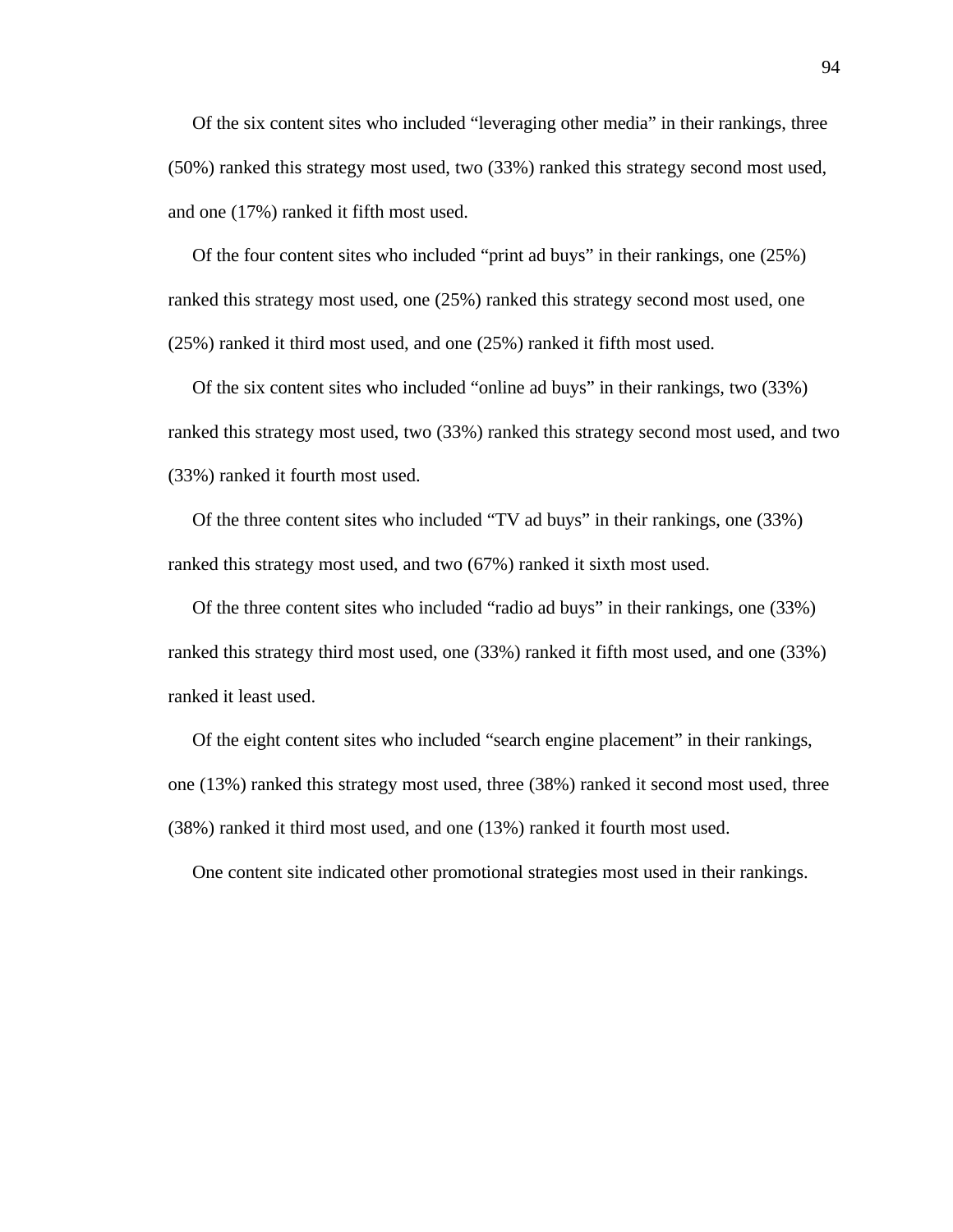Of the six content sites who included “leveraging other media” in their rankings, three (50%) ranked this strategy most used, two (33%) ranked this strategy second most used, and one (17%) ranked it fifth most used.

Of the four content sites who included “print ad buys” in their rankings, one (25%) ranked this strategy most used, one (25%) ranked this strategy second most used, one (25%) ranked it third most used, and one (25%) ranked it fifth most used.

Of the six content sites who included “online ad buys” in their rankings, two (33%) ranked this strategy most used, two (33%) ranked this strategy second most used, and two (33%) ranked it fourth most used.

Of the three content sites who included “TV ad buys” in their rankings, one (33%) ranked this strategy most used, and two (67%) ranked it sixth most used.

Of the three content sites who included “radio ad buys” in their rankings, one (33%) ranked this strategy third most used, one (33%) ranked it fifth most used, and one (33%) ranked it least used.

Of the eight content sites who included “search engine placement” in their rankings, one (13%) ranked this strategy most used, three (38%) ranked it second most used, three (38%) ranked it third most used, and one (13%) ranked it fourth most used.

One content site indicated other promotional strategies most used in their rankings.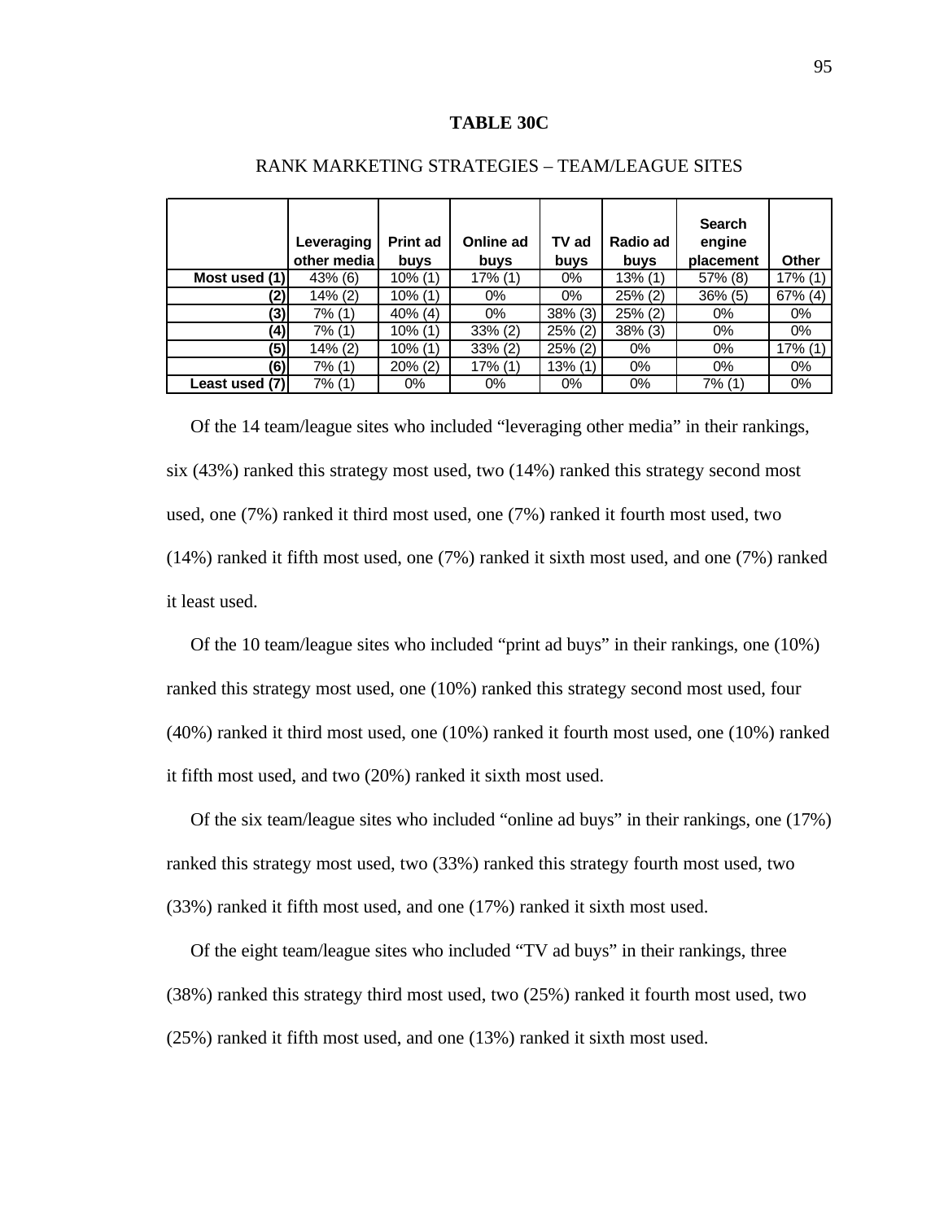**TABLE 30C**

RANK MARKETING STRATEGIES – TEAM/LEAGUE SITES

| | Leveraging other media | Print ad buys | Online ad buys | TV ad buys | Radio ad buys | Search engine placement | Other |
|---|---|---|---|---|---|---|---|
| **Most used (1)** | 43% (6) | 10% (1) | 17% (1) | 0% | 13% (1) | 57% (8) | 17% (1) |
| **(2)** | 14% (2) | 10% (1) | 0% | 0% | 25% (2) | 36% (5) | 67% (4) |
| **(3)** | 7% (1) | 40% (4) | 0% | 38% (3) | 25% (2) | 0% | 0% |
| **(4)** | 7% (1) | 10% (1) | 33% (2) | 25% (2) | 38% (3) | 0% | 0% |
| **(5)** | 14% (2) | 10% (1) | 33% (2) | 25% (2) | 0% | 0% | 17% (1) |
| **(6)** | 7% (1) | 20% (2) | 17% (1) | 13% (1) | 0% | 0% | 0% |
| **Least used (7)** | 7% (1) | 0% | 0% | 0% | 0% | 7% (1) | 0% |

Of the 14 team/league sites who included “leveraging other media” in their rankings, six (43%) ranked this strategy most used, two (14%) ranked this strategy second most used, one (7%) ranked it third most used, one (7%) ranked it fourth most used, two (14%) ranked it fifth most used, one (7%) ranked it sixth most used, and one (7%) ranked it least used.

Of the 10 team/league sites who included “print ad buys” in their rankings, one (10%) ranked this strategy most used, one (10%) ranked this strategy second most used, four (40%) ranked it third most used, one (10%) ranked it fourth most used, one (10%) ranked it fifth most used, and two (20%) ranked it sixth most used.

Of the six team/league sites who included “online ad buys” in their rankings, one (17%) ranked this strategy most used, two (33%) ranked this strategy fourth most used, two (33%) ranked it fifth most used, and one (17%) ranked it sixth most used.

Of the eight team/league sites who included “TV ad buys” in their rankings, three (38%) ranked this strategy third most used, two (25%) ranked it fourth most used, two (25%) ranked it fifth most used, and one (13%) ranked it sixth most used.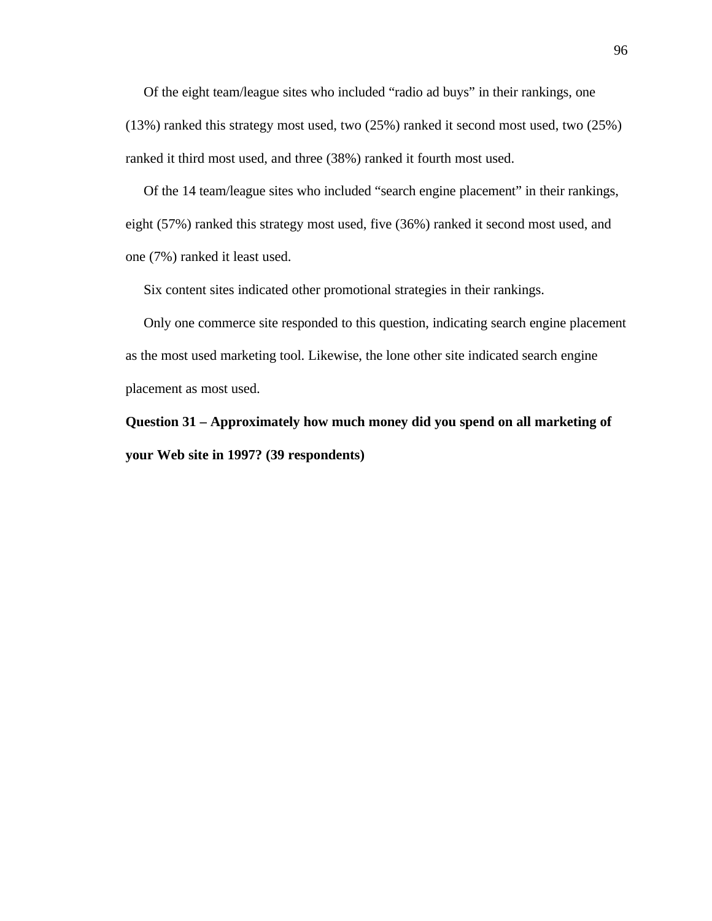Of the eight team/league sites who included “radio ad buys” in their rankings, one (13%) ranked this strategy most used, two (25%) ranked it second most used, two (25%) ranked it third most used, and three (38%) ranked it fourth most used.

Of the 14 team/league sites who included “search engine placement” in their rankings, eight (57%) ranked this strategy most used, five (36%) ranked it second most used, and one (7%) ranked it least used.

Six content sites indicated other promotional strategies in their rankings.

Only one commerce site responded to this question, indicating search engine placement as the most used marketing tool. Likewise, the lone other site indicated search engine placement as most used.

**Question 31 – Approximately how much money did you spend on all marketing of your Web site in 1997? (39 respondents)**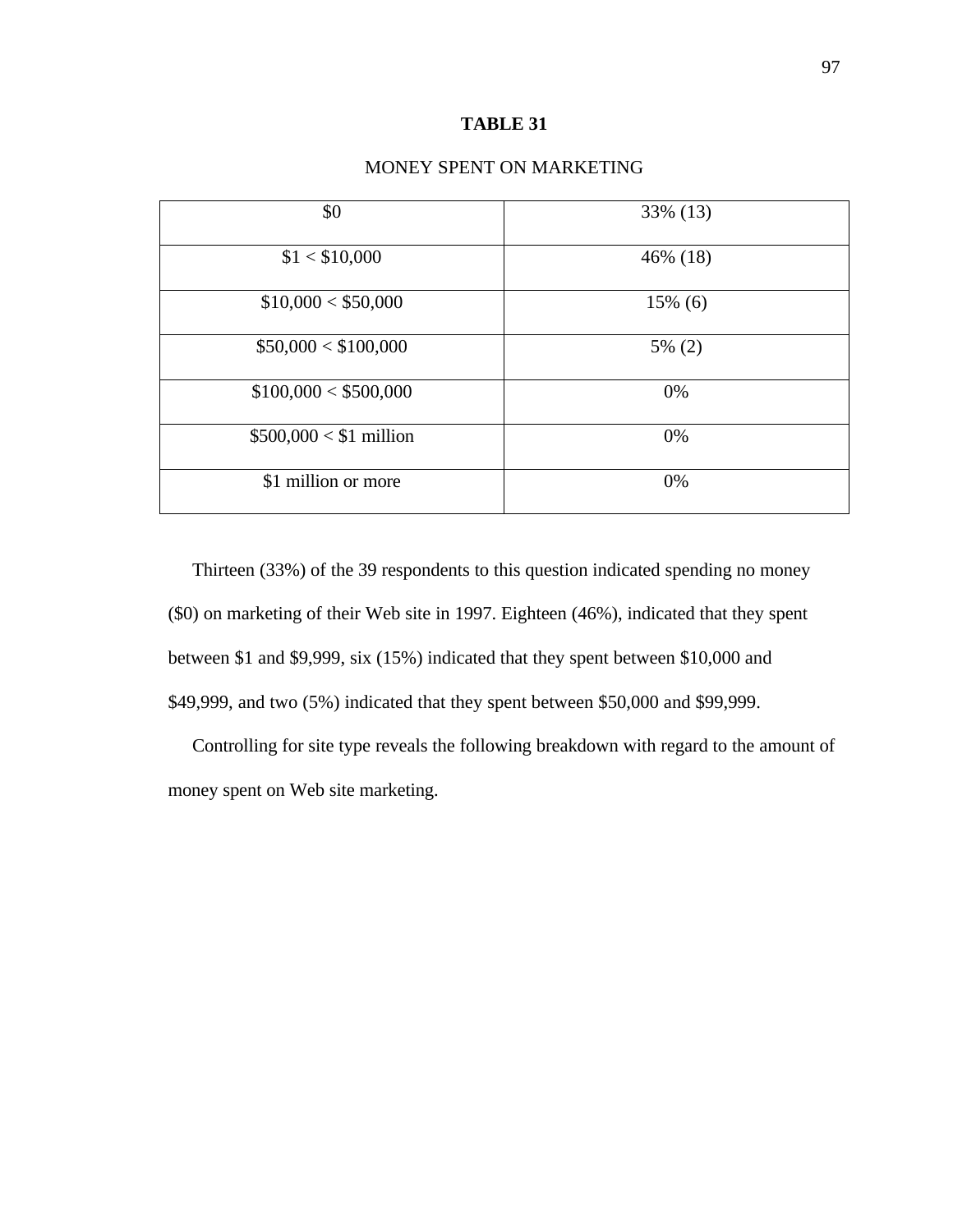**TABLE 31**

MONEY SPENT ON MARKETING

| | |
|---|---|
| $0 | 33% (13) |
| $1 < $10,000 | 46% (18) |
| $10,000 < $50,000 | 15% (6) |
| $50,000 < $100,000 | 5% (2) |
| $100,000 < $500,000 | 0% |
| $500,000 < $1 million | 0% |
| $1 million or more | 0% |

Thirteen (33%) of the 39 respondents to this question indicated spending no money ($0) on marketing of their Web site in 1997. Eighteen (46%), indicated that they spent between $1 and $9,999, six (15%) indicated that they spent between $10,000 and $49,999, and two (5%) indicated that they spent between $50,000 and $99,999.

Controlling for site type reveals the following breakdown with regard to the amount of money spent on Web site marketing.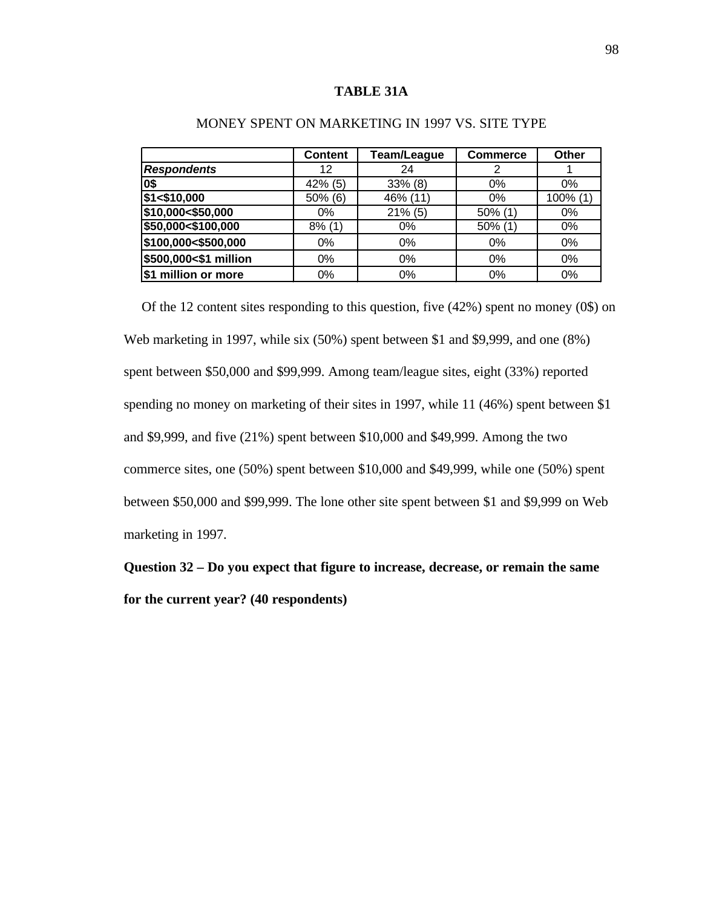**TABLE 31A**

MONEY SPENT ON MARKETING IN 1997 VS. SITE TYPE

| | Content | Team/League | Commerce | Other |
|---|---|---|---|---|
| ***Respondents*** | 12 | 24 | 2 | 1 |
| **0$** | 42% (5) | 33% (8) | 0% | 0% |
| **$1<$10,000** | 50% (6) | 46% (11) | 0% | 100% (1) |
| **$10,000<$50,000** | 0% | 21% (5) | 50% (1) | 0% |
| **$50,000<$100,000** | 8% (1) | 0% | 50% (1) | 0% |
| **$100,000<$500,000** | 0% | 0% | 0% | 0% |
| **$500,000<$1 million** | 0% | 0% | 0% | 0% |
| **$1 million or more** | 0% | 0% | 0% | 0% |

Of the 12 content sites responding to this question, five (42%) spent no money (0$) on Web marketing in 1997, while six (50%) spent between $1 and $9,999, and one (8%) spent between $50,000 and $99,999. Among team/league sites, eight (33%) reported spending no money on marketing of their sites in 1997, while 11 (46%) spent between $1 and $9,999, and five (21%) spent between $10,000 and $49,999. Among the two commerce sites, one (50%) spent between $10,000 and $49,999, while one (50%) spent between $50,000 and $99,999. The lone other site spent between $1 and $9,999 on Web marketing in 1997.

**Question 32 – Do you expect that figure to increase, decrease, or remain the same for the current year? (40 respondents)**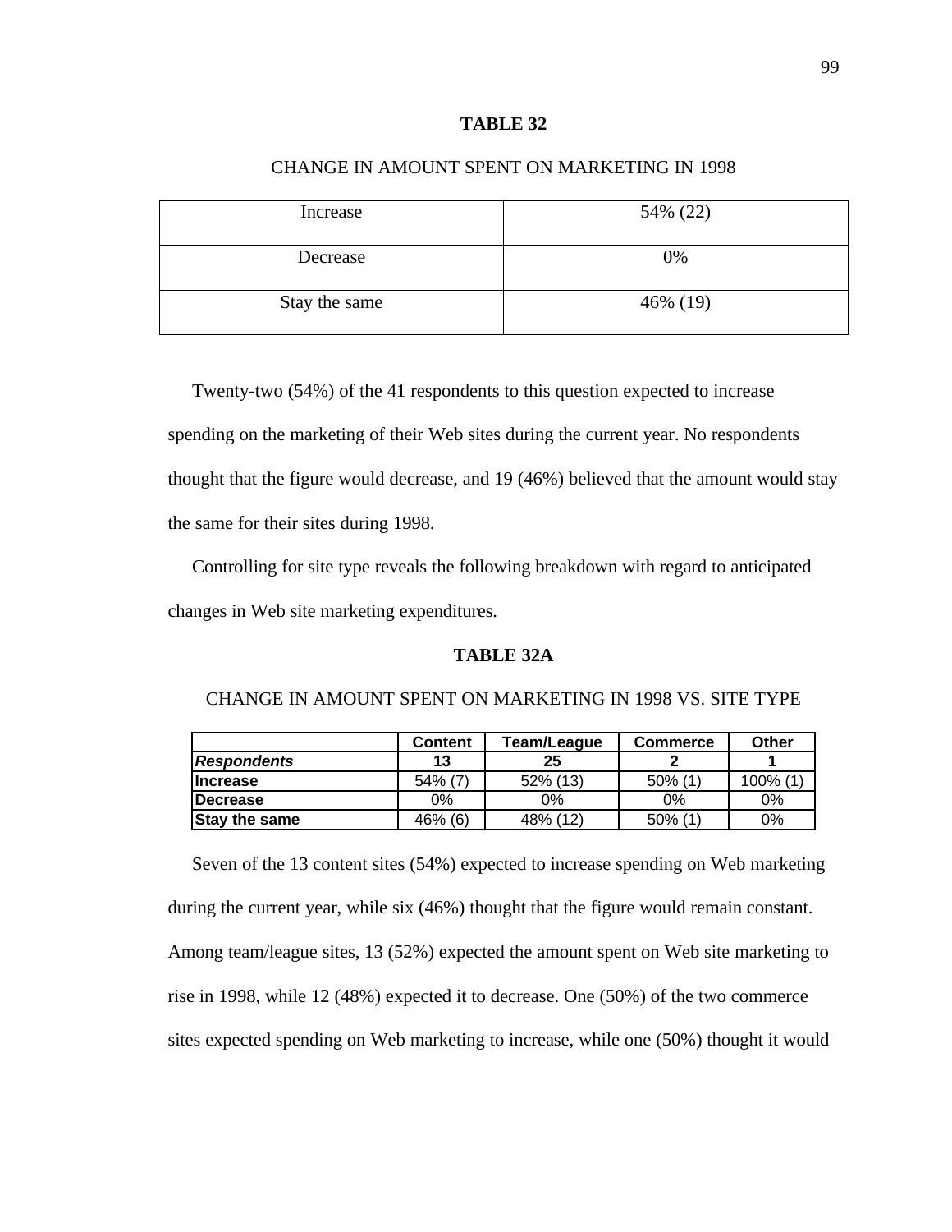**TABLE 32**

CHANGE IN AMOUNT SPENT ON MARKETING IN 1998

| | |
|---|---|
| Increase | 54% (22) |
| Decrease | 0% |
| Stay the same | 46% (19) |

Twenty-two (54%) of the 41 respondents to this question expected to increase spending on the marketing of their Web sites during the current year. No respondents thought that the figure would decrease, and 19 (46%) believed that the amount would stay the same for their sites during 1998.

Controlling for site type reveals the following breakdown with regard to anticipated changes in Web site marketing expenditures.

**TABLE 32A**

CHANGE IN AMOUNT SPENT ON MARKETING IN 1998 VS. SITE TYPE

| | Content | Team/League | Commerce | Other |
|---|---|---|---|---|
| ***Respondents*** | **13** | **25** | **2** | **1** |
| **Increase** | 54% (7) | 52% (13) | 50% (1) | 100% (1) |
| **Decrease** | 0% | 0% | 0% | 0% |
| **Stay the same** | 46% (6) | 48% (12) | 50% (1) | 0% |

Seven of the 13 content sites (54%) expected to increase spending on Web marketing during the current year, while six (46%) thought that the figure would remain constant. Among team/league sites, 13 (52%) expected the amount spent on Web site marketing to rise in 1998, while 12 (48%) expected it to decrease. One (50%) of the two commerce sites expected spending on Web marketing to increase, while one (50%) thought it would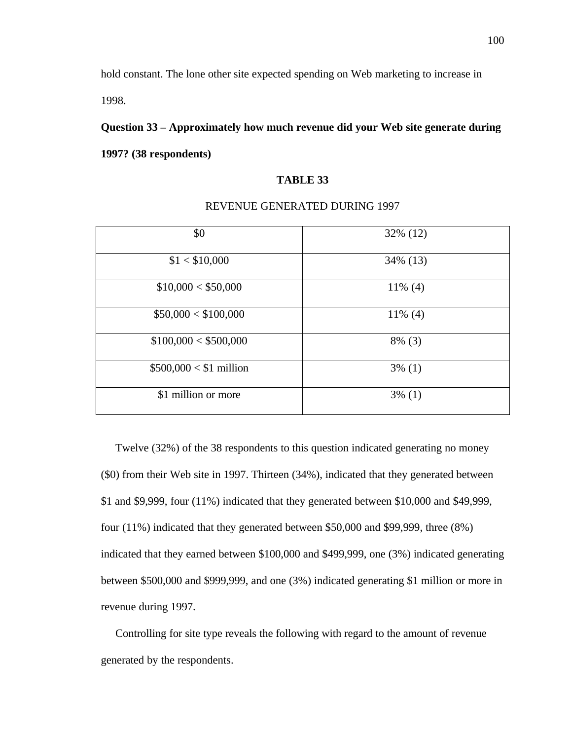hold constant. The lone other site expected spending on Web marketing to increase in 1998.

**Question 33 – Approximately how much revenue did your Web site generate during 1997? (38 respondents)**

**TABLE 33**

REVENUE GENERATED DURING 1997

| $0 | 32% (12) |
|---|---|
| $1 < $10,000 | 34% (13) |
| $10,000 < $50,000 | 11% (4) |
| $50,000 < $100,000 | 11% (4) |
| $100,000 < $500,000 | 8% (3) |
| $500,000 < $1 million | 3% (1) |
| $1 million or more | 3% (1) |

Twelve (32%) of the 38 respondents to this question indicated generating no money ($0) from their Web site in 1997. Thirteen (34%), indicated that they generated between $1 and $9,999, four (11%) indicated that they generated between $10,000 and $49,999, four (11%) indicated that they generated between $50,000 and $99,999, three (8%) indicated that they earned between $100,000 and $499,999, one (3%) indicated generating between $500,000 and $999,999, and one (3%) indicated generating $1 million or more in revenue during 1997.

Controlling for site type reveals the following with regard to the amount of revenue generated by the respondents.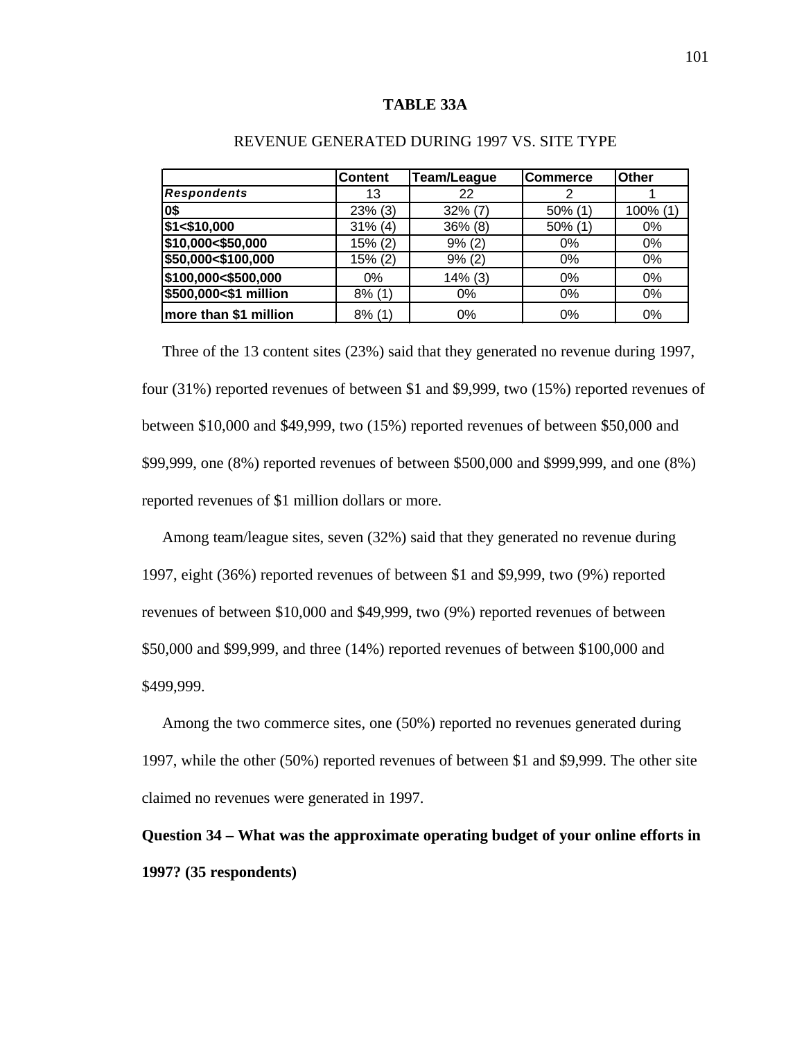**TABLE 33A**

REVENUE GENERATED DURING 1997 VS. SITE TYPE

| | Content | Team/League | Commerce | Other |
|---|---|---|---|---|
| ***Respondents*** | 13 | 22 | 2 | 1 |
| **0$** | 23% (3) | 32% (7) | 50% (1) | 100% (1) |
| **$1<$10,000** | 31% (4) | 36% (8) | 50% (1) | 0% |
| **$10,000<$50,000** | 15% (2) | 9% (2) | 0% | 0% |
| **$50,000<$100,000** | 15% (2) | 9% (2) | 0% | 0% |
| **$100,000<$500,000** | 0% | 14% (3) | 0% | 0% |
| **$500,000<$1 million** | 8% (1) | 0% | 0% | 0% |
| **more than $1 million** | 8% (1) | 0% | 0% | 0% |

Three of the 13 content sites (23%) said that they generated no revenue during 1997, four (31%) reported revenues of between $1 and $9,999, two (15%) reported revenues of between $10,000 and $49,999, two (15%) reported revenues of between $50,000 and $99,999, one (8%) reported revenues of between $500,000 and $999,999, and one (8%) reported revenues of $1 million dollars or more.

Among team/league sites, seven (32%) said that they generated no revenue during 1997, eight (36%) reported revenues of between $1 and $9,999, two (9%) reported revenues of between $10,000 and $49,999, two (9%) reported revenues of between $50,000 and $99,999, and three (14%) reported revenues of between $100,000 and $499,999.

Among the two commerce sites, one (50%) reported no revenues generated during 1997, while the other (50%) reported revenues of between $1 and $9,999. The other site claimed no revenues were generated in 1997.

**Question 34 – What was the approximate operating budget of your online efforts in 1997? (35 respondents)**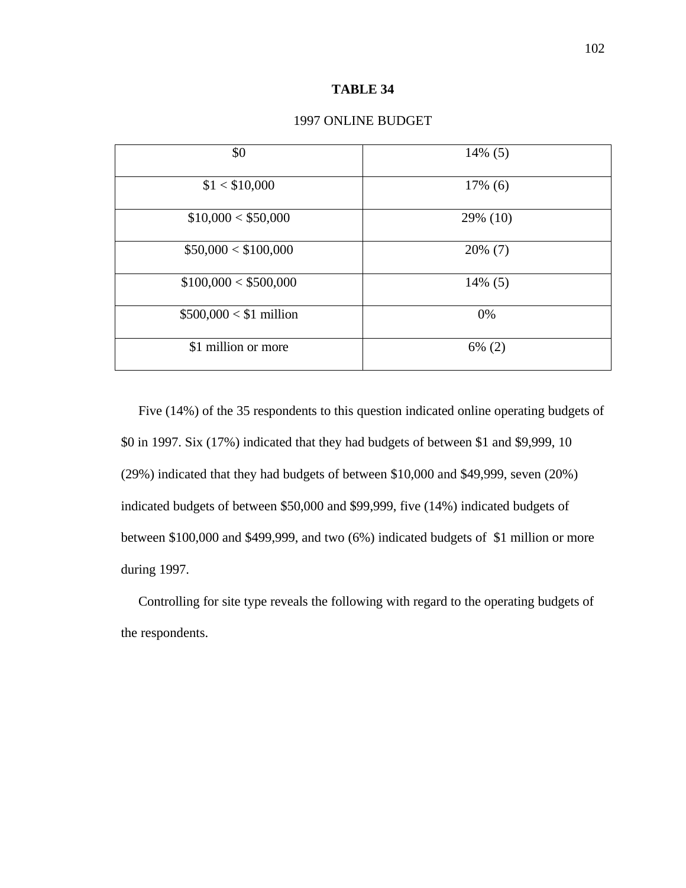**TABLE 34**

1997 ONLINE BUDGET

| | |
|---|---|
| $0 | 14% (5) |
| $1 < $10,000 | 17% (6) |
| $10,000 < $50,000 | 29% (10) |
| $50,000 < $100,000 | 20% (7) |
| $100,000 < $500,000 | 14% (5) |
| $500,000 < $1 million | 0% |
| $1 million or more | 6% (2) |

Five (14%) of the 35 respondents to this question indicated online operating budgets of $0 in 1997. Six (17%) indicated that they had budgets of between $1 and $9,999, 10 (29%) indicated that they had budgets of between $10,000 and $49,999, seven (20%) indicated budgets of between $50,000 and $99,999, five (14%) indicated budgets of between $100,000 and $499,999, and two (6%) indicated budgets of $1 million or more during 1997.

Controlling for site type reveals the following with regard to the operating budgets of the respondents.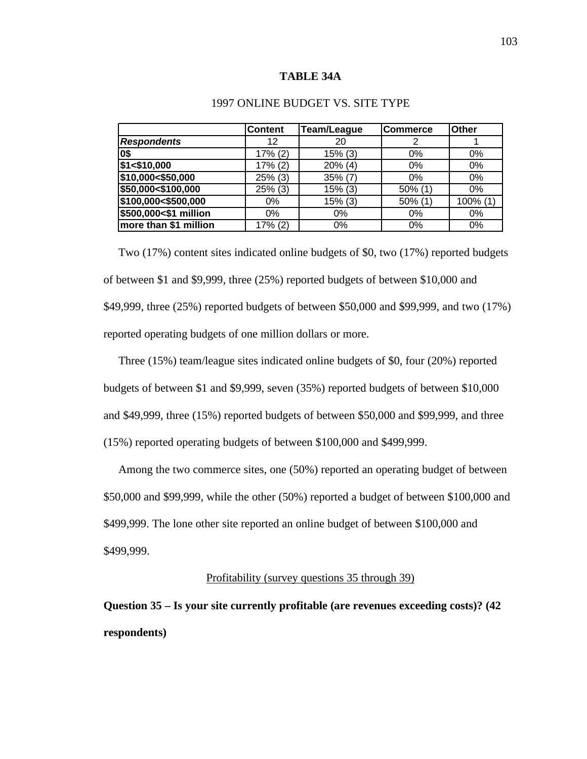**TABLE 34A**

1997 ONLINE BUDGET VS. SITE TYPE

| | Content | Team/League | Commerce | Other |
|---|---|---|---|---|
| ***Respondents*** | 12 | 20 | 2 | 1 |
| **0$** | 17% (2) | 15% (3) | 0% | 0% |
| **$1<$10,000** | 17% (2) | 20% (4) | 0% | 0% |
| **$10,000<$50,000** | 25% (3) | 35% (7) | 0% | 0% |
| **$50,000<$100,000** | 25% (3) | 15% (3) | 50% (1) | 0% |
| **$100,000<$500,000** | 0% | 15% (3) | 50% (1) | 100% (1) |
| **$500,000<$1 million** | 0% | 0% | 0% | 0% |
| **more than $1 million** | 17% (2) | 0% | 0% | 0% |

Two (17%) content sites indicated online budgets of $0, two (17%) reported budgets of between $1 and $9,999, three (25%) reported budgets of between $10,000 and $49,999, three (25%) reported budgets of between $50,000 and $99,999, and two (17%) reported operating budgets of one million dollars or more.

Three (15%) team/league sites indicated online budgets of $0, four (20%) reported budgets of between $1 and $9,999, seven (35%) reported budgets of between $10,000 and $49,999, three (15%) reported budgets of between $50,000 and $99,999, and three (15%) reported operating budgets of between $100,000 and $499,999.

Among the two commerce sites, one (50%) reported an operating budget of between $50,000 and $99,999, while the other (50%) reported a budget of between $100,000 and $499,999. The lone other site reported an online budget of between $100,000 and $499,999.

<u>Profitability (survey questions 35 through 39)</u>

**Question 35 – Is your site currently profitable (are revenues exceeding costs)? (42 respondents)**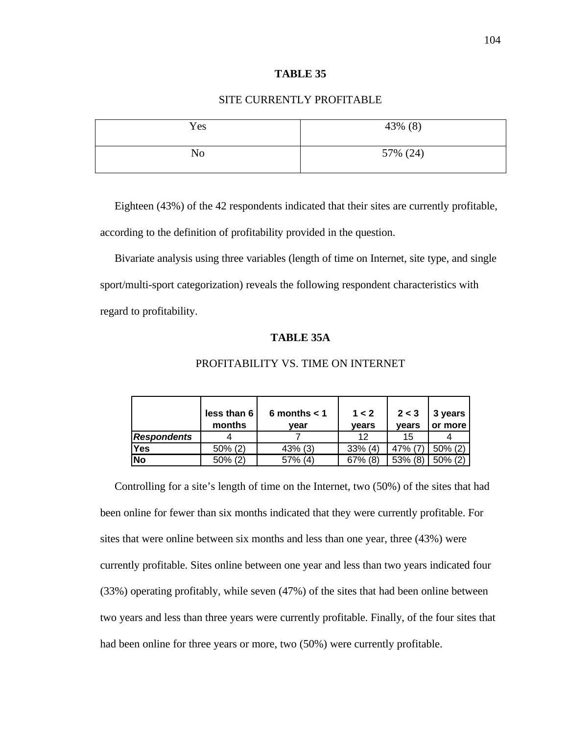**TABLE 35**

SITE CURRENTLY PROFITABLE

| | |
|---|---|
| Yes | 43% (8) |
| No | 57% (24) |

Eighteen (43%) of the 42 respondents indicated that their sites are currently profitable, according to the definition of profitability provided in the question.

Bivariate analysis using three variables (length of time on Internet, site type, and single sport/multi-sport categorization) reveals the following respondent characteristics with regard to profitability.

**TABLE 35A**

PROFITABILITY VS. TIME ON INTERNET

| | less than 6 months | 6 months < 1 year | 1 < 2 years | 2 < 3 years | 3 years or more |
|---|---|---|---|---|---|
| ***Respondents*** | 4 | 7 | 12 | 15 | 4 |
| **Yes** | 50% (2) | 43% (3) | 33% (4) | 47% (7) | 50% (2) |
| **No** | 50% (2) | 57% (4) | 67% (8) | 53% (8) | 50% (2) |

Controlling for a site's length of time on the Internet, two (50%) of the sites that had been online for fewer than six months indicated that they were currently profitable. For sites that were online between six months and less than one year, three (43%) were currently profitable. Sites online between one year and less than two years indicated four (33%) operating profitably, while seven (47%) of the sites that had been online between two years and less than three years were currently profitable. Finally, of the four sites that had been online for three years or more, two (50%) were currently profitable.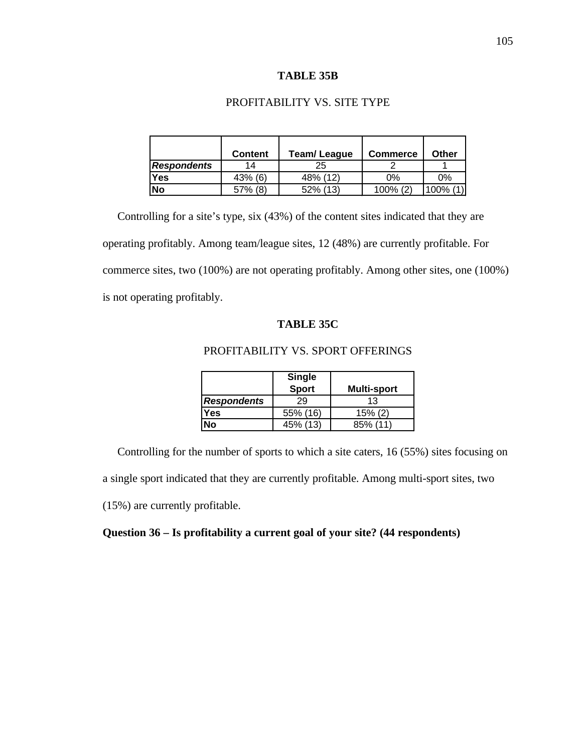**TABLE 35B**

PROFITABILITY VS. SITE TYPE

| | Content | Team/ League | Commerce | Other |
|---|---|---|---|---|
| ***Respondents*** | 14 | 25 | 2 | 1 |
| **Yes** | 43% (6) | 48% (12) | 0% | 0% |
| **No** | 57% (8) | 52% (13) | 100% (2) | 100% (1) |

Controlling for a site's type, six (43%) of the content sites indicated that they are operating profitably. Among team/league sites, 12 (48%) are currently profitable. For commerce sites, two (100%) are not operating profitably. Among other sites, one (100%) is not operating profitably.

**TABLE 35C**

PROFITABILITY VS. SPORT OFFERINGS

| | Single Sport | Multi-sport |
|---|---|---|
| ***Respondents*** | 29 | 13 |
| **Yes** | 55% (16) | 15% (2) |
| **No** | 45% (13) | 85% (11) |

Controlling for the number of sports to which a site caters, 16 (55%) sites focusing on a single sport indicated that they are currently profitable. Among multi-sport sites, two (15%) are currently profitable.

**Question 36 – Is profitability a current goal of your site? (44 respondents)**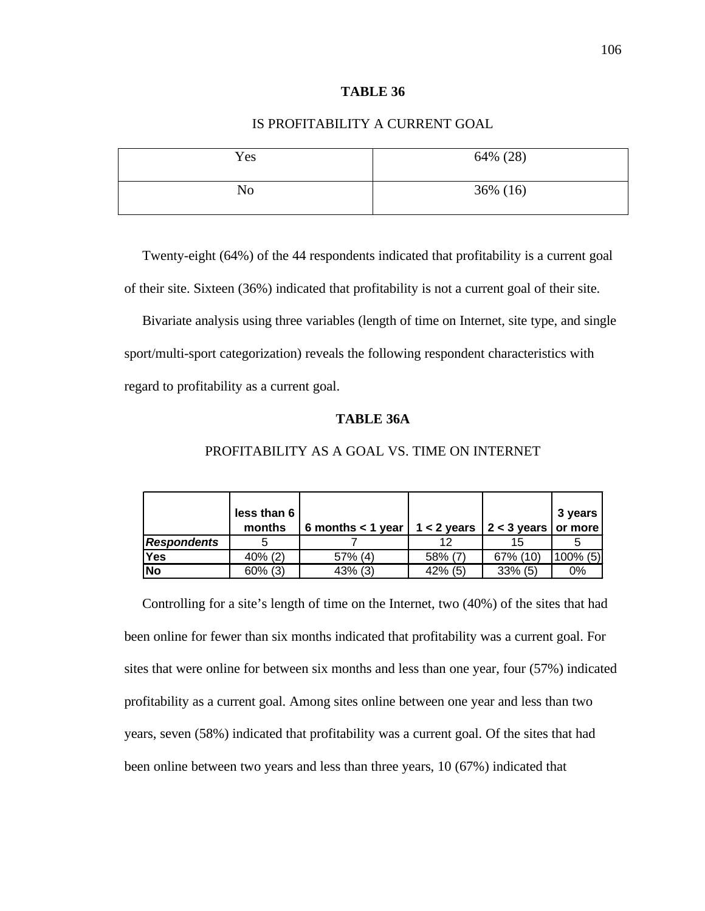**TABLE 36**

IS PROFITABILITY A CURRENT GOAL

| Yes | 64% (28) |
|---|---|
| No | 36% (16) |

Twenty-eight (64%) of the 44 respondents indicated that profitability is a current goal of their site. Sixteen (36%) indicated that profitability is not a current goal of their site.

Bivariate analysis using three variables (length of time on Internet, site type, and single sport/multi-sport categorization) reveals the following respondent characteristics with regard to profitability as a current goal.

**TABLE 36A**

PROFITABILITY AS A GOAL VS. TIME ON INTERNET

| | less than 6 months | 6 months < 1 year | 1 < 2 years | 2 < 3 years | 3 years or more |
|---|---|---|---|---|---|
| ***Respondents*** | 5 | 7 | 12 | 15 | 5 |
| **Yes** | 40% (2) | 57% (4) | 58% (7) | 67% (10) | 100% (5) |
| **No** | 60% (3) | 43% (3) | 42% (5) | 33% (5) | 0% |

Controlling for a site's length of time on the Internet, two (40%) of the sites that had been online for fewer than six months indicated that profitability was a current goal. For sites that were online for between six months and less than one year, four (57%) indicated profitability as a current goal. Among sites online between one year and less than two years, seven (58%) indicated that profitability was a current goal. Of the sites that had been online between two years and less than three years, 10 (67%) indicated that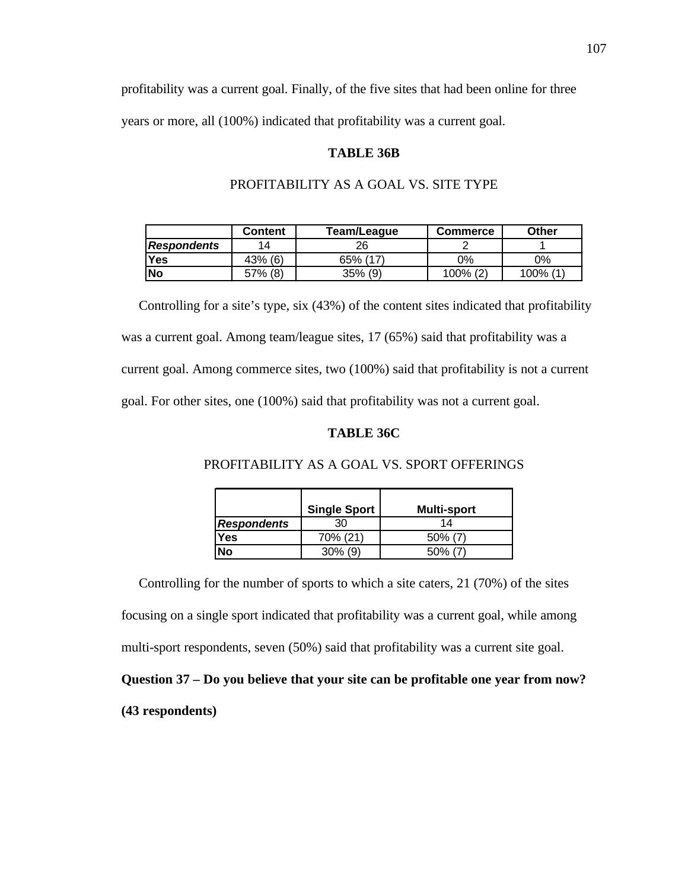profitability was a current goal. Finally, of the five sites that had been online for three years or more, all (100%) indicated that profitability was a current goal.

**TABLE 36B**

PROFITABILITY AS A GOAL VS. SITE TYPE

| | Content | Team/League | Commerce | Other |
|---|---|---|---|---|
| ***Respondents*** | 14 | 26 | 2 | 1 |
| **Yes** | 43% (6) | 65% (17) | 0% | 0% |
| **No** | 57% (8) | 35% (9) | 100% (2) | 100% (1) |

Controlling for a site's type, six (43%) of the content sites indicated that profitability was a current goal. Among team/league sites, 17 (65%) said that profitability was a current goal. Among commerce sites, two (100%) said that profitability is not a current goal. For other sites, one (100%) said that profitability was not a current goal.

**TABLE 36C**

PROFITABILITY AS A GOAL VS. SPORT OFFERINGS

| | Single Sport | Multi-sport |
|---|---|---|
| ***Respondents*** | 30 | 14 |
| **Yes** | 70% (21) | 50% (7) |
| **No** | 30% (9) | 50% (7) |

Controlling for the number of sports to which a site caters, 21 (70%) of the sites focusing on a single sport indicated that profitability was a current goal, while among multi-sport respondents, seven (50%) said that profitability was a current site goal.

**Question 37 – Do you believe that your site can be profitable one year from now? (43 respondents)**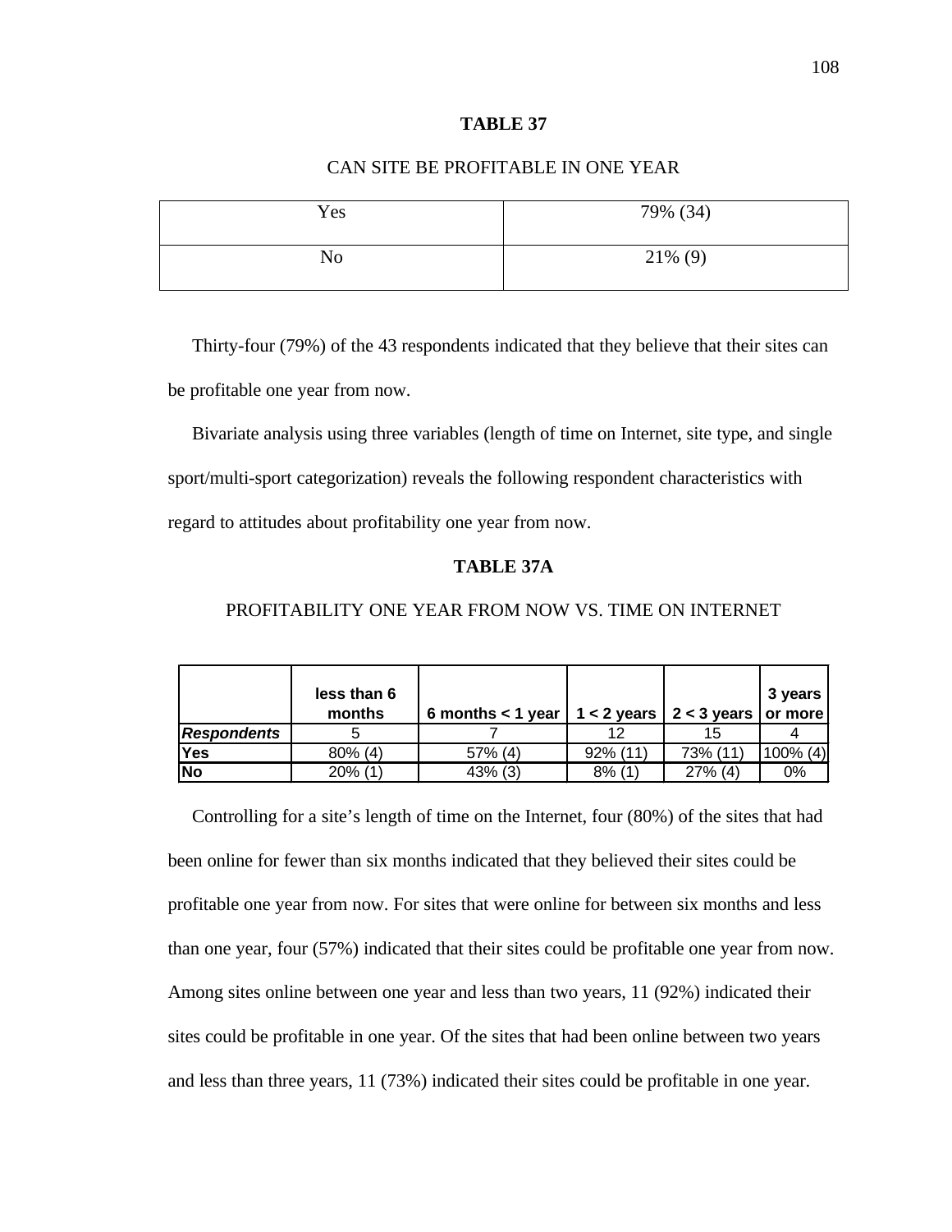**TABLE 37**

CAN SITE BE PROFITABLE IN ONE YEAR

| Yes | 79% (34) |
|---|---|
| No | 21% (9) |

Thirty-four (79%) of the 43 respondents indicated that they believe that their sites can be profitable one year from now.

Bivariate analysis using three variables (length of time on Internet, site type, and single sport/multi-sport categorization) reveals the following respondent characteristics with regard to attitudes about profitability one year from now.

**TABLE 37A**

PROFITABILITY ONE YEAR FROM NOW VS. TIME ON INTERNET

| | **less than 6 months** | **6 months < 1 year** | **1 < 2 years** | **2 < 3 years** | **3 years or more** |
|---|---|---|---|---|---|
| ***Respondents*** | 5 | 7 | 12 | 15 | 4 |
| **Yes** | 80% (4) | 57% (4) | 92% (11) | 73% (11) | 100% (4) |
| **No** | 20% (1) | 43% (3) | 8% (1) | 27% (4) | 0% |

Controlling for a site's length of time on the Internet, four (80%) of the sites that had been online for fewer than six months indicated that they believed their sites could be profitable one year from now. For sites that were online for between six months and less than one year, four (57%) indicated that their sites could be profitable one year from now. Among sites online between one year and less than two years, 11 (92%) indicated their sites could be profitable in one year. Of the sites that had been online between two years and less than three years, 11 (73%) indicated their sites could be profitable in one year.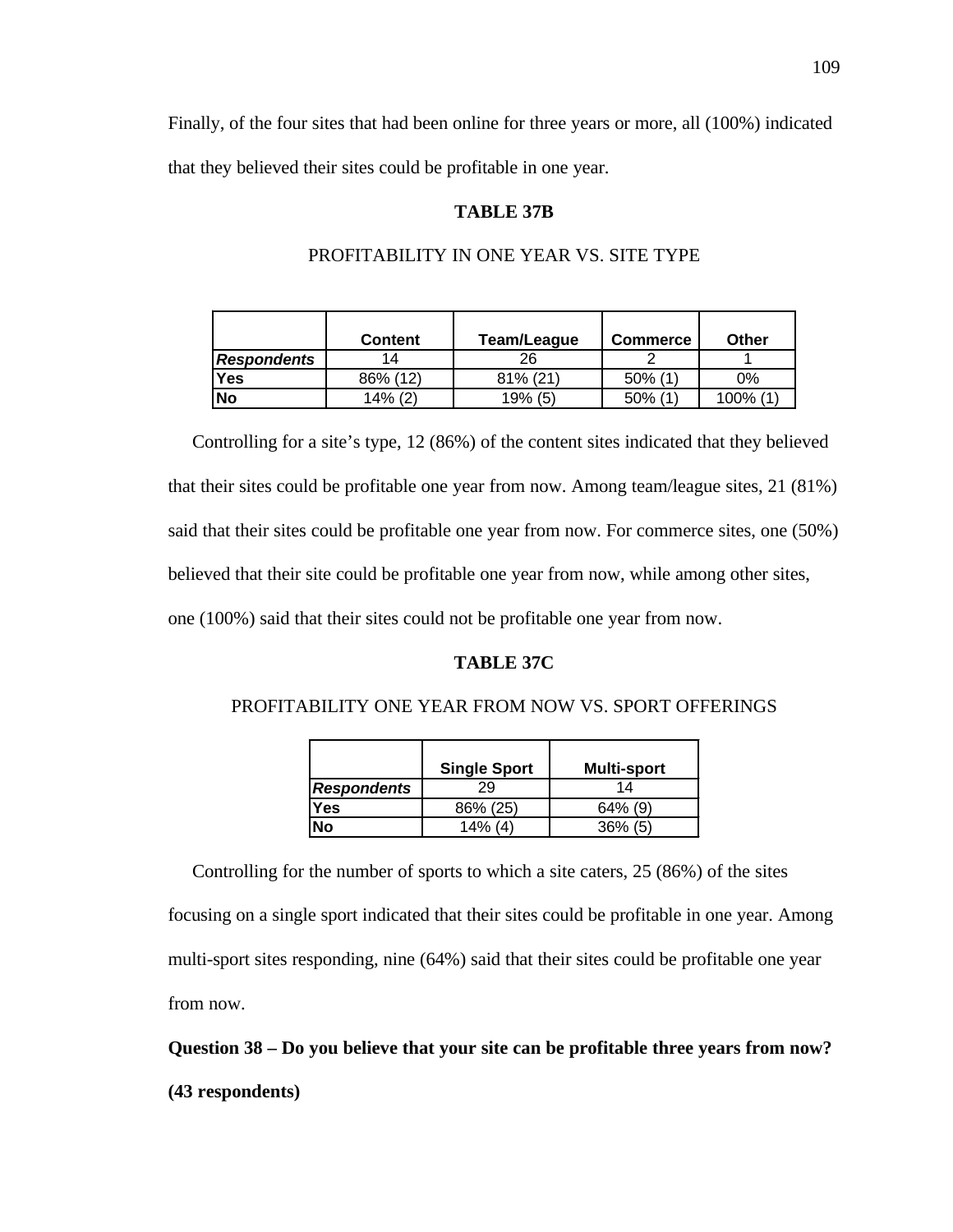Finally, of the four sites that had been online for three years or more, all (100%) indicated that they believed their sites could be profitable in one year.

**TABLE 37B**

PROFITABILITY IN ONE YEAR VS. SITE TYPE

| | Content | Team/League | Commerce | Other |
|---|---|---|---|---|
| ***Respondents*** | 14 | 26 | 2 | 1 |
| **Yes** | 86% (12) | 81% (21) | 50% (1) | 0% |
| **No** | 14% (2) | 19% (5) | 50% (1) | 100% (1) |

Controlling for a site's type, 12 (86%) of the content sites indicated that they believed that their sites could be profitable one year from now. Among team/league sites, 21 (81%) said that their sites could be profitable one year from now. For commerce sites, one (50%) believed that their site could be profitable one year from now, while among other sites, one (100%) said that their sites could not be profitable one year from now.

**TABLE 37C**

PROFITABILITY ONE YEAR FROM NOW VS. SPORT OFFERINGS

| | Single Sport | Multi-sport |
|---|---|---|
| ***Respondents*** | 29 | 14 |
| **Yes** | 86% (25) | 64% (9) |
| **No** | 14% (4) | 36% (5) |

Controlling for the number of sports to which a site caters, 25 (86%) of the sites focusing on a single sport indicated that their sites could be profitable in one year. Among multi-sport sites responding, nine (64%) said that their sites could be profitable one year from now.

**Question 38 – Do you believe that your site can be profitable three years from now? (43 respondents)**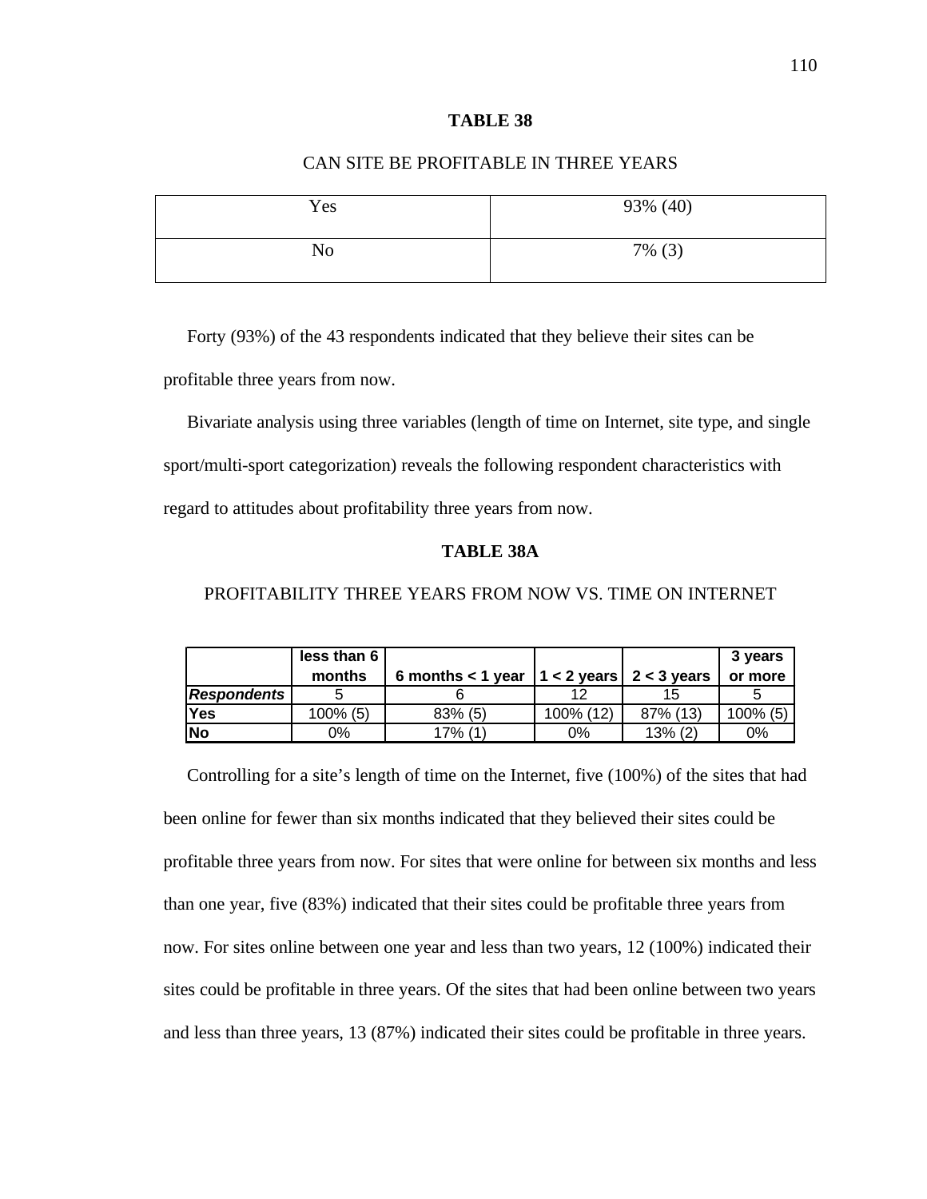**TABLE 38**

CAN SITE BE PROFITABLE IN THREE YEARS

| Yes | 93% (40) |
|---|---|
| No | 7% (3) |

Forty (93%) of the 43 respondents indicated that they believe their sites can be profitable three years from now.

Bivariate analysis using three variables (length of time on Internet, site type, and single sport/multi-sport categorization) reveals the following respondent characteristics with regard to attitudes about profitability three years from now.

**TABLE 38A**

PROFITABILITY THREE YEARS FROM NOW VS. TIME ON INTERNET

| | less than 6 months | 6 months < 1 year | 1 < 2 years | 2 < 3 years | 3 years or more |
|---|---|---|---|---|---|
| ***Respondents*** | 5 | 6 | 12 | 15 | 5 |
| **Yes** | 100% (5) | 83% (5) | 100% (12) | 87% (13) | 100% (5) |
| **No** | 0% | 17% (1) | 0% | 13% (2) | 0% |

Controlling for a site's length of time on the Internet, five (100%) of the sites that had been online for fewer than six months indicated that they believed their sites could be profitable three years from now. For sites that were online for between six months and less than one year, five (83%) indicated that their sites could be profitable three years from now. For sites online between one year and less than two years, 12 (100%) indicated their sites could be profitable in three years. Of the sites that had been online between two years and less than three years, 13 (87%) indicated their sites could be profitable in three years.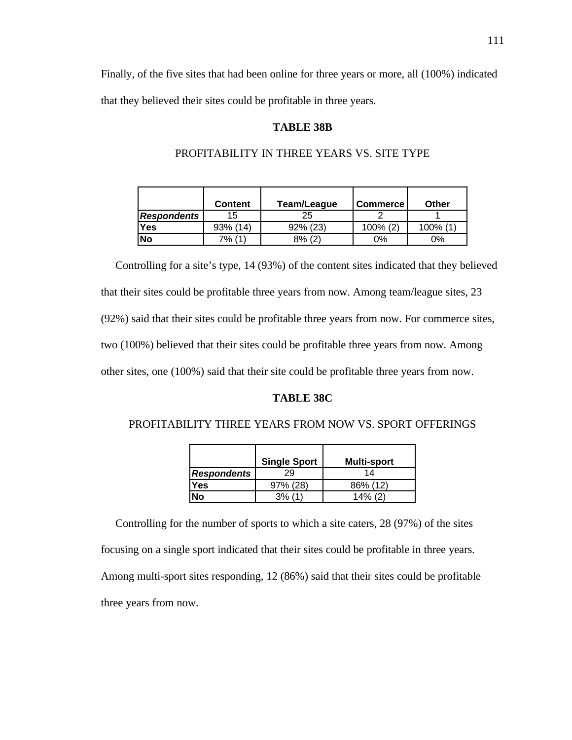Finally, of the five sites that had been online for three years or more, all (100%) indicated that they believed their sites could be profitable in three years.

**TABLE 38B**

PROFITABILITY IN THREE YEARS VS. SITE TYPE

| | **Content** | **Team/League** | **Commerce** | **Other** |
|---|---|---|---|---|
| ***Respondents*** | 15 | 25 | 2 | 1 |
| **Yes** | 93% (14) | 92% (23) | 100% (2) | 100% (1) |
| **No** | 7% (1) | 8% (2) | 0% | 0% |

Controlling for a site's type, 14 (93%) of the content sites indicated that they believed that their sites could be profitable three years from now. Among team/league sites, 23 (92%) said that their sites could be profitable three years from now. For commerce sites, two (100%) believed that their sites could be profitable three years from now. Among other sites, one (100%) said that their site could be profitable three years from now.

**TABLE 38C**

PROFITABILITY THREE YEARS FROM NOW VS. SPORT OFFERINGS

| | **Single Sport** | **Multi-sport** |
|---|---|---|
| ***Respondents*** | 29 | 14 |
| **Yes** | 97% (28) | 86% (12) |
| **No** | 3% (1) | 14% (2) |

Controlling for the number of sports to which a site caters, 28 (97%) of the sites focusing on a single sport indicated that their sites could be profitable in three years. Among multi-sport sites responding, 12 (86%) said that their sites could be profitable three years from now.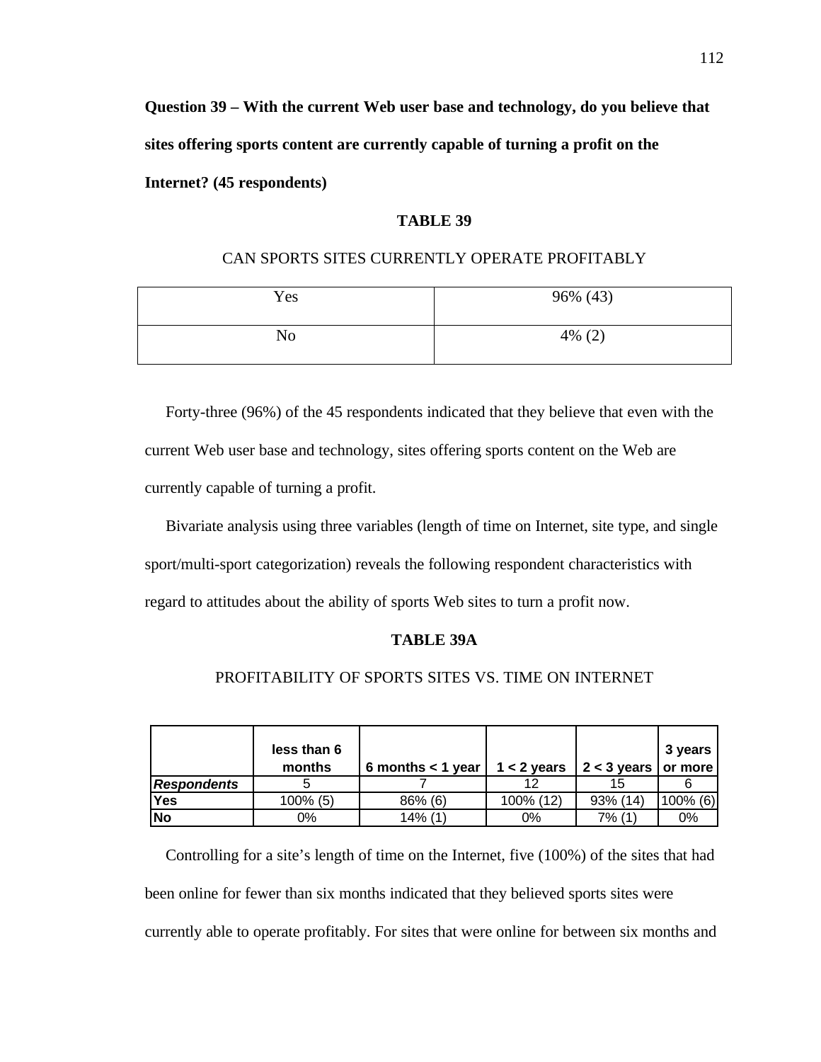**Question 39 – With the current Web user base and technology, do you believe that sites offering sports content are currently capable of turning a profit on the Internet? (45 respondents)**

**TABLE 39**

CAN SPORTS SITES CURRENTLY OPERATE PROFITABLY

| | |
|---|---|
| Yes | 96% (43) |
| No | 4% (2) |

Forty-three (96%) of the 45 respondents indicated that they believe that even with the current Web user base and technology, sites offering sports content on the Web are currently capable of turning a profit.

Bivariate analysis using three variables (length of time on Internet, site type, and single sport/multi-sport categorization) reveals the following respondent characteristics with regard to attitudes about the ability of sports Web sites to turn a profit now.

**TABLE 39A**

PROFITABILITY OF SPORTS SITES VS. TIME ON INTERNET

| | **less than 6 months** | **6 months < 1 year** | **1 < 2 years** | **2 < 3 years** | **3 years or more** |
|---|---|---|---|---|---|
| ***Respondents*** | 5 | 7 | 12 | 15 | 6 |
| **Yes** | 100% (5) | 86% (6) | 100% (12) | 93% (14) | 100% (6) |
| **No** | 0% | 14% (1) | 0% | 7% (1) | 0% |

Controlling for a site's length of time on the Internet, five (100%) of the sites that had been online for fewer than six months indicated that they believed sports sites were currently able to operate profitably. For sites that were online for between six months and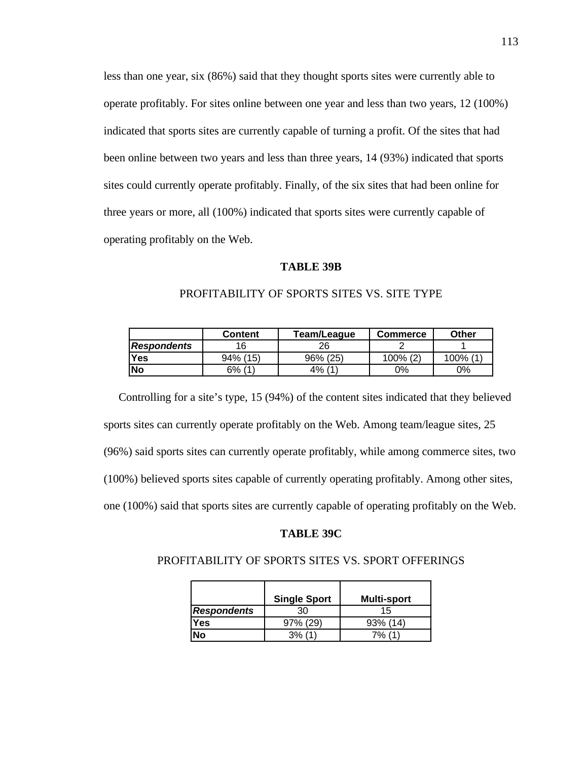less than one year, six (86%) said that they thought sports sites were currently able to operate profitably. For sites online between one year and less than two years, 12 (100%) indicated that sports sites are currently capable of turning a profit. Of the sites that had been online between two years and less than three years, 14 (93%) indicated that sports sites could currently operate profitably. Finally, of the six sites that had been online for three years or more, all (100%) indicated that sports sites were currently capable of operating profitably on the Web.

**TABLE 39B**

PROFITABILITY OF SPORTS SITES VS. SITE TYPE

| | **Content** | **Team/League** | **Commerce** | **Other** |
|---|---|---|---|---|
| ***Respondents*** | 16 | 26 | 2 | 1 |
| **Yes** | 94% (15) | 96% (25) | 100% (2) | 100% (1) |
| **No** | 6% (1) | 4% (1) | 0% | 0% |

Controlling for a site's type, 15 (94%) of the content sites indicated that they believed sports sites can currently operate profitably on the Web. Among team/league sites, 25 (96%) said sports sites can currently operate profitably, while among commerce sites, two (100%) believed sports sites capable of currently operating profitably. Among other sites, one (100%) said that sports sites are currently capable of operating profitably on the Web.

**TABLE 39C**

PROFITABILITY OF SPORTS SITES VS. SPORT OFFERINGS

| | **Single Sport** | **Multi-sport** |
|---|---|---|
| ***Respondents*** | 30 | 15 |
| **Yes** | 97% (29) | 93% (14) |
| **No** | 3% (1) | 7% (1) |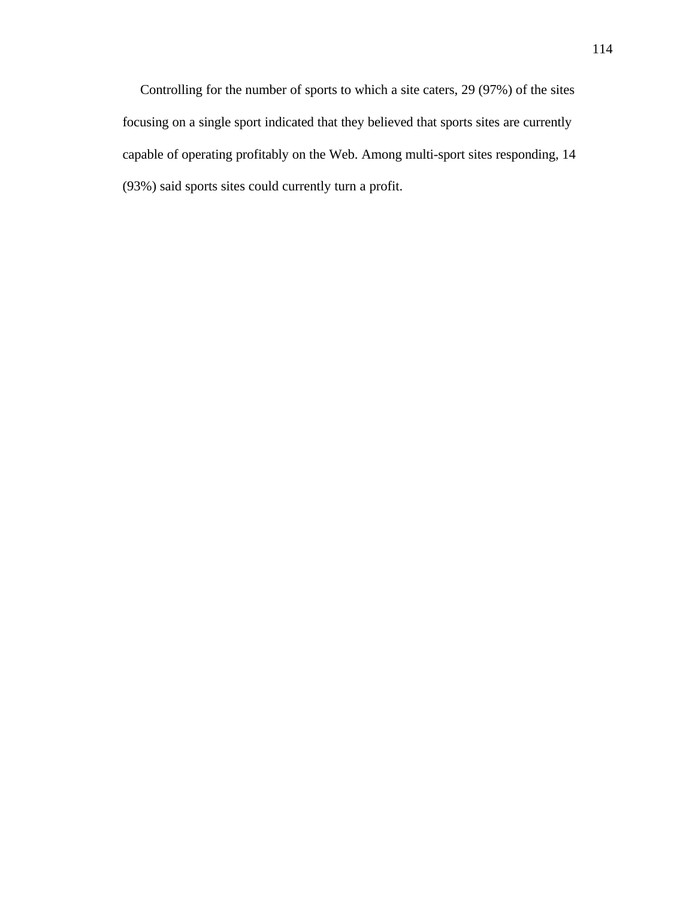Controlling for the number of sports to which a site caters, 29 (97%) of the sites focusing on a single sport indicated that they believed that sports sites are currently capable of operating profitably on the Web. Among multi-sport sites responding, 14 (93%) said sports sites could currently turn a profit.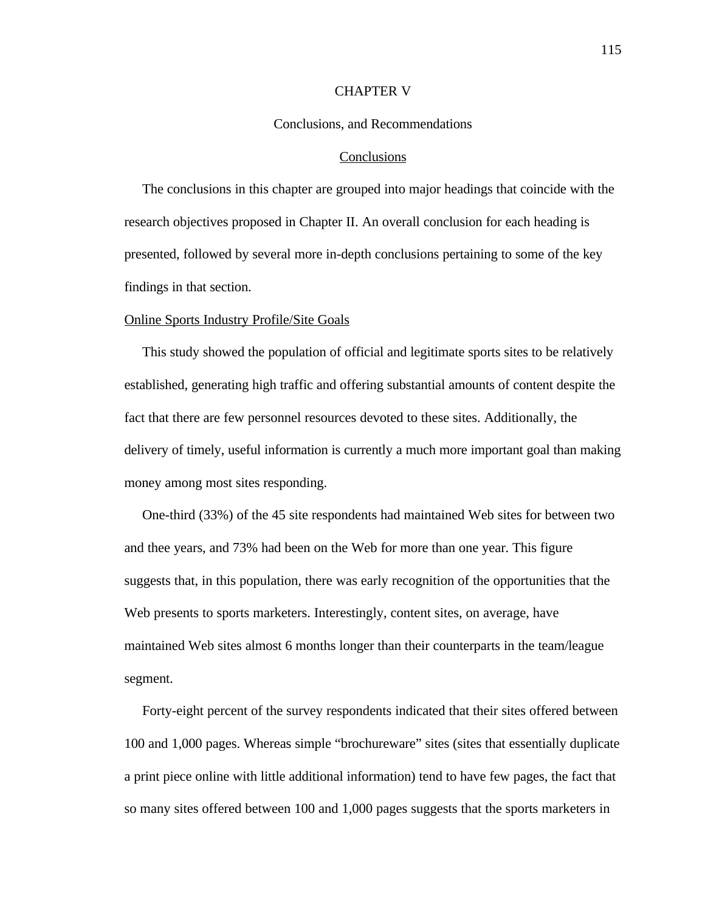# CHAPTER V

## Conclusions, and Recommendations

### Conclusions

The conclusions in this chapter are grouped into major headings that coincide with the research objectives proposed in Chapter II. An overall conclusion for each heading is presented, followed by several more in-depth conclusions pertaining to some of the key findings in that section.

#### Online Sports Industry Profile/Site Goals

This study showed the population of official and legitimate sports sites to be relatively established, generating high traffic and offering substantial amounts of content despite the fact that there are few personnel resources devoted to these sites. Additionally, the delivery of timely, useful information is currently a much more important goal than making money among most sites responding.

One-third (33%) of the 45 site respondents had maintained Web sites for between two and thee years, and 73% had been on the Web for more than one year. This figure suggests that, in this population, there was early recognition of the opportunities that the Web presents to sports marketers. Interestingly, content sites, on average, have maintained Web sites almost 6 months longer than their counterparts in the team/league segment.

Forty-eight percent of the survey respondents indicated that their sites offered between 100 and 1,000 pages. Whereas simple "brochureware" sites (sites that essentially duplicate a print piece online with little additional information) tend to have few pages, the fact that so many sites offered between 100 and 1,000 pages suggests that the sports marketers in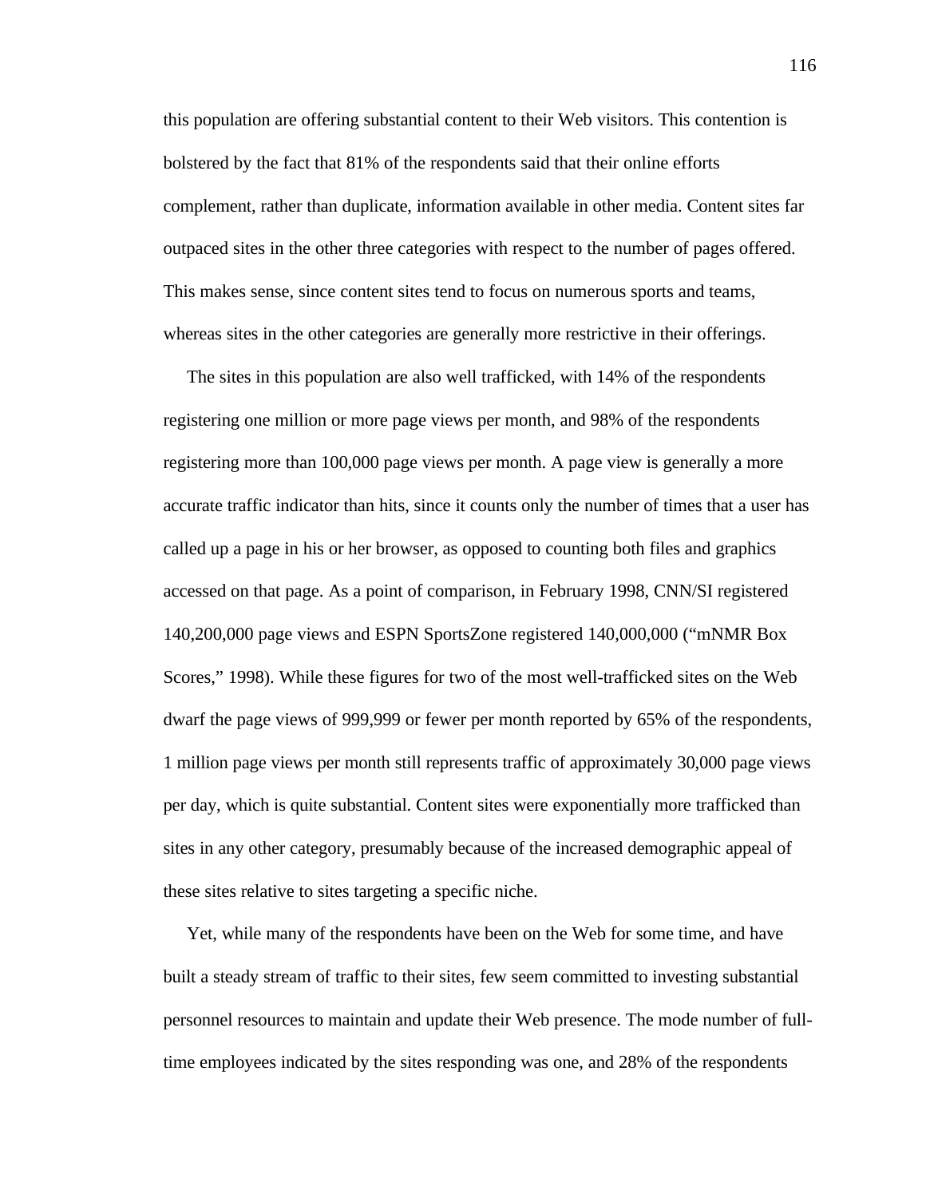this population are offering substantial content to their Web visitors. This contention is bolstered by the fact that 81% of the respondents said that their online efforts complement, rather than duplicate, information available in other media. Content sites far outpaced sites in the other three categories with respect to the number of pages offered. This makes sense, since content sites tend to focus on numerous sports and teams, whereas sites in the other categories are generally more restrictive in their offerings.

The sites in this population are also well trafficked, with 14% of the respondents registering one million or more page views per month, and 98% of the respondents registering more than 100,000 page views per month. A page view is generally a more accurate traffic indicator than hits, since it counts only the number of times that a user has called up a page in his or her browser, as opposed to counting both files and graphics accessed on that page. As a point of comparison, in February 1998, CNN/SI registered 140,200,000 page views and ESPN SportsZone registered 140,000,000 ("mNMR Box Scores," 1998). While these figures for two of the most well-trafficked sites on the Web dwarf the page views of 999,999 or fewer per month reported by 65% of the respondents, 1 million page views per month still represents traffic of approximately 30,000 page views per day, which is quite substantial. Content sites were exponentially more trafficked than sites in any other category, presumably because of the increased demographic appeal of these sites relative to sites targeting a specific niche.

Yet, while many of the respondents have been on the Web for some time, and have built a steady stream of traffic to their sites, few seem committed to investing substantial personnel resources to maintain and update their Web presence. The mode number of full-time employees indicated by the sites responding was one, and 28% of the respondents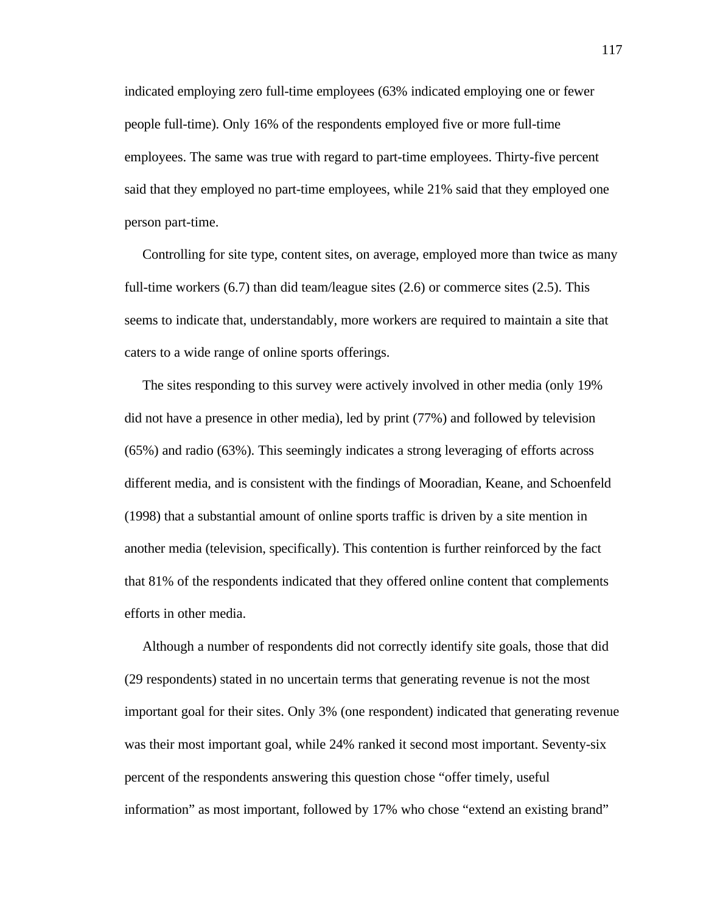indicated employing zero full-time employees (63% indicated employing one or fewer people full-time). Only 16% of the respondents employed five or more full-time employees. The same was true with regard to part-time employees. Thirty-five percent said that they employed no part-time employees, while 21% said that they employed one person part-time.

Controlling for site type, content sites, on average, employed more than twice as many full-time workers (6.7) than did team/league sites (2.6) or commerce sites (2.5). This seems to indicate that, understandably, more workers are required to maintain a site that caters to a wide range of online sports offerings.

The sites responding to this survey were actively involved in other media (only 19% did not have a presence in other media), led by print (77%) and followed by television (65%) and radio (63%). This seemingly indicates a strong leveraging of efforts across different media, and is consistent with the findings of Mooradian, Keane, and Schoenfeld (1998) that a substantial amount of online sports traffic is driven by a site mention in another media (television, specifically). This contention is further reinforced by the fact that 81% of the respondents indicated that they offered online content that complements efforts in other media.

Although a number of respondents did not correctly identify site goals, those that did (29 respondents) stated in no uncertain terms that generating revenue is not the most important goal for their sites. Only 3% (one respondent) indicated that generating revenue was their most important goal, while 24% ranked it second most important. Seventy-six percent of the respondents answering this question chose "offer timely, useful information" as most important, followed by 17% who chose "extend an existing brand"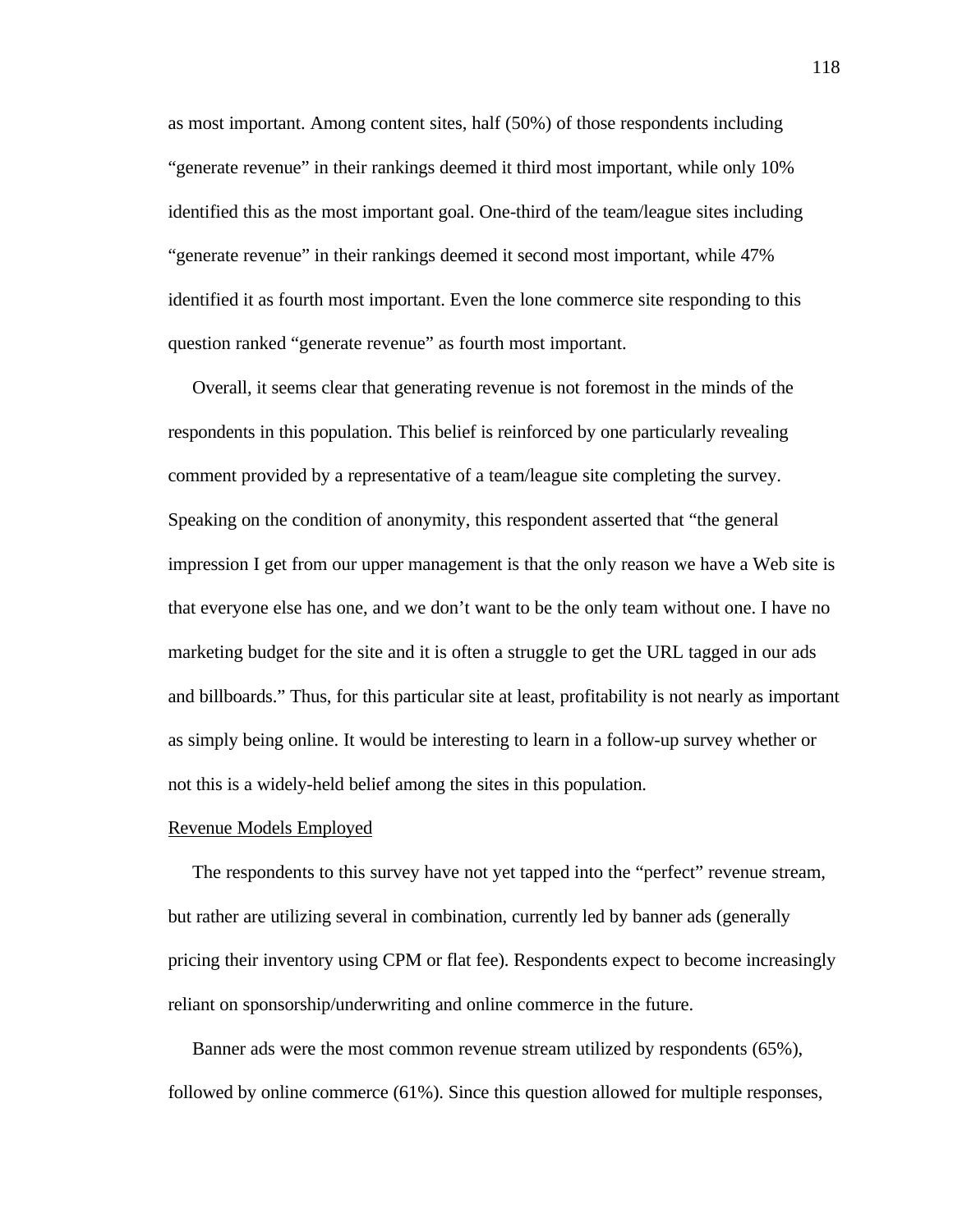as most important. Among content sites, half (50%) of those respondents including "generate revenue" in their rankings deemed it third most important, while only 10% identified this as the most important goal. One-third of the team/league sites including "generate revenue" in their rankings deemed it second most important, while 47% identified it as fourth most important. Even the lone commerce site responding to this question ranked "generate revenue" as fourth most important.

Overall, it seems clear that generating revenue is not foremost in the minds of the respondents in this population. This belief is reinforced by one particularly revealing comment provided by a representative of a team/league site completing the survey. Speaking on the condition of anonymity, this respondent asserted that "the general impression I get from our upper management is that the only reason we have a Web site is that everyone else has one, and we don't want to be the only team without one. I have no marketing budget for the site and it is often a struggle to get the URL tagged in our ads and billboards." Thus, for this particular site at least, profitability is not nearly as important as simply being online. It would be interesting to learn in a follow-up survey whether or not this is a widely-held belief among the sites in this population.

## Revenue Models Employed

The respondents to this survey have not yet tapped into the "perfect" revenue stream, but rather are utilizing several in combination, currently led by banner ads (generally pricing their inventory using CPM or flat fee). Respondents expect to become increasingly reliant on sponsorship/underwriting and online commerce in the future.

Banner ads were the most common revenue stream utilized by respondents (65%), followed by online commerce (61%). Since this question allowed for multiple responses,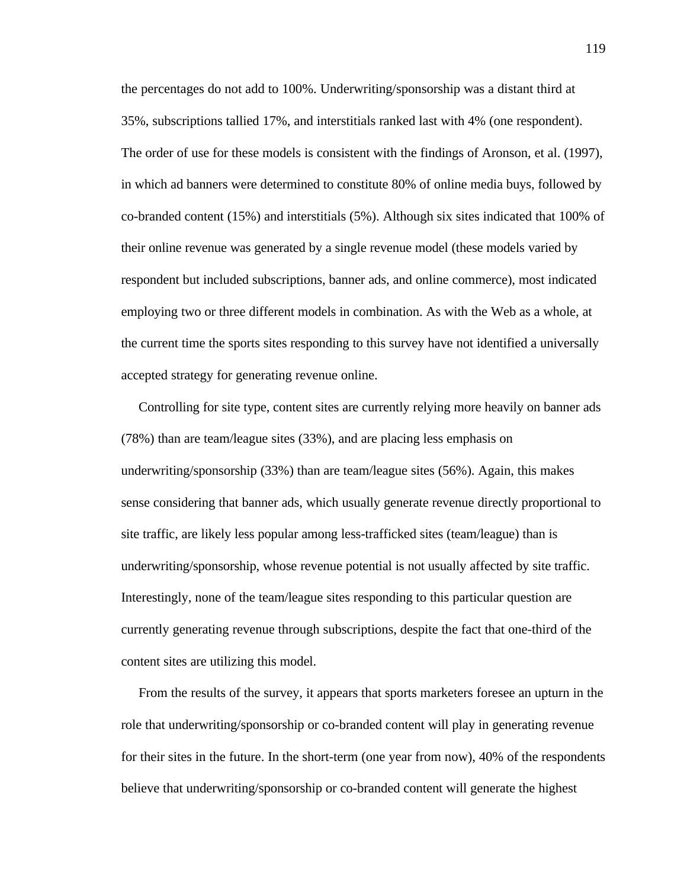the percentages do not add to 100%. Underwriting/sponsorship was a distant third at 35%, subscriptions tallied 17%, and interstitials ranked last with 4% (one respondent). The order of use for these models is consistent with the findings of Aronson, et al. (1997), in which ad banners were determined to constitute 80% of online media buys, followed by co-branded content (15%) and interstitials (5%). Although six sites indicated that 100% of their online revenue was generated by a single revenue model (these models varied by respondent but included subscriptions, banner ads, and online commerce), most indicated employing two or three different models in combination. As with the Web as a whole, at the current time the sports sites responding to this survey have not identified a universally accepted strategy for generating revenue online.

Controlling for site type, content sites are currently relying more heavily on banner ads (78%) than are team/league sites (33%), and are placing less emphasis on underwriting/sponsorship (33%) than are team/league sites (56%). Again, this makes sense considering that banner ads, which usually generate revenue directly proportional to site traffic, are likely less popular among less-trafficked sites (team/league) than is underwriting/sponsorship, whose revenue potential is not usually affected by site traffic. Interestingly, none of the team/league sites responding to this particular question are currently generating revenue through subscriptions, despite the fact that one-third of the content sites are utilizing this model.

From the results of the survey, it appears that sports marketers foresee an upturn in the role that underwriting/sponsorship or co-branded content will play in generating revenue for their sites in the future. In the short-term (one year from now), 40% of the respondents believe that underwriting/sponsorship or co-branded content will generate the highest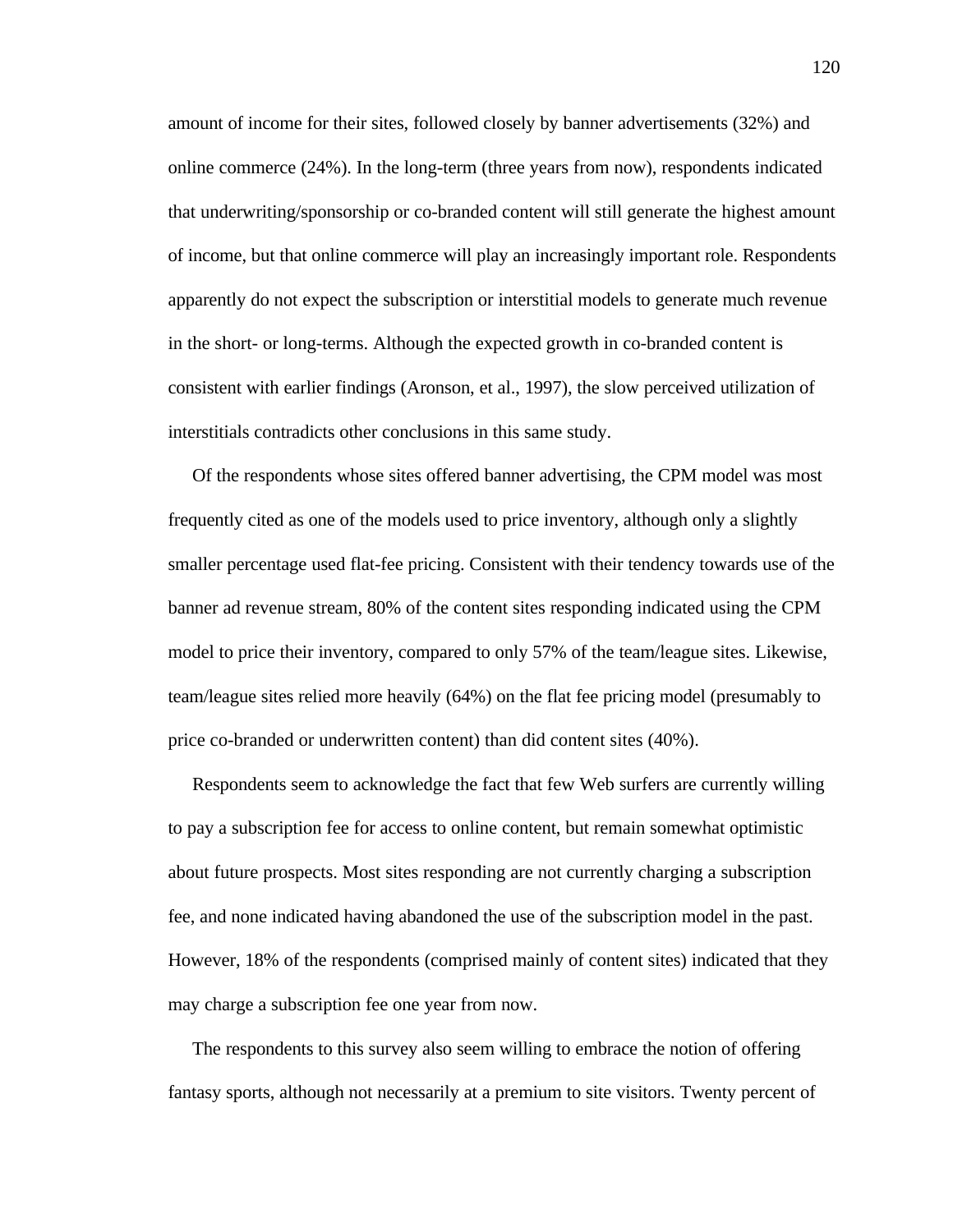amount of income for their sites, followed closely by banner advertisements (32%) and online commerce (24%). In the long-term (three years from now), respondents indicated that underwriting/sponsorship or co-branded content will still generate the highest amount of income, but that online commerce will play an increasingly important role. Respondents apparently do not expect the subscription or interstitial models to generate much revenue in the short- or long-terms. Although the expected growth in co-branded content is consistent with earlier findings (Aronson, et al., 1997), the slow perceived utilization of interstitials contradicts other conclusions in this same study.

Of the respondents whose sites offered banner advertising, the CPM model was most frequently cited as one of the models used to price inventory, although only a slightly smaller percentage used flat-fee pricing. Consistent with their tendency towards use of the banner ad revenue stream, 80% of the content sites responding indicated using the CPM model to price their inventory, compared to only 57% of the team/league sites. Likewise, team/league sites relied more heavily (64%) on the flat fee pricing model (presumably to price co-branded or underwritten content) than did content sites (40%).

Respondents seem to acknowledge the fact that few Web surfers are currently willing to pay a subscription fee for access to online content, but remain somewhat optimistic about future prospects. Most sites responding are not currently charging a subscription fee, and none indicated having abandoned the use of the subscription model in the past. However, 18% of the respondents (comprised mainly of content sites) indicated that they may charge a subscription fee one year from now.

The respondents to this survey also seem willing to embrace the notion of offering fantasy sports, although not necessarily at a premium to site visitors. Twenty percent of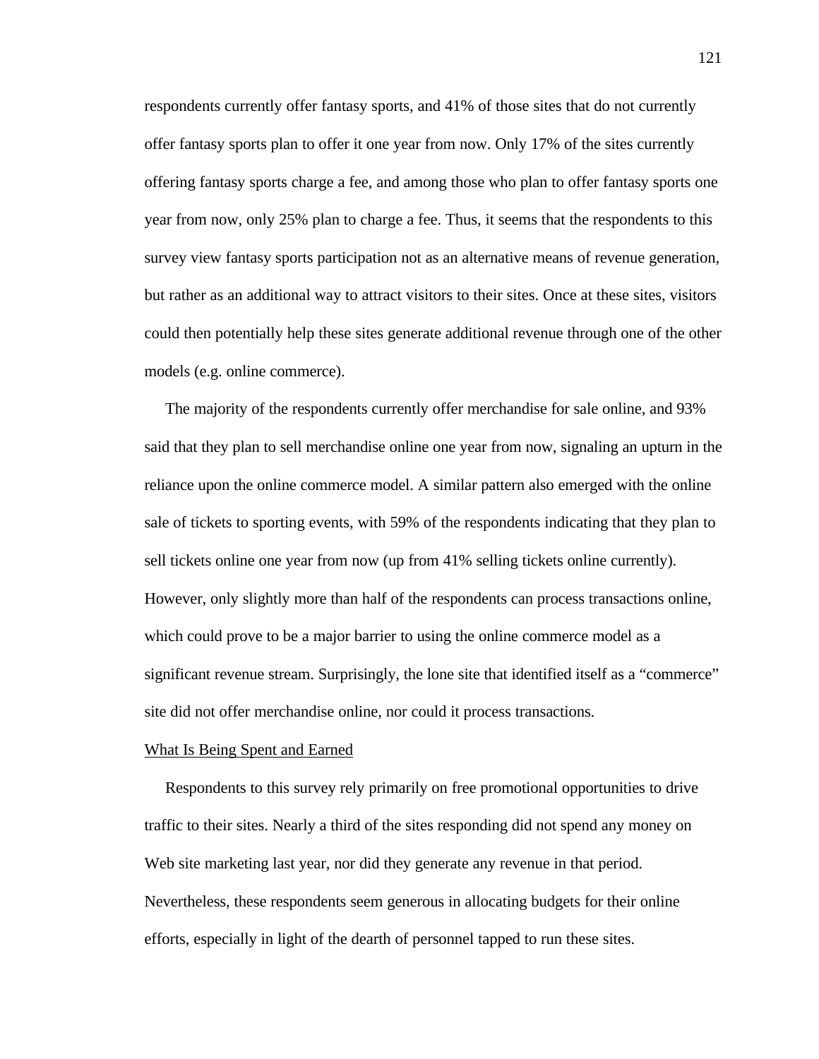respondents currently offer fantasy sports, and 41% of those sites that do not currently offer fantasy sports plan to offer it one year from now. Only 17% of the sites currently offering fantasy sports charge a fee, and among those who plan to offer fantasy sports one year from now, only 25% plan to charge a fee. Thus, it seems that the respondents to this survey view fantasy sports participation not as an alternative means of revenue generation, but rather as an additional way to attract visitors to their sites. Once at these sites, visitors could then potentially help these sites generate additional revenue through one of the other models (e.g. online commerce).

The majority of the respondents currently offer merchandise for sale online, and 93% said that they plan to sell merchandise online one year from now, signaling an upturn in the reliance upon the online commerce model. A similar pattern also emerged with the online sale of tickets to sporting events, with 59% of the respondents indicating that they plan to sell tickets online one year from now (up from 41% selling tickets online currently). However, only slightly more than half of the respondents can process transactions online, which could prove to be a major barrier to using the online commerce model as a significant revenue stream. Surprisingly, the lone site that identified itself as a “commerce” site did not offer merchandise online, nor could it process transactions.

What Is Being Spent and Earned

Respondents to this survey rely primarily on free promotional opportunities to drive traffic to their sites. Nearly a third of the sites responding did not spend any money on Web site marketing last year, nor did they generate any revenue in that period. Nevertheless, these respondents seem generous in allocating budgets for their online efforts, especially in light of the dearth of personnel tapped to run these sites.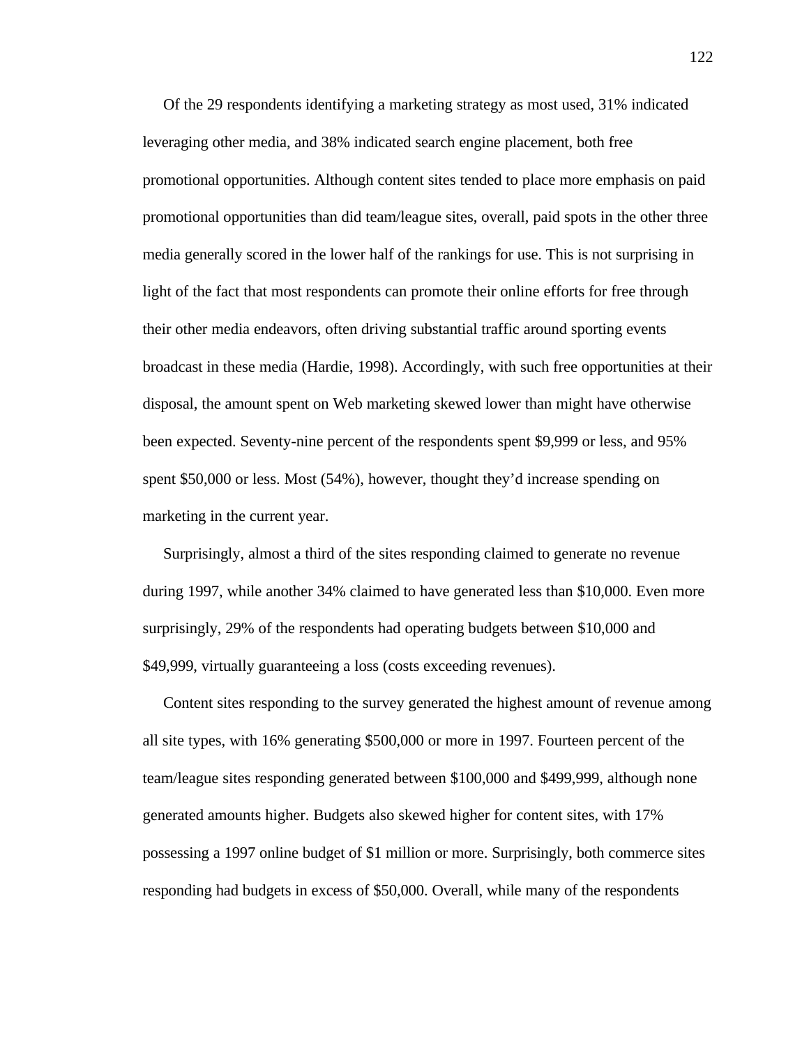Of the 29 respondents identifying a marketing strategy as most used, 31% indicated leveraging other media, and 38% indicated search engine placement, both free promotional opportunities. Although content sites tended to place more emphasis on paid promotional opportunities than did team/league sites, overall, paid spots in the other three media generally scored in the lower half of the rankings for use. This is not surprising in light of the fact that most respondents can promote their online efforts for free through their other media endeavors, often driving substantial traffic around sporting events broadcast in these media (Hardie, 1998). Accordingly, with such free opportunities at their disposal, the amount spent on Web marketing skewed lower than might have otherwise been expected. Seventy-nine percent of the respondents spent $9,999 or less, and 95% spent $50,000 or less. Most (54%), however, thought they'd increase spending on marketing in the current year.

Surprisingly, almost a third of the sites responding claimed to generate no revenue during 1997, while another 34% claimed to have generated less than $10,000. Even more surprisingly, 29% of the respondents had operating budgets between $10,000 and $49,999, virtually guaranteeing a loss (costs exceeding revenues).

Content sites responding to the survey generated the highest amount of revenue among all site types, with 16% generating $500,000 or more in 1997. Fourteen percent of the team/league sites responding generated between $100,000 and $499,999, although none generated amounts higher. Budgets also skewed higher for content sites, with 17% possessing a 1997 online budget of $1 million or more. Surprisingly, both commerce sites responding had budgets in excess of $50,000. Overall, while many of the respondents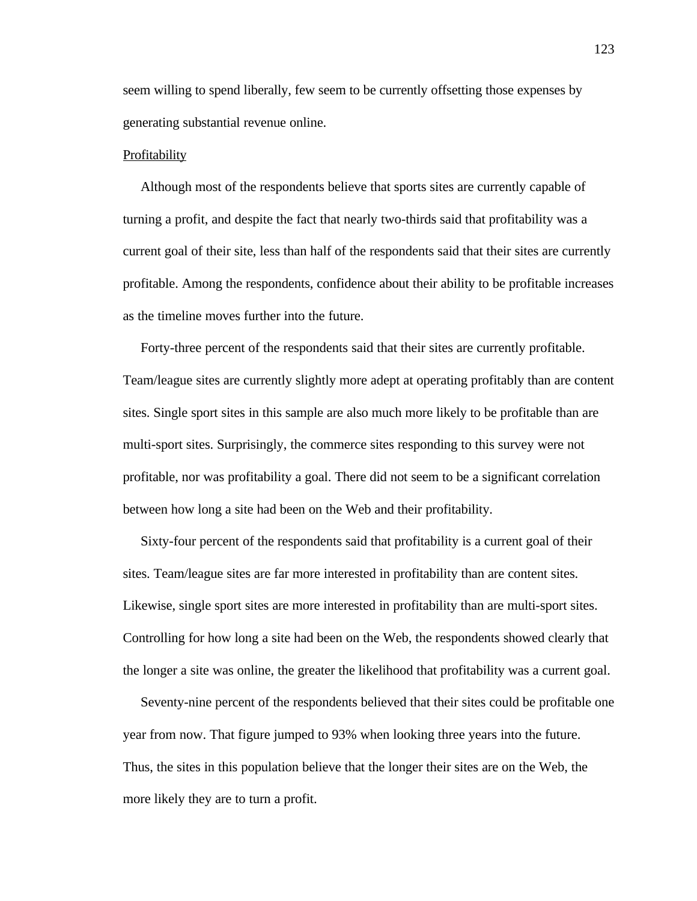seem willing to spend liberally, few seem to be currently offsetting those expenses by generating substantial revenue online.

Profitability

Although most of the respondents believe that sports sites are currently capable of turning a profit, and despite the fact that nearly two-thirds said that profitability was a current goal of their site, less than half of the respondents said that their sites are currently profitable. Among the respondents, confidence about their ability to be profitable increases as the timeline moves further into the future.

Forty-three percent of the respondents said that their sites are currently profitable. Team/league sites are currently slightly more adept at operating profitably than are content sites. Single sport sites in this sample are also much more likely to be profitable than are multi-sport sites. Surprisingly, the commerce sites responding to this survey were not profitable, nor was profitability a goal. There did not seem to be a significant correlation between how long a site had been on the Web and their profitability.

Sixty-four percent of the respondents said that profitability is a current goal of their sites. Team/league sites are far more interested in profitability than are content sites. Likewise, single sport sites are more interested in profitability than are multi-sport sites. Controlling for how long a site had been on the Web, the respondents showed clearly that the longer a site was online, the greater the likelihood that profitability was a current goal.

Seventy-nine percent of the respondents believed that their sites could be profitable one year from now. That figure jumped to 93% when looking three years into the future. Thus, the sites in this population believe that the longer their sites are on the Web, the more likely they are to turn a profit.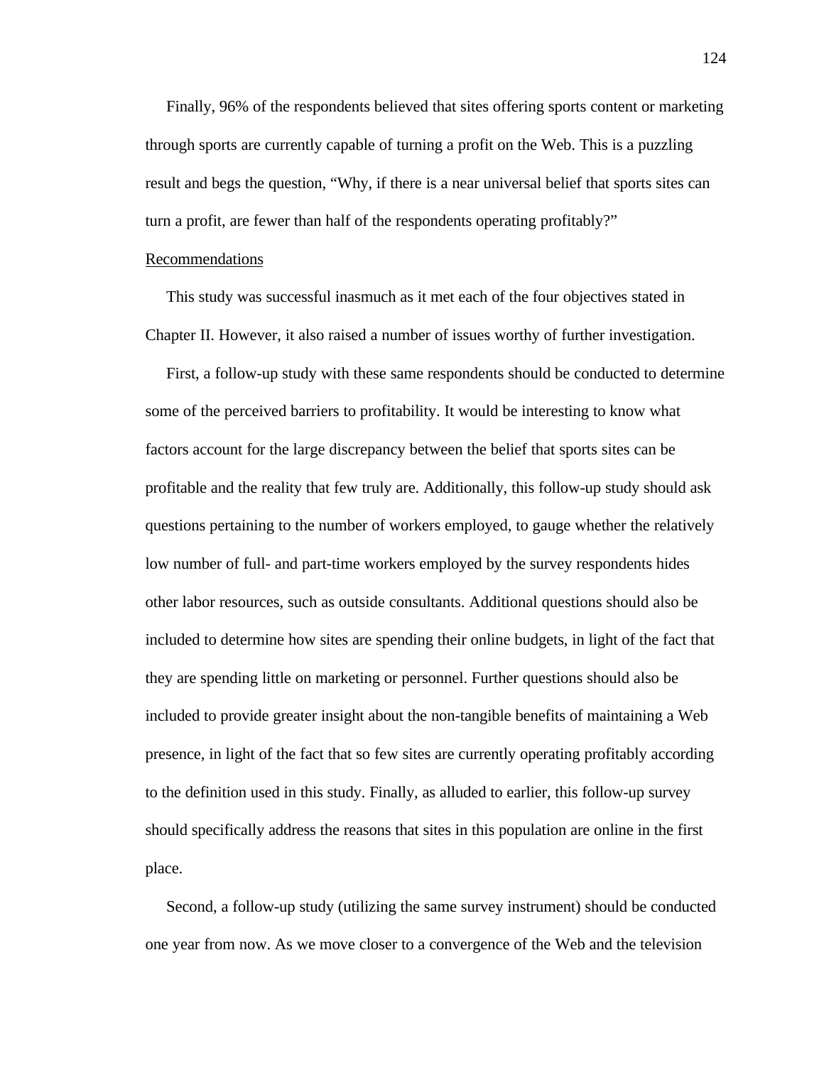Finally, 96% of the respondents believed that sites offering sports content or marketing through sports are currently capable of turning a profit on the Web. This is a puzzling result and begs the question, "Why, if there is a near universal belief that sports sites can turn a profit, are fewer than half of the respondents operating profitably?"

## Recommendations

This study was successful inasmuch as it met each of the four objectives stated in Chapter II. However, it also raised a number of issues worthy of further investigation.

First, a follow-up study with these same respondents should be conducted to determine some of the perceived barriers to profitability. It would be interesting to know what factors account for the large discrepancy between the belief that sports sites can be profitable and the reality that few truly are. Additionally, this follow-up study should ask questions pertaining to the number of workers employed, to gauge whether the relatively low number of full- and part-time workers employed by the survey respondents hides other labor resources, such as outside consultants. Additional questions should also be included to determine how sites are spending their online budgets, in light of the fact that they are spending little on marketing or personnel. Further questions should also be included to provide greater insight about the non-tangible benefits of maintaining a Web presence, in light of the fact that so few sites are currently operating profitably according to the definition used in this study. Finally, as alluded to earlier, this follow-up survey should specifically address the reasons that sites in this population are online in the first place.

Second, a follow-up study (utilizing the same survey instrument) should be conducted one year from now. As we move closer to a convergence of the Web and the television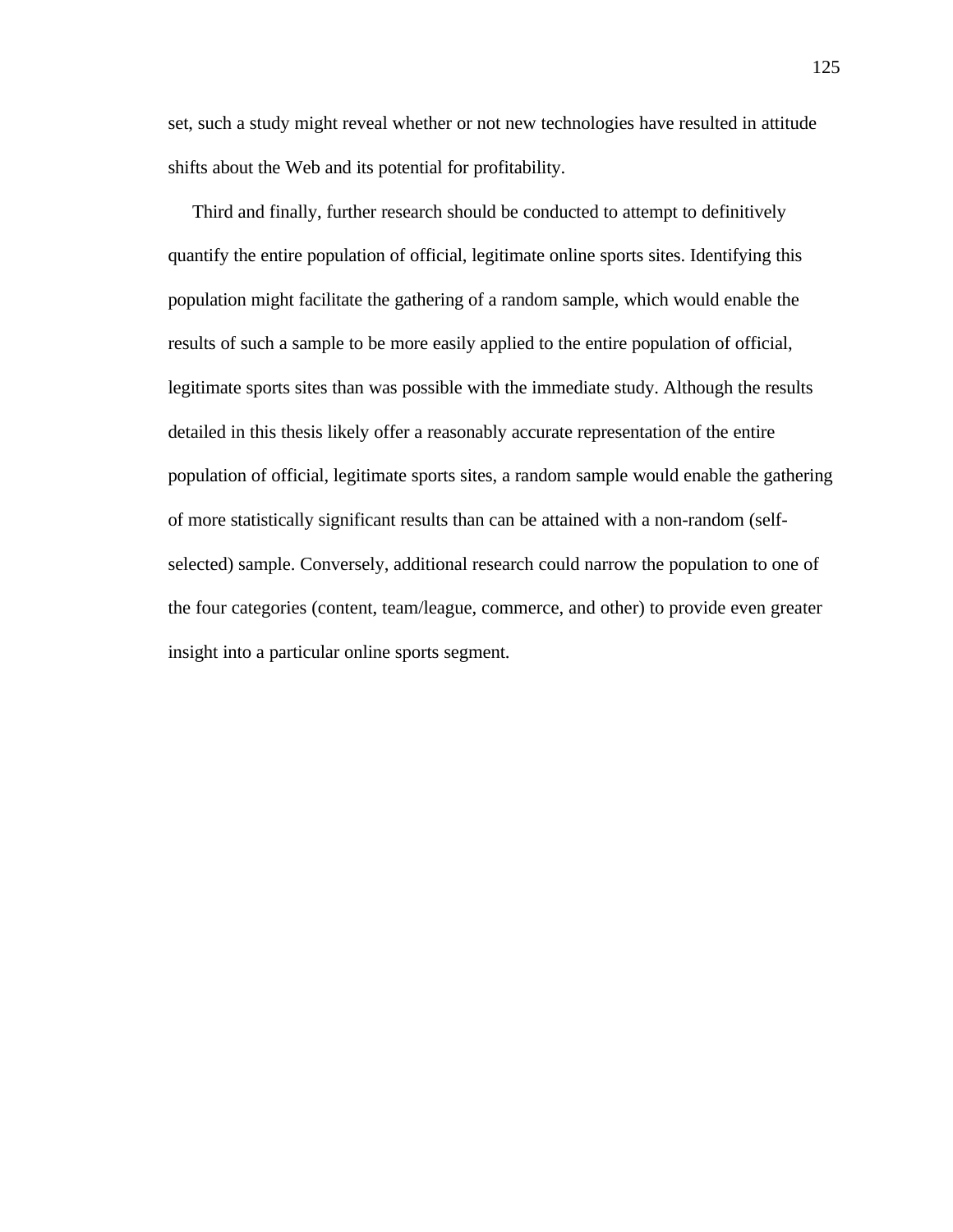set, such a study might reveal whether or not new technologies have resulted in attitude shifts about the Web and its potential for profitability.

Third and finally, further research should be conducted to attempt to definitively quantify the entire population of official, legitimate online sports sites. Identifying this population might facilitate the gathering of a random sample, which would enable the results of such a sample to be more easily applied to the entire population of official, legitimate sports sites than was possible with the immediate study. Although the results detailed in this thesis likely offer a reasonably accurate representation of the entire population of official, legitimate sports sites, a random sample would enable the gathering of more statistically significant results than can be attained with a non-random (self-selected) sample. Conversely, additional research could narrow the population to one of the four categories (content, team/league, commerce, and other) to provide even greater insight into a particular online sports segment.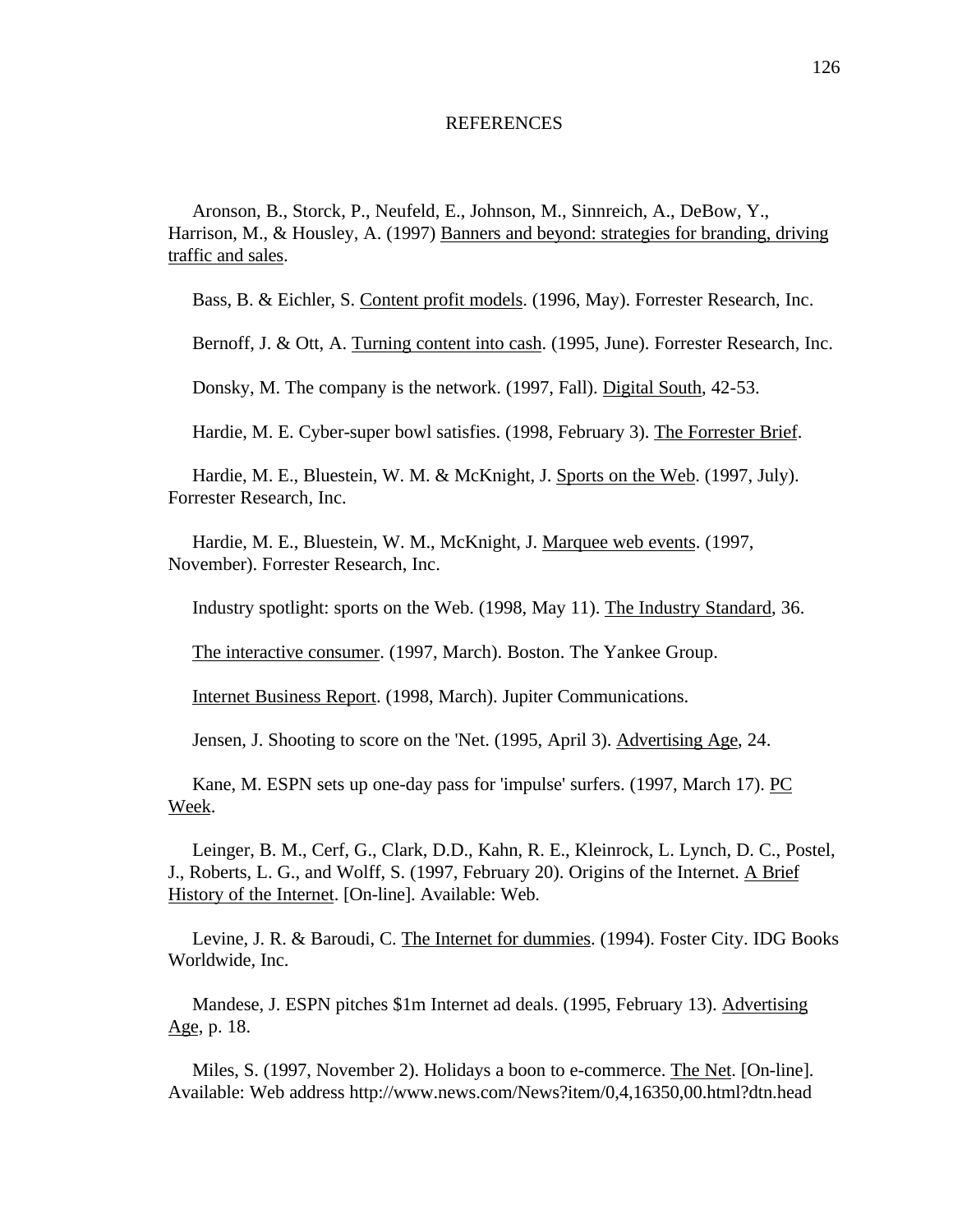# REFERENCES

Aronson, B., Storck, P., Neufeld, E., Johnson, M., Sinnreich, A., DeBow, Y., Harrison, M., & Housley, A. (1997) Banners and beyond: strategies for branding, driving traffic and sales.

Bass, B. & Eichler, S. Content profit models. (1996, May). Forrester Research, Inc.

Bernoff, J. & Ott, A. Turning content into cash. (1995, June). Forrester Research, Inc.

Donsky, M. The company is the network. (1997, Fall). Digital South, 42-53.

Hardie, M. E. Cyber-super bowl satisfies. (1998, February 3). The Forrester Brief.

Hardie, M. E., Bluestein, W. M. & McKnight, J. Sports on the Web. (1997, July). Forrester Research, Inc.

Hardie, M. E., Bluestein, W. M., McKnight, J. Marquee web events. (1997, November). Forrester Research, Inc.

Industry spotlight: sports on the Web. (1998, May 11). The Industry Standard, 36.

The interactive consumer. (1997, March). Boston. The Yankee Group.

Internet Business Report. (1998, March). Jupiter Communications.

Jensen, J. Shooting to score on the 'Net. (1995, April 3). Advertising Age, 24.

Kane, M. ESPN sets up one-day pass for 'impulse' surfers. (1997, March 17). PC Week.

Leinger, B. M., Cerf, G., Clark, D.D., Kahn, R. E., Kleinrock, L. Lynch, D. C., Postel, J., Roberts, L. G., and Wolff, S. (1997, February 20). Origins of the Internet. A Brief History of the Internet. [On-line]. Available: Web.

Levine, J. R. & Baroudi, C. The Internet for dummies. (1994). Foster City. IDG Books Worldwide, Inc.

Mandese, J. ESPN pitches $1m Internet ad deals. (1995, February 13). Advertising Age, p. 18.

Miles, S. (1997, November 2). Holidays a boon to e-commerce. The Net. [On-line]. Available: Web address http://www.news.com/News?item/0,4,16350,00.html?dtn.head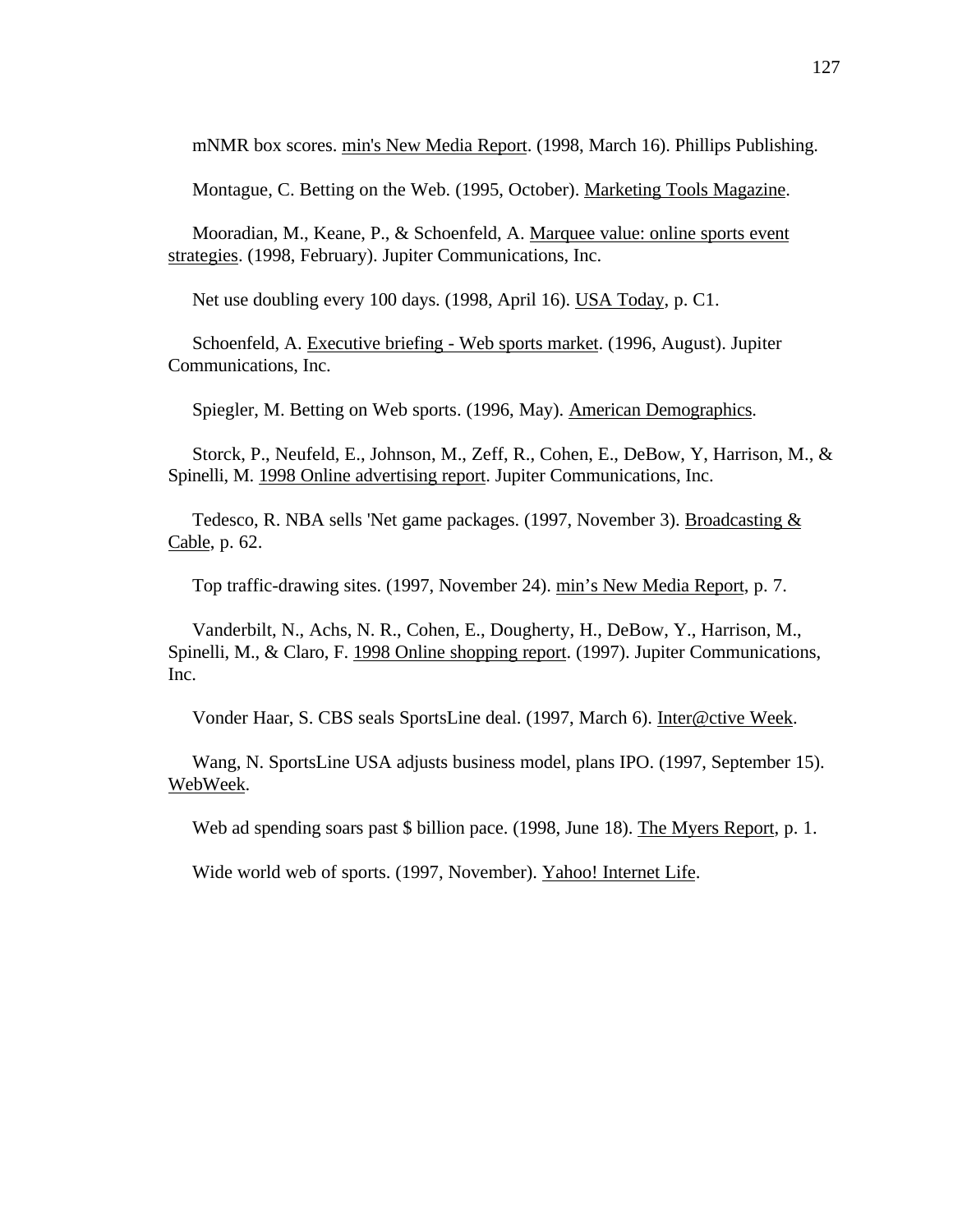mNMR box scores. min's New Media Report. (1998, March 16). Phillips Publishing.

Montague, C. Betting on the Web. (1995, October). Marketing Tools Magazine.

Mooradian, M., Keane, P., & Schoenfeld, A. Marquee value: online sports event strategies. (1998, February). Jupiter Communications, Inc.

Net use doubling every 100 days. (1998, April 16). USA Today, p. C1.

Schoenfeld, A. Executive briefing - Web sports market. (1996, August). Jupiter Communications, Inc.

Spiegler, M. Betting on Web sports. (1996, May). American Demographics.

Storck, P., Neufeld, E., Johnson, M., Zeff, R., Cohen, E., DeBow, Y, Harrison, M., & Spinelli, M. 1998 Online advertising report. Jupiter Communications, Inc.

Tedesco, R. NBA sells 'Net game packages. (1997, November 3). Broadcasting & Cable, p. 62.

Top traffic-drawing sites. (1997, November 24). min's New Media Report, p. 7.

Vanderbilt, N., Achs, N. R., Cohen, E., Dougherty, H., DeBow, Y., Harrison, M., Spinelli, M., & Claro, F. 1998 Online shopping report. (1997). Jupiter Communications, Inc.

Vonder Haar, S. CBS seals SportsLine deal. (1997, March 6). Inter@ctive Week.

Wang, N. SportsLine USA adjusts business model, plans IPO. (1997, September 15). WebWeek.

Web ad spending soars past $ billion pace. (1998, June 18). The Myers Report, p. 1.

Wide world web of sports. (1997, November). Yahoo! Internet Life.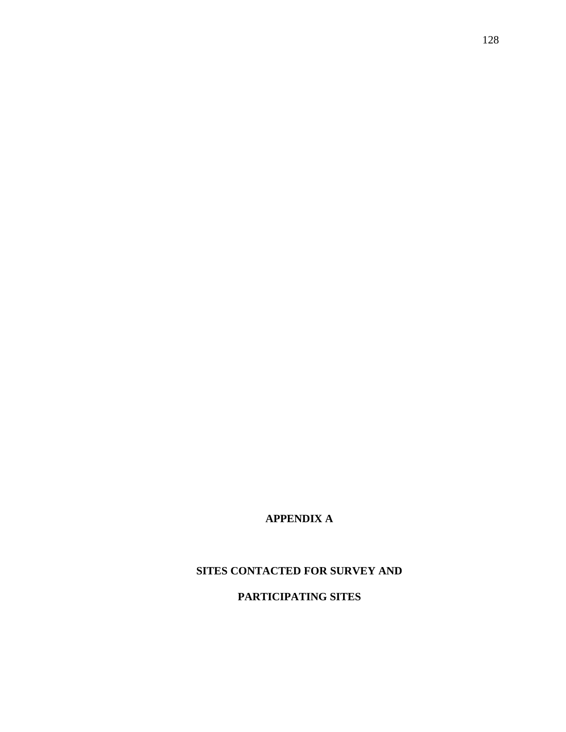# APPENDIX A

## SITES CONTACTED FOR SURVEY AND PARTICIPATING SITES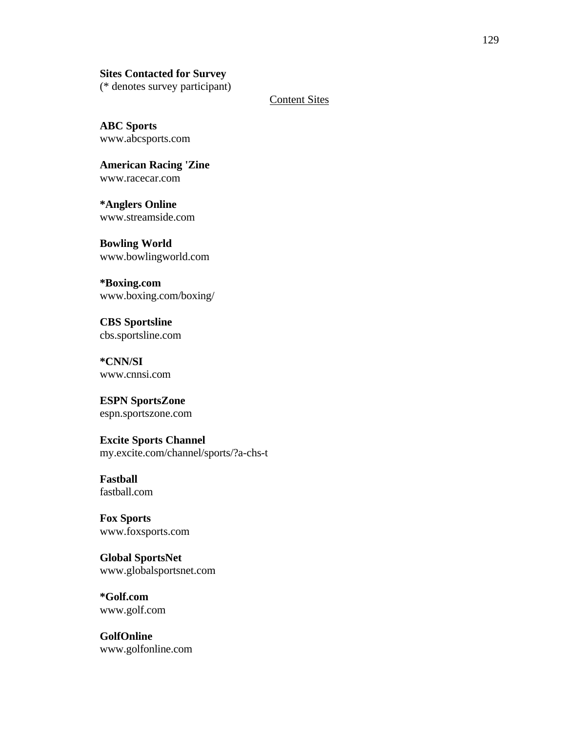**Sites Contacted for Survey**
(* denotes survey participant)

Content Sites

**ABC Sports**
www.abcsports.com

**American Racing 'Zine**
www.racecar.com

**\*Anglers Online**
www.streamside.com

**Bowling World**
www.bowlingworld.com

**\*Boxing.com**
www.boxing.com/boxing/

**CBS Sportsline**
cbs.sportsline.com

**\*CNN/SI**
www.cnnsi.com

**ESPN SportsZone**
espn.sportszone.com

**Excite Sports Channel**
my.excite.com/channel/sports/?a-chs-t

**Fastball**
fastball.com

**Fox Sports**
www.foxsports.com

**Global SportsNet**
www.globalsportsnet.com

**\*Golf.com**
www.golf.com

**GolfOnline**
www.golfonline.com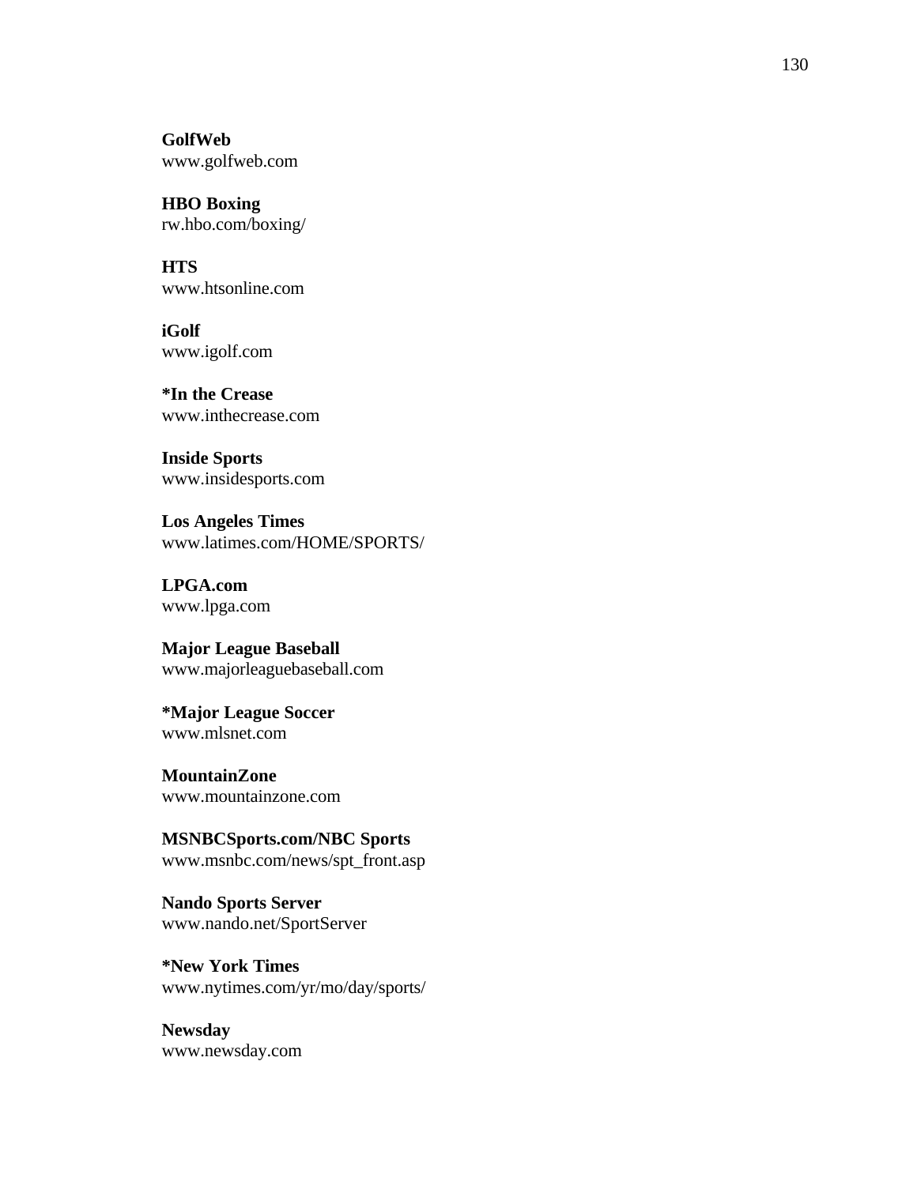**GolfWeb**
www.golfweb.com

**HBO Boxing**
rw.hbo.com/boxing/

**HTS**
www.htsonline.com

**iGolf**
www.igolf.com

***In the Crease**
www.inthecrease.com

**Inside Sports**
www.insidesports.com

**Los Angeles Times**
www.latimes.com/HOME/SPORTS/

**LPGA.com**
www.lpga.com

**Major League Baseball**
www.majorleaguebaseball.com

***Major League Soccer**
www.mlsnet.com

**MountainZone**
www.mountainzone.com

**MSNBCSports.com/NBC Sports**
www.msnbc.com/news/spt_front.asp

**Nando Sports Server**
www.nando.net/SportServer

***New York Times**
www.nytimes.com/yr/mo/day/sports/

**Newsday**
www.newsday.com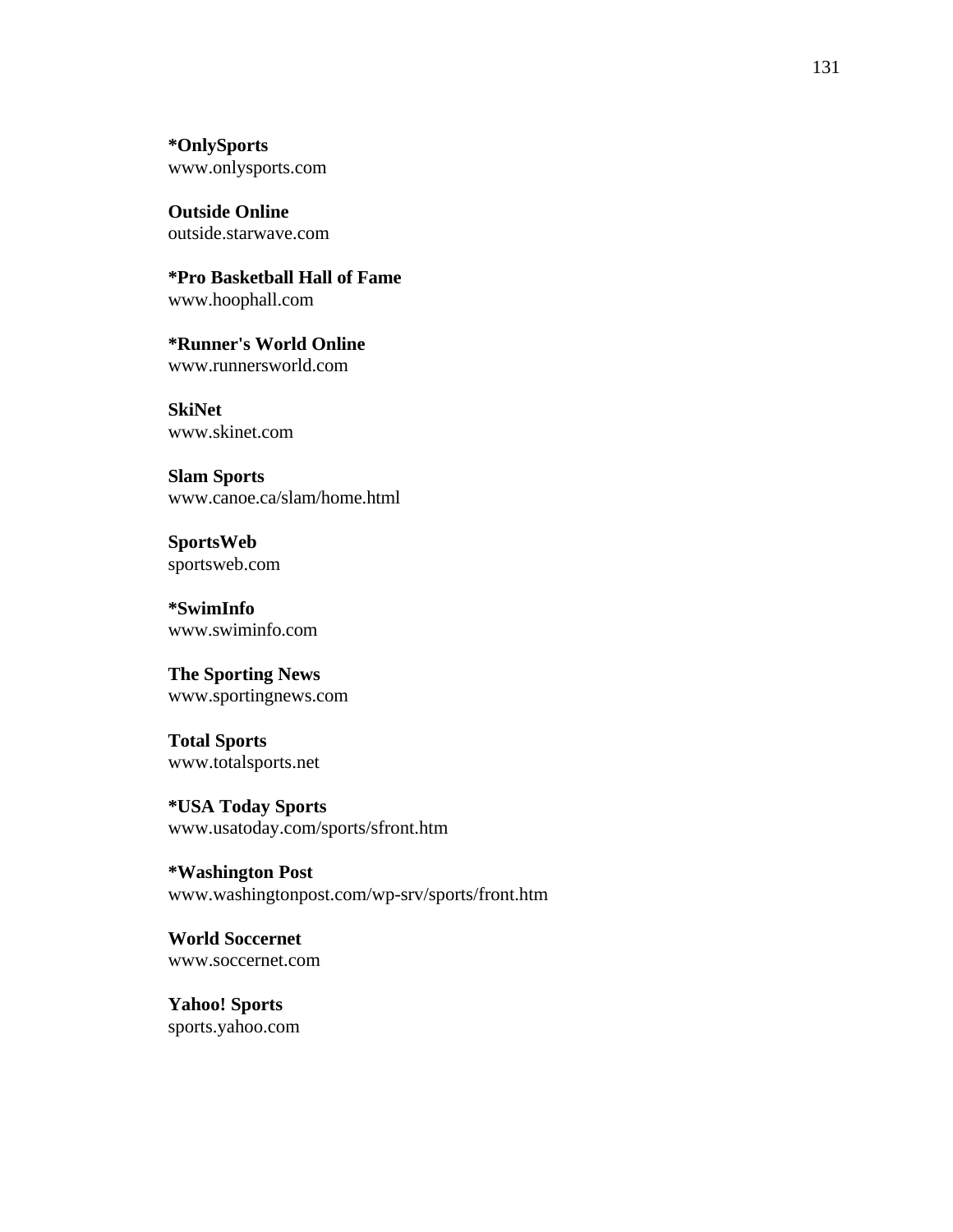**\*OnlySports**
www.onlysports.com

**Outside Online**
outside.starwave.com

**\*Pro Basketball Hall of Fame**
www.hoophall.com

**\*Runner's World Online**
www.runnersworld.com

**SkiNet**
www.skinet.com

**Slam Sports**
www.canoe.ca/slam/home.html

**SportsWeb**
sportsweb.com

**\*SwimInfo**
www.swiminfo.com

**The Sporting News**
www.sportingnews.com

**Total Sports**
www.totalsports.net

**\*USA Today Sports**
www.usatoday.com/sports/sfront.htm

**\*Washington Post**
www.washingtonpost.com/wp-srv/sports/front.htm

**World Soccernet**
www.soccernet.com

**Yahoo! Sports**
sports.yahoo.com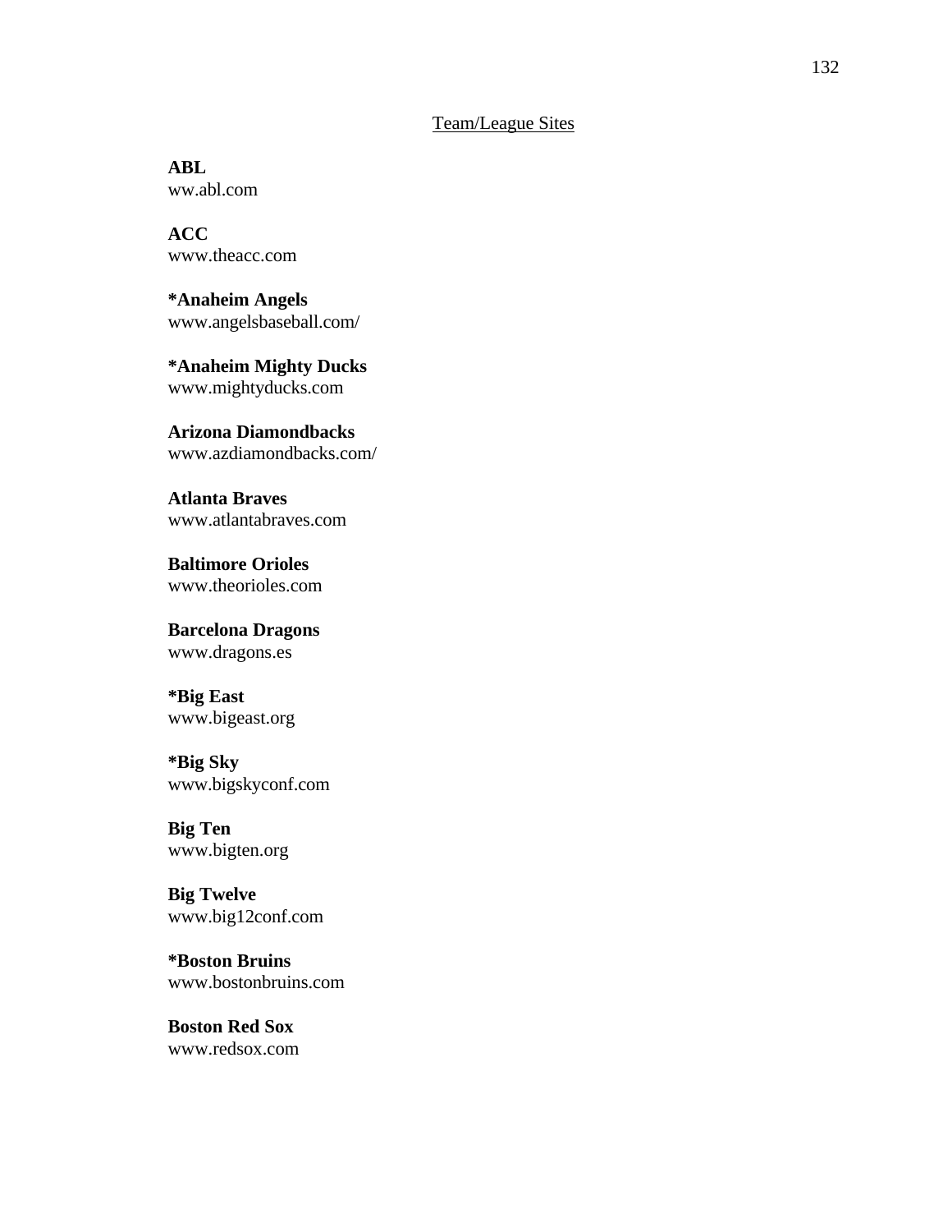## Team/League Sites

**ABL**
ww.abl.com

**ACC**
www.theacc.com

**\*Anaheim Angels**
www.angelsbaseball.com/

**\*Anaheim Mighty Ducks**
www.mightyducks.com

**Arizona Diamondbacks**
www.azdiamondbacks.com/

**Atlanta Braves**
www.atlantabraves.com

**Baltimore Orioles**
www.theorioles.com

**Barcelona Dragons**
www.dragons.es

**\*Big East**
www.bigeast.org

**\*Big Sky**
www.bigskyconf.com

**Big Ten**
www.bigten.org

**Big Twelve**
www.big12conf.com

**\*Boston Bruins**
www.bostonbruins.com

**Boston Red Sox**
www.redsox.com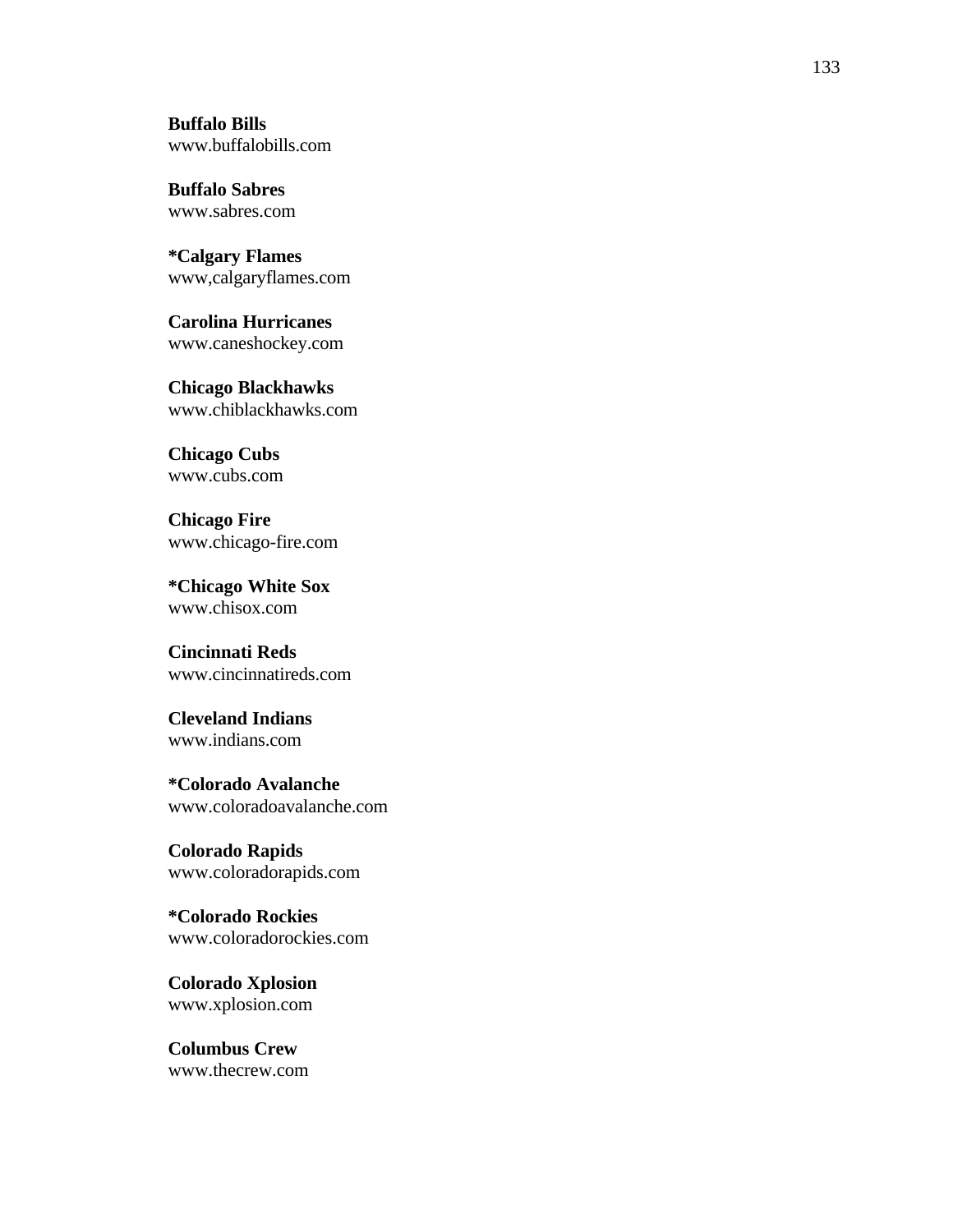**Buffalo Bills**
www.buffalobills.com

**Buffalo Sabres**
www.sabres.com

***Calgary Flames**
www,calgaryflames.com

**Carolina Hurricanes**
www.caneshockey.com

**Chicago Blackhawks**
www.chiblackhawks.com

**Chicago Cubs**
www.cubs.com

**Chicago Fire**
www.chicago-fire.com

***Chicago White Sox**
www.chisox.com

**Cincinnati Reds**
www.cincinnatireds.com

**Cleveland Indians**
www.indians.com

***Colorado Avalanche**
www.coloradoavalanche.com

**Colorado Rapids**
www.coloradorapids.com

***Colorado Rockies**
www.coloradorockies.com

**Colorado Xplosion**
www.xplosion.com

**Columbus Crew**
www.thecrew.com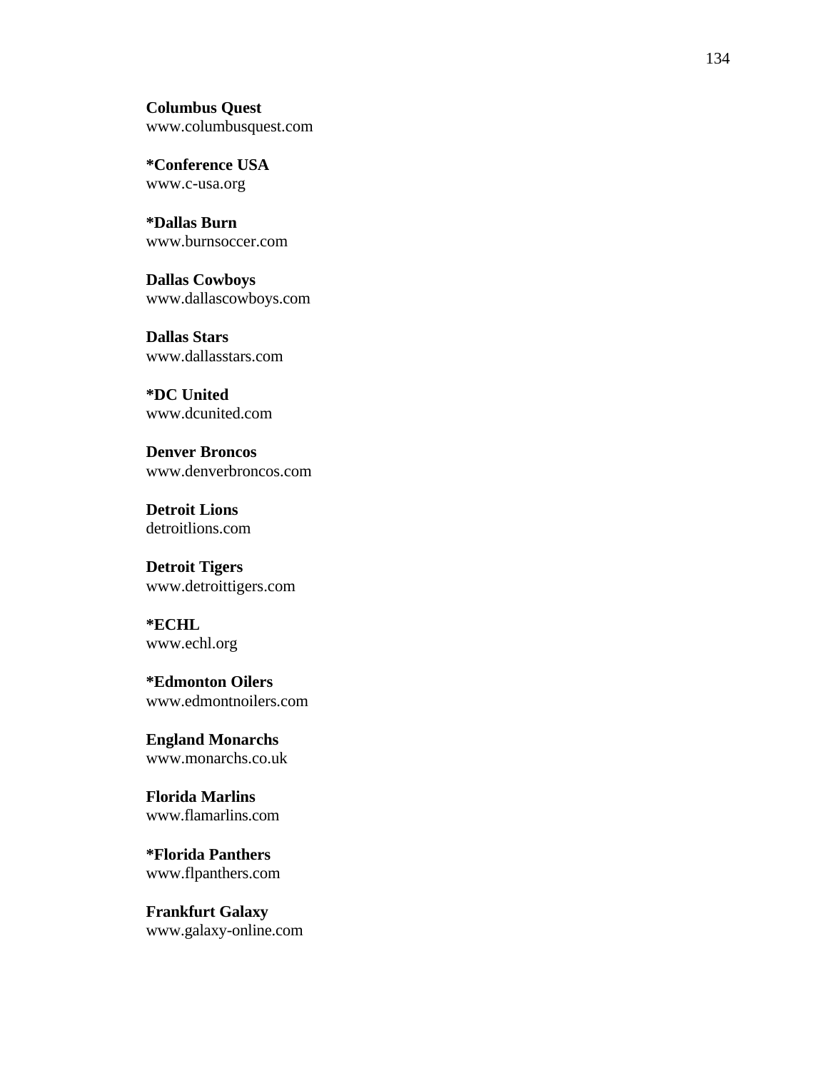**Columbus Quest**
www.columbusquest.com

***Conference USA**
www.c-usa.org

***Dallas Burn**
www.burnsoccer.com

**Dallas Cowboys**
www.dallascowboys.com

**Dallas Stars**
www.dallasstars.com

***DC United**
www.dcunited.com

**Denver Broncos**
www.denverbroncos.com

**Detroit Lions**
detroitlions.com

**Detroit Tigers**
www.detroittigers.com

***ECHL**
www.echl.org

***Edmonton Oilers**
www.edmontnoilers.com

**England Monarchs**
www.monarchs.co.uk

**Florida Marlins**
www.flamarlins.com

***Florida Panthers**
www.flpanthers.com

**Frankfurt Galaxy**
www.galaxy-online.com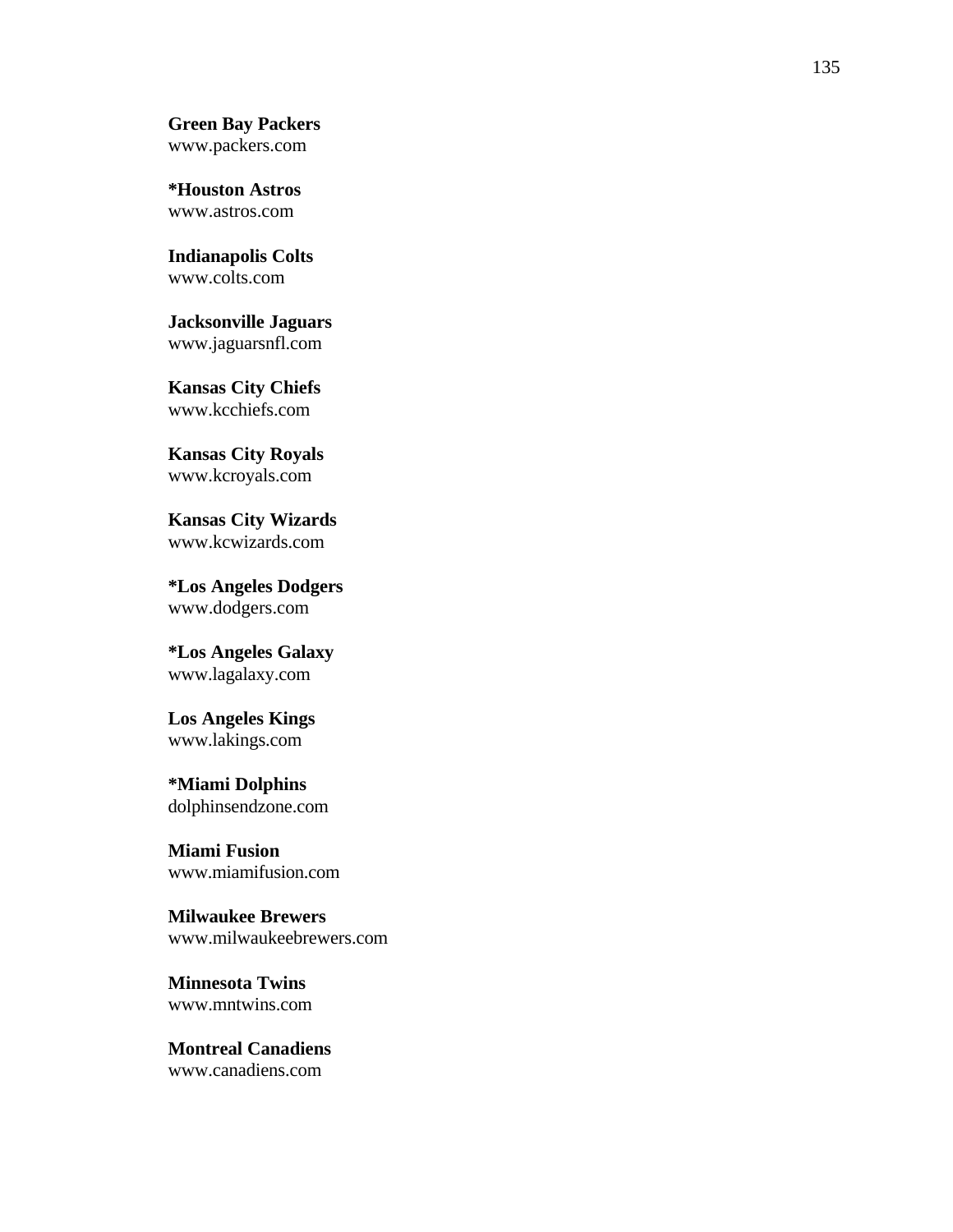**Green Bay Packers**
www.packers.com

***Houston Astros**
www.astros.com

**Indianapolis Colts**
www.colts.com

**Jacksonville Jaguars**
www.jaguarsnfl.com

**Kansas City Chiefs**
www.kcchiefs.com

**Kansas City Royals**
www.kcroyals.com

**Kansas City Wizards**
www.kcwizards.com

***Los Angeles Dodgers**
www.dodgers.com

***Los Angeles Galaxy**
www.lagalaxy.com

**Los Angeles Kings**
www.lakings.com

***Miami Dolphins**
dolphinsendzone.com

**Miami Fusion**
www.miamifusion.com

**Milwaukee Brewers**
www.milwaukeebrewers.com

**Minnesota Twins**
www.mntwins.com

**Montreal Canadiens**
www.canadiens.com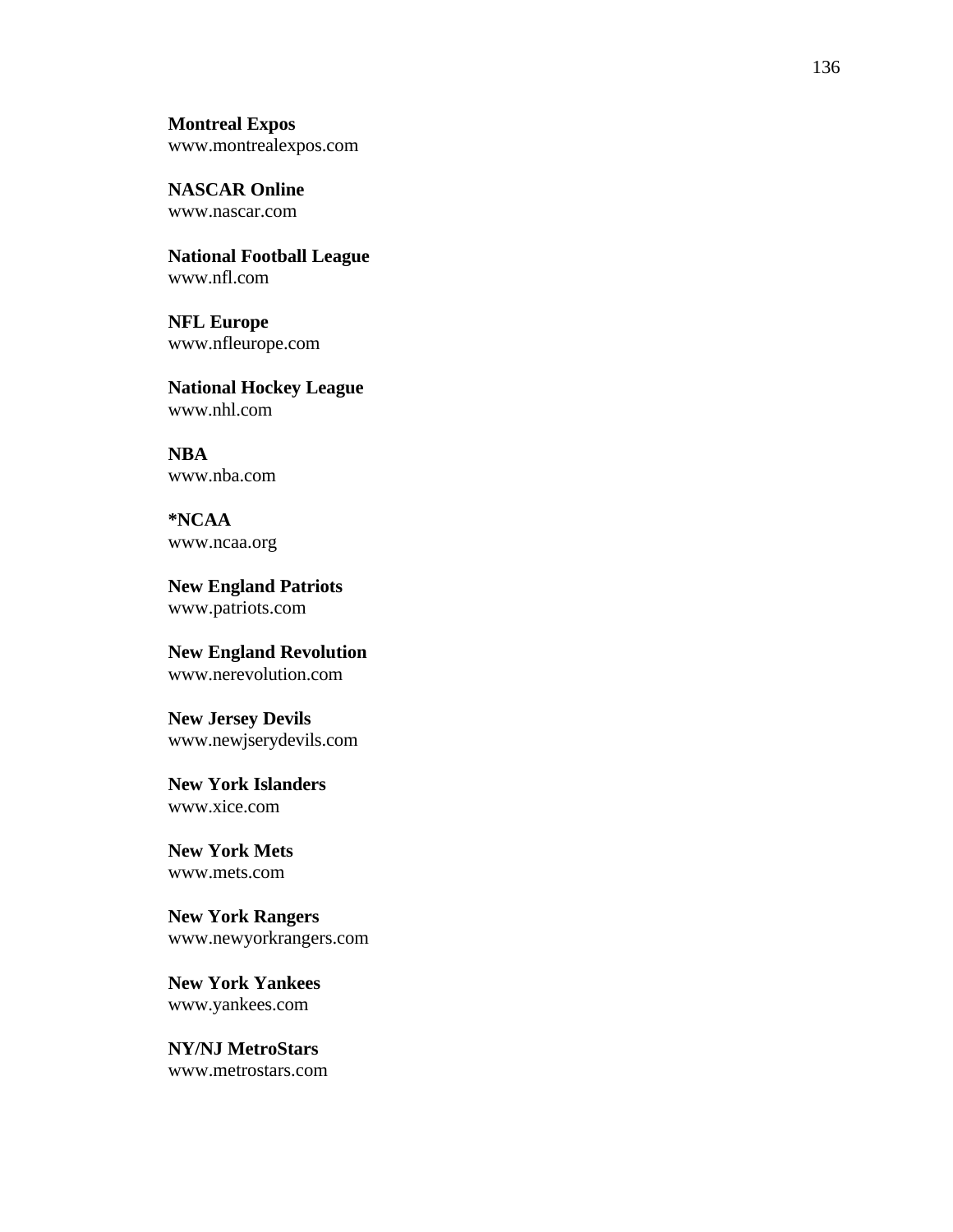**Montreal Expos**
www.montrealexpos.com

**NASCAR Online**
www.nascar.com

**National Football League**
www.nfl.com

**NFL Europe**
www.nfleurope.com

**National Hockey League**
www.nhl.com

**NBA**
www.nba.com

**\*NCAA**
www.ncaa.org

**New England Patriots**
www.patriots.com

**New England Revolution**
www.nerevolution.com

**New Jersey Devils**
www.newjserydevils.com

**New York Islanders**
www.xice.com

**New York Mets**
www.mets.com

**New York Rangers**
www.newyorkrangers.com

**New York Yankees**
www.yankees.com

**NY/NJ MetroStars**
www.metrostars.com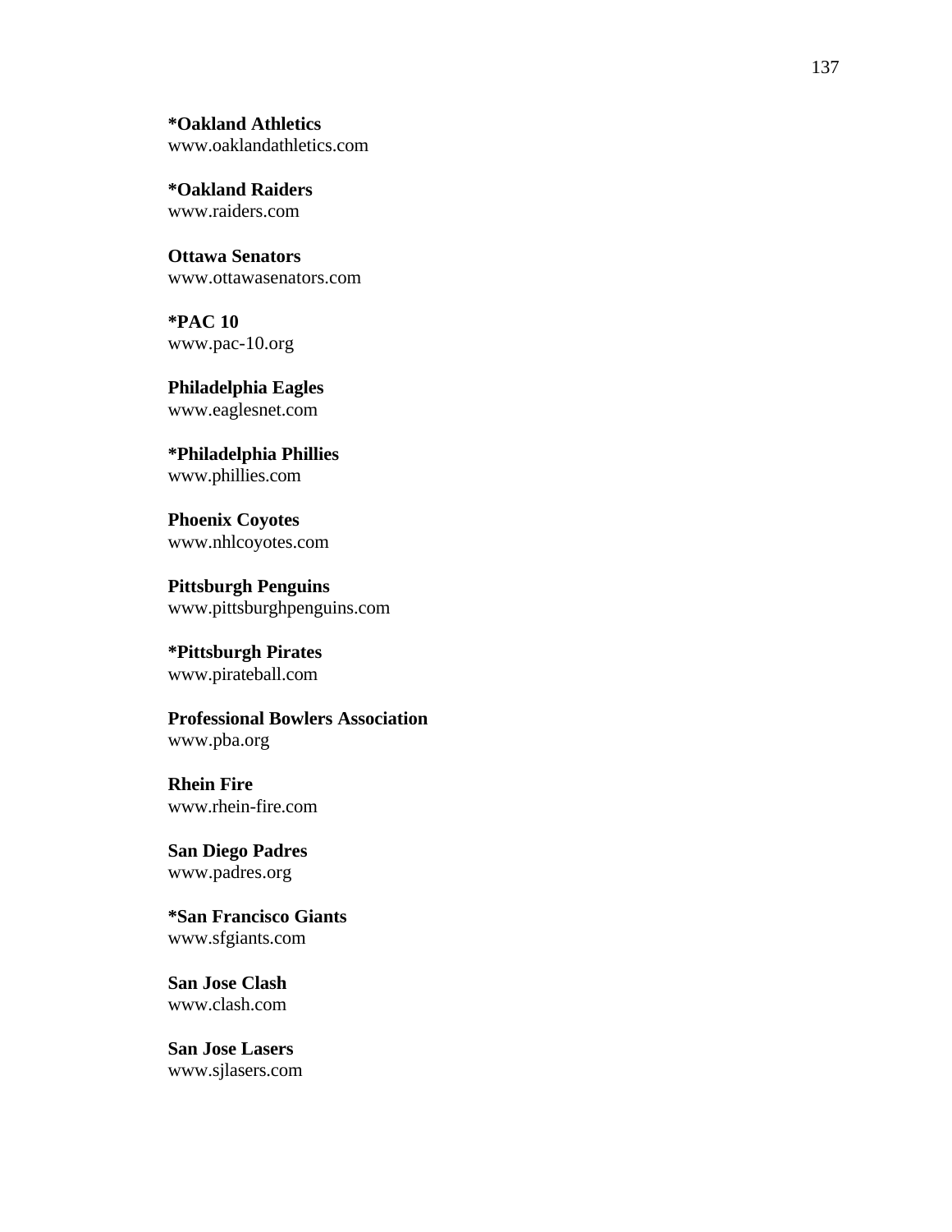**\*Oakland Athletics**
www.oaklandathletics.com

**\*Oakland Raiders**
www.raiders.com

**Ottawa Senators**
www.ottawasenators.com

**\*PAC 10**
www.pac-10.org

**Philadelphia Eagles**
www.eaglesnet.com

**\*Philadelphia Phillies**
www.phillies.com

**Phoenix Coyotes**
www.nhlcoyotes.com

**Pittsburgh Penguins**
www.pittsburghpenguins.com

**\*Pittsburgh Pirates**
www.pirateball.com

**Professional Bowlers Association**
www.pba.org

**Rhein Fire**
www.rhein-fire.com

**San Diego Padres**
www.padres.org

**\*San Francisco Giants**
www.sfgiants.com

**San Jose Clash**
www.clash.com

**San Jose Lasers**
www.sjlasers.com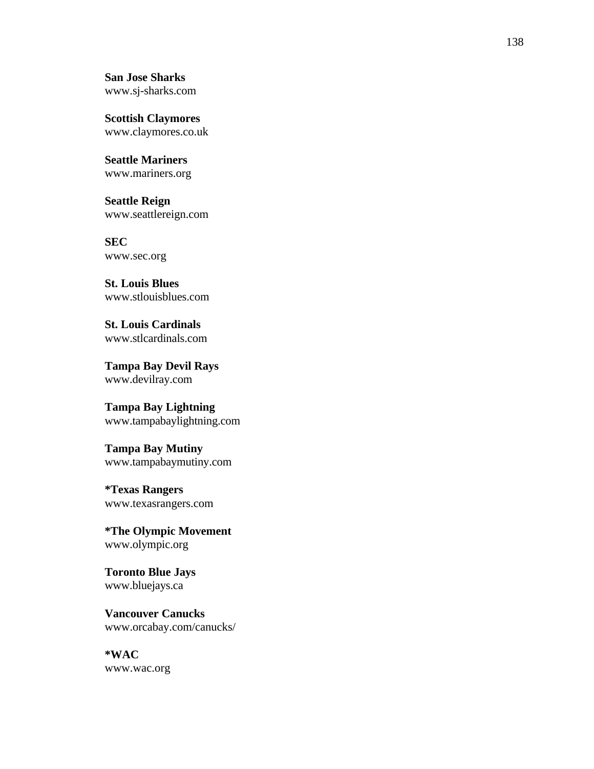**San Jose Sharks**
www.sj-sharks.com

**Scottish Claymores**
www.claymores.co.uk

**Seattle Mariners**
www.mariners.org

**Seattle Reign**
www.seattlereign.com

**SEC**
www.sec.org

**St. Louis Blues**
www.stlouisblues.com

**St. Louis Cardinals**
www.stlcardinals.com

**Tampa Bay Devil Rays**
www.devilray.com

**Tampa Bay Lightning**
www.tampabaylightning.com

**Tampa Bay Mutiny**
www.tampabaymutiny.com

**\*Texas Rangers**
www.texasrangers.com

**\*The Olympic Movement**
www.olympic.org

**Toronto Blue Jays**
www.bluejays.ca

**Vancouver Canucks**
www.orcabay.com/canucks/

**\*WAC**
www.wac.org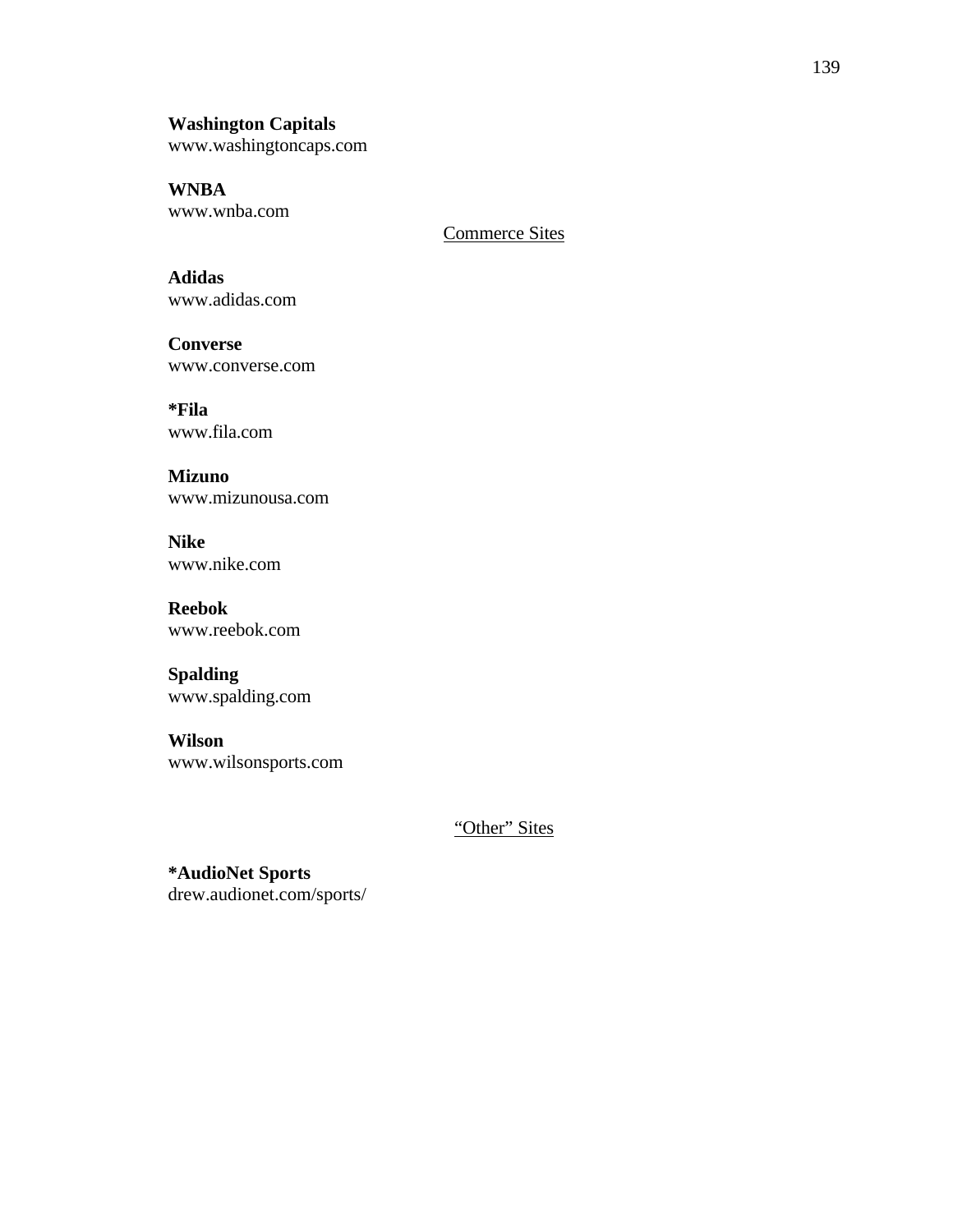**Washington Capitals**
www.washingtoncaps.com

**WNBA**
www.wnba.com

<u>Commerce Sites</u>

**Adidas**
www.adidas.com

**Converse**
www.converse.com

***Fila**
www.fila.com

**Mizuno**
www.mizunousa.com

**Nike**
www.nike.com

**Reebok**
www.reebok.com

**Spalding**
www.spalding.com

**Wilson**
www.wilsonsports.com

<u>"Other" Sites</u>

***AudioNet Sports**
drew.audionet.com/sports/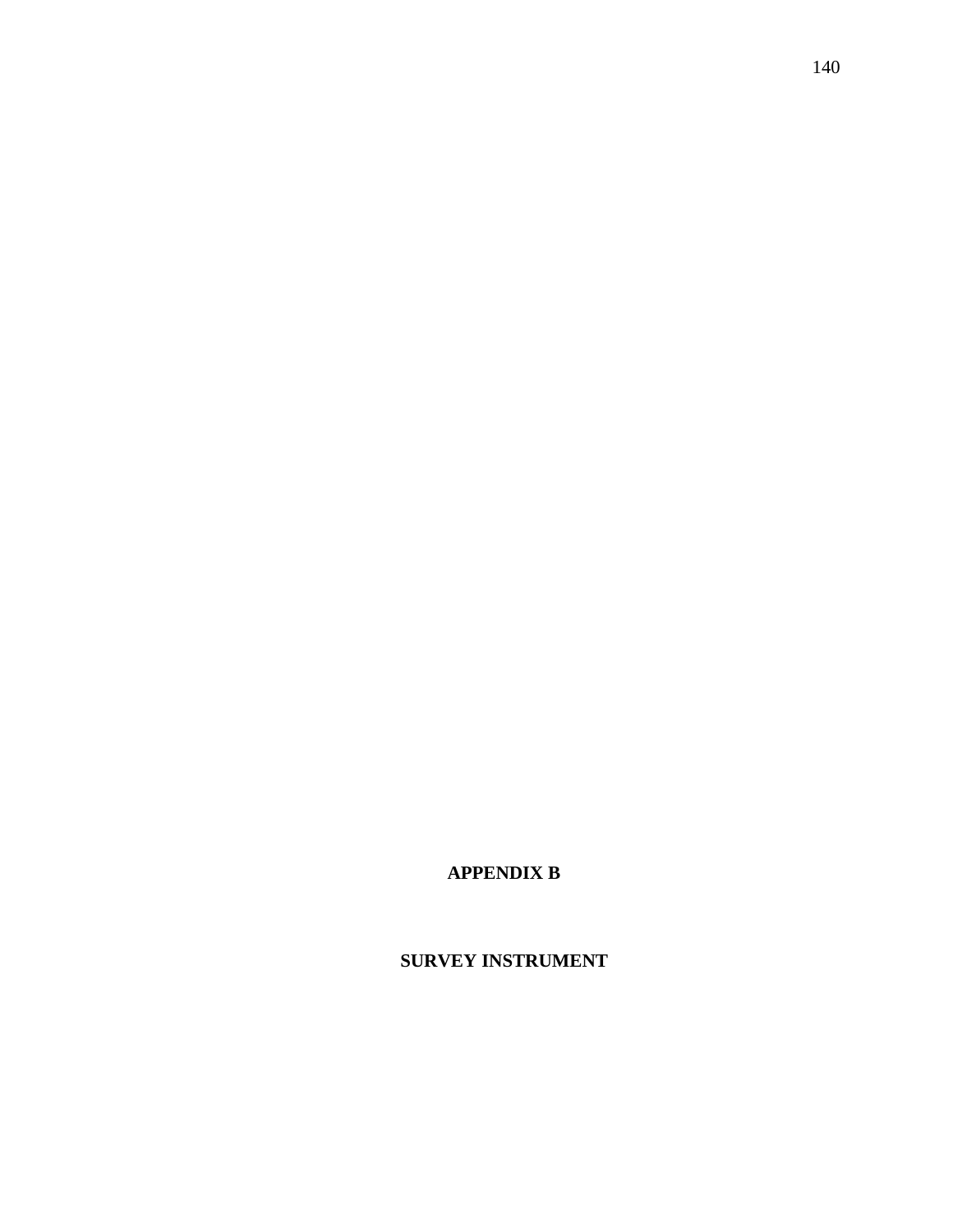# APPENDIX B

# SURVEY INSTRUMENT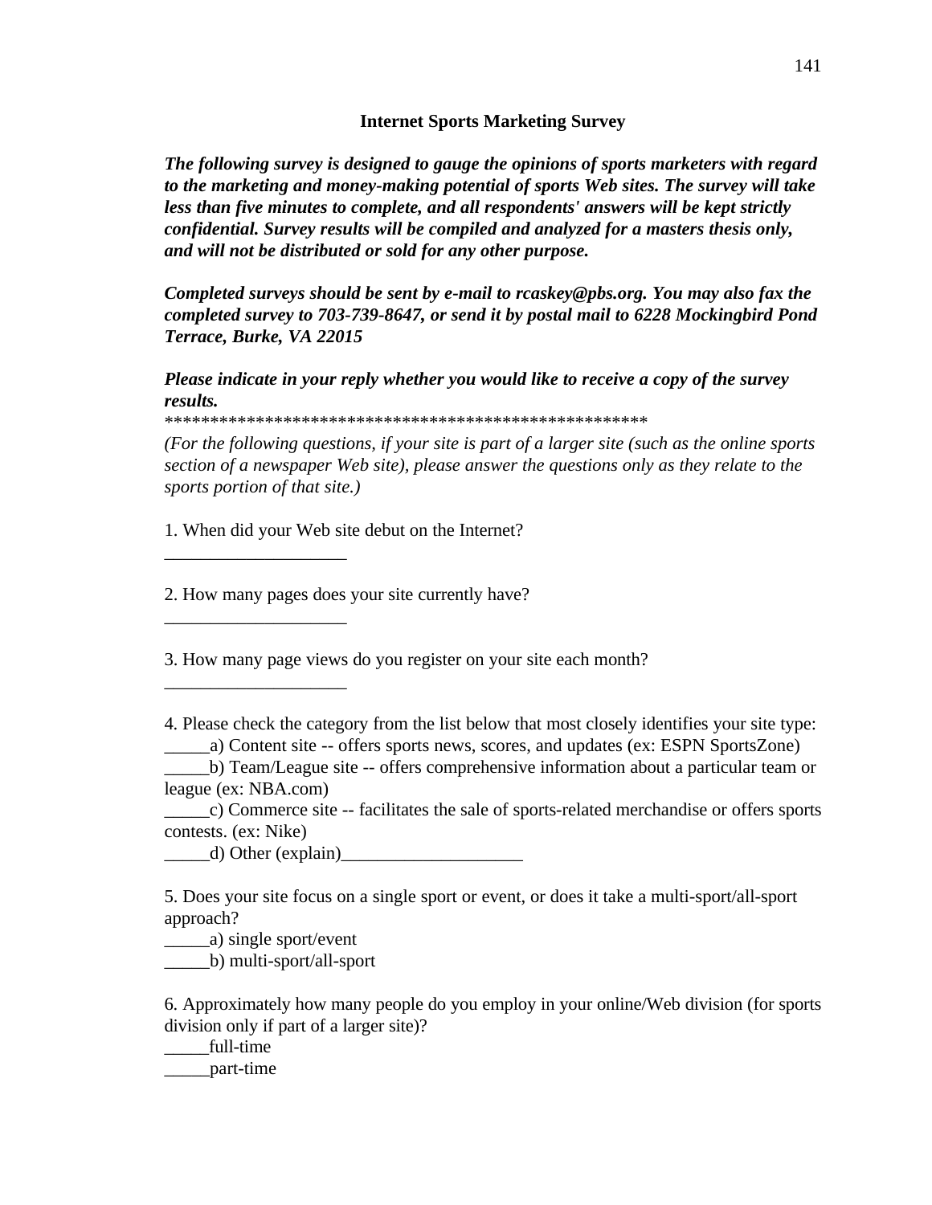**Internet Sports Marketing Survey**

***The following survey is designed to gauge the opinions of sports marketers with regard to the marketing and money-making potential of sports Web sites. The survey will take less than five minutes to complete, and all respondents' answers will be kept strictly confidential. Survey results will be compiled and analyzed for a masters thesis only, and will not be distributed or sold for any other purpose.***

***Completed surveys should be sent by e-mail to rcaskey@pbs.org. You may also fax the completed survey to 703-739-8647, or send it by postal mail to 6228 Mockingbird Pond Terrace, Burke, VA 22015***

***Please indicate in your reply whether you would like to receive a copy of the survey results.***

*****************************************************

*(For the following questions, if your site is part of a larger site (such as the online sports section of a newspaper Web site), please answer the questions only as they relate to the sports portion of that site.)*

1. When did your Web site debut on the Internet?

____________________

2. How many pages does your site currently have?

____________________

3. How many page views do you register on your site each month?

____________________

4. Please check the category from the list below that most closely identifies your site type:

_____a) Content site -- offers sports news, scores, and updates (ex: ESPN SportsZone)

_____b) Team/League site -- offers comprehensive information about a particular team or league (ex: NBA.com)

_____c) Commerce site -- facilitates the sale of sports-related merchandise or offers sports contests. (ex: Nike)

_____d) Other (explain)____________________

5. Does your site focus on a single sport or event, or does it take a multi-sport/all-sport approach?

_____a) single sport/event

_____b) multi-sport/all-sport

6. Approximately how many people do you employ in your online/Web division (for sports division only if part of a larger site)?

_____full-time

_____part-time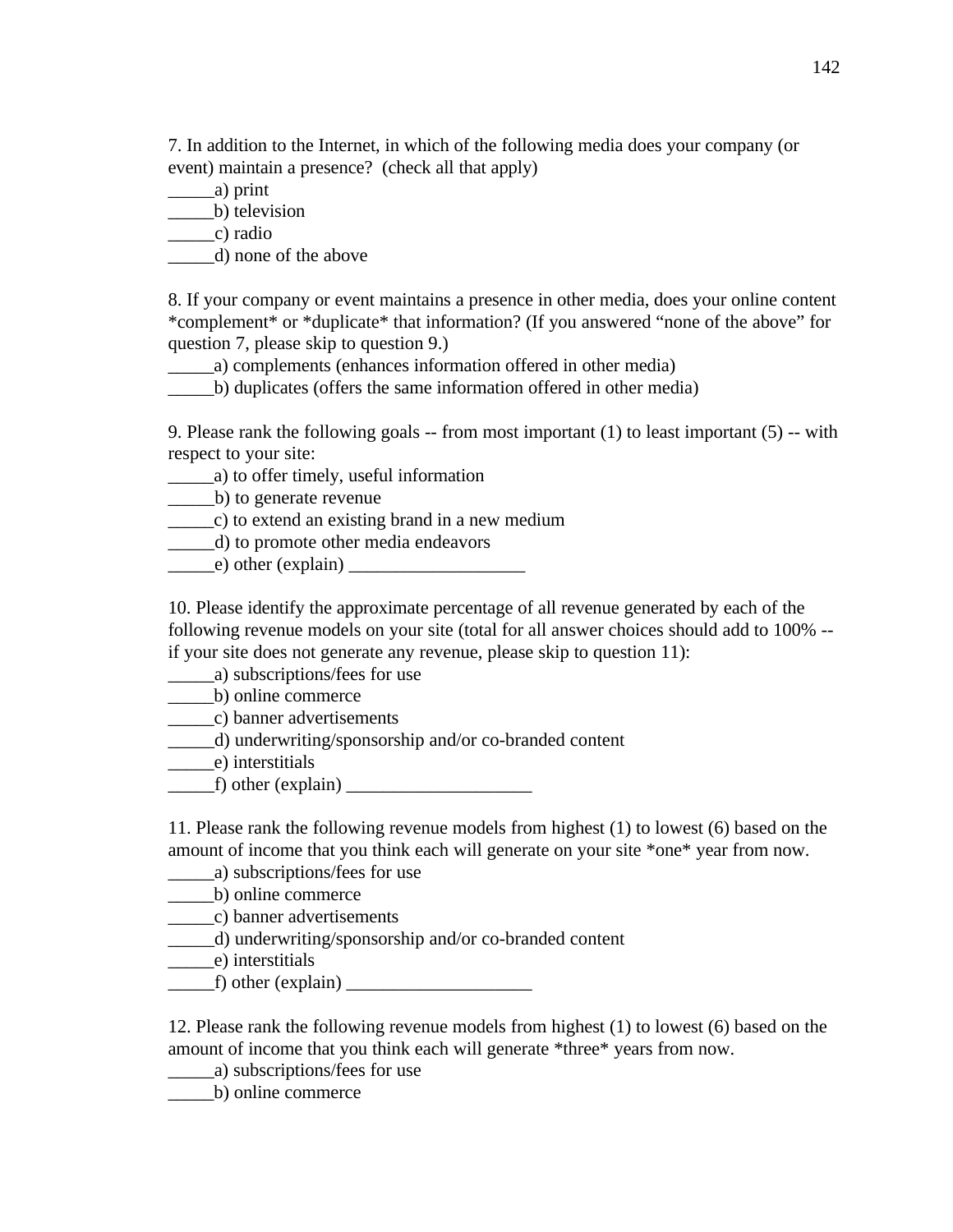7. In addition to the Internet, in which of the following media does your company (or event) maintain a presence?  (check all that apply)
_____a) print
_____b) television
_____c) radio
_____d) none of the above

8. If your company or event maintains a presence in other media, does your online content *complement* or *duplicate* that information? (If you answered "none of the above" for question 7, please skip to question 9.)
_____a) complements (enhances information offered in other media)
_____b) duplicates (offers the same information offered in other media)

9. Please rank the following goals -- from most important (1) to least important (5) -- with respect to your site:
_____a) to offer timely, useful information
_____b) to generate revenue
_____c) to extend an existing brand in a new medium
_____d) to promote other media endeavors
_____e) other (explain) ___________________

10. Please identify the approximate percentage of all revenue generated by each of the following revenue models on your site (total for all answer choices should add to 100% -- if your site does not generate any revenue, please skip to question 11):
_____a) subscriptions/fees for use
_____b) online commerce
_____c) banner advertisements
_____d) underwriting/sponsorship and/or co-branded content
_____e) interstitials
_____f) other (explain) ____________________

11. Please rank the following revenue models from highest (1) to lowest (6) based on the amount of income that you think each will generate on your site *one* year from now.
_____a) subscriptions/fees for use
_____b) online commerce
_____c) banner advertisements
_____d) underwriting/sponsorship and/or co-branded content
_____e) interstitials
_____f) other (explain) ____________________

12. Please rank the following revenue models from highest (1) to lowest (6) based on the amount of income that you think each will generate *three* years from now.
_____a) subscriptions/fees for use
_____b) online commerce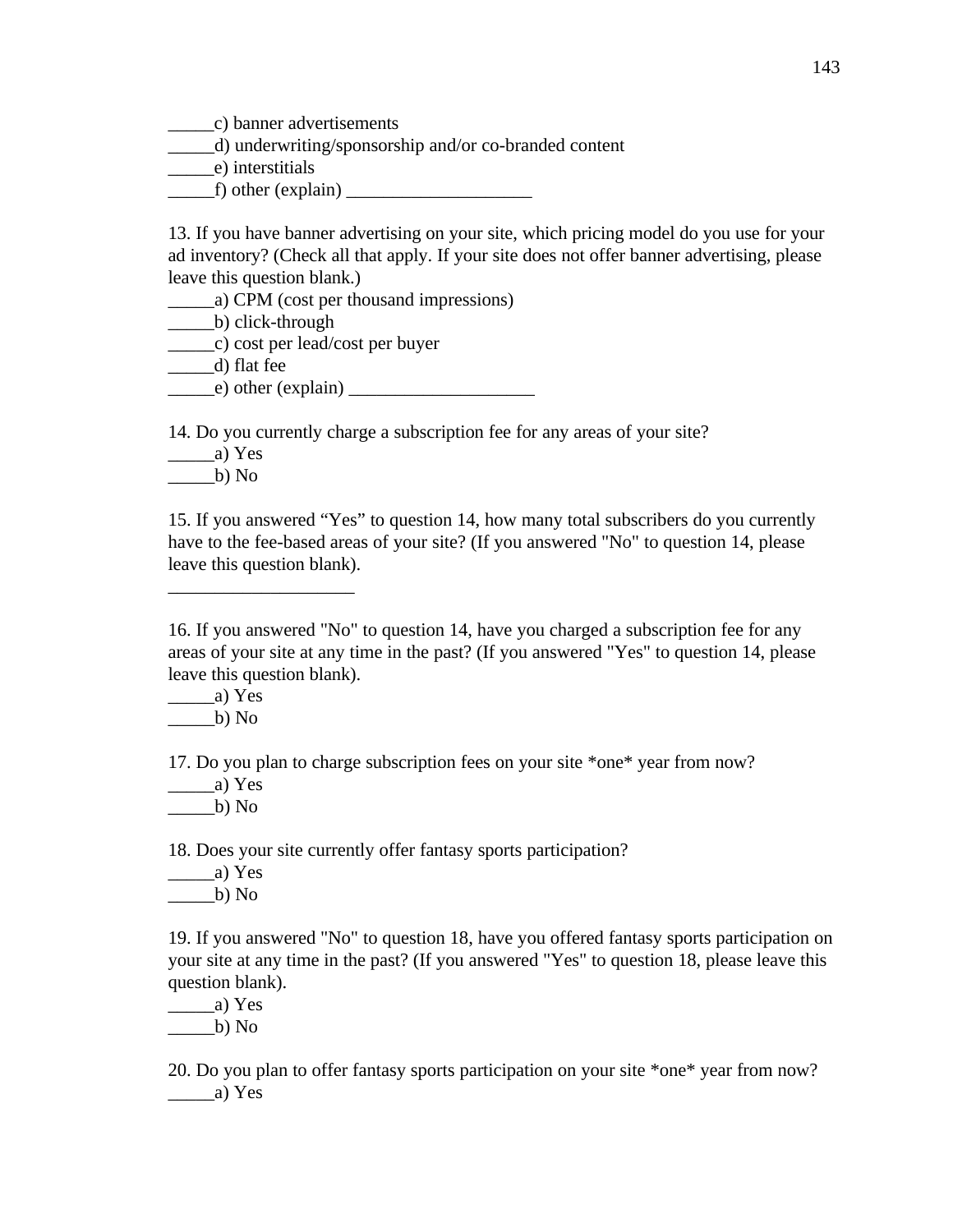_____c) banner advertisements
_____d) underwriting/sponsorship and/or co-branded content
_____e) interstitials
_____f) other (explain) ____________________

13. If you have banner advertising on your site, which pricing model do you use for your ad inventory? (Check all that apply. If your site does not offer banner advertising, please leave this question blank.)
_____a) CPM (cost per thousand impressions)
_____b) click-through
_____c) cost per lead/cost per buyer
_____d) flat fee
_____e) other (explain) ____________________

14. Do you currently charge a subscription fee for any areas of your site?
_____a) Yes
_____b) No

15. If you answered “Yes” to question 14, how many total subscribers do you currently have to the fee-based areas of your site? (If you answered "No" to question 14, please leave this question blank).

____________________

16. If you answered "No" to question 14, have you charged a subscription fee for any areas of your site at any time in the past? (If you answered "Yes" to question 14, please leave this question blank).
_____a) Yes
_____b) No

17. Do you plan to charge subscription fees on your site *one* year from now?
_____a) Yes
_____b) No

18. Does your site currently offer fantasy sports participation?
_____a) Yes
_____b) No

19. If you answered "No" to question 18, have you offered fantasy sports participation on your site at any time in the past? (If you answered "Yes" to question 18, please leave this question blank).
_____a) Yes
_____b) No

20. Do you plan to offer fantasy sports participation on your site *one* year from now?
_____a) Yes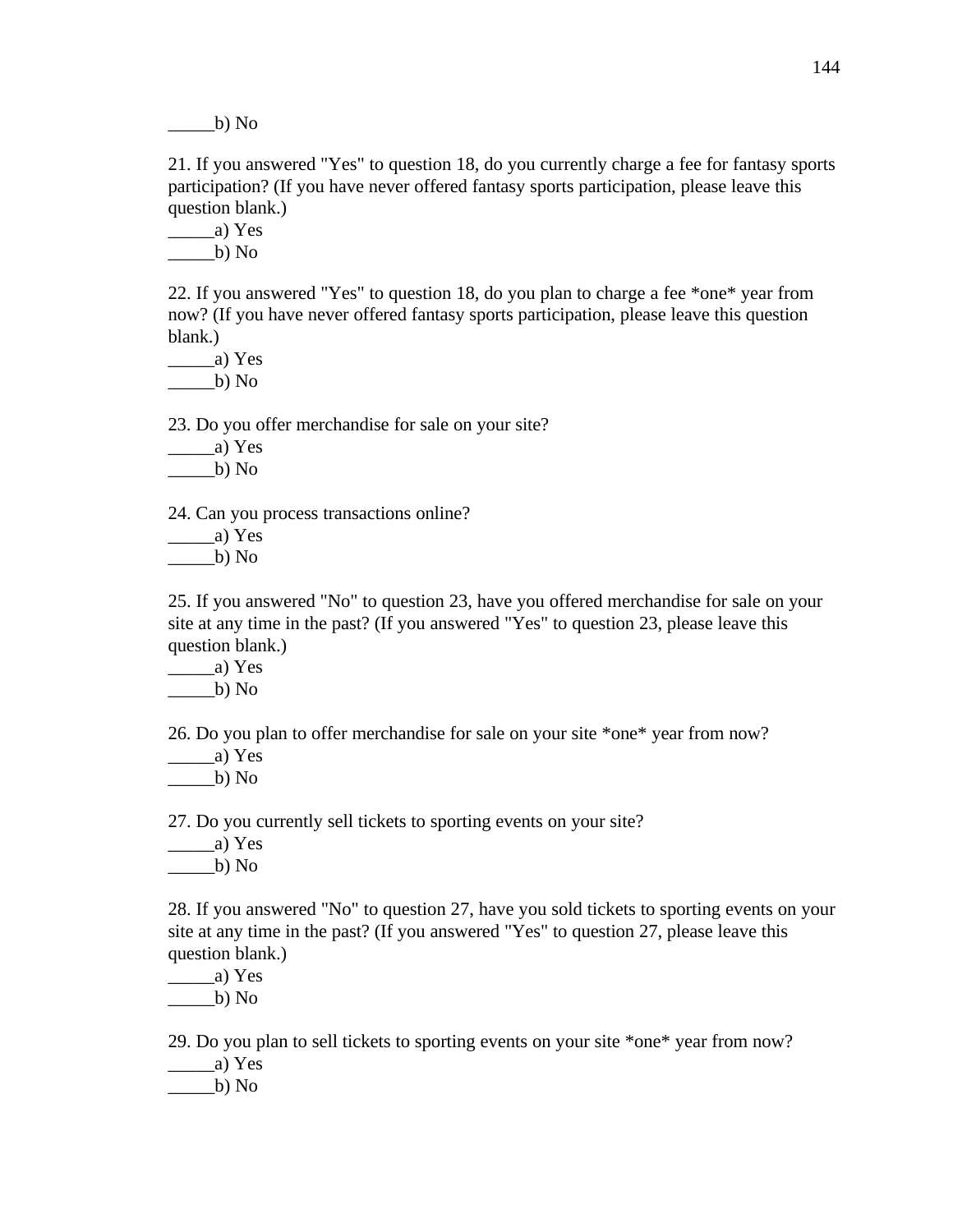_____b) No

21. If you answered "Yes" to question 18, do you currently charge a fee for fantasy sports participation? (If you have never offered fantasy sports participation, please leave this question blank.)
_____a) Yes
_____b) No

22. If you answered "Yes" to question 18, do you plan to charge a fee *one* year from now? (If you have never offered fantasy sports participation, please leave this question blank.)
_____a) Yes
_____b) No

23. Do you offer merchandise for sale on your site?
_____a) Yes
_____b) No

24. Can you process transactions online?
_____a) Yes
_____b) No

25. If you answered "No" to question 23, have you offered merchandise for sale on your site at any time in the past? (If you answered "Yes" to question 23, please leave this question blank.)
_____a) Yes
_____b) No

26. Do you plan to offer merchandise for sale on your site *one* year from now?
_____a) Yes
_____b) No

27. Do you currently sell tickets to sporting events on your site?
_____a) Yes
_____b) No

28. If you answered "No" to question 27, have you sold tickets to sporting events on your site at any time in the past? (If you answered "Yes" to question 27, please leave this question blank.)
_____a) Yes
_____b) No

29. Do you plan to sell tickets to sporting events on your site *one* year from now?
_____a) Yes
_____b) No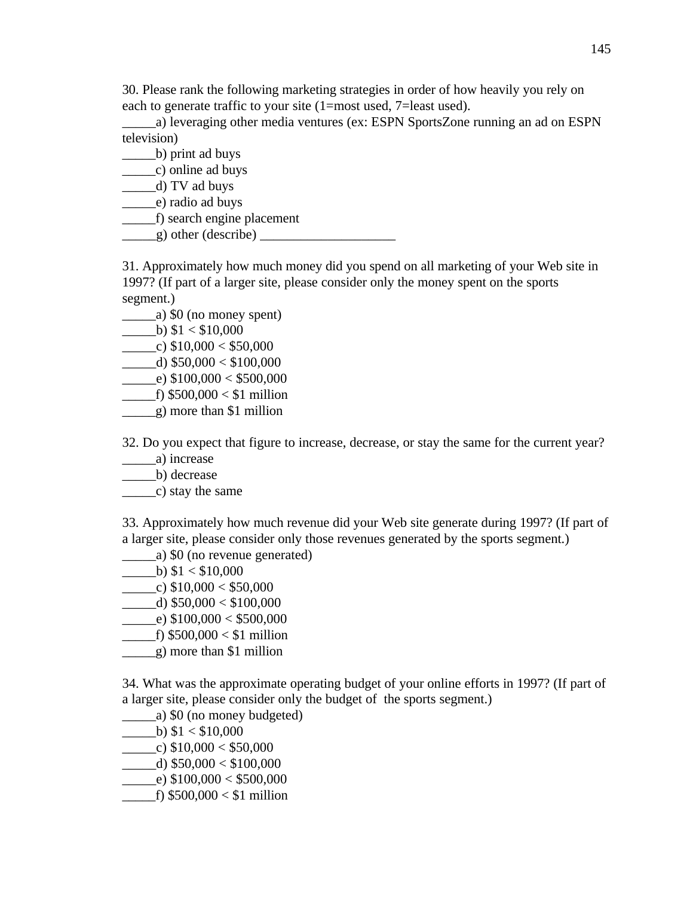30. Please rank the following marketing strategies in order of how heavily you rely on each to generate traffic to your site (1=most used, 7=least used).

_____a) leveraging other media ventures (ex: ESPN SportsZone running an ad on ESPN television)
_____b) print ad buys
_____c) online ad buys
_____d) TV ad buys
_____e) radio ad buys
_____f) search engine placement
_____g) other (describe) ____________________

31. Approximately how much money did you spend on all marketing of your Web site in 1997? (If part of a larger site, please consider only the money spent on the sports segment.)

_____a) $0 (no money spent)
_____b) $1 < $10,000
_____c) $10,000 < $50,000
_____d) $50,000 < $100,000
_____e) $100,000 < $500,000
_____f) $500,000 < $1 million
_____g) more than $1 million

32. Do you expect that figure to increase, decrease, or stay the same for the current year?

_____a) increase
_____b) decrease
_____c) stay the same

33. Approximately how much revenue did your Web site generate during 1997? (If part of a larger site, please consider only those revenues generated by the sports segment.)

_____a) $0 (no revenue generated)
_____b) $1 < $10,000
_____c) $10,000 < $50,000
_____d) $50,000 < $100,000
_____e) $100,000 < $500,000
_____f) $500,000 < $1 million
_____g) more than $1 million

34. What was the approximate operating budget of your online efforts in 1997? (If part of a larger site, please consider only the budget of the sports segment.)

_____a) $0 (no money budgeted)
_____b) $1 < $10,000
_____c) $10,000 < $50,000
_____d) $50,000 < $100,000
_____e) $100,000 < $500,000
_____f) $500,000 < $1 million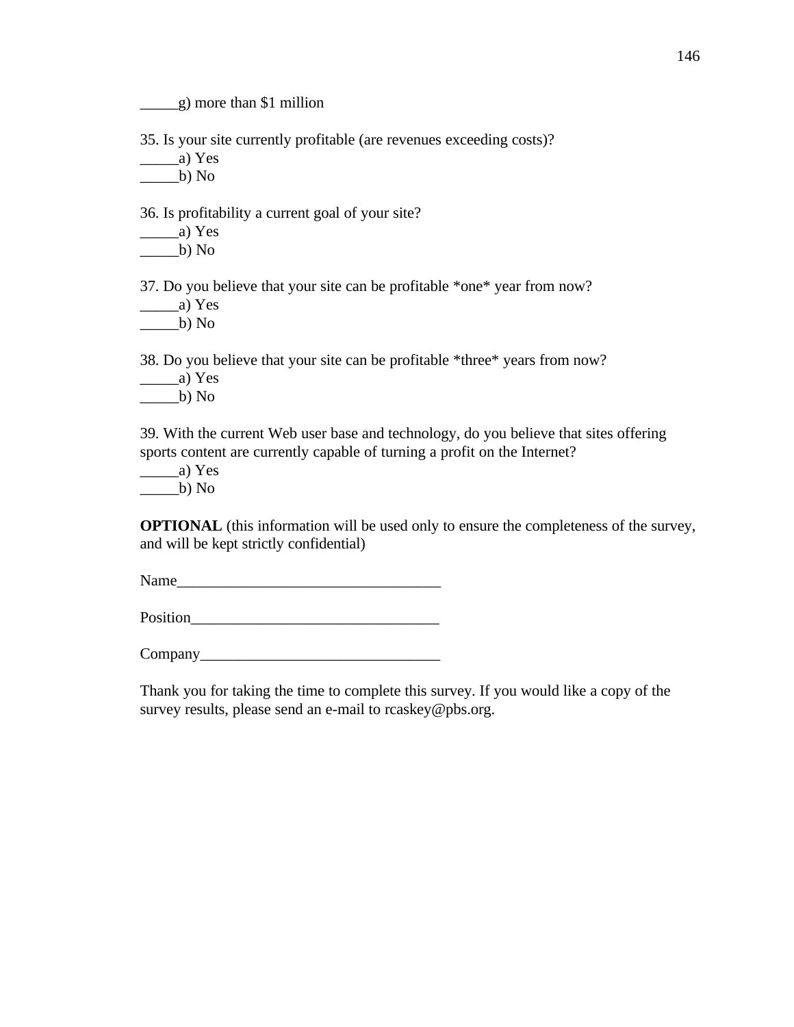_____g) more than $1 million

35. Is your site currently profitable (are revenues exceeding costs)?
_____a) Yes
_____b) No

36. Is profitability a current goal of your site?
_____a) Yes
_____b) No

37. Do you believe that your site can be profitable *one* year from now?
_____a) Yes
_____b) No

38. Do you believe that your site can be profitable *three* years from now?
_____a) Yes
_____b) No

39. With the current Web user base and technology, do you believe that sites offering sports content are currently capable of turning a profit on the Internet?
_____a) Yes
_____b) No

**OPTIONAL** (this information will be used only to ensure the completeness of the survey, and will be kept strictly confidential)

Name___________________________________

Position_________________________________

Company_______________________________

Thank you for taking the time to complete this survey. If you would like a copy of the survey results, please send an e-mail to rcaskey@pbs.org.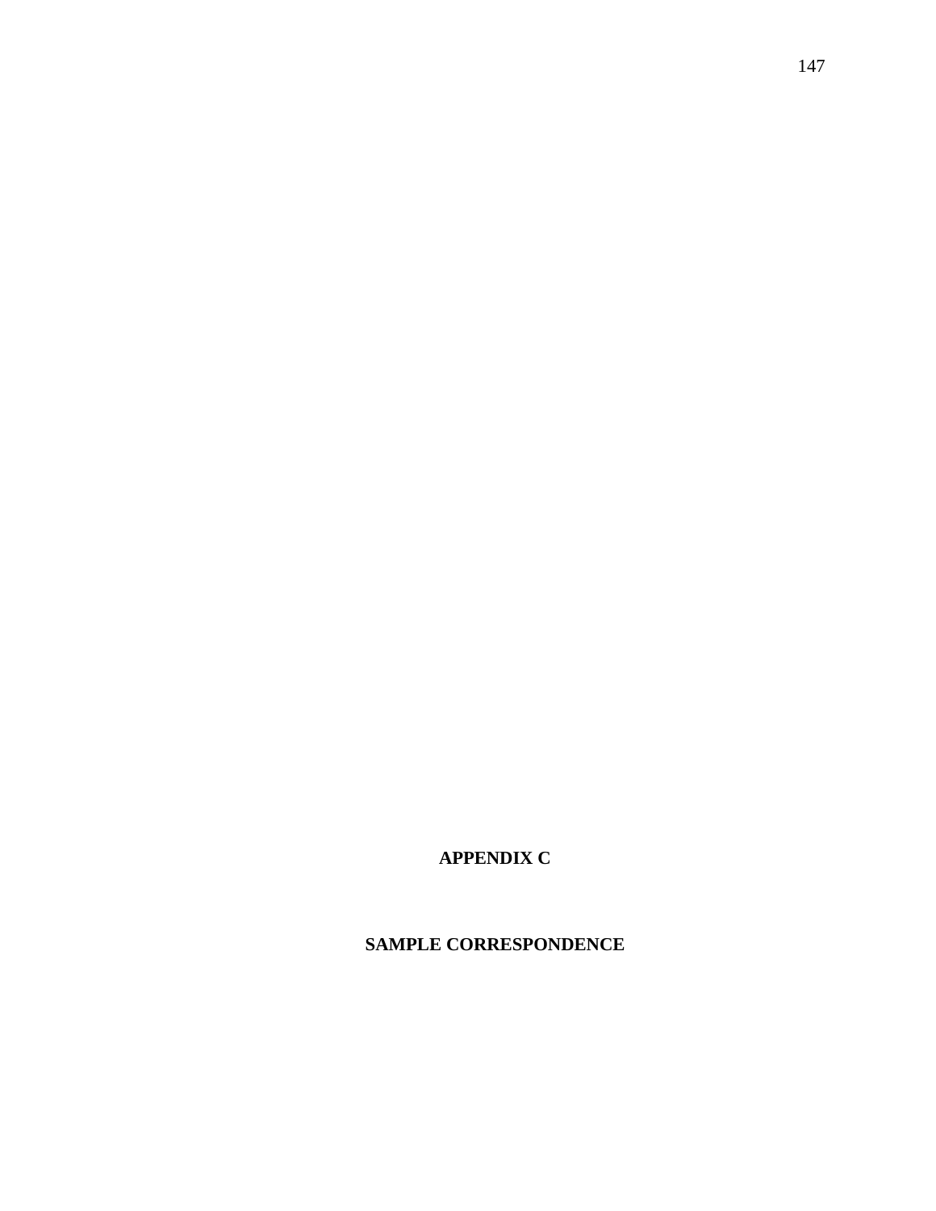# APPENDIX C

## SAMPLE CORRESPONDENCE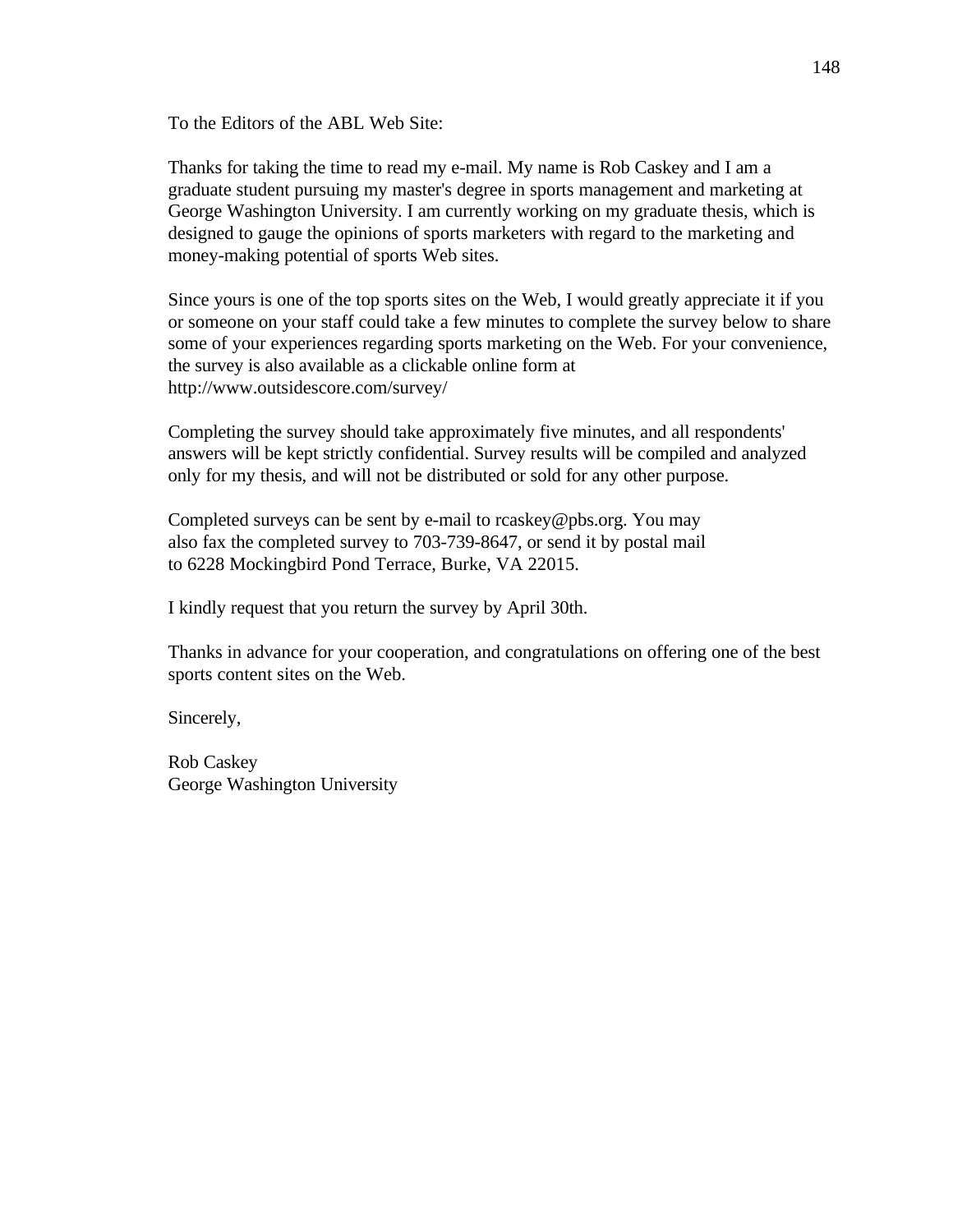To the Editors of the ABL Web Site:

Thanks for taking the time to read my e-mail. My name is Rob Caskey and I am a graduate student pursuing my master's degree in sports management and marketing at George Washington University. I am currently working on my graduate thesis, which is designed to gauge the opinions of sports marketers with regard to the marketing and money-making potential of sports Web sites.

Since yours is one of the top sports sites on the Web, I would greatly appreciate it if you or someone on your staff could take a few minutes to complete the survey below to share some of your experiences regarding sports marketing on the Web. For your convenience, the survey is also available as a clickable online form at http://www.outsidescore.com/survey/

Completing the survey should take approximately five minutes, and all respondents' answers will be kept strictly confidential. Survey results will be compiled and analyzed only for my thesis, and will not be distributed or sold for any other purpose.

Completed surveys can be sent by e-mail to rcaskey@pbs.org. You may also fax the completed survey to 703-739-8647, or send it by postal mail to 6228 Mockingbird Pond Terrace, Burke, VA 22015.

I kindly request that you return the survey by April 30th.

Thanks in advance for your cooperation, and congratulations on offering one of the best sports content sites on the Web.

Sincerely,

Rob Caskey
George Washington University